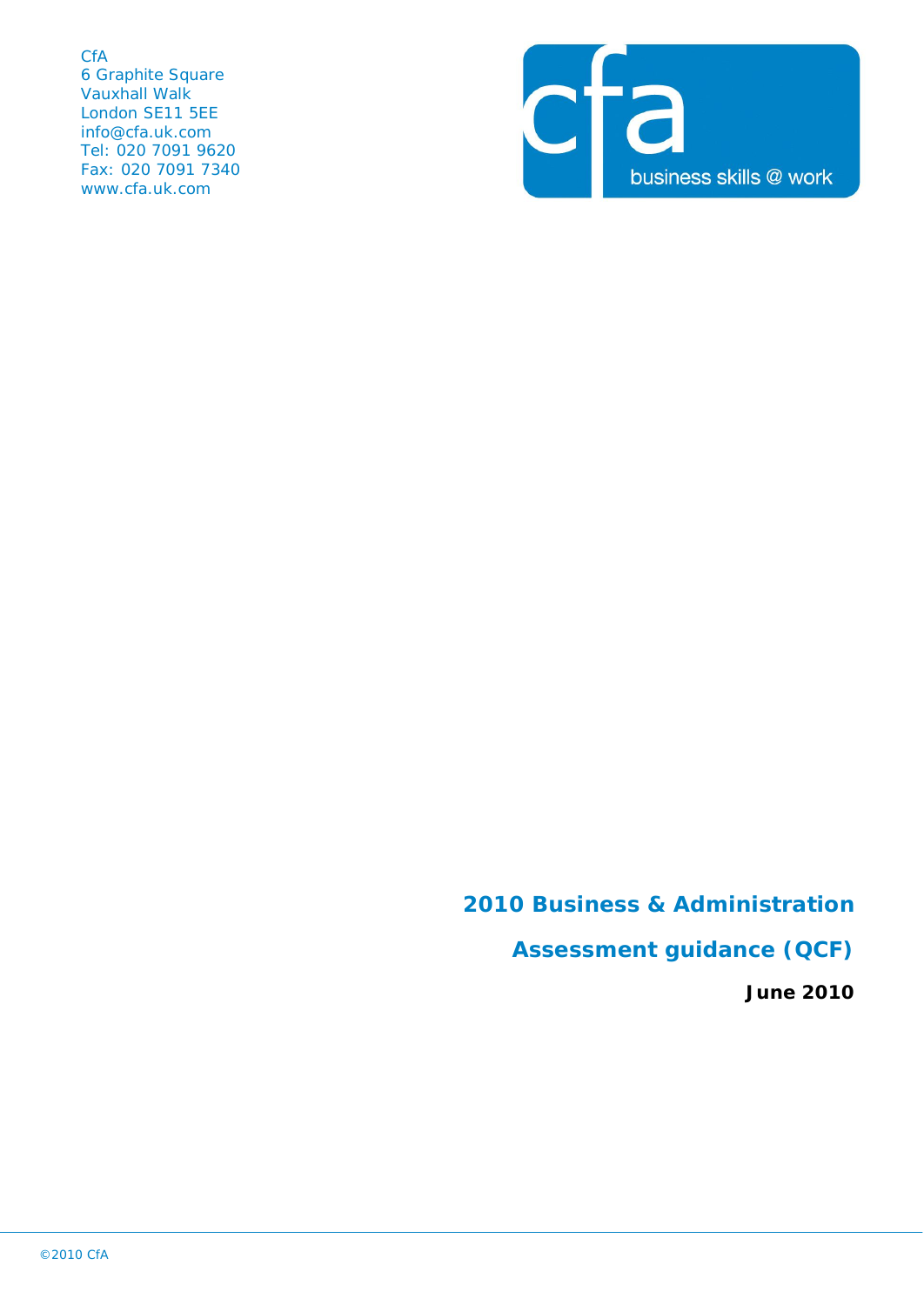CfA
6 Graphite Square
Vauxhall Walk
London SE11 5EE
info@cfa.uk.com
Tel: 020 7091 9620
Fax: 020 7091 7340
www.cfa.uk.com

cfa business skills @ work

# 2010 Business & Administration

## Assessment guidance (QCF)

**June 2010**

©2010 CfA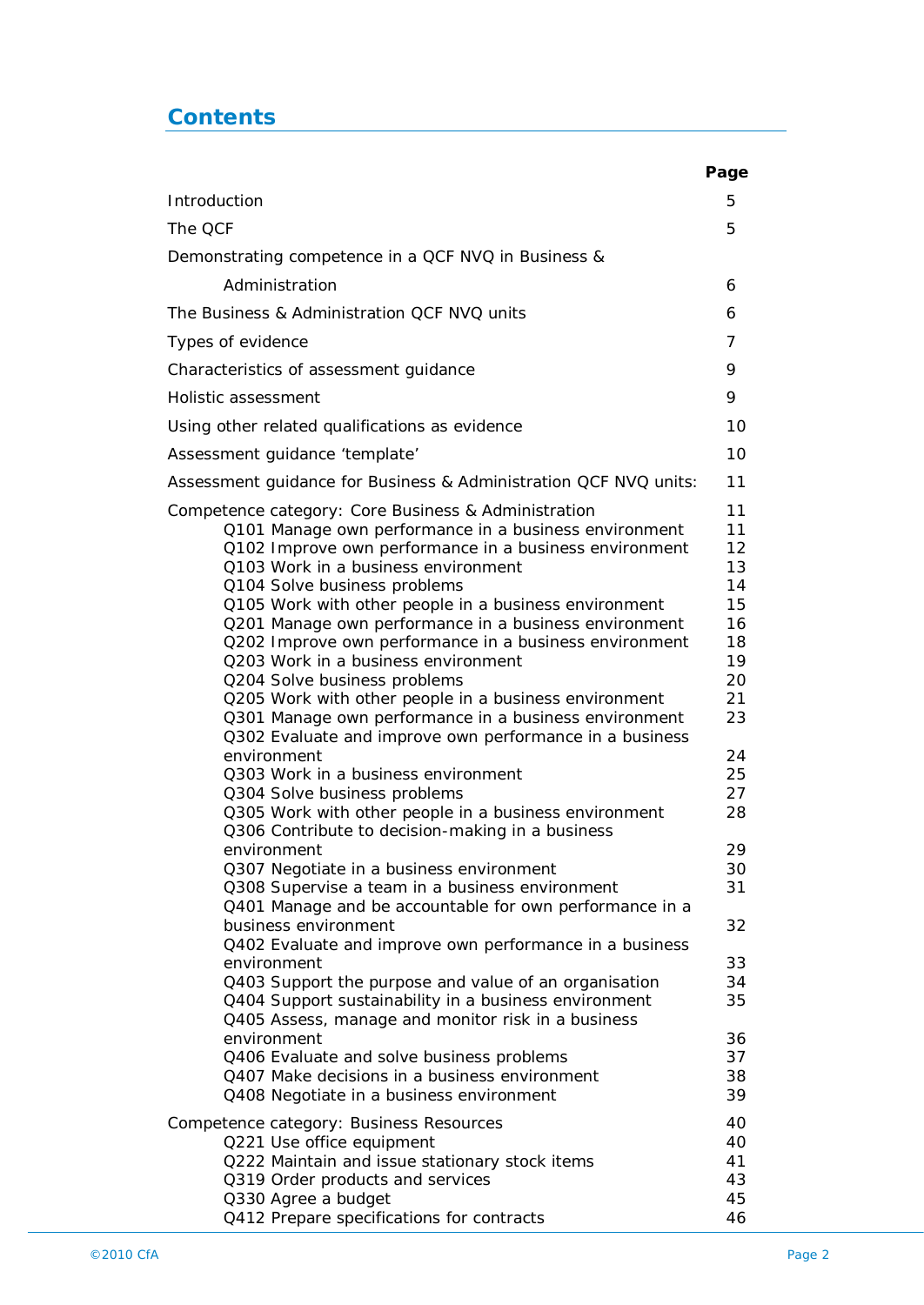## Contents

| | Page |
|---|---|
| Introduction | 5 |
| The QCF | 5 |
| Demonstrating competence in a QCF NVQ in Business & Administration | 6 |
| The Business & Administration QCF NVQ units | 6 |
| Types of evidence | 7 |
| Characteristics of assessment guidance | 9 |
| Holistic assessment | 9 |
| Using other related qualifications as evidence | 10 |
| Assessment guidance 'template' | 10 |
| Assessment guidance for Business & Administration QCF NVQ units: | 11 |
| Competence category: Core Business & Administration | 11 |
| Q101 Manage own performance in a business environment | 11 |
| Q102 Improve own performance in a business environment | 12 |
| Q103 Work in a business environment | 13 |
| Q104 Solve business problems | 14 |
| Q105 Work with other people in a business environment | 15 |
| Q201 Manage own performance in a business environment | 16 |
| Q202 Improve own performance in a business environment | 18 |
| Q203 Work in a business environment | 19 |
| Q204 Solve business problems | 20 |
| Q205 Work with other people in a business environment | 21 |
| Q301 Manage own performance in a business environment | 23 |
| Q302 Evaluate and improve own performance in a business environment | 24 |
| Q303 Work in a business environment | 25 |
| Q304 Solve business problems | 27 |
| Q305 Work with other people in a business environment | 28 |
| Q306 Contribute to decision-making in a business environment | 29 |
| Q307 Negotiate in a business environment | 30 |
| Q308 Supervise a team in a business environment | 31 |
| Q401 Manage and be accountable for own performance in a business environment | 32 |
| Q402 Evaluate and improve own performance in a business environment | 33 |
| Q403 Support the purpose and value of an organisation | 34 |
| Q404 Support sustainability in a business environment | 35 |
| Q405 Assess, manage and monitor risk in a business environment | 36 |
| Q406 Evaluate and solve business problems | 37 |
| Q407 Make decisions in a business environment | 38 |
| Q408 Negotiate in a business environment | 39 |
| Competence category: Business Resources | 40 |
| Q221 Use office equipment | 40 |
| Q222 Maintain and issue stationary stock items | 41 |
| Q319 Order products and services | 43 |
| Q330 Agree a budget | 45 |
| Q412 Prepare specifications for contracts | 46 |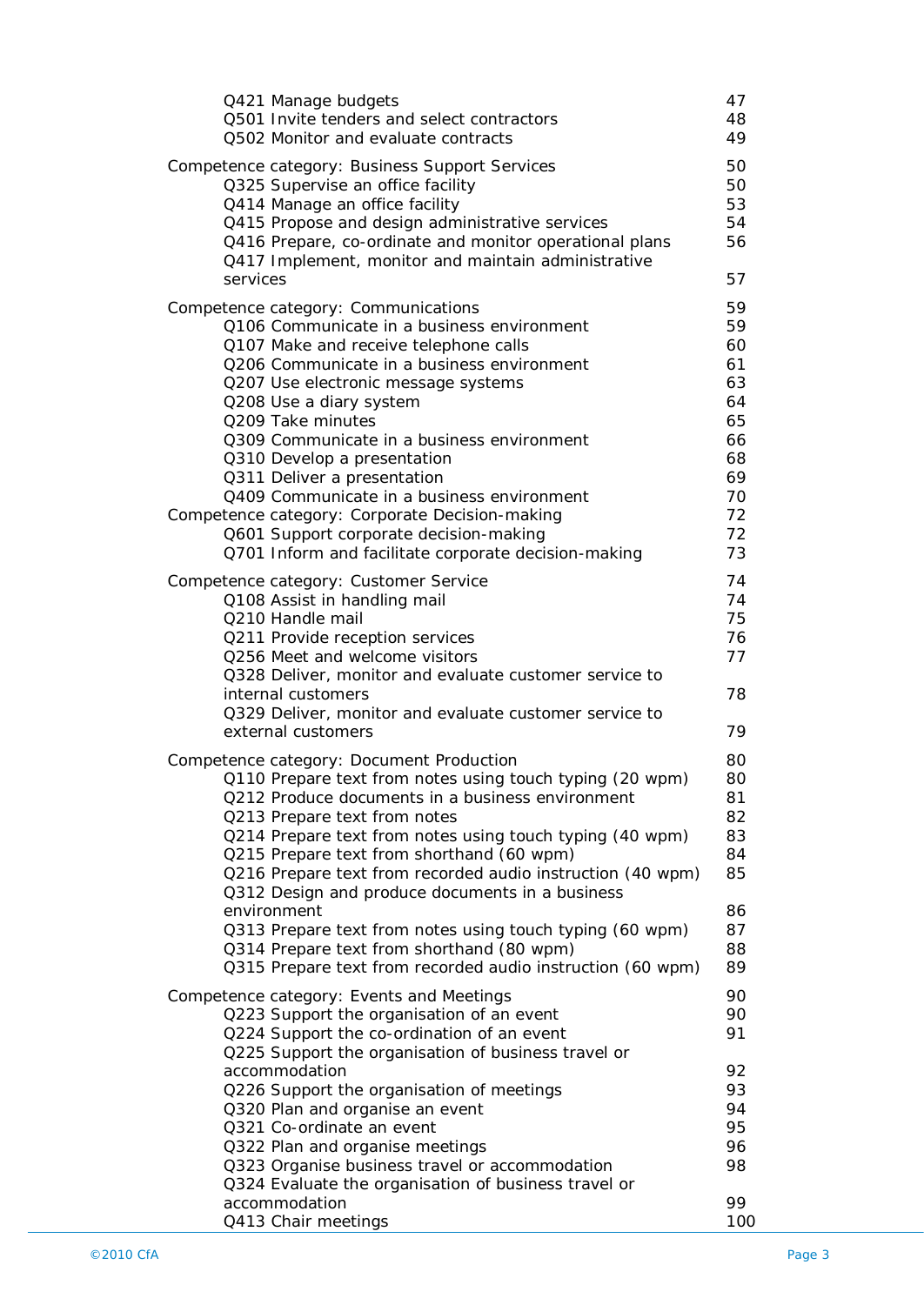| | |
|---|---|
| Q421 Manage budgets | 47 |
| Q501 Invite tenders and select contractors | 48 |
| Q502 Monitor and evaluate contracts | 49 |
| Competence category: Business Support Services | 50 |
| Q325 Supervise an office facility | 50 |
| Q414 Manage an office facility | 53 |
| Q415 Propose and design administrative services | 54 |
| Q416 Prepare, co-ordinate and monitor operational plans | 56 |
| Q417 Implement, monitor and maintain administrative services | 57 |
| Competence category: Communications | 59 |
| Q106 Communicate in a business environment | 59 |
| Q107 Make and receive telephone calls | 60 |
| Q206 Communicate in a business environment | 61 |
| Q207 Use electronic message systems | 63 |
| Q208 Use a diary system | 64 |
| Q209 Take minutes | 65 |
| Q309 Communicate in a business environment | 66 |
| Q310 Develop a presentation | 68 |
| Q311 Deliver a presentation | 69 |
| Q409 Communicate in a business environment | 70 |
| Competence category: Corporate Decision-making | 72 |
| Q601 Support corporate decision-making | 72 |
| Q701 Inform and facilitate corporate decision-making | 73 |
| Competence category: Customer Service | 74 |
| Q108 Assist in handling mail | 74 |
| Q210 Handle mail | 75 |
| Q211 Provide reception services | 76 |
| Q256 Meet and welcome visitors | 77 |
| Q328 Deliver, monitor and evaluate customer service to internal customers | 78 |
| Q329 Deliver, monitor and evaluate customer service to external customers | 79 |
| Competence category: Document Production | 80 |
| Q110 Prepare text from notes using touch typing (20 wpm) | 80 |
| Q212 Produce documents in a business environment | 81 |
| Q213 Prepare text from notes | 82 |
| Q214 Prepare text from notes using touch typing (40 wpm) | 83 |
| Q215 Prepare text from shorthand (60 wpm) | 84 |
| Q216 Prepare text from recorded audio instruction (40 wpm) | 85 |
| Q312 Design and produce documents in a business environment | 86 |
| Q313 Prepare text from notes using touch typing (60 wpm) | 87 |
| Q314 Prepare text from shorthand (80 wpm) | 88 |
| Q315 Prepare text from recorded audio instruction (60 wpm) | 89 |
| Competence category: Events and Meetings | 90 |
| Q223 Support the organisation of an event | 90 |
| Q224 Support the co-ordination of an event | 91 |
| Q225 Support the organisation of business travel or accommodation | 92 |
| Q226 Support the organisation of meetings | 93 |
| Q320 Plan and organise an event | 94 |
| Q321 Co-ordinate an event | 95 |
| Q322 Plan and organise meetings | 96 |
| Q323 Organise business travel or accommodation | 98 |
| Q324 Evaluate the organisation of business travel or accommodation | 99 |
| Q413 Chair meetings | 100 |

©2010 CfA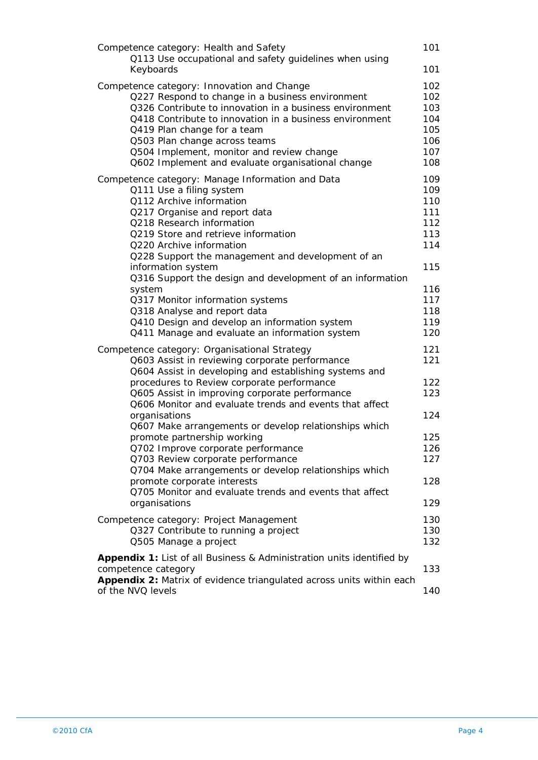Competence category: Health and Safety 101
- Q113 Use occupational and safety guidelines when using Keyboards 101

Competence category: Innovation and Change 102
- Q227 Respond to change in a business environment 102
- Q326 Contribute to innovation in a business environment 103
- Q418 Contribute to innovation in a business environment 104
- Q419 Plan change for a team 105
- Q503 Plan change across teams 106
- Q504 Implement, monitor and review change 107
- Q602 Implement and evaluate organisational change 108

Competence category: Manage Information and Data 109
- Q111 Use a filing system 109
- Q112 Archive information 110
- Q217 Organise and report data 111
- Q218 Research information 112
- Q219 Store and retrieve information 113
- Q220 Archive information 114
- Q228 Support the management and development of an information system 115
- Q316 Support the design and development of an information system 116
- Q317 Monitor information systems 117
- Q318 Analyse and report data 118
- Q410 Design and develop an information system 119
- Q411 Manage and evaluate an information system 120

Competence category: Organisational Strategy 121
- Q603 Assist in reviewing corporate performance 121
- Q604 Assist in developing and establishing systems and procedures to Review corporate performance 122
- Q605 Assist in improving corporate performance 123
- Q606 Monitor and evaluate trends and events that affect organisations 124
- Q607 Make arrangements or develop relationships which promote partnership working 125
- Q702 Improve corporate performance 126
- Q703 Review corporate performance 127
- Q704 Make arrangements or develop relationships which promote corporate interests 128
- Q705 Monitor and evaluate trends and events that affect organisations 129

Competence category: Project Management 130
- Q327 Contribute to running a project 130
- Q505 Manage a project 132

**Appendix 1:** List of all Business & Administration units identified by competence category 133

**Appendix 2:** Matrix of evidence triangulated across units within each of the NVQ levels 140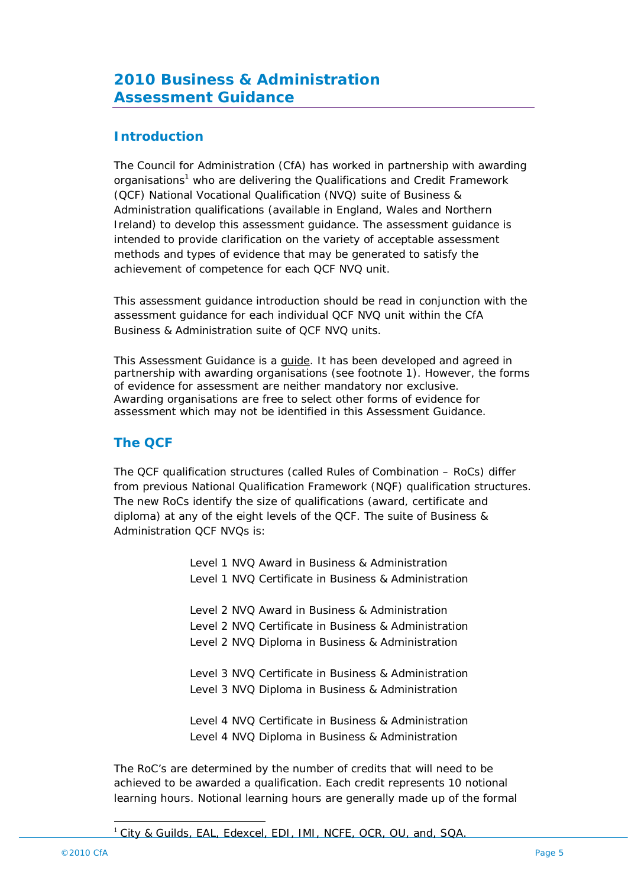# 2010 Business & Administration Assessment Guidance

## Introduction

The Council for Administration (CfA) has worked in partnership with awarding organisations[1] who are delivering the Qualifications and Credit Framework (QCF) National Vocational Qualification (NVQ) suite of Business & Administration qualifications (available in England, Wales and Northern Ireland) to develop this assessment guidance. The assessment guidance is intended to provide clarification on the variety of acceptable assessment methods and types of evidence that may be generated to satisfy the achievement of competence for each QCF NVQ unit.

This assessment guidance introduction should be read in conjunction with the assessment guidance for each individual QCF NVQ unit within the CfA Business & Administration suite of QCF NVQ units.

This Assessment Guidance is a guide. It has been developed and agreed in partnership with awarding organisations (see footnote 1). However, the forms of evidence for assessment are neither mandatory nor exclusive. Awarding organisations are free to select other forms of evidence for assessment which may not be identified in this Assessment Guidance.

## The QCF

The QCF qualification structures (called Rules of Combination – RoCs) differ from previous National Qualification Framework (NQF) qualification structures. The new RoCs identify the size of qualifications (award, certificate and diploma) at any of the eight levels of the QCF. The suite of Business & Administration QCF NVQs is:

Level 1 NVQ Award in Business & Administration
Level 1 NVQ Certificate in Business & Administration

Level 2 NVQ Award in Business & Administration
Level 2 NVQ Certificate in Business & Administration
Level 2 NVQ Diploma in Business & Administration

Level 3 NVQ Certificate in Business & Administration
Level 3 NVQ Diploma in Business & Administration

Level 4 NVQ Certificate in Business & Administration
Level 4 NVQ Diploma in Business & Administration

The RoC's are determined by the number of credits that will need to be achieved to be awarded a qualification. Each credit represents 10 notional learning hours. Notional learning hours are generally made up of the formal

[1] City & Guilds, EAL, Edexcel, EDI, IMI, NCFE, OCR, OU, and, SQA.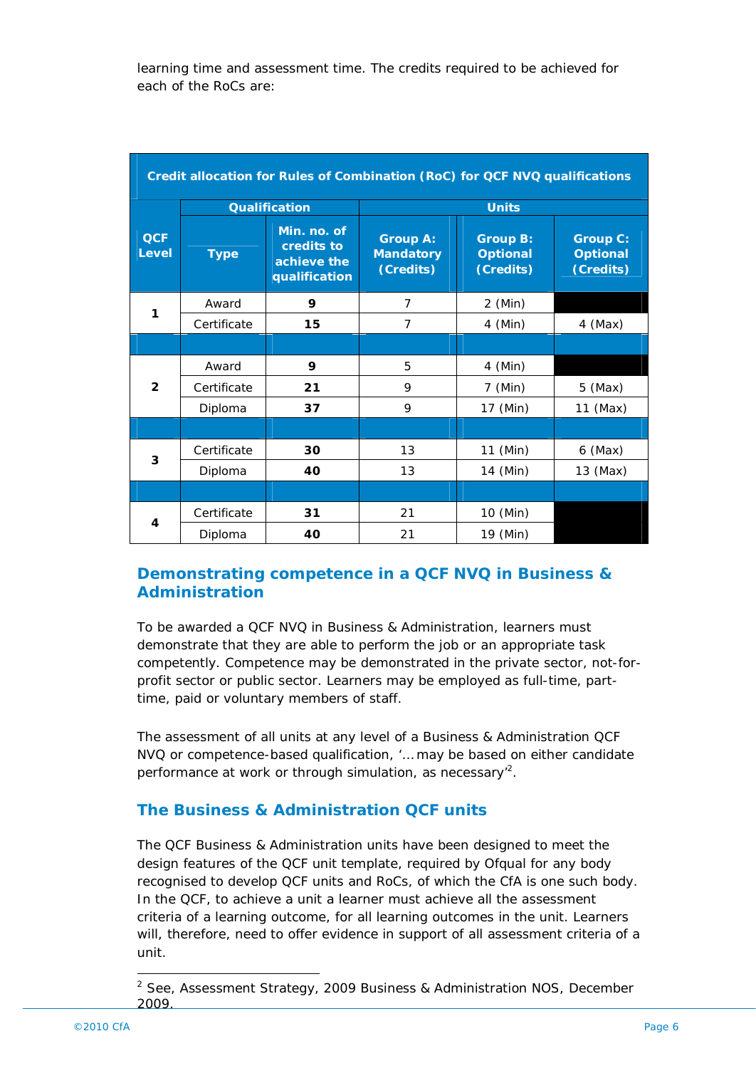learning time and assessment time. The credits required to be achieved for each of the RoCs are:

| Credit allocation for Rules of Combination (RoC) for QCF NVQ qualifications | | | | | |
|---|---|---|---|---|---|
| QCF Level | Qualification | | Units | | |
| | Type | Min. no. of credits to achieve the qualification | Group A: Mandatory (Credits) | Group B: Optional (Credits) | Group C: Optional (Credits) |
| 1 | Award | **9** | 7 | 2 (Min) | |
| | Certificate | **15** | 7 | 4 (Min) | 4 (Max) |
| 2 | Award | **9** | 5 | 4 (Min) | |
| | Certificate | **21** | 9 | 7 (Min) | 5 (Max) |
| | Diploma | **37** | 9 | 17 (Min) | 11 (Max) |
| 3 | Certificate | **30** | 13 | 11 (Min) | 6 (Max) |
| | Diploma | **40** | 13 | 14 (Min) | 13 (Max) |
| 4 | Certificate | **31** | 21 | 10 (Min) | |
| | Diploma | **40** | 21 | 19 (Min) | |

## Demonstrating competence in a QCF NVQ in Business & Administration

To be awarded a QCF NVQ in Business & Administration, learners must demonstrate that they are able to perform the job or an appropriate task competently. Competence may be demonstrated in the private sector, not-for-profit sector or public sector. Learners may be employed as full-time, part-time, paid or voluntary members of staff.

The assessment of all units at any level of a Business & Administration QCF NVQ or competence-based qualification, '… may be based on either candidate performance at work or through simulation, as necessary'[2].

## The Business & Administration QCF units

The QCF Business & Administration units have been designed to meet the design features of the QCF unit template, required by Ofqual for any body recognised to develop QCF units and RoCs, of which the CfA is one such body. In the QCF, to achieve a unit a learner must achieve all the assessment criteria of a learning outcome, for all learning outcomes in the unit. Learners will, therefore, need to offer evidence in support of all assessment criteria of a unit.

---

[2] See, Assessment Strategy, 2009 Business & Administration NOS, December 2009.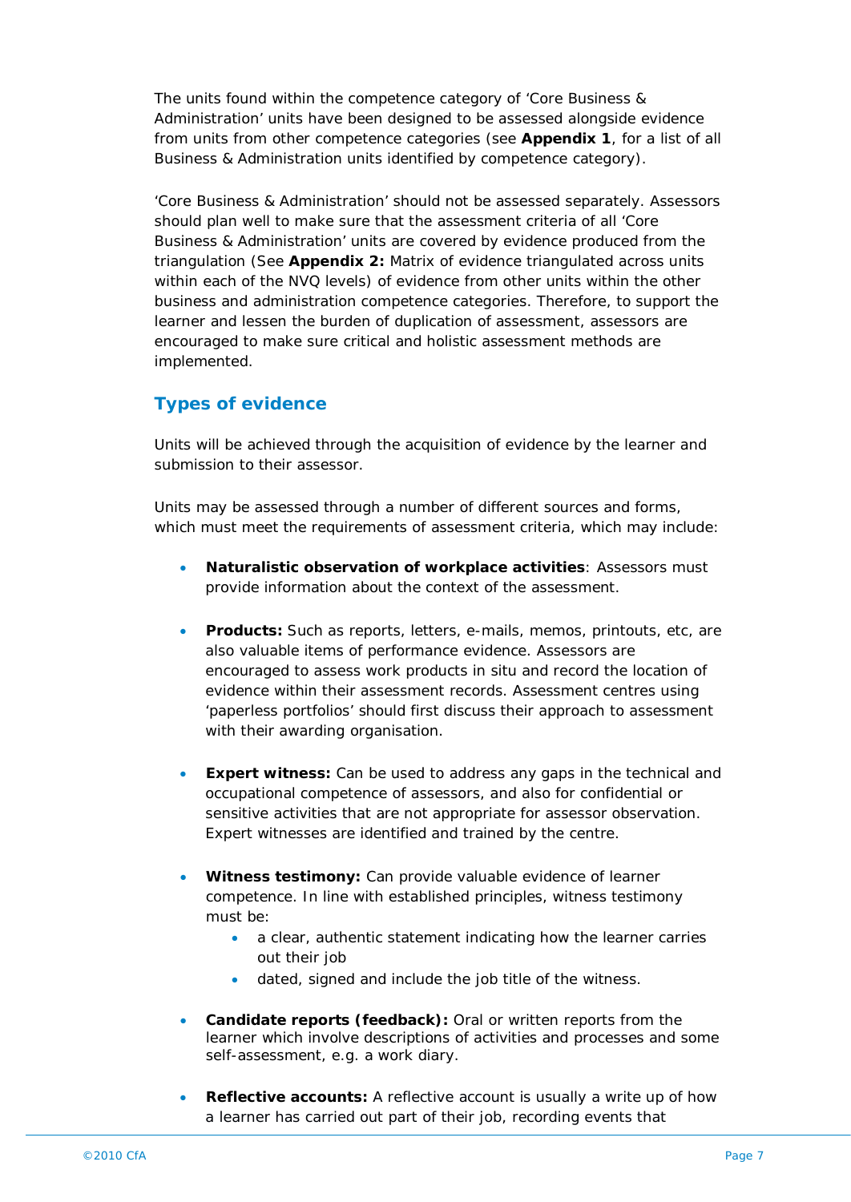The units found within the competence category of 'Core Business & Administration' units have been designed to be assessed alongside evidence from units from other competence categories (see **Appendix 1**, for a list of all Business & Administration units identified by competence category).

'Core Business & Administration' should not be assessed separately. Assessors should plan well to make sure that the assessment criteria of all 'Core Business & Administration' units are covered by evidence produced from the triangulation (See **Appendix 2:** Matrix of evidence triangulated across units within each of the NVQ levels) of evidence from other units within the other business and administration competence categories. Therefore, to support the learner and lessen the burden of duplication of assessment, assessors are encouraged to make sure critical and holistic assessment methods are implemented.

## Types of evidence

Units will be achieved through the acquisition of evidence by the learner and submission to their assessor.

Units may be assessed through a number of different sources and forms, which must meet the requirements of assessment criteria, which may include:

- **Naturalistic observation of workplace activities**: Assessors must provide information about the context of the assessment.
- **Products:** Such as reports, letters, e-mails, memos, printouts, etc, are also valuable items of performance evidence. Assessors are encouraged to assess work products in situ and record the location of evidence within their assessment records. Assessment centres using 'paperless portfolios' should first discuss their approach to assessment with their awarding organisation.
- **Expert witness:** Can be used to address any gaps in the technical and occupational competence of assessors, and also for confidential or sensitive activities that are not appropriate for assessor observation. Expert witnesses are identified and trained by the centre.
- **Witness testimony:** Can provide valuable evidence of learner competence. In line with established principles, witness testimony must be:
  - a clear, authentic statement indicating how the learner carries out their job
  - dated, signed and include the job title of the witness.
- **Candidate reports (feedback):** Oral or written reports from the learner which involve descriptions of activities and processes and some self-assessment, e.g. a work diary.
- **Reflective accounts:** A reflective account is usually a write up of how a learner has carried out part of their job, recording events that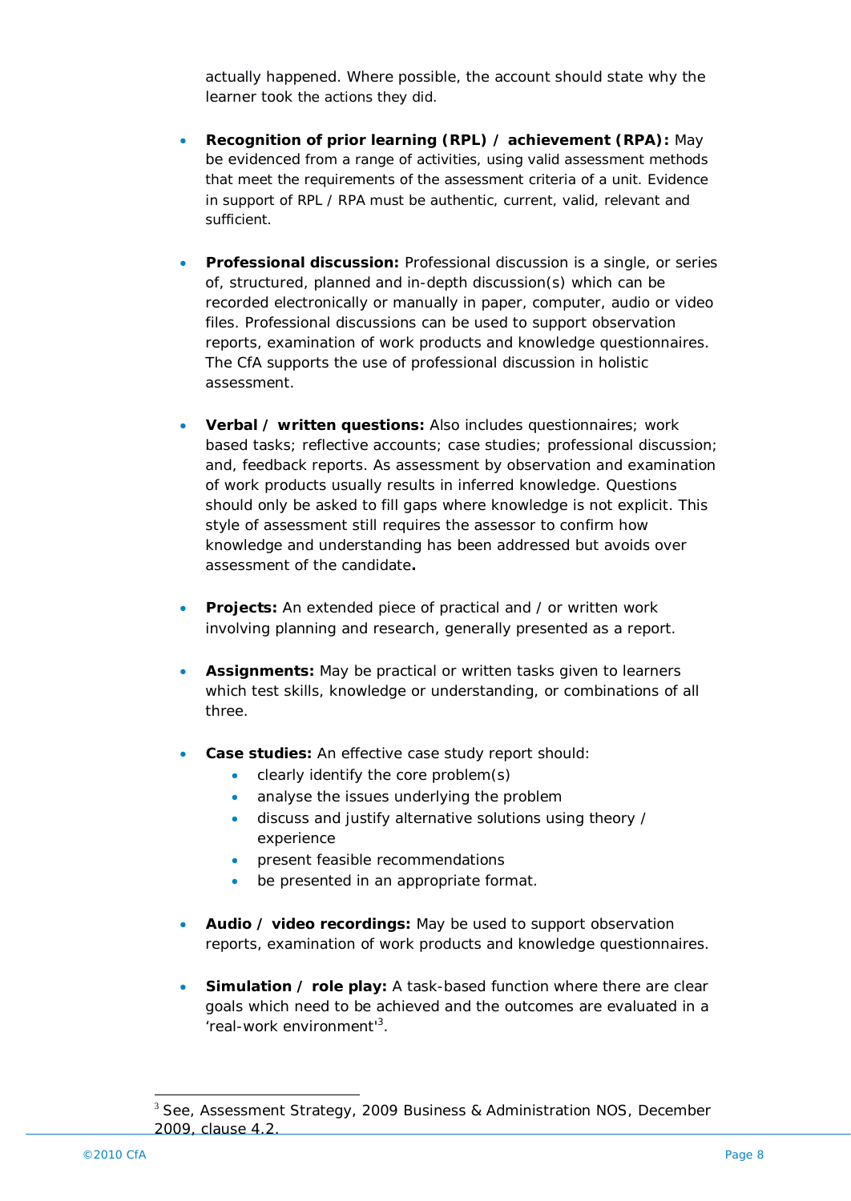actually happened. Where possible, the account should state why the learner took the actions they did.

- **Recognition of prior learning (RPL) / achievement (RPA):** May be evidenced from a range of activities, using valid assessment methods that meet the requirements of the assessment criteria of a unit. Evidence in support of RPL / RPA must be authentic, current, valid, relevant and sufficient.

- **Professional discussion:** Professional discussion is a single, or series of, structured, planned and in-depth discussion(s) which can be recorded electronically or manually in paper, computer, audio or video files. Professional discussions can be used to support observation reports, examination of work products and knowledge questionnaires. The CfA supports the use of professional discussion in holistic assessment.

- **Verbal / written questions:** Also includes questionnaires; work based tasks; reflective accounts; case studies; professional discussion; and, feedback reports. As assessment by observation and examination of work products usually results in inferred knowledge. Questions should only be asked to fill gaps where knowledge is not explicit. This style of assessment still requires the assessor to confirm how knowledge and understanding has been addressed but avoids over assessment of the candidate**.**

- **Projects:** An extended piece of practical and / or written work involving planning and research, generally presented as a report.

- **Assignments:** May be practical or written tasks given to learners which test skills, knowledge or understanding, or combinations of all three.

- **Case studies:** An effective case study report should:
  - clearly identify the core problem(s)
  - analyse the issues underlying the problem
  - discuss and justify alternative solutions using theory / experience
  - present feasible recommendations
  - be presented in an appropriate format.

- **Audio / video recordings:** May be used to support observation reports, examination of work products and knowledge questionnaires.

- **Simulation / role play:** A task-based function where there are clear goals which need to be achieved and the outcomes are evaluated in a 'real-work environment'[3].

---

[3] See, Assessment Strategy, 2009 Business & Administration NOS, December 2009, clause 4.2.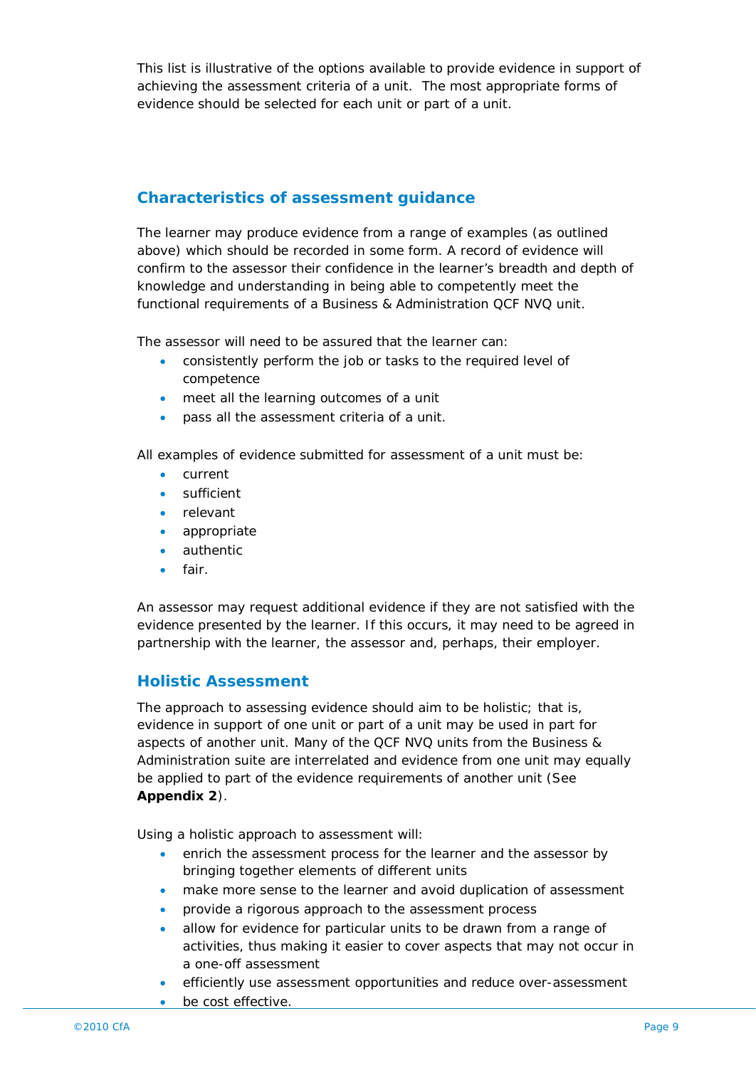This list is illustrative of the options available to provide evidence in support of achieving the assessment criteria of a unit. The most appropriate forms of evidence should be selected for each unit or part of a unit.

## Characteristics of assessment guidance

The learner may produce evidence from a range of examples (as outlined above) which should be recorded in some form. A record of evidence will confirm to the assessor their confidence in the learner's breadth and depth of knowledge and understanding in being able to competently meet the functional requirements of a Business & Administration QCF NVQ unit.

The assessor will need to be assured that the learner can:

- consistently perform the job or tasks to the required level of competence
- meet all the learning outcomes of a unit
- pass all the assessment criteria of a unit.

All examples of evidence submitted for assessment of a unit must be:

- current
- sufficient
- relevant
- appropriate
- authentic
- fair.

An assessor may request additional evidence if they are not satisfied with the evidence presented by the learner. If this occurs, it may need to be agreed in partnership with the learner, the assessor and, perhaps, their employer.

## Holistic Assessment

The approach to assessing evidence should aim to be holistic; that is, evidence in support of one unit or part of a unit may be used in part for aspects of another unit. Many of the QCF NVQ units from the Business & Administration suite are interrelated and evidence from one unit may equally be applied to part of the evidence requirements of another unit (See **Appendix 2**).

Using a holistic approach to assessment will:

- enrich the assessment process for the learner and the assessor by bringing together elements of different units
- make more sense to the learner and avoid duplication of assessment
- provide a rigorous approach to the assessment process
- allow for evidence for particular units to be drawn from a range of activities, thus making it easier to cover aspects that may not occur in a one-off assessment
- efficiently use assessment opportunities and reduce over-assessment
- be cost effective.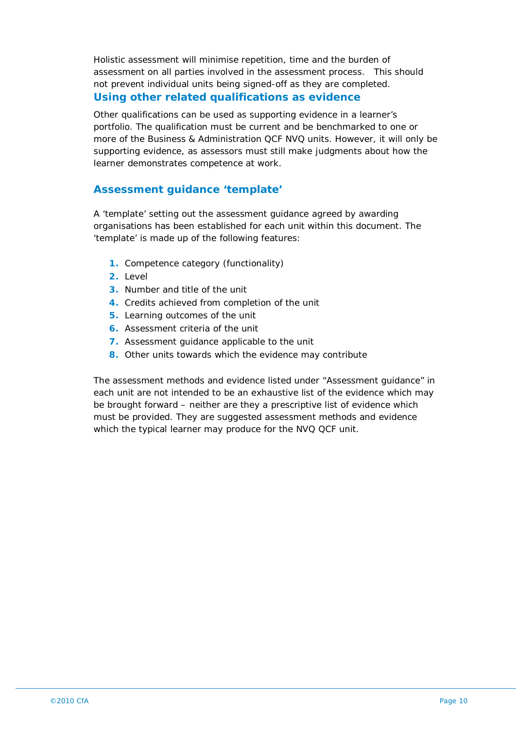Holistic assessment will minimise repetition, time and the burden of assessment on all parties involved in the assessment process.   This should not prevent individual units being signed-off as they are completed.

## Using other related qualifications as evidence

Other qualifications can be used as supporting evidence in a learner's portfolio. The qualification must be current and be benchmarked to one or more of the Business & Administration QCF NVQ units. However, it will only be supporting evidence, as assessors must still make judgments about how the learner demonstrates competence at work.

## Assessment guidance 'template'

A 'template' setting out the assessment guidance agreed by awarding organisations has been established for each unit within this document. The 'template' is made up of the following features:

1. Competence category (functionality)
2. Level
3. Number and title of the unit
4. Credits achieved from completion of the unit
5. Learning outcomes of the unit
6. Assessment criteria of the unit
7. Assessment guidance applicable to the unit
8. Other units towards which the evidence may contribute

The assessment methods and evidence listed under "Assessment guidance" in each unit are not intended to be an exhaustive list of the evidence which may be brought forward – neither are they a prescriptive list of evidence which must be provided. They are suggested assessment methods and evidence which the typical learner may produce for the NVQ QCF unit.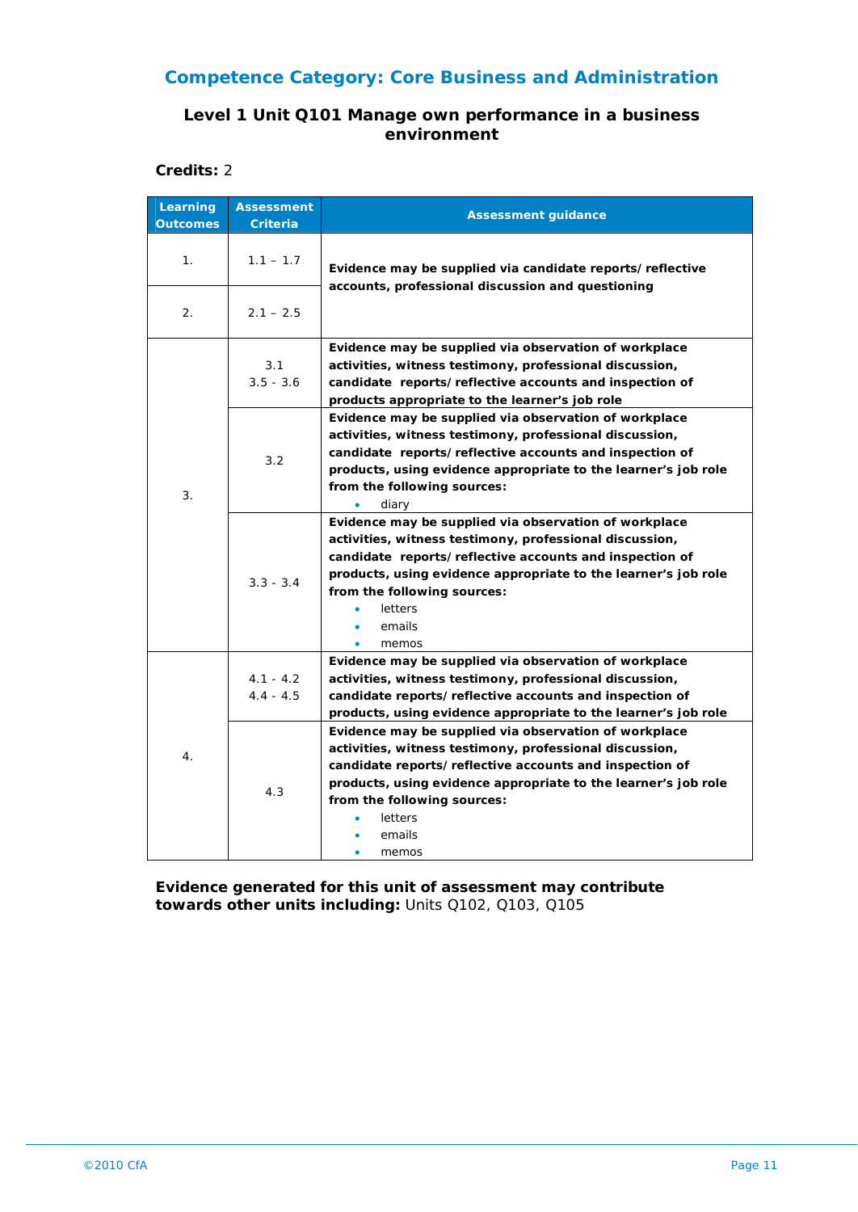## Competence Category: Core Business and Administration

### Level 1 Unit Q101 Manage own performance in a business environment

**Credits:** 2

| Learning Outcomes | Assessment Criteria | Assessment guidance |
|---|---|---|
| 1. | 1.1 – 1.7 | **Evidence may be supplied via candidate reports/reflective accounts, professional discussion and questioning** |
| 2. | 2.1 – 2.5 | |
| 3. | 3.1<br>3.5 - 3.6 | **Evidence may be supplied via observation of workplace activities, witness testimony, professional discussion, candidate reports/reflective accounts and inspection of products appropriate to the learner's job role** |
| | 3.2 | **Evidence may be supplied via observation of workplace activities, witness testimony, professional discussion, candidate reports/reflective accounts and inspection of products, using evidence appropriate to the learner's job role from the following sources:**<br>• diary |
| | 3.3 - 3.4 | **Evidence may be supplied via observation of workplace activities, witness testimony, professional discussion, candidate reports/reflective accounts and inspection of products, using evidence appropriate to the learner's job role from the following sources:**<br>• letters<br>• emails<br>• memos |
| 4. | 4.1 - 4.2<br>4.4 - 4.5 | **Evidence may be supplied via observation of workplace activities, witness testimony, professional discussion, candidate reports/reflective accounts and inspection of products, using evidence appropriate to the learner's job role** |
| | 4.3 | **Evidence may be supplied via observation of workplace activities, witness testimony, professional discussion, candidate reports/reflective accounts and inspection of products, using evidence appropriate to the learner's job role from the following sources:**<br>• letters<br>• emails<br>• memos |

**Evidence generated for this unit of assessment may contribute towards other units including:** Units Q102, Q103, Q105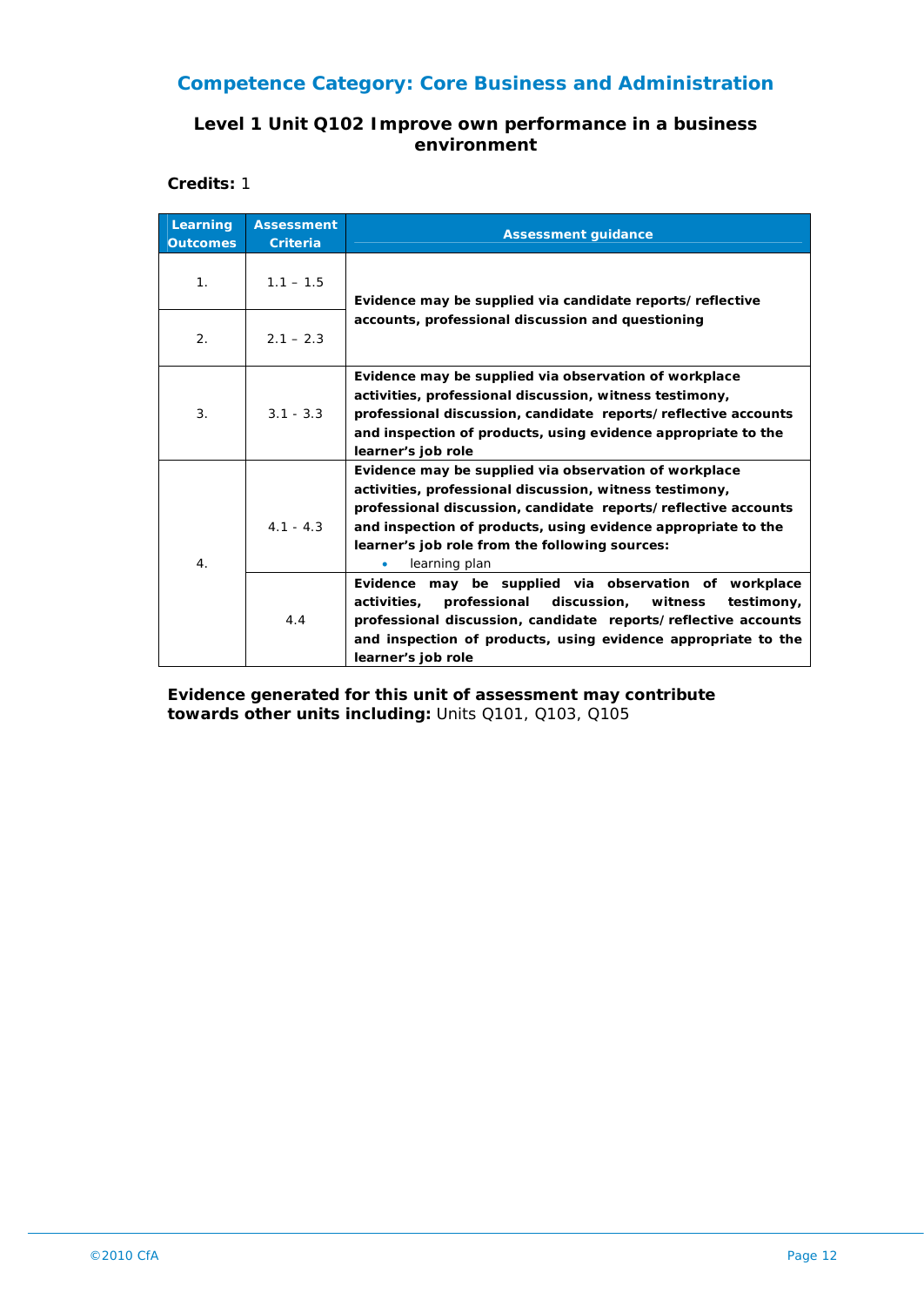## Competence Category: Core Business and Administration

### Level 1 Unit Q102 Improve own performance in a business environment

**Credits:** 1

| Learning Outcomes | Assessment Criteria | Assessment guidance |
|---|---|---|
| 1. | 1.1 – 1.5 | **Evidence may be supplied via candidate reports/reflective accounts, professional discussion and questioning** |
| 2. | 2.1 – 2.3 | |
| 3. | 3.1 - 3.3 | **Evidence may be supplied via observation of workplace activities, professional discussion, witness testimony, professional discussion, candidate reports/reflective accounts and inspection of products, using evidence appropriate to the learner's job role** |
| 4. | 4.1 - 4.3 | **Evidence may be supplied via observation of workplace activities, professional discussion, witness testimony, professional discussion, candidate reports/reflective accounts and inspection of products, using evidence appropriate to the learner's job role from the following sources:** <br>• learning plan |
| | 4.4 | **Evidence may be supplied via observation of workplace activities, professional discussion, witness testimony, professional discussion, candidate reports/reflective accounts and inspection of products, using evidence appropriate to the learner's job role** |

**Evidence generated for this unit of assessment may contribute towards other units including:** Units Q101, Q103, Q105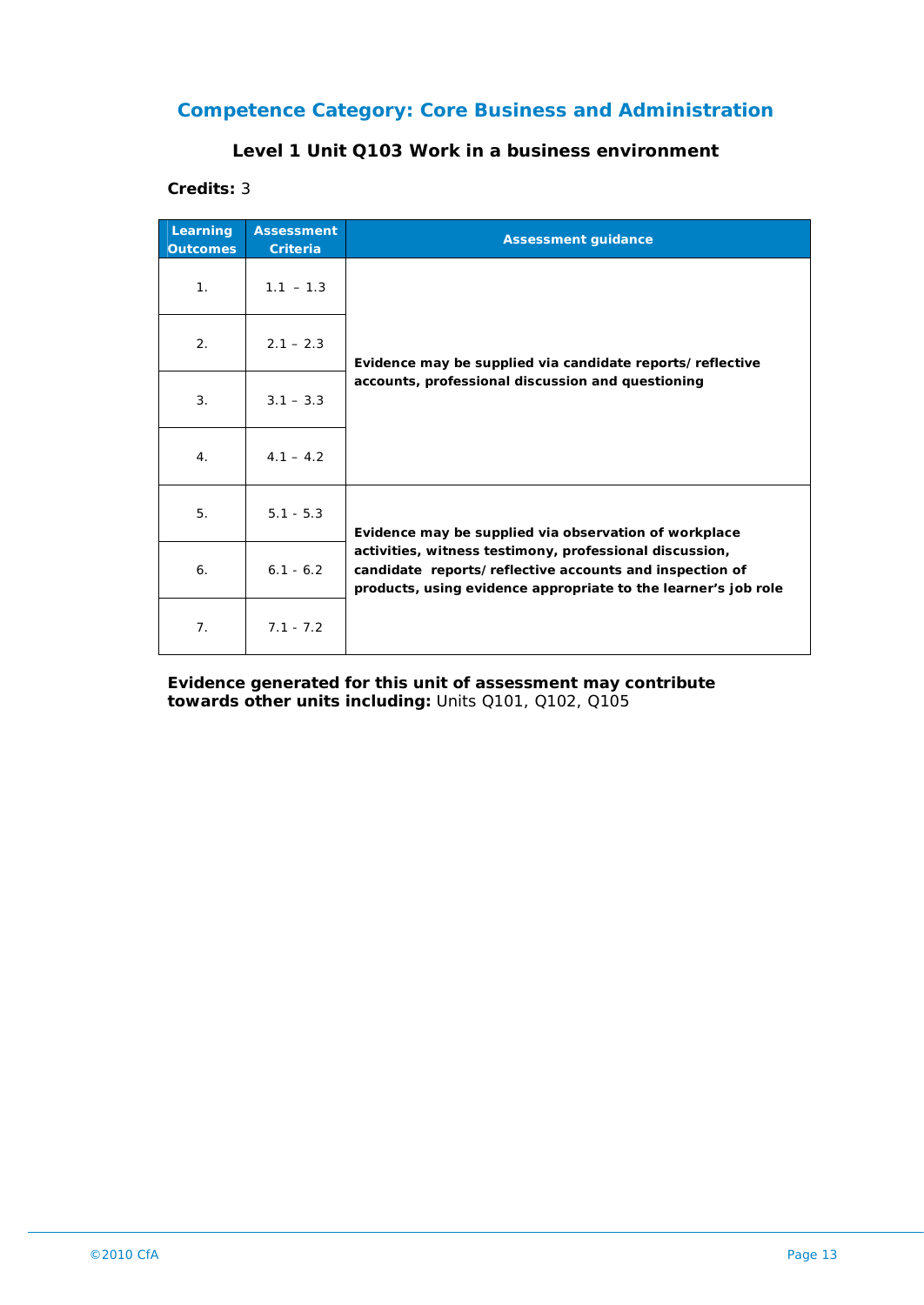## Competence Category: Core Business and Administration

### Level 1 Unit Q103 Work in a business environment

**Credits:** 3

| Learning Outcomes | Assessment Criteria | Assessment guidance |
|---|---|---|
| 1. | 1.1 – 1.3 | **Evidence may be supplied via candidate reports/reflective accounts, professional discussion and questioning** |
| 2. | 2.1 – 2.3 | |
| 3. | 3.1 – 3.3 | |
| 4. | 4.1 – 4.2 | |
| 5. | 5.1 - 5.3 | **Evidence may be supplied via observation of workplace activities, witness testimony, professional discussion, candidate reports/reflective accounts and inspection of products, using evidence appropriate to the learner's job role** |
| 6. | 6.1 - 6.2 | |
| 7. | 7.1 - 7.2 | |

**Evidence generated for this unit of assessment may contribute towards other units including:** Units Q101, Q102, Q105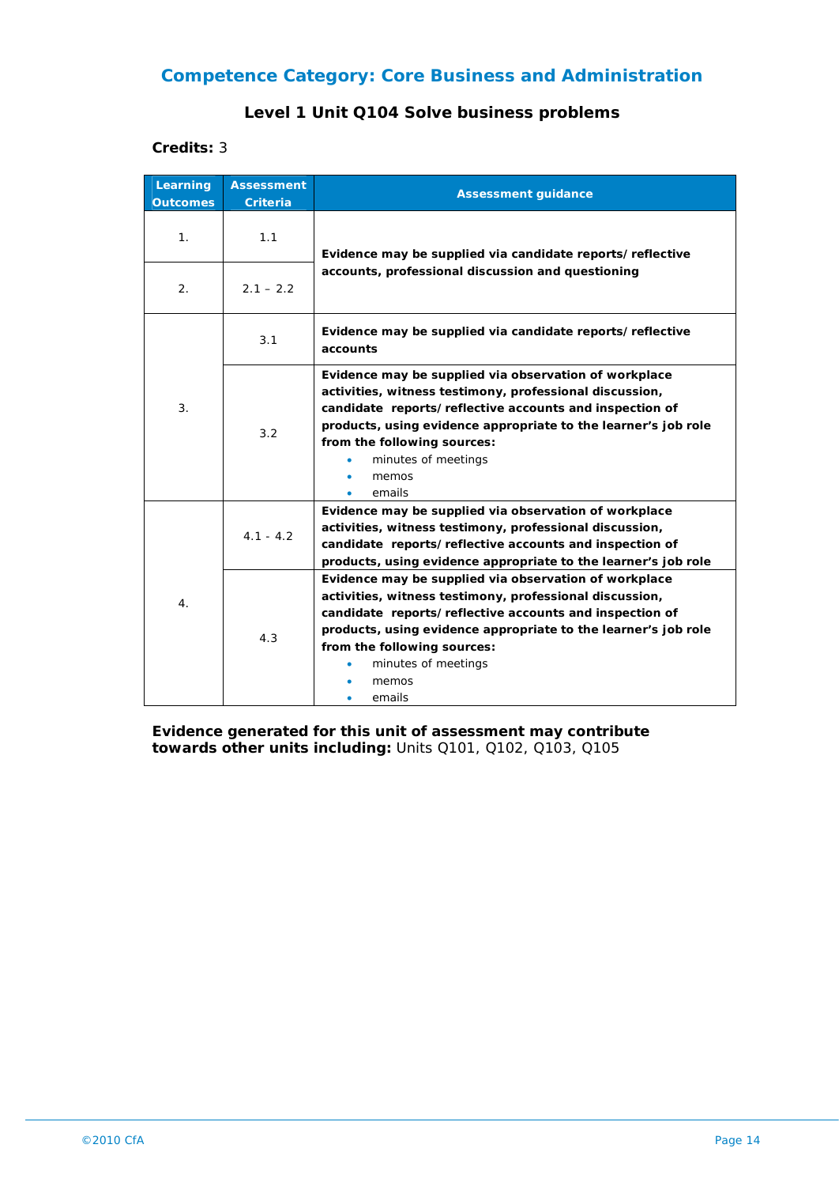## Competence Category: Core Business and Administration

### Level 1 Unit Q104 Solve business problems

**Credits:** 3

| Learning Outcomes | Assessment Criteria | Assessment guidance |
|---|---|---|
| 1. | 1.1 | **Evidence may be supplied via candidate reports/ reflective accounts, professional discussion and questioning** |
| 2. | 2.1 – 2.2 | |
| 3. | 3.1 | **Evidence may be supplied via candidate reports/ reflective accounts** |
| | 3.2 | **Evidence may be supplied via observation of workplace activities, witness testimony, professional discussion, candidate reports/ reflective accounts and inspection of products, using evidence appropriate to the learner's job role from the following sources:**<br>• minutes of meetings<br>• memos<br>• emails |
| 4. | 4.1 - 4.2 | **Evidence may be supplied via observation of workplace activities, witness testimony, professional discussion, candidate reports/ reflective accounts and inspection of products, using evidence appropriate to the learner's job role** |
| | 4.3 | **Evidence may be supplied via observation of workplace activities, witness testimony, professional discussion, candidate reports/ reflective accounts and inspection of products, using evidence appropriate to the learner's job role from the following sources:**<br>• minutes of meetings<br>• memos<br>• emails |

**Evidence generated for this unit of assessment may contribute towards other units including:** Units Q101, Q102, Q103, Q105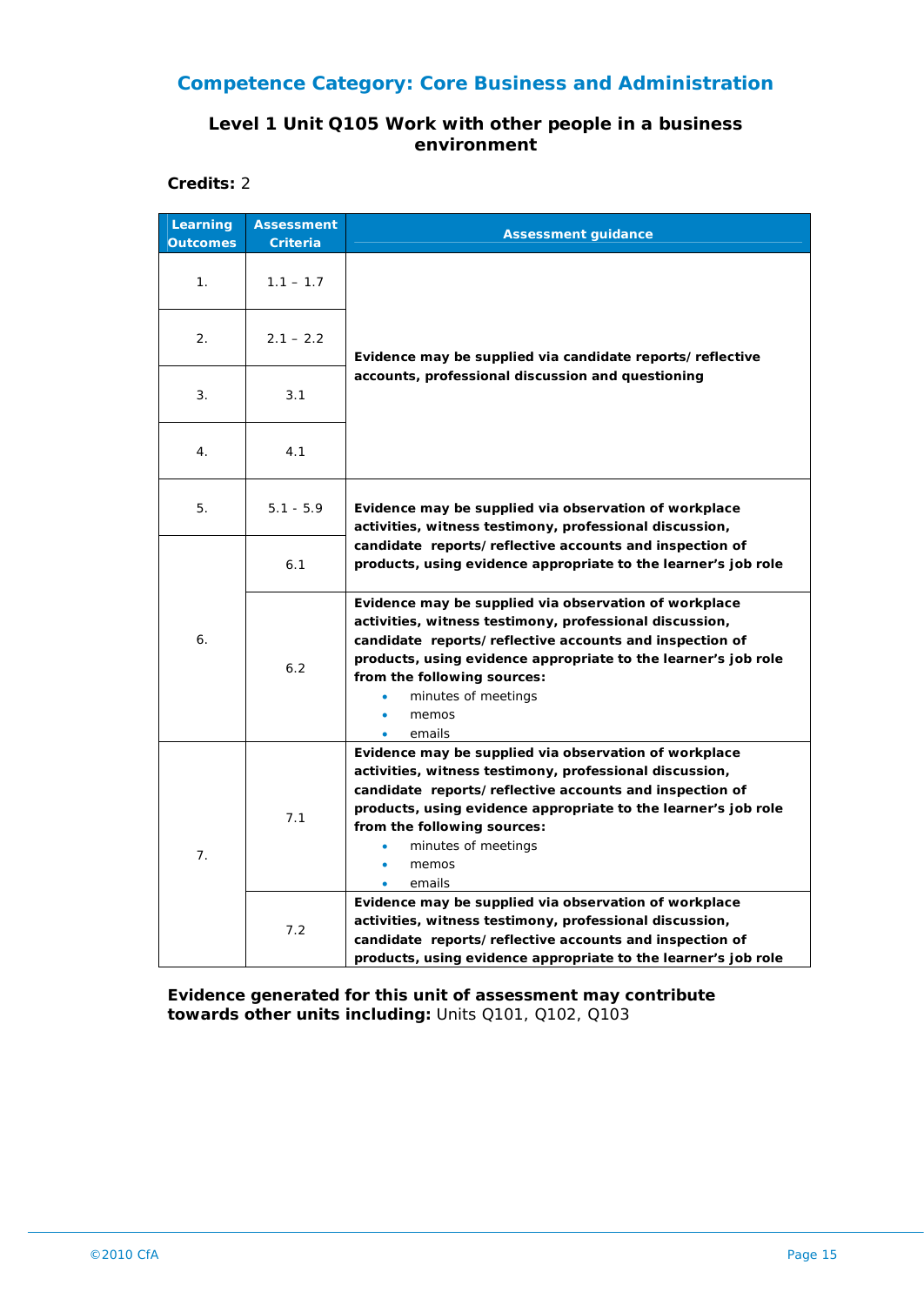## Competence Category: Core Business and Administration

### Level 1 Unit Q105 Work with other people in a business environment

**Credits:** 2

| Learning Outcomes | Assessment Criteria | Assessment guidance |
|---|---|---|
| 1. | 1.1 – 1.7 | **Evidence may be supplied via candidate reports/reflective accounts, professional discussion and questioning** |
| 2. | 2.1 – 2.2 | |
| 3. | 3.1 | |
| 4. | 4.1 | |
| 5. | 5.1 - 5.9 | **Evidence may be supplied via observation of workplace activities, witness testimony, professional discussion, candidate reports/reflective accounts and inspection of products, using evidence appropriate to the learner's job role** |
| 6. | 6.1 | |
| | 6.2 | **Evidence may be supplied via observation of workplace activities, witness testimony, professional discussion, candidate reports/reflective accounts and inspection of products, using evidence appropriate to the learner's job role from the following sources:** <br>• minutes of meetings <br>• memos <br>• emails |
| 7. | 7.1 | **Evidence may be supplied via observation of workplace activities, witness testimony, professional discussion, candidate reports/reflective accounts and inspection of products, using evidence appropriate to the learner's job role from the following sources:** <br>• minutes of meetings <br>• memos <br>• emails |
| | 7.2 | **Evidence may be supplied via observation of workplace activities, witness testimony, professional discussion, candidate reports/reflective accounts and inspection of products, using evidence appropriate to the learner's job role** |

**Evidence generated for this unit of assessment may contribute towards other units including:** Units Q101, Q102, Q103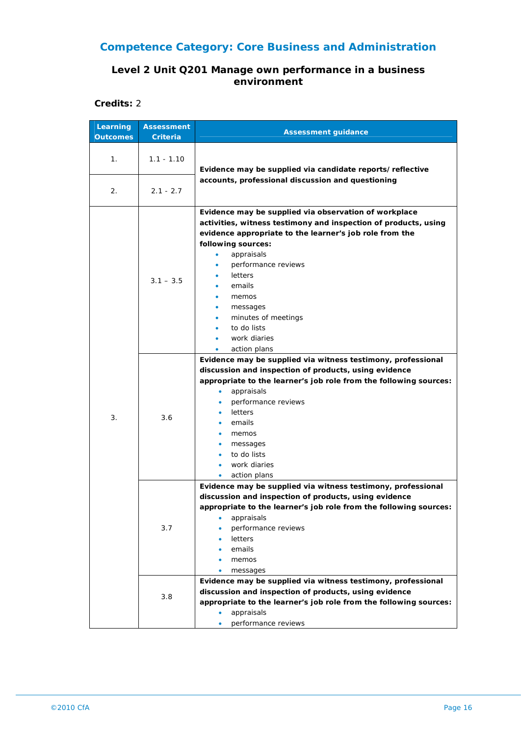## Competence Category: Core Business and Administration

### Level 2 Unit Q201 Manage own performance in a business environment

**Credits:** 2

| Learning Outcomes | Assessment Criteria | Assessment guidance |
|---|---|---|
| 1. | 1.1 - 1.10 | **Evidence may be supplied via candidate reports/ reflective accounts, professional discussion and questioning** |
| 2. | 2.1 - 2.7 | |
| 3. | 3.1 – 3.5 | **Evidence may be supplied via observation of workplace activities, witness testimony and inspection of products, using evidence appropriate to the learner's job role from the following sources:**<br>• appraisals<br>• performance reviews<br>• letters<br>• emails<br>• memos<br>• messages<br>• minutes of meetings<br>• to do lists<br>• work diaries<br>• action plans |
| | 3.6 | **Evidence may be supplied via witness testimony, professional discussion and inspection of products, using evidence appropriate to the learner's job role from the following sources:**<br>• appraisals<br>• performance reviews<br>• letters<br>• emails<br>• memos<br>• messages<br>• to do lists<br>• work diaries<br>• action plans |
| | 3.7 | **Evidence may be supplied via witness testimony, professional discussion and inspection of products, using evidence appropriate to the learner's job role from the following sources:**<br>• appraisals<br>• performance reviews<br>• letters<br>• emails<br>• memos<br>• messages |
| | 3.8 | **Evidence may be supplied via witness testimony, professional discussion and inspection of products, using evidence appropriate to the learner's job role from the following sources:**<br>• appraisals<br>• performance reviews |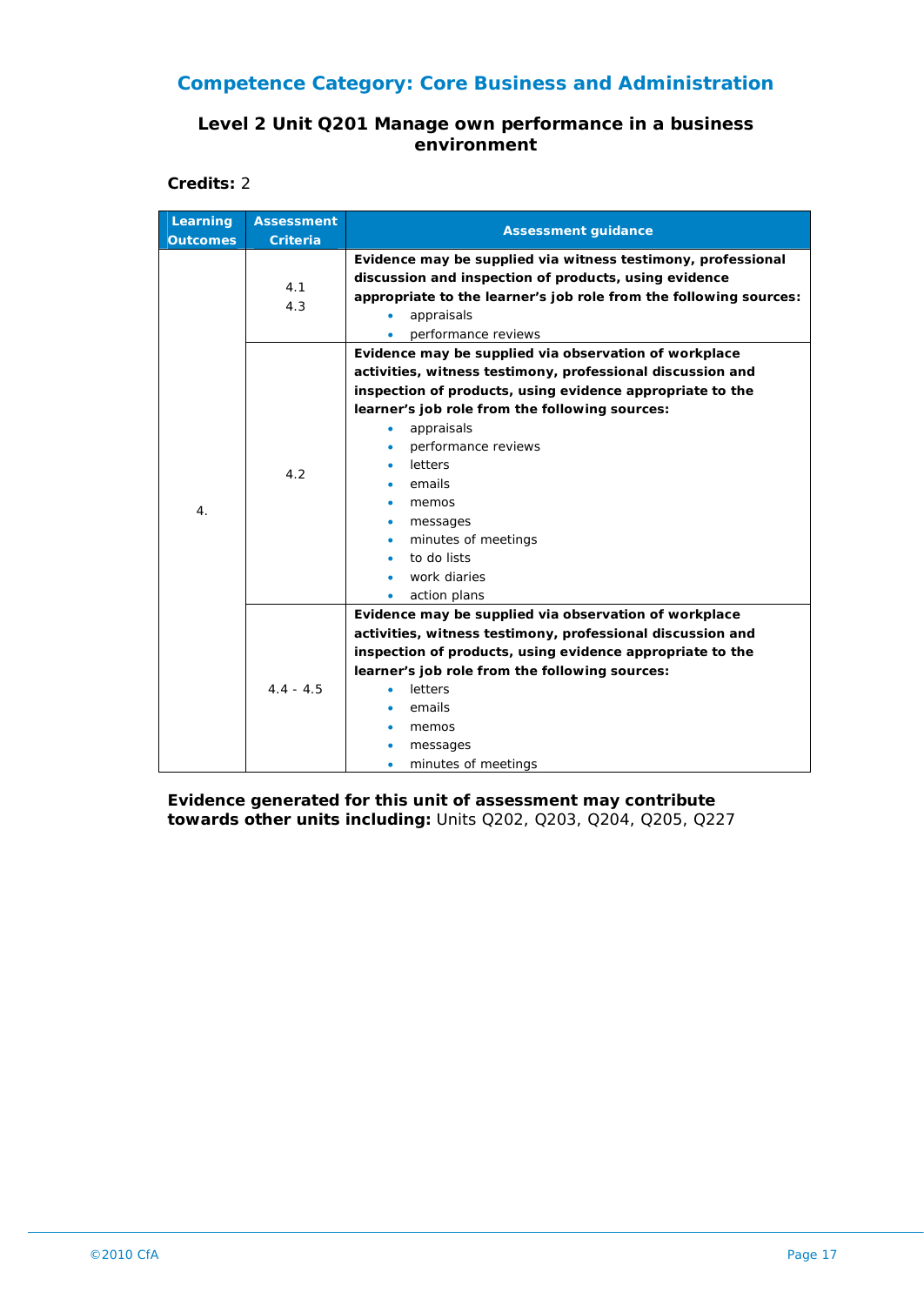## Competence Category: Core Business and Administration

### Level 2 Unit Q201 Manage own performance in a business environment

**Credits:** 2

| Learning Outcomes | Assessment Criteria | Assessment guidance |
|---|---|---|
| 4. | 4.1<br>4.3 | **Evidence may be supplied via witness testimony, professional discussion and inspection of products, using evidence appropriate to the learner's job role from the following sources:**<br>• appraisals<br>• performance reviews |
| | 4.2 | **Evidence may be supplied via observation of workplace activities, witness testimony, professional discussion and inspection of products, using evidence appropriate to the learner's job role from the following sources:**<br>• appraisals<br>• performance reviews<br>• letters<br>• emails<br>• memos<br>• messages<br>• minutes of meetings<br>• to do lists<br>• work diaries<br>• action plans |
| | 4.4 - 4.5 | **Evidence may be supplied via observation of workplace activities, witness testimony, professional discussion and inspection of products, using evidence appropriate to the learner's job role from the following sources:**<br>• letters<br>• emails<br>• memos<br>• messages<br>• minutes of meetings |

**Evidence generated for this unit of assessment may contribute towards other units including:** Units Q202, Q203, Q204, Q205, Q227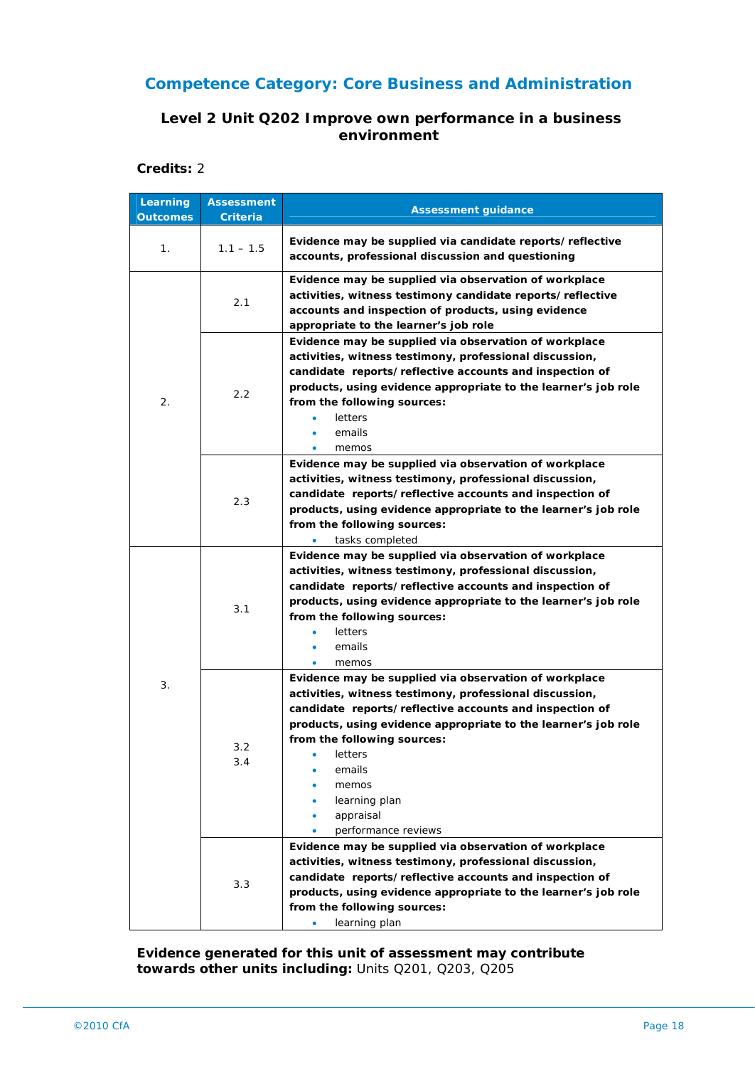## Competence Category: Core Business and Administration

### Level 2 Unit Q202 Improve own performance in a business environment

**Credits:** 2

| Learning Outcomes | Assessment Criteria | Assessment guidance |
|---|---|---|
| 1. | 1.1 – 1.5 | **Evidence may be supplied via candidate reports/reflective accounts, professional discussion and questioning** |
| 2. | 2.1 | **Evidence may be supplied via observation of workplace activities, witness testimony candidate reports/reflective accounts and inspection of products, using evidence appropriate to the learner's job role** |
| | 2.2 | **Evidence may be supplied via observation of workplace activities, witness testimony, professional discussion, candidate reports/reflective accounts and inspection of products, using evidence appropriate to the learner's job role from the following sources:** <br>• letters <br>• emails <br>• memos |
| | 2.3 | **Evidence may be supplied via observation of workplace activities, witness testimony, professional discussion, candidate reports/reflective accounts and inspection of products, using evidence appropriate to the learner's job role from the following sources:** <br>• tasks completed |
| 3. | 3.1 | **Evidence may be supplied via observation of workplace activities, witness testimony, professional discussion, candidate reports/reflective accounts and inspection of products, using evidence appropriate to the learner's job role from the following sources:** <br>• letters <br>• emails <br>• memos |
| | 3.2 <br>3.4 | **Evidence may be supplied via observation of workplace activities, witness testimony, professional discussion, candidate reports/reflective accounts and inspection of products, using evidence appropriate to the learner's job role from the following sources:** <br>• letters <br>• emails <br>• memos <br>• learning plan <br>• appraisal <br>• performance reviews |
| | 3.3 | **Evidence may be supplied via observation of workplace activities, witness testimony, professional discussion, candidate reports/reflective accounts and inspection of products, using evidence appropriate to the learner's job role from the following sources:** <br>• learning plan |

**Evidence generated for this unit of assessment may contribute towards other units including:** Units Q201, Q203, Q205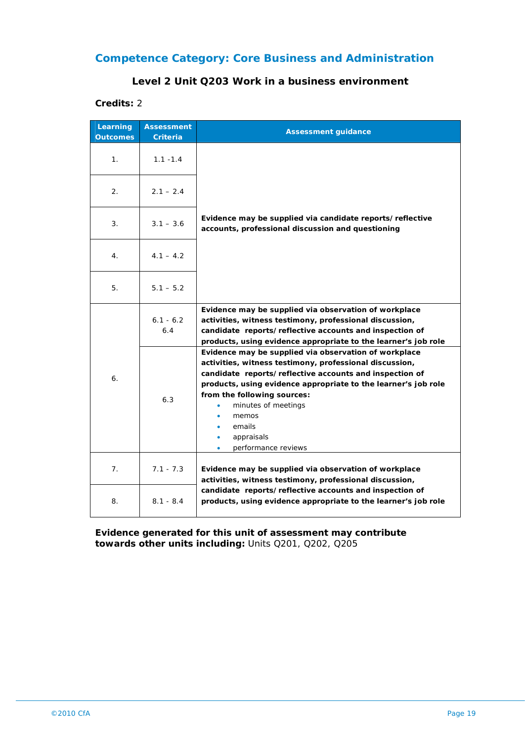## Competence Category: Core Business and Administration

### Level 2 Unit Q203 Work in a business environment

**Credits:** 2

| Learning Outcomes | Assessment Criteria | Assessment guidance |
|---|---|---|
| 1. | 1.1 -1.4 | **Evidence may be supplied via candidate reports/ reflective accounts, professional discussion and questioning** |
| 2. | 2.1 – 2.4 | |
| 3. | 3.1 – 3.6 | |
| 4. | 4.1 – 4.2 | |
| 5. | 5.1 – 5.2 | |
| 6. | 6.1 - 6.2<br>6.4 | **Evidence may be supplied via observation of workplace activities, witness testimony, professional discussion, candidate reports/reflective accounts and inspection of products, using evidence appropriate to the learner's job role** |
| | 6.3 | **Evidence may be supplied via observation of workplace activities, witness testimony, professional discussion, candidate reports/reflective accounts and inspection of products, using evidence appropriate to the learner's job role from the following sources:**<br>• minutes of meetings<br>• memos<br>• emails<br>• appraisals<br>• performance reviews |
| 7. | 7.1 - 7.3 | **Evidence may be supplied via observation of workplace activities, witness testimony, professional discussion, candidate reports/reflective accounts and inspection of products, using evidence appropriate to the learner's job role** |
| 8. | 8.1 - 8.4 | |

**Evidence generated for this unit of assessment may contribute towards other units including:** Units Q201, Q202, Q205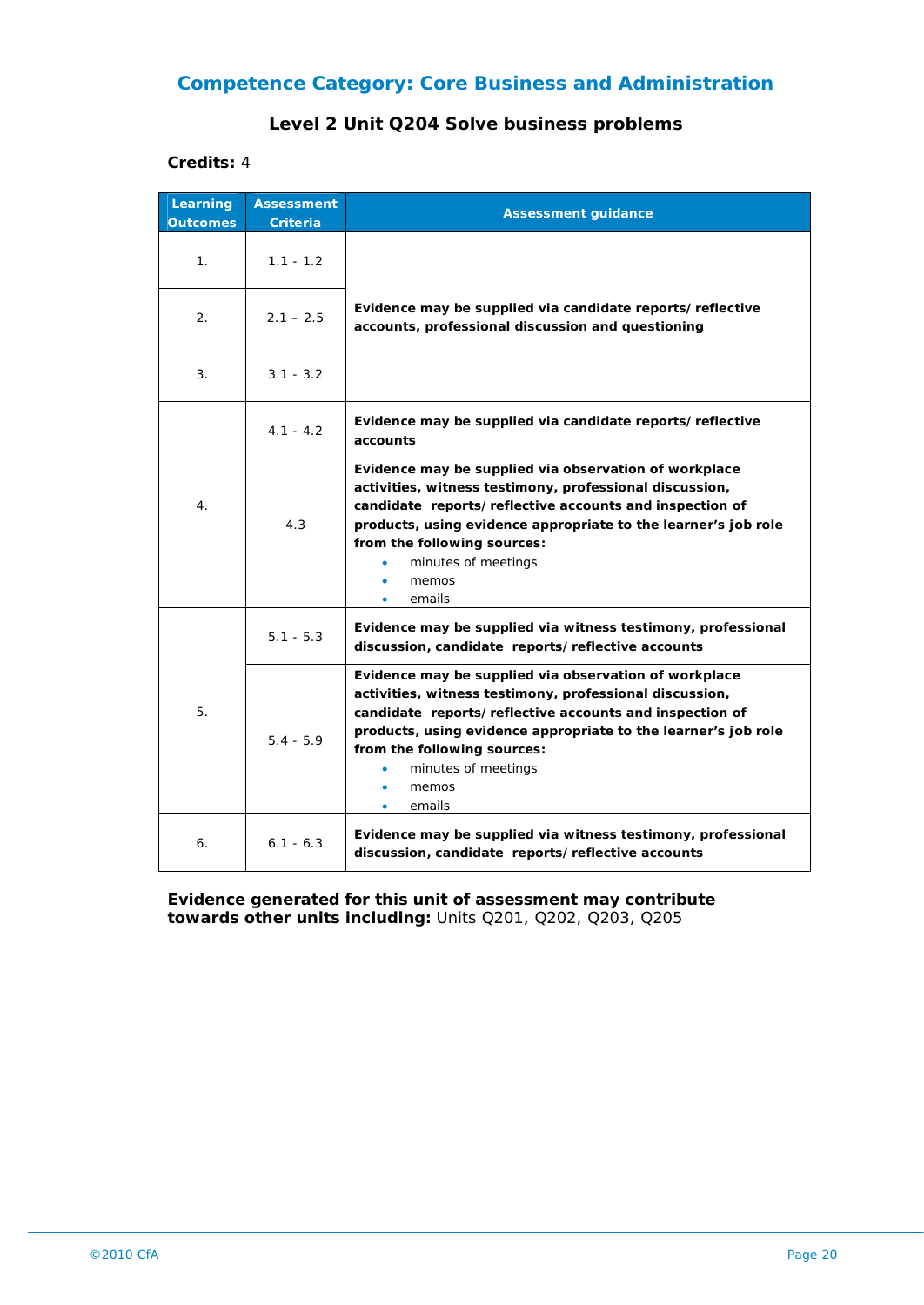## Competence Category: Core Business and Administration

### Level 2 Unit Q204 Solve business problems

**Credits:** 4

| Learning Outcomes | Assessment Criteria | Assessment guidance |
|---|---|---|
| 1. | 1.1 - 1.2 | **Evidence may be supplied via candidate reports/ reflective accounts, professional discussion and questioning** |
| 2. | 2.1 – 2.5 | |
| 3. | 3.1 - 3.2 | |
| 4. | 4.1 - 4.2 | **Evidence may be supplied via candidate reports/ reflective accounts** |
| | 4.3 | **Evidence may be supplied via observation of workplace activities, witness testimony, professional discussion, candidate reports/ reflective accounts and inspection of products, using evidence appropriate to the learner's job role from the following sources:** <br>• minutes of meetings <br>• memos <br>• emails |
| 5. | 5.1 - 5.3 | **Evidence may be supplied via witness testimony, professional discussion, candidate reports/ reflective accounts** |
| | 5.4 - 5.9 | **Evidence may be supplied via observation of workplace activities, witness testimony, professional discussion, candidate reports/ reflective accounts and inspection of products, using evidence appropriate to the learner's job role from the following sources:** <br>• minutes of meetings <br>• memos <br>• emails |
| 6. | 6.1 - 6.3 | **Evidence may be supplied via witness testimony, professional discussion, candidate reports/ reflective accounts** |

**Evidence generated for this unit of assessment may contribute towards other units including:** Units Q201, Q202, Q203, Q205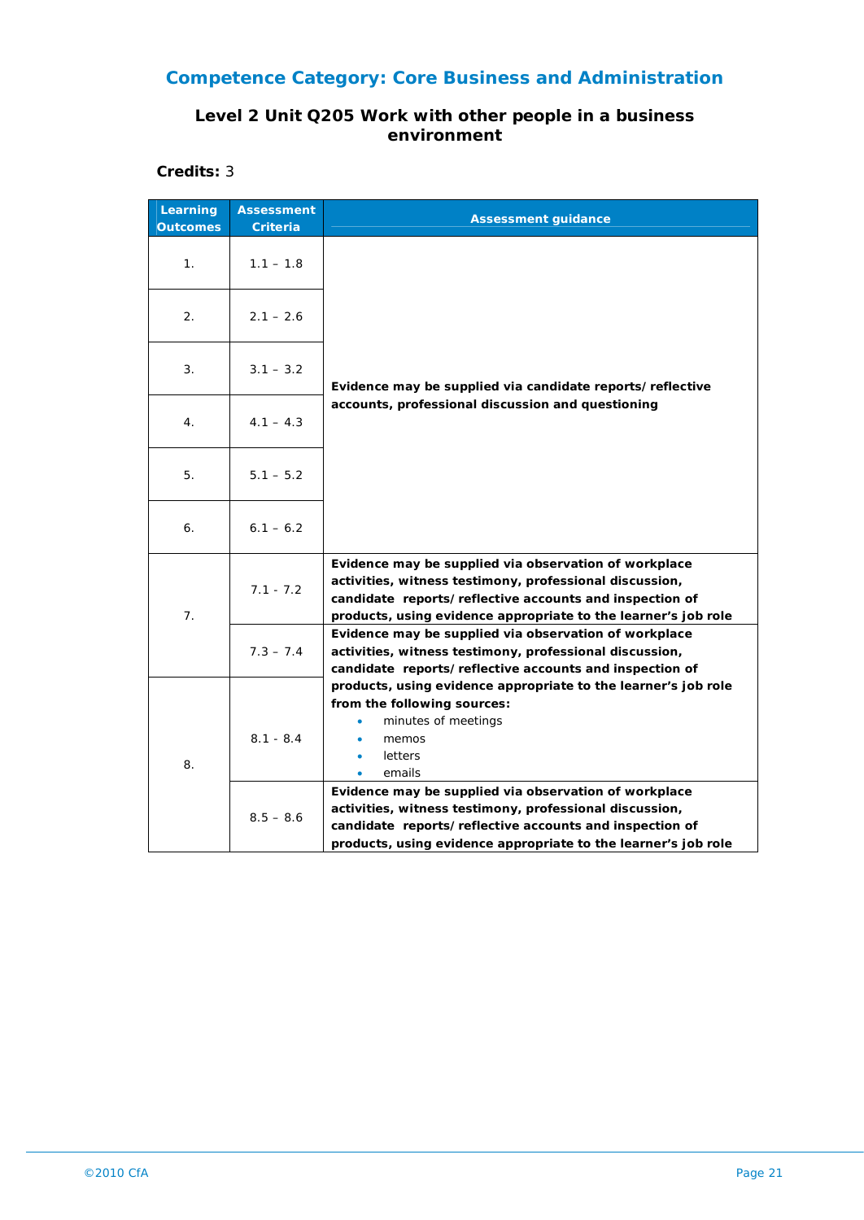## Competence Category: Core Business and Administration

### Level 2 Unit Q205 Work with other people in a business environment

**Credits:** 3

| Learning Outcomes | Assessment Criteria | Assessment guidance |
|---|---|---|
| 1. | 1.1 – 1.8 | **Evidence may be supplied via candidate reports/ reflective accounts, professional discussion and questioning** |
| 2. | 2.1 – 2.6 | |
| 3. | 3.1 – 3.2 | |
| 4. | 4.1 – 4.3 | |
| 5. | 5.1 – 5.2 | |
| 6. | 6.1 – 6.2 | |
| 7. | 7.1 - 7.2 | **Evidence may be supplied via observation of workplace activities, witness testimony, professional discussion, candidate reports/ reflective accounts and inspection of products, using evidence appropriate to the learner's job role** |
| | 7.3 – 7.4 | **Evidence may be supplied via observation of workplace activities, witness testimony, professional discussion, candidate reports/ reflective accounts and inspection of products, using evidence appropriate to the learner's job role from the following sources:**<br>• minutes of meetings<br>• memos<br>• letters<br>• emails |
| 8. | 8.1 - 8.4 | |
| | 8.5 – 8.6 | **Evidence may be supplied via observation of workplace activities, witness testimony, professional discussion, candidate reports/ reflective accounts and inspection of products, using evidence appropriate to the learner's job role** |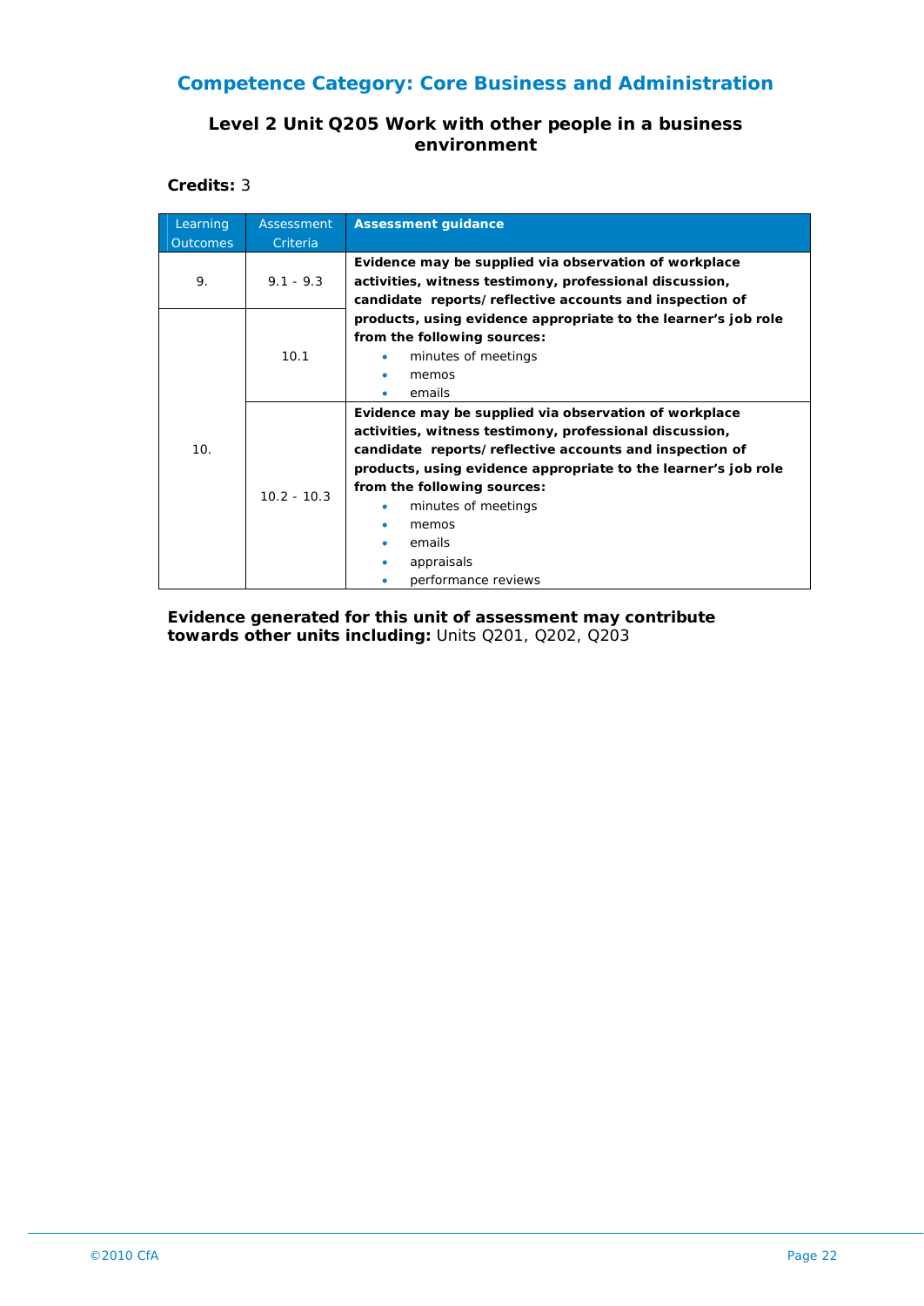## Competence Category: Core Business and Administration

### Level 2 Unit Q205 Work with other people in a business environment

**Credits:** 3

| Learning Outcomes | Assessment Criteria | Assessment guidance |
|---|---|---|
| 9. | 9.1 - 9.3 | **Evidence may be supplied via observation of workplace activities, witness testimony, professional discussion, candidate reports/reflective accounts and inspection of products, using evidence appropriate to the learner's job role from the following sources:**<br>• minutes of meetings<br>• memos<br>• emails |
| 10. | 10.1 | |
| | 10.2 - 10.3 | **Evidence may be supplied via observation of workplace activities, witness testimony, professional discussion, candidate reports/reflective accounts and inspection of products, using evidence appropriate to the learner's job role from the following sources:**<br>• minutes of meetings<br>• memos<br>• emails<br>• appraisals<br>• performance reviews |

**Evidence generated for this unit of assessment may contribute towards other units including:** Units Q201, Q202, Q203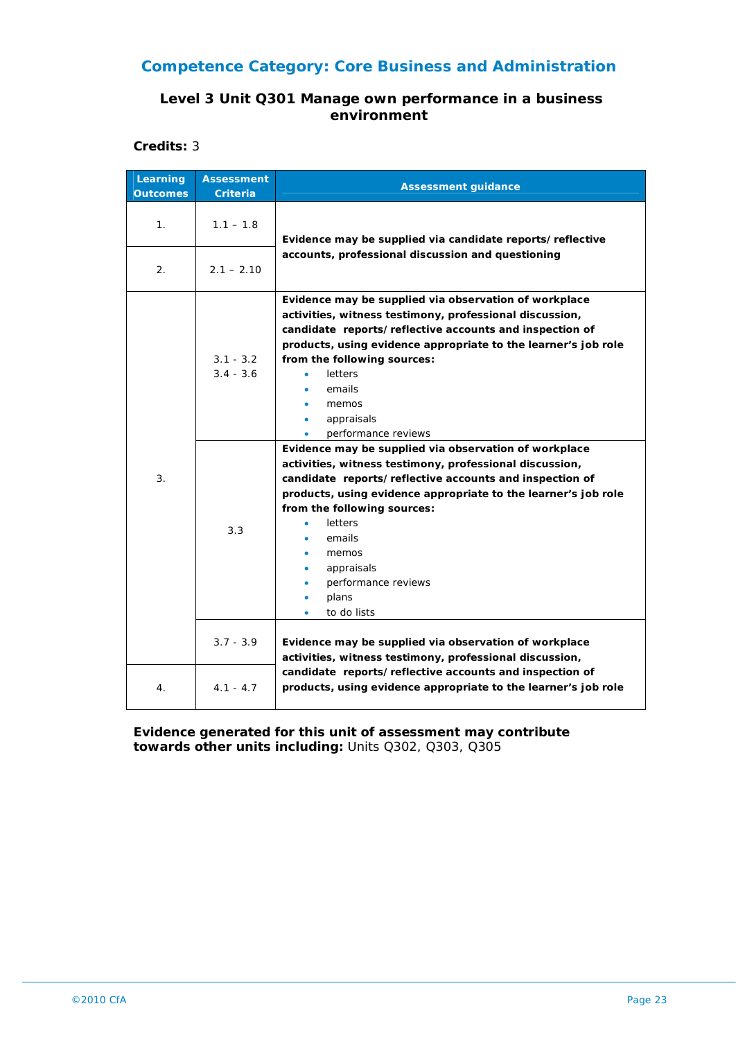## Competence Category: Core Business and Administration

### Level 3 Unit Q301 Manage own performance in a business environment

**Credits:** 3

| Learning Outcomes | Assessment Criteria | Assessment guidance |
|---|---|---|
| 1. | 1.1 – 1.8 | **Evidence may be supplied via candidate reports/ reflective accounts, professional discussion and questioning** |
| 2. | 2.1 – 2.10 | |
| 3. | 3.1 - 3.2<br>3.4 - 3.6 | **Evidence may be supplied via observation of workplace activities, witness testimony, professional discussion, candidate reports/reflective accounts and inspection of products, using evidence appropriate to the learner's job role from the following sources:**<br>• letters<br>• emails<br>• memos<br>• appraisals<br>• performance reviews |
| | 3.3 | **Evidence may be supplied via observation of workplace activities, witness testimony, professional discussion, candidate reports/reflective accounts and inspection of products, using evidence appropriate to the learner's job role from the following sources:**<br>• letters<br>• emails<br>• memos<br>• appraisals<br>• performance reviews<br>• plans<br>• to do lists |
| | 3.7 - 3.9 | **Evidence may be supplied via observation of workplace activities, witness testimony, professional discussion, candidate reports/reflective accounts and inspection of products, using evidence appropriate to the learner's job role** |
| 4. | 4.1 - 4.7 | |

**Evidence generated for this unit of assessment may contribute towards other units including:** Units Q302, Q303, Q305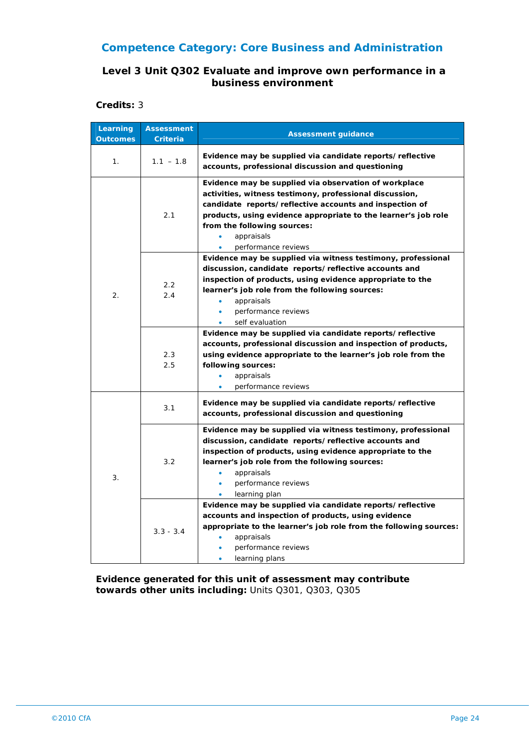## Competence Category: Core Business and Administration

### Level 3 Unit Q302 Evaluate and improve own performance in a business environment

**Credits:** 3

| Learning Outcomes | Assessment Criteria | Assessment guidance |
|---|---|---|
| 1. | 1.1 – 1.8 | **Evidence may be supplied via candidate reports/ reflective accounts, professional discussion and questioning** |
| 2. | 2.1 | **Evidence may be supplied via observation of workplace activities, witness testimony, professional discussion, candidate reports/ reflective accounts and inspection of products, using evidence appropriate to the learner's job role from the following sources:**<br>• appraisals<br>• performance reviews |
| | 2.2<br>2.4 | **Evidence may be supplied via witness testimony, professional discussion, candidate reports/ reflective accounts and inspection of products, using evidence appropriate to the learner's job role from the following sources:**<br>• appraisals<br>• performance reviews<br>• self evaluation |
| | 2.3<br>2.5 | **Evidence may be supplied via candidate reports/ reflective accounts, professional discussion and inspection of products, using evidence appropriate to the learner's job role from the following sources:**<br>• appraisals<br>• performance reviews |
| 3. | 3.1 | **Evidence may be supplied via candidate reports/ reflective accounts, professional discussion and questioning** |
| | 3.2 | **Evidence may be supplied via witness testimony, professional discussion, candidate reports/ reflective accounts and inspection of products, using evidence appropriate to the learner's job role from the following sources:**<br>• appraisals<br>• performance reviews<br>• learning plan |
| | 3.3 - 3.4 | **Evidence may be supplied via candidate reports/ reflective accounts and inspection of products, using evidence appropriate to the learner's job role from the following sources:**<br>• appraisals<br>• performance reviews<br>• learning plans |

**Evidence generated for this unit of assessment may contribute towards other units including:** Units Q301, Q303, Q305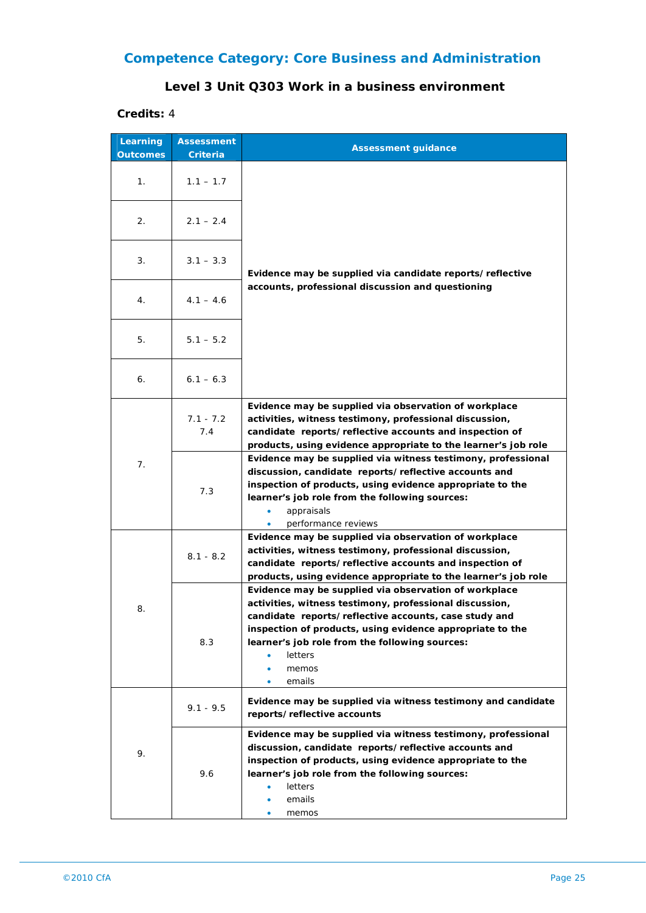## Competence Category: Core Business and Administration

### Level 3 Unit Q303 Work in a business environment

**Credits:** 4

| Learning Outcomes | Assessment Criteria | Assessment guidance |
|---|---|---|
| 1. | 1.1 – 1.7 | **Evidence may be supplied via candidate reports/ reflective accounts, professional discussion and questioning** |
| 2. | 2.1 – 2.4 | |
| 3. | 3.1 – 3.3 | |
| 4. | 4.1 – 4.6 | |
| 5. | 5.1 – 5.2 | |
| 6. | 6.1 – 6.3 | |
| 7. | 7.1 - 7.2<br>7.4 | **Evidence may be supplied via observation of workplace activities, witness testimony, professional discussion, candidate reports/ reflective accounts and inspection of products, using evidence appropriate to the learner's job role** |
| | 7.3 | **Evidence may be supplied via witness testimony, professional discussion, candidate reports/ reflective accounts and inspection of products, using evidence appropriate to the learner's job role from the following sources:**<br>• appraisals<br>• performance reviews |
| 8. | 8.1 - 8.2 | **Evidence may be supplied via observation of workplace activities, witness testimony, professional discussion, candidate reports/ reflective accounts and inspection of products, using evidence appropriate to the learner's job role** |
| | 8.3 | **Evidence may be supplied via observation of workplace activities, witness testimony, professional discussion, candidate reports/ reflective accounts, case study and inspection of products, using evidence appropriate to the learner's job role from the following sources:**<br>• letters<br>• memos<br>• emails |
| 9. | 9.1 - 9.5 | **Evidence may be supplied via witness testimony and candidate reports/ reflective accounts** |
| | 9.6 | **Evidence may be supplied via witness testimony, professional discussion, candidate reports/ reflective accounts and inspection of products, using evidence appropriate to the learner's job role from the following sources:**<br>• letters<br>• emails<br>• memos |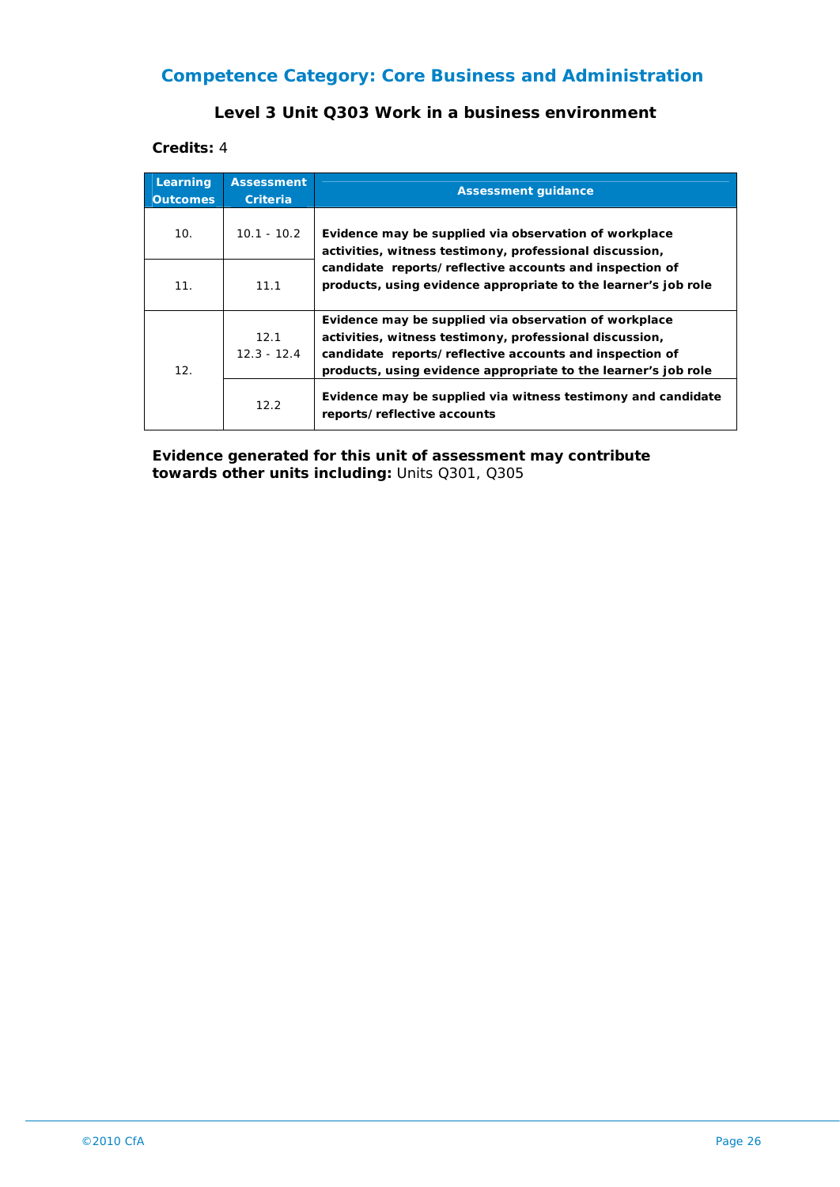## Competence Category: Core Business and Administration

### Level 3 Unit Q303 Work in a business environment

**Credits:** 4

| Learning Outcomes | Assessment Criteria | Assessment guidance |
|---|---|---|
| 10. | 10.1 - 10.2 | **Evidence may be supplied via observation of workplace activities, witness testimony, professional discussion, candidate reports/reflective accounts and inspection of products, using evidence appropriate to the learner's job role** |
| 11. | 11.1 | |
| 12. | 12.1<br>12.3 - 12.4 | **Evidence may be supplied via observation of workplace activities, witness testimony, professional discussion, candidate reports/reflective accounts and inspection of products, using evidence appropriate to the learner's job role** |
| | 12.2 | **Evidence may be supplied via witness testimony and candidate reports/reflective accounts** |

**Evidence generated for this unit of assessment may contribute towards other units including:** Units Q301, Q305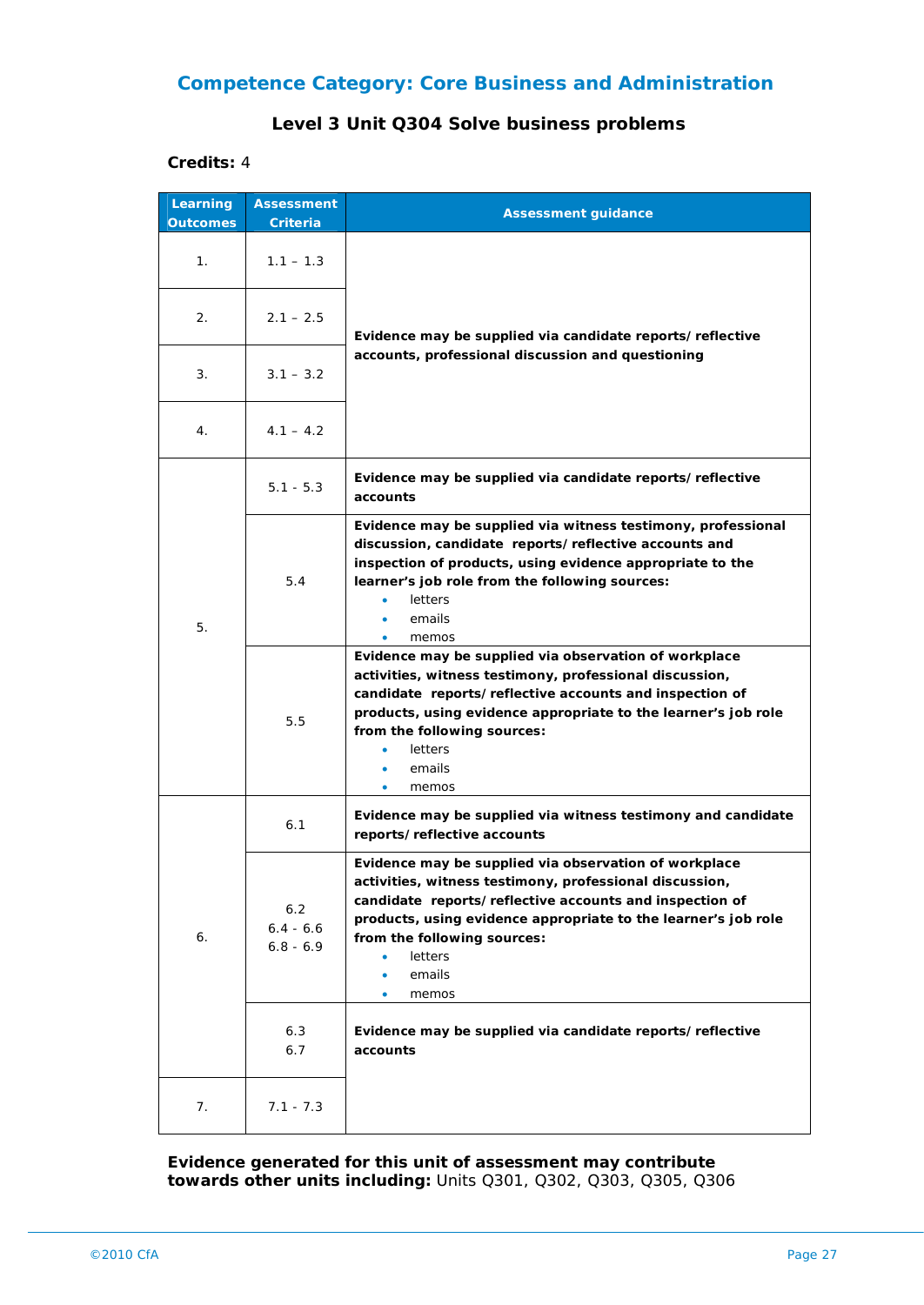## Competence Category: Core Business and Administration

### Level 3 Unit Q304 Solve business problems

**Credits:** 4

| Learning Outcomes | Assessment Criteria | Assessment guidance |
|---|---|---|
| 1. | 1.1 – 1.3 | **Evidence may be supplied via candidate reports/ reflective accounts, professional discussion and questioning** |
| 2. | 2.1 – 2.5 | |
| 3. | 3.1 – 3.2 | |
| 4. | 4.1 – 4.2 | |
| 5. | 5.1 - 5.3 | **Evidence may be supplied via candidate reports/ reflective accounts** |
| | 5.4 | **Evidence may be supplied via witness testimony, professional discussion, candidate reports/ reflective accounts and inspection of products, using evidence appropriate to the learner's job role from the following sources:** <br>• letters <br>• emails <br>• memos |
| | 5.5 | **Evidence may be supplied via observation of workplace activities, witness testimony, professional discussion, candidate reports/ reflective accounts and inspection of products, using evidence appropriate to the learner's job role from the following sources:** <br>• letters <br>• emails <br>• memos |
| 6. | 6.1 | **Evidence may be supplied via witness testimony and candidate reports/ reflective accounts** |
| | 6.2 <br>6.4 - 6.6 <br>6.8 - 6.9 | **Evidence may be supplied via observation of workplace activities, witness testimony, professional discussion, candidate reports/ reflective accounts and inspection of products, using evidence appropriate to the learner's job role from the following sources:** <br>• letters <br>• emails <br>• memos |
| | 6.3 <br>6.7 | **Evidence may be supplied via candidate reports/ reflective accounts** |
| 7. | 7.1 - 7.3 | |

**Evidence generated for this unit of assessment may contribute towards other units including:** Units Q301, Q302, Q303, Q305, Q306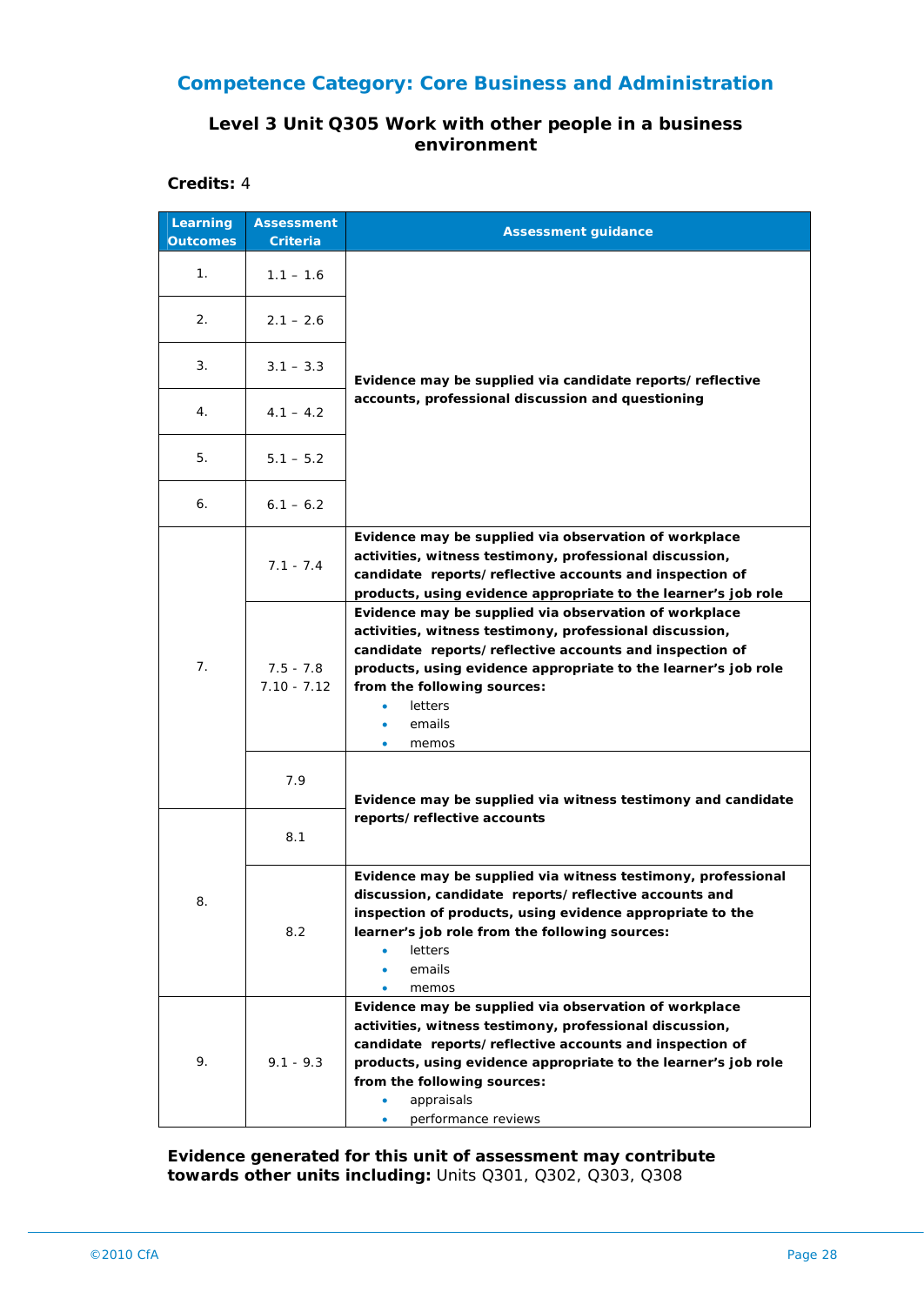## Competence Category: Core Business and Administration

### Level 3 Unit Q305 Work with other people in a business environment

**Credits:** 4

| Learning Outcomes | Assessment Criteria | Assessment guidance |
|---|---|---|
| 1. | 1.1 – 1.6 | **Evidence may be supplied via candidate reports/reflective accounts, professional discussion and questioning** |
| 2. | 2.1 – 2.6 | |
| 3. | 3.1 – 3.3 | |
| 4. | 4.1 – 4.2 | |
| 5. | 5.1 – 5.2 | |
| 6. | 6.1 – 6.2 | |
| 7. | 7.1 - 7.4 | **Evidence may be supplied via observation of workplace activities, witness testimony, professional discussion, candidate reports/reflective accounts and inspection of products, using evidence appropriate to the learner's job role** |
| | 7.5 - 7.8<br>7.10 - 7.12 | **Evidence may be supplied via observation of workplace activities, witness testimony, professional discussion, candidate reports/reflective accounts and inspection of products, using evidence appropriate to the learner's job role from the following sources:**<br>• letters<br>• emails<br>• memos |
| | 7.9 | **Evidence may be supplied via witness testimony and candidate reports/reflective accounts** |
| 8. | 8.1 | |
| | 8.2 | **Evidence may be supplied via witness testimony, professional discussion, candidate reports/reflective accounts and inspection of products, using evidence appropriate to the learner's job role from the following sources:**<br>• letters<br>• emails<br>• memos |
| 9. | 9.1 - 9.3 | **Evidence may be supplied via observation of workplace activities, witness testimony, professional discussion, candidate reports/reflective accounts and inspection of products, using evidence appropriate to the learner's job role from the following sources:**<br>• appraisals<br>• performance reviews |

**Evidence generated for this unit of assessment may contribute towards other units including:** Units Q301, Q302, Q303, Q308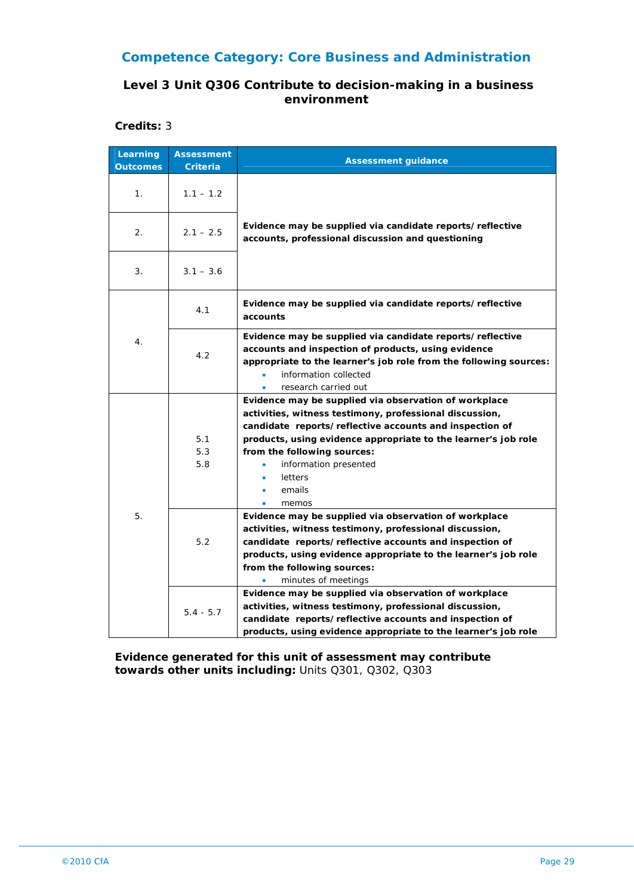## Competence Category: Core Business and Administration

### Level 3 Unit Q306 Contribute to decision-making in a business environment

**Credits:** 3

| Learning Outcomes | Assessment Criteria | Assessment guidance |
|---|---|---|
| 1. | 1.1 – 1.2 | **Evidence may be supplied via candidate reports/ reflective accounts, professional discussion and questioning** |
| 2. | 2.1 – 2.5 | |
| 3. | 3.1 – 3.6 | |
| 4. | 4.1 | **Evidence may be supplied via candidate reports/ reflective accounts** |
| | 4.2 | **Evidence may be supplied via candidate reports/ reflective accounts and inspection of products, using evidence appropriate to the learner's job role from the following sources:** <br>• information collected <br>• research carried out |
| 5. | 5.1 <br>5.3 <br>5.8 | **Evidence may be supplied via observation of workplace activities, witness testimony, professional discussion, candidate reports/ reflective accounts and inspection of products, using evidence appropriate to the learner's job role from the following sources:** <br>• information presented <br>• letters <br>• emails <br>• memos |
| | 5.2 | **Evidence may be supplied via observation of workplace activities, witness testimony, professional discussion, candidate reports/ reflective accounts and inspection of products, using evidence appropriate to the learner's job role from the following sources:** <br>• minutes of meetings |
| | 5.4 - 5.7 | **Evidence may be supplied via observation of workplace activities, witness testimony, professional discussion, candidate reports/ reflective accounts and inspection of products, using evidence appropriate to the learner's job role** |

**Evidence generated for this unit of assessment may contribute towards other units including:** Units Q301, Q302, Q303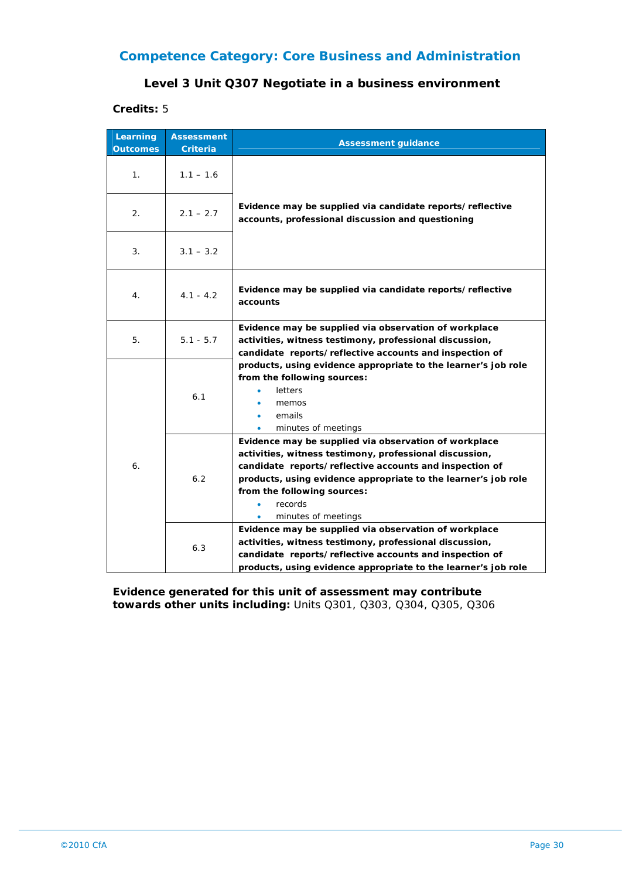## Competence Category: Core Business and Administration

### Level 3 Unit Q307 Negotiate in a business environment

**Credits:** 5

| Learning Outcomes | Assessment Criteria | Assessment guidance |
|---|---|---|
| 1. | 1.1 – 1.6 | **Evidence may be supplied via candidate reports/ reflective accounts, professional discussion and questioning** |
| 2. | 2.1 – 2.7 | |
| 3. | 3.1 – 3.2 | |
| 4. | 4.1 - 4.2 | **Evidence may be supplied via candidate reports/ reflective accounts** |
| 5. | 5.1 - 5.7 | **Evidence may be supplied via observation of workplace activities, witness testimony, professional discussion, candidate reports/ reflective accounts and inspection of products, using evidence appropriate to the learner's job role from the following sources:** <br>• letters <br>• memos <br>• emails <br>• minutes of meetings |
| 6. | 6.1 | |
| | 6.2 | **Evidence may be supplied via observation of workplace activities, witness testimony, professional discussion, candidate reports/ reflective accounts and inspection of products, using evidence appropriate to the learner's job role from the following sources:** <br>• records <br>• minutes of meetings |
| | 6.3 | **Evidence may be supplied via observation of workplace activities, witness testimony, professional discussion, candidate reports/ reflective accounts and inspection of products, using evidence appropriate to the learner's job role** |

**Evidence generated for this unit of assessment may contribute towards other units including:** Units Q301, Q303, Q304, Q305, Q306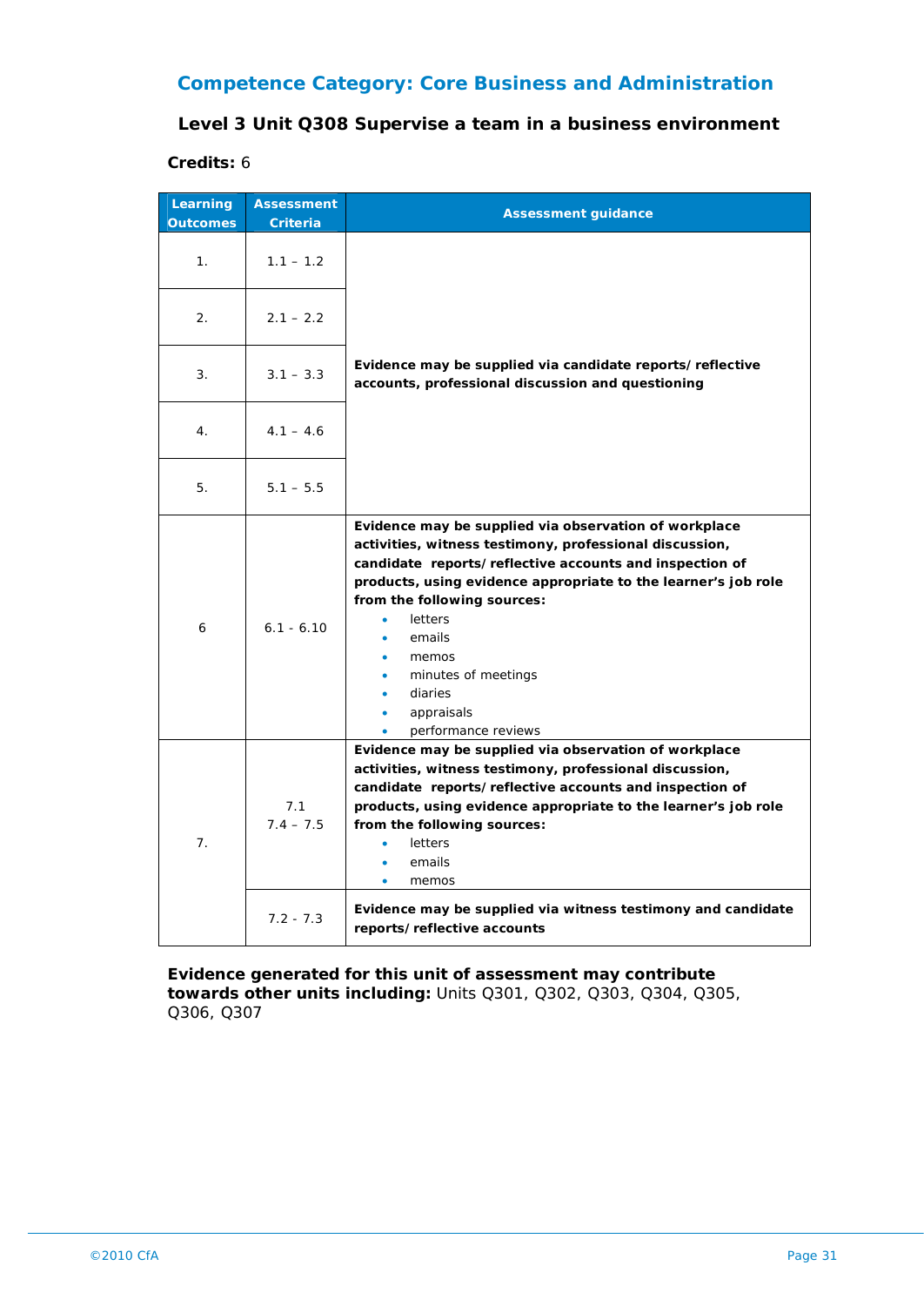## Competence Category: Core Business and Administration

### Level 3 Unit Q308 Supervise a team in a business environment

**Credits:** 6

| Learning Outcomes | Assessment Criteria | Assessment guidance |
|---|---|---|
| 1. | 1.1 – 1.2 | **Evidence may be supplied via candidate reports/reflective accounts, professional discussion and questioning** |
| 2. | 2.1 – 2.2 | |
| 3. | 3.1 – 3.3 | |
| 4. | 4.1 – 4.6 | |
| 5. | 5.1 – 5.5 | |
| 6 | 6.1 - 6.10 | **Evidence may be supplied via observation of workplace activities, witness testimony, professional discussion, candidate reports/reflective accounts and inspection of products, using evidence appropriate to the learner's job role from the following sources:** <br>• letters<br>• emails<br>• memos<br>• minutes of meetings<br>• diaries<br>• appraisals<br>• performance reviews |
| 7. | 7.1<br>7.4 – 7.5 | **Evidence may be supplied via observation of workplace activities, witness testimony, professional discussion, candidate reports/reflective accounts and inspection of products, using evidence appropriate to the learner's job role from the following sources:** <br>• letters<br>• emails<br>• memos |
| | 7.2 - 7.3 | **Evidence may be supplied via witness testimony and candidate reports/reflective accounts** |

**Evidence generated for this unit of assessment may contribute towards other units including:** Units Q301, Q302, Q303, Q304, Q305, Q306, Q307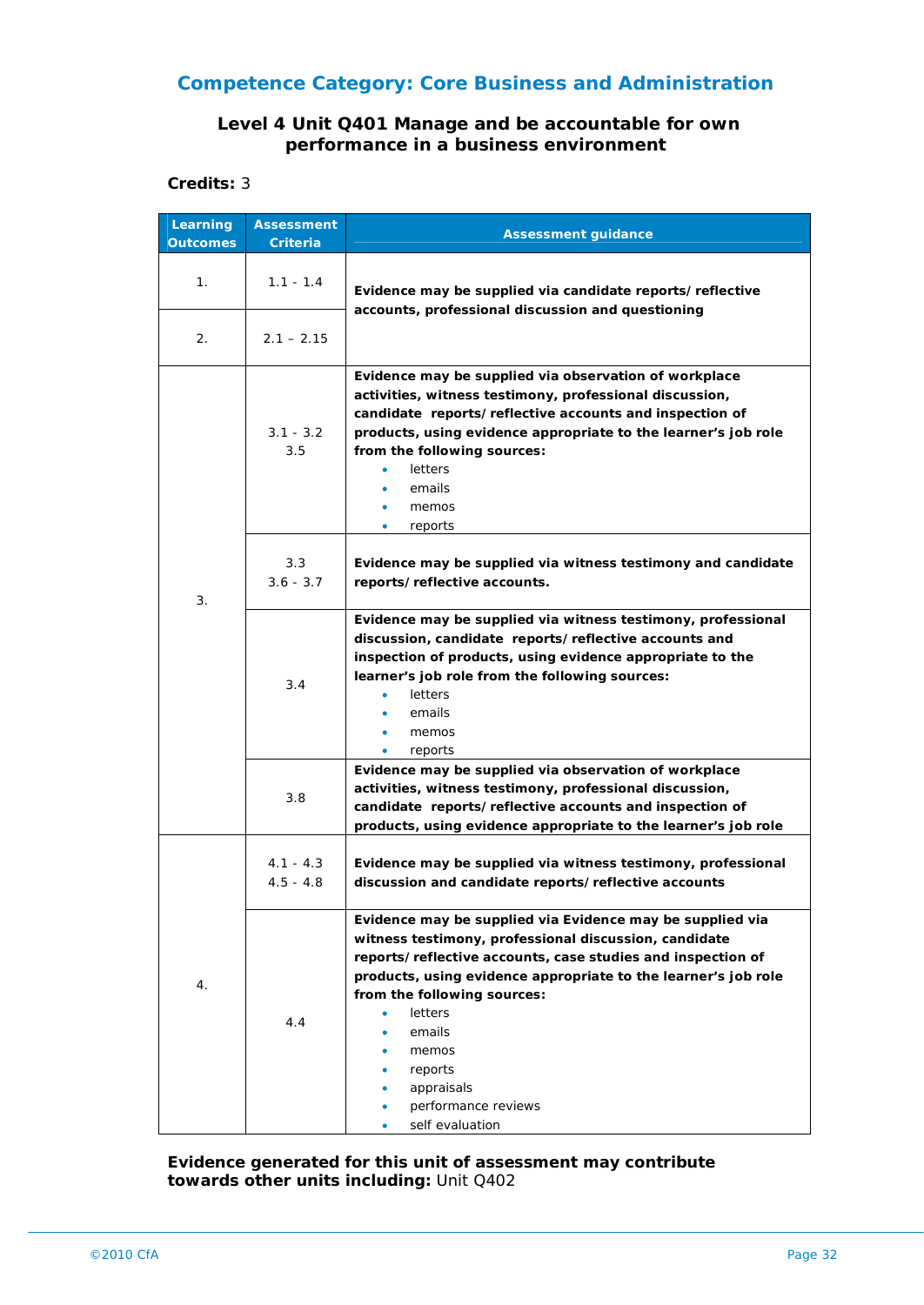## Competence Category: Core Business and Administration

### Level 4 Unit Q401 Manage and be accountable for own performance in a business environment

**Credits:** 3

| Learning Outcomes | Assessment Criteria | Assessment guidance |
|---|---|---|
| 1. | 1.1 - 1.4 | **Evidence may be supplied via candidate reports/ reflective accounts, professional discussion and questioning** |
| 2. | 2.1 – 2.15 | |
| 3. | 3.1 - 3.2<br>3.5 | **Evidence may be supplied via observation of workplace activities, witness testimony, professional discussion, candidate reports/ reflective accounts and inspection of products, using evidence appropriate to the learner's job role from the following sources:**<br>• letters<br>• emails<br>• memos<br>• reports |
| | 3.3<br>3.6 - 3.7 | **Evidence may be supplied via witness testimony and candidate reports/ reflective accounts.** |
| | 3.4 | **Evidence may be supplied via witness testimony, professional discussion, candidate reports/ reflective accounts and inspection of products, using evidence appropriate to the learner's job role from the following sources:**<br>• letters<br>• emails<br>• memos<br>• reports |
| | 3.8 | **Evidence may be supplied via observation of workplace activities, witness testimony, professional discussion, candidate reports/ reflective accounts and inspection of products, using evidence appropriate to the learner's job role** |
| 4. | 4.1 - 4.3<br>4.5 - 4.8 | **Evidence may be supplied via witness testimony, professional discussion and candidate reports/ reflective accounts** |
| | 4.4 | **Evidence may be supplied via Evidence may be supplied via witness testimony, professional discussion, candidate reports/ reflective accounts, case studies and inspection of products, using evidence appropriate to the learner's job role from the following sources:**<br>• letters<br>• emails<br>• memos<br>• reports<br>• appraisals<br>• performance reviews<br>• self evaluation |

**Evidence generated for this unit of assessment may contribute towards other units including:** Unit Q402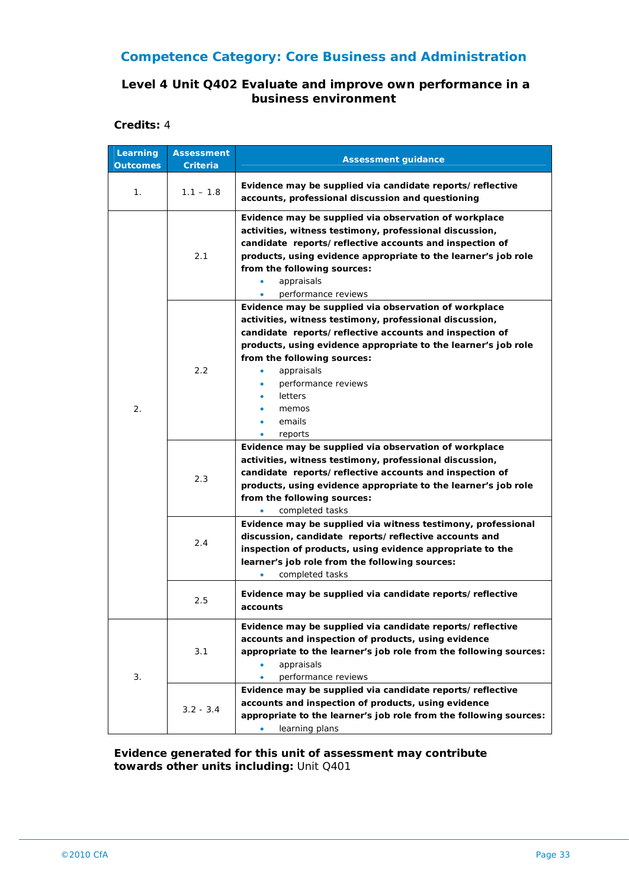## Competence Category: Core Business and Administration

### Level 4 Unit Q402 Evaluate and improve own performance in a business environment

**Credits:** 4

| Learning Outcomes | Assessment Criteria | Assessment guidance |
|---|---|---|
| 1. | 1.1 – 1.8 | **Evidence may be supplied via candidate reports/ reflective accounts, professional discussion and questioning** |
| 2. | 2.1 | **Evidence may be supplied via observation of workplace activities, witness testimony, professional discussion, candidate reports/ reflective accounts and inspection of products, using evidence appropriate to the learner's job role from the following sources:** <br>• appraisals <br>• performance reviews |
| | 2.2 | **Evidence may be supplied via observation of workplace activities, witness testimony, professional discussion, candidate reports/ reflective accounts and inspection of products, using evidence appropriate to the learner's job role from the following sources:** <br>• appraisals <br>• performance reviews <br>• letters <br>• memos <br>• emails <br>• reports |
| | 2.3 | **Evidence may be supplied via observation of workplace activities, witness testimony, professional discussion, candidate reports/ reflective accounts and inspection of products, using evidence appropriate to the learner's job role from the following sources:** <br>• completed tasks |
| | 2.4 | **Evidence may be supplied via witness testimony, professional discussion, candidate reports/ reflective accounts and inspection of products, using evidence appropriate to the learner's job role from the following sources:** <br>• completed tasks |
| | 2.5 | **Evidence may be supplied via candidate reports/ reflective accounts** |
| 3. | 3.1 | **Evidence may be supplied via candidate reports/ reflective accounts and inspection of products, using evidence appropriate to the learner's job role from the following sources:** <br>• appraisals <br>• performance reviews |
| | 3.2 - 3.4 | **Evidence may be supplied via candidate reports/ reflective accounts and inspection of products, using evidence appropriate to the learner's job role from the following sources:** <br>• learning plans |

**Evidence generated for this unit of assessment may contribute towards other units including:** Unit Q401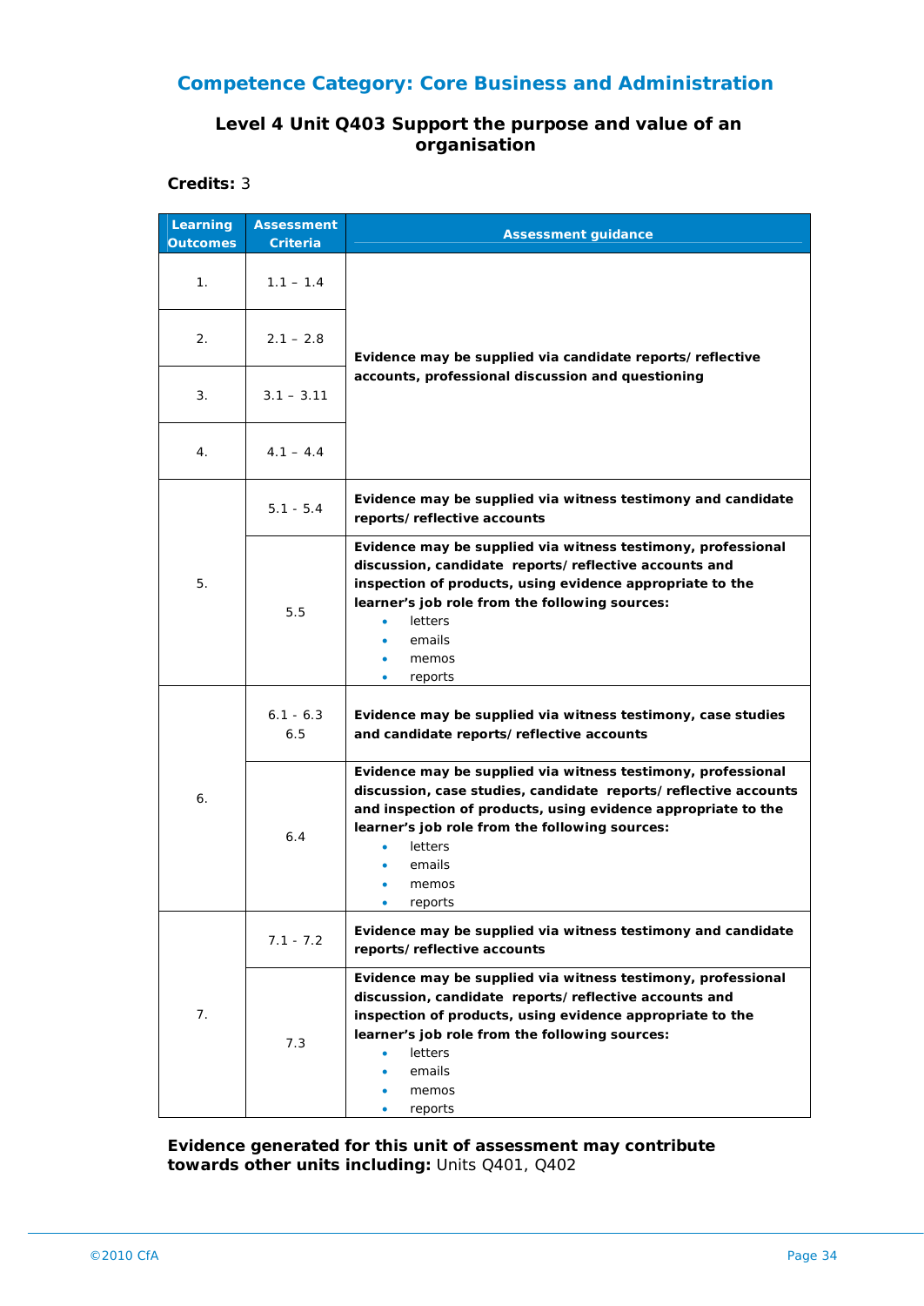## Competence Category: Core Business and Administration

### Level 4 Unit Q403 Support the purpose and value of an organisation

**Credits:** 3

| Learning Outcomes | Assessment Criteria | Assessment guidance |
|---|---|---|
| 1. | 1.1 – 1.4 | **Evidence may be supplied via candidate reports/ reflective accounts, professional discussion and questioning** |
| 2. | 2.1 – 2.8 | |
| 3. | 3.1 – 3.11 | |
| 4. | 4.1 – 4.4 | |
| 5. | 5.1 - 5.4 | **Evidence may be supplied via witness testimony and candidate reports/ reflective accounts** |
| | 5.5 | **Evidence may be supplied via witness testimony, professional discussion, candidate reports/ reflective accounts and inspection of products, using evidence appropriate to the learner's job role from the following sources:** <br>• letters <br>• emails <br>• memos <br>• reports |
| 6. | 6.1 - 6.3 <br> 6.5 | **Evidence may be supplied via witness testimony, case studies and candidate reports/ reflective accounts** |
| | 6.4 | **Evidence may be supplied via witness testimony, professional discussion, case studies, candidate reports/ reflective accounts and inspection of products, using evidence appropriate to the learner's job role from the following sources:** <br>• letters <br>• emails <br>• memos <br>• reports |
| 7. | 7.1 - 7.2 | **Evidence may be supplied via witness testimony and candidate reports/ reflective accounts** |
| | 7.3 | **Evidence may be supplied via witness testimony, professional discussion, candidate reports/ reflective accounts and inspection of products, using evidence appropriate to the learner's job role from the following sources:** <br>• letters <br>• emails <br>• memos <br>• reports |

**Evidence generated for this unit of assessment may contribute towards other units including:** Units Q401, Q402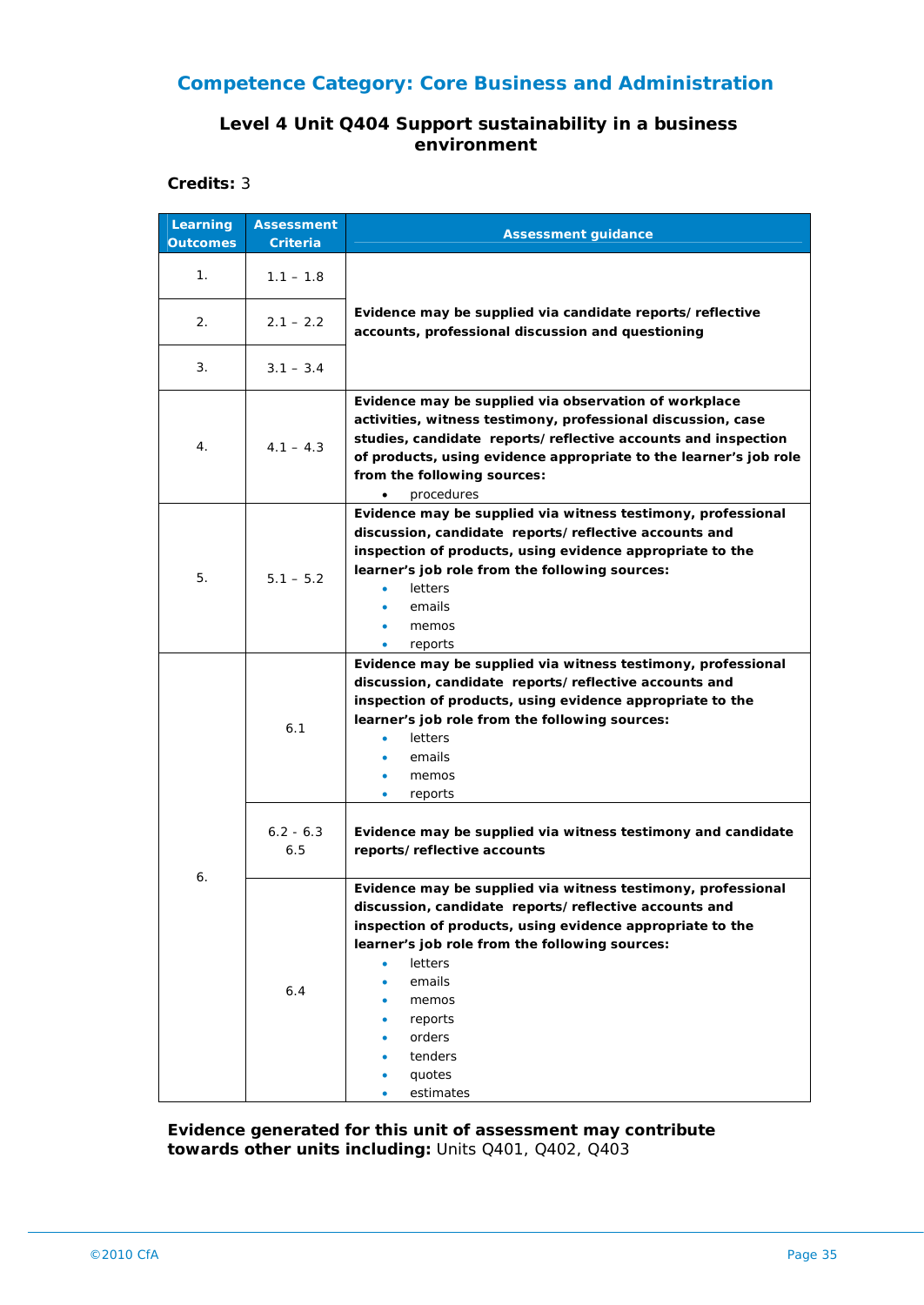## Competence Category: Core Business and Administration

### Level 4 Unit Q404 Support sustainability in a business environment

**Credits:** 3

| Learning Outcomes | Assessment Criteria | Assessment guidance |
|---|---|---|
| 1. | 1.1 – 1.8 | **Evidence may be supplied via candidate reports/reflective accounts, professional discussion and questioning** |
| 2. | 2.1 – 2.2 | |
| 3. | 3.1 – 3.4 | |
| 4. | 4.1 – 4.3 | **Evidence may be supplied via observation of workplace activities, witness testimony, professional discussion, case studies, candidate reports/reflective accounts and inspection of products, using evidence appropriate to the learner's job role from the following sources:** <br>• procedures |
| 5. | 5.1 – 5.2 | **Evidence may be supplied via witness testimony, professional discussion, candidate reports/reflective accounts and inspection of products, using evidence appropriate to the learner's job role from the following sources:** <br>• letters <br>• emails <br>• memos <br>• reports |
| 6. | 6.1 | **Evidence may be supplied via witness testimony, professional discussion, candidate reports/reflective accounts and inspection of products, using evidence appropriate to the learner's job role from the following sources:** <br>• letters <br>• emails <br>• memos <br>• reports |
| | 6.2 - 6.3 <br>6.5 | **Evidence may be supplied via witness testimony and candidate reports/reflective accounts** |
| | 6.4 | **Evidence may be supplied via witness testimony, professional discussion, candidate reports/reflective accounts and inspection of products, using evidence appropriate to the learner's job role from the following sources:** <br>• letters <br>• emails <br>• memos <br>• reports <br>• orders <br>• tenders <br>• quotes <br>• estimates |

**Evidence generated for this unit of assessment may contribute towards other units including:** Units Q401, Q402, Q403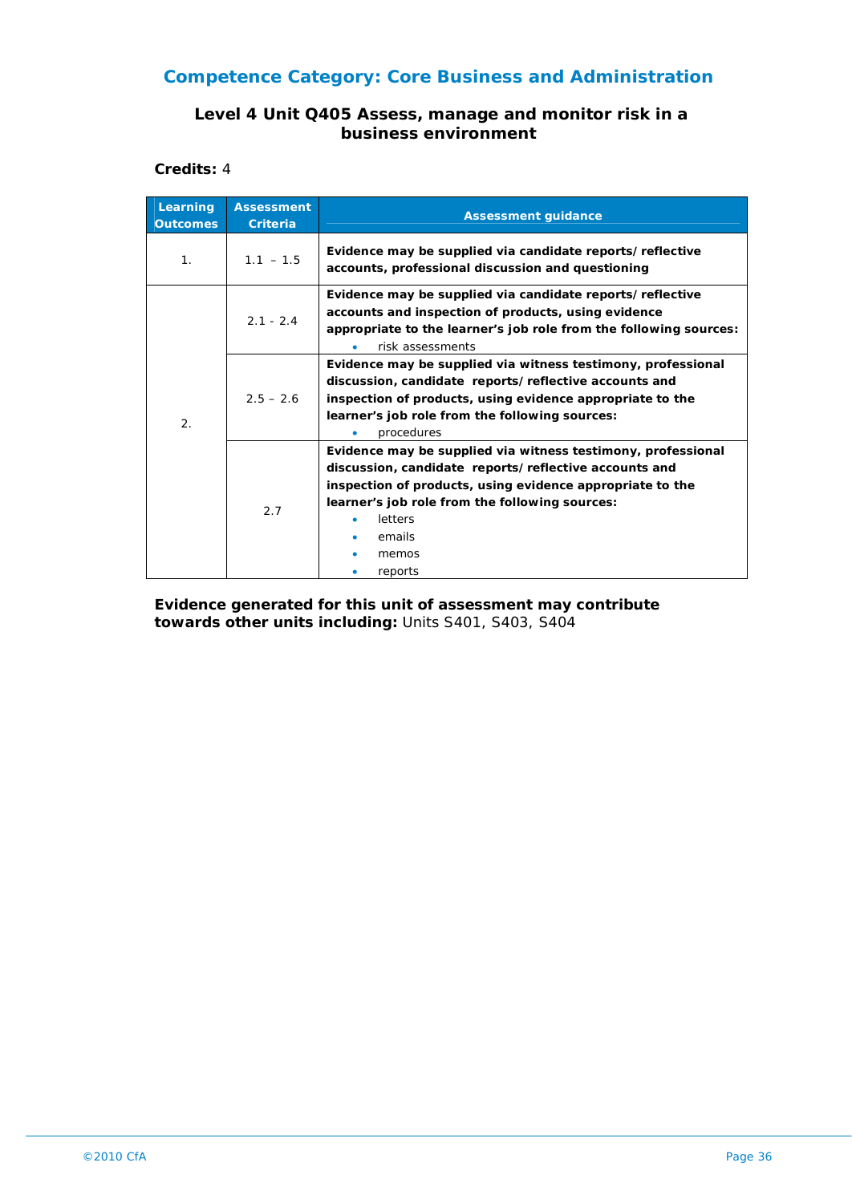## Competence Category: Core Business and Administration

### Level 4 Unit Q405 Assess, manage and monitor risk in a business environment

**Credits:** 4

| Learning Outcomes | Assessment Criteria | Assessment guidance |
|---|---|---|
| 1. | 1.1 – 1.5 | **Evidence may be supplied via candidate reports/ reflective accounts, professional discussion and questioning** |
| 2. | 2.1 - 2.4 | **Evidence may be supplied via candidate reports/ reflective accounts and inspection of products, using evidence appropriate to the learner's job role from the following sources:** <br>• risk assessments |
| | 2.5 – 2.6 | **Evidence may be supplied via witness testimony, professional discussion, candidate reports/ reflective accounts and inspection of products, using evidence appropriate to the learner's job role from the following sources:** <br>• procedures |
| | 2.7 | **Evidence may be supplied via witness testimony, professional discussion, candidate reports/ reflective accounts and inspection of products, using evidence appropriate to the learner's job role from the following sources:** <br>• letters <br>• emails <br>• memos <br>• reports |

**Evidence generated for this unit of assessment may contribute towards other units including:** Units S401, S403, S404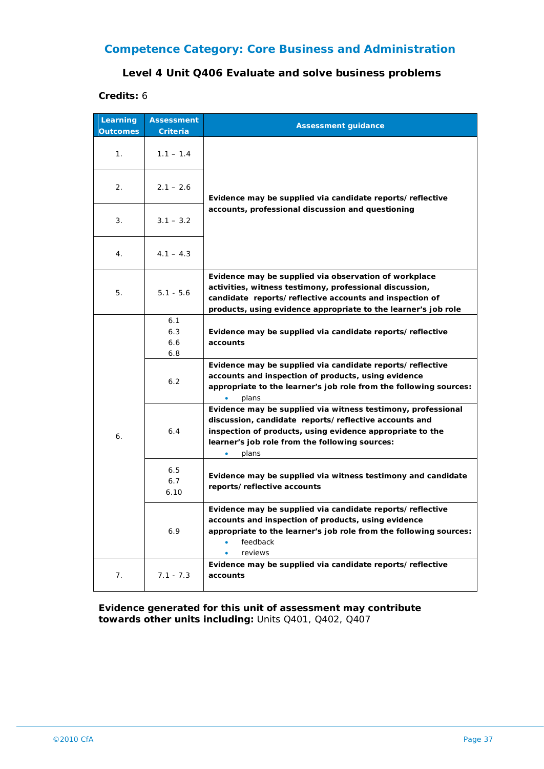## Competence Category: Core Business and Administration

### Level 4 Unit Q406 Evaluate and solve business problems

**Credits:** 6

| Learning Outcomes | Assessment Criteria | Assessment guidance |
|---|---|---|
| 1. | 1.1 – 1.4 | **Evidence may be supplied via candidate reports/ reflective accounts, professional discussion and questioning** |
| 2. | 2.1 – 2.6 | |
| 3. | 3.1 – 3.2 | |
| 4. | 4.1 – 4.3 | |
| 5. | 5.1 - 5.6 | **Evidence may be supplied via observation of workplace activities, witness testimony, professional discussion, candidate reports/ reflective accounts and inspection of products, using evidence appropriate to the learner's job role** |
| 6. | 6.1<br>6.3<br>6.6<br>6.8 | **Evidence may be supplied via candidate reports/ reflective accounts** |
| | 6.2 | **Evidence may be supplied via candidate reports/ reflective accounts and inspection of products, using evidence appropriate to the learner's job role from the following sources:**<br>• plans |
| | 6.4 | **Evidence may be supplied via witness testimony, professional discussion, candidate reports/ reflective accounts and inspection of products, using evidence appropriate to the learner's job role from the following sources:**<br>• plans |
| | 6.5<br>6.7<br>6.10 | **Evidence may be supplied via witness testimony and candidate reports/ reflective accounts** |
| | 6.9 | **Evidence may be supplied via candidate reports/ reflective accounts and inspection of products, using evidence appropriate to the learner's job role from the following sources:**<br>• feedback<br>• reviews |
| 7. | 7.1 - 7.3 | **Evidence may be supplied via candidate reports/ reflective accounts** |

**Evidence generated for this unit of assessment may contribute towards other units including:** Units Q401, Q402, Q407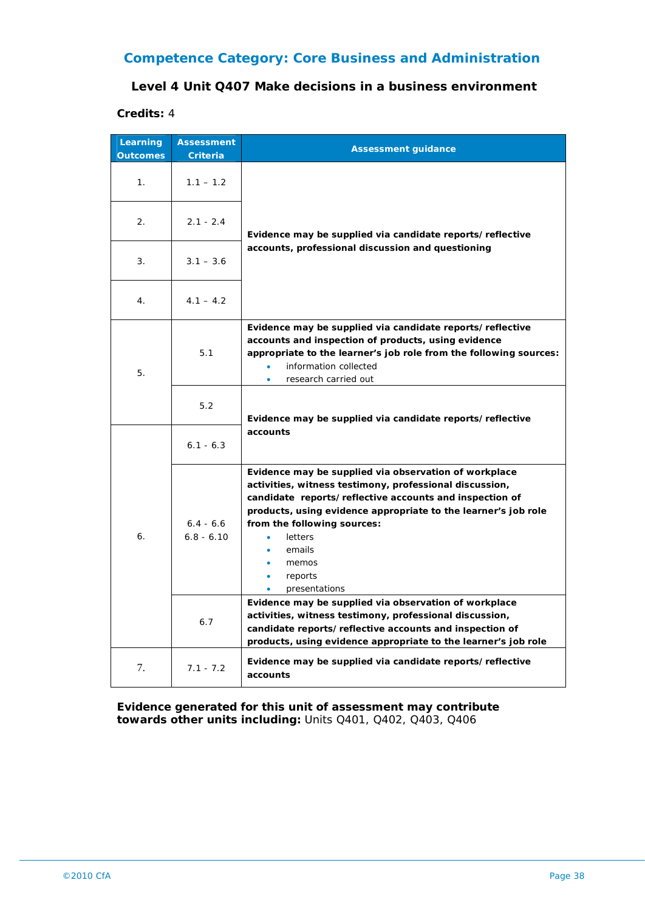## Competence Category: Core Business and Administration

### Level 4 Unit Q407 Make decisions in a business environment

**Credits:** 4

| Learning Outcomes | Assessment Criteria | Assessment guidance |
|---|---|---|
| 1. | 1.1 – 1.2 | **Evidence may be supplied via candidate reports/reflective accounts, professional discussion and questioning** |
| 2. | 2.1 - 2.4 | |
| 3. | 3.1 – 3.6 | |
| 4. | 4.1 – 4.2 | |
| 5. | 5.1 | **Evidence may be supplied via candidate reports/reflective accounts and inspection of products, using evidence appropriate to the learner's job role from the following sources:** <br>• information collected <br>• research carried out |
| | 5.2 | **Evidence may be supplied via candidate reports/reflective accounts** |
| 6. | 6.1 - 6.3 | |
| | 6.4 - 6.6 <br> 6.8 - 6.10 | **Evidence may be supplied via observation of workplace activities, witness testimony, professional discussion, candidate reports/reflective accounts and inspection of products, using evidence appropriate to the learner's job role from the following sources:** <br>• letters <br>• emails <br>• memos <br>• reports <br>• presentations |
| | 6.7 | **Evidence may be supplied via observation of workplace activities, witness testimony, professional discussion, candidate reports/reflective accounts and inspection of products, using evidence appropriate to the learner's job role** |
| 7. | 7.1 - 7.2 | **Evidence may be supplied via candidate reports/reflective accounts** |

**Evidence generated for this unit of assessment may contribute towards other units including:** Units Q401, Q402, Q403, Q406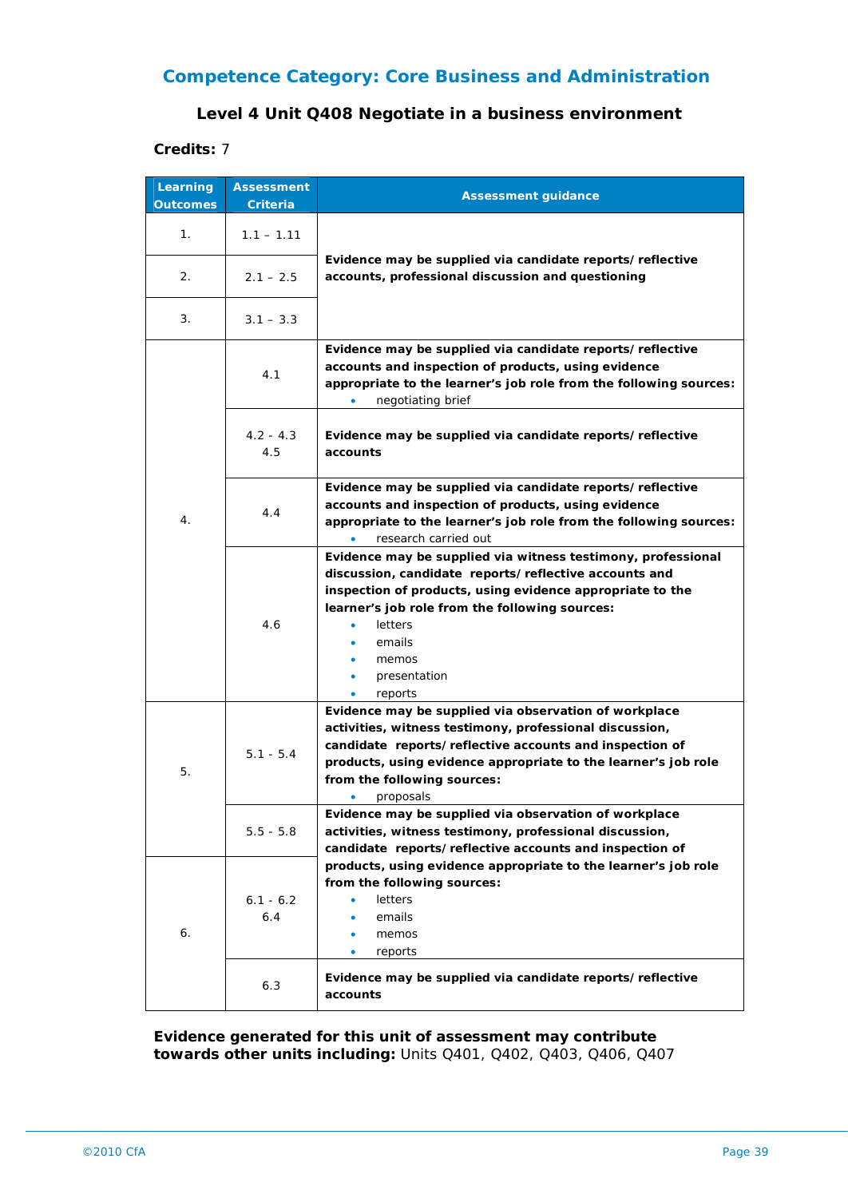## Competence Category: Core Business and Administration

### Level 4 Unit Q408 Negotiate in a business environment

**Credits:** 7

| Learning Outcomes | Assessment Criteria | Assessment guidance |
|---|---|---|
| 1. | 1.1 – 1.11 | **Evidence may be supplied via candidate reports/ reflective accounts, professional discussion and questioning** |
| 2. | 2.1 – 2.5 | |
| 3. | 3.1 – 3.3 | |
| 4. | 4.1 | **Evidence may be supplied via candidate reports/ reflective accounts and inspection of products, using evidence appropriate to the learner's job role from the following sources:** <br>• negotiating brief |
| | 4.2 - 4.3 <br>4.5 | **Evidence may be supplied via candidate reports/ reflective accounts** |
| | 4.4 | **Evidence may be supplied via candidate reports/ reflective accounts and inspection of products, using evidence appropriate to the learner's job role from the following sources:** <br>• research carried out |
| | 4.6 | **Evidence may be supplied via witness testimony, professional discussion, candidate reports/ reflective accounts and inspection of products, using evidence appropriate to the learner's job role from the following sources:** <br>• letters <br>• emails <br>• memos <br>• presentation <br>• reports |
| 5. | 5.1 - 5.4 | **Evidence may be supplied via observation of workplace activities, witness testimony, professional discussion, candidate reports/ reflective accounts and inspection of products, using evidence appropriate to the learner's job role from the following sources:** <br>• proposals |
| | 5.5 - 5.8 | **Evidence may be supplied via observation of workplace activities, witness testimony, professional discussion, candidate reports/ reflective accounts and inspection of products, using evidence appropriate to the learner's job role from the following sources:** <br>• letters <br>• emails <br>• memos <br>• reports |
| 6. | 6.1 - 6.2 <br>6.4 | |
| | 6.3 | **Evidence may be supplied via candidate reports/ reflective accounts** |

**Evidence generated for this unit of assessment may contribute towards other units including:** Units Q401, Q402, Q403, Q406, Q407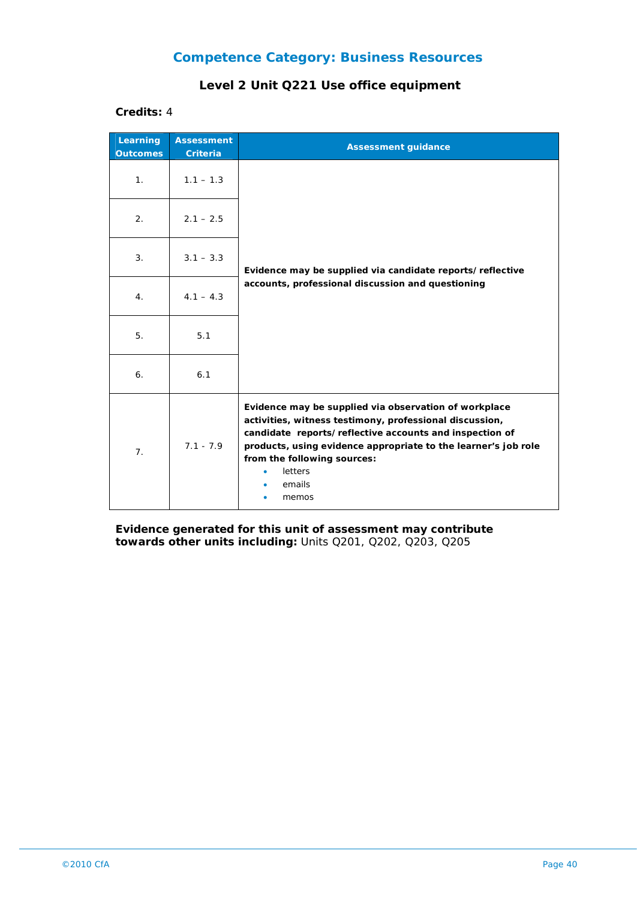## Competence Category: Business Resources

### Level 2 Unit Q221 Use office equipment

**Credits:** 4

| Learning Outcomes | Assessment Criteria | Assessment guidance |
|---|---|---|
| 1. | 1.1 – 1.3 | **Evidence may be supplied via candidate reports/ reflective accounts, professional discussion and questioning** |
| 2. | 2.1 – 2.5 | |
| 3. | 3.1 – 3.3 | |
| 4. | 4.1 – 4.3 | |
| 5. | 5.1 | |
| 6. | 6.1 | |
| 7. | 7.1 - 7.9 | **Evidence may be supplied via observation of workplace activities, witness testimony, professional discussion, candidate reports/ reflective accounts and inspection of products, using evidence appropriate to the learner's job role from the following sources:** <br>• letters <br>• emails <br>• memos |

**Evidence generated for this unit of assessment may contribute towards other units including:** Units Q201, Q202, Q203, Q205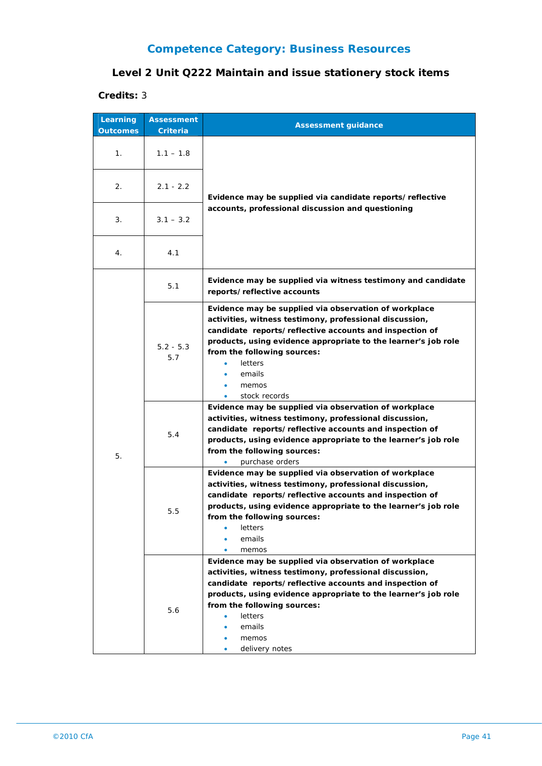## Competence Category: Business Resources

### Level 2 Unit Q222 Maintain and issue stationery stock items

**Credits:** 3

| Learning Outcomes | Assessment Criteria | Assessment guidance |
|---|---|---|
| 1. | 1.1 – 1.8 | **Evidence may be supplied via candidate reports/ reflective accounts, professional discussion and questioning** |
| 2. | 2.1 - 2.2 | |
| 3. | 3.1 – 3.2 | |
| 4. | 4.1 | |
| 5. | 5.1 | **Evidence may be supplied via witness testimony and candidate reports/ reflective accounts** |
| | 5.2 - 5.3<br>5.7 | **Evidence may be supplied via observation of workplace activities, witness testimony, professional discussion, candidate reports/ reflective accounts and inspection of products, using evidence appropriate to the learner's job role from the following sources:**<br>• letters<br>• emails<br>• memos<br>• stock records |
| | 5.4 | **Evidence may be supplied via observation of workplace activities, witness testimony, professional discussion, candidate reports/ reflective accounts and inspection of products, using evidence appropriate to the learner's job role from the following sources:**<br>• purchase orders |
| | 5.5 | **Evidence may be supplied via observation of workplace activities, witness testimony, professional discussion, candidate reports/ reflective accounts and inspection of products, using evidence appropriate to the learner's job role from the following sources:**<br>• letters<br>• emails<br>• memos |
| | 5.6 | **Evidence may be supplied via observation of workplace activities, witness testimony, professional discussion, candidate reports/ reflective accounts and inspection of products, using evidence appropriate to the learner's job role from the following sources:**<br>• letters<br>• emails<br>• memos<br>• delivery notes |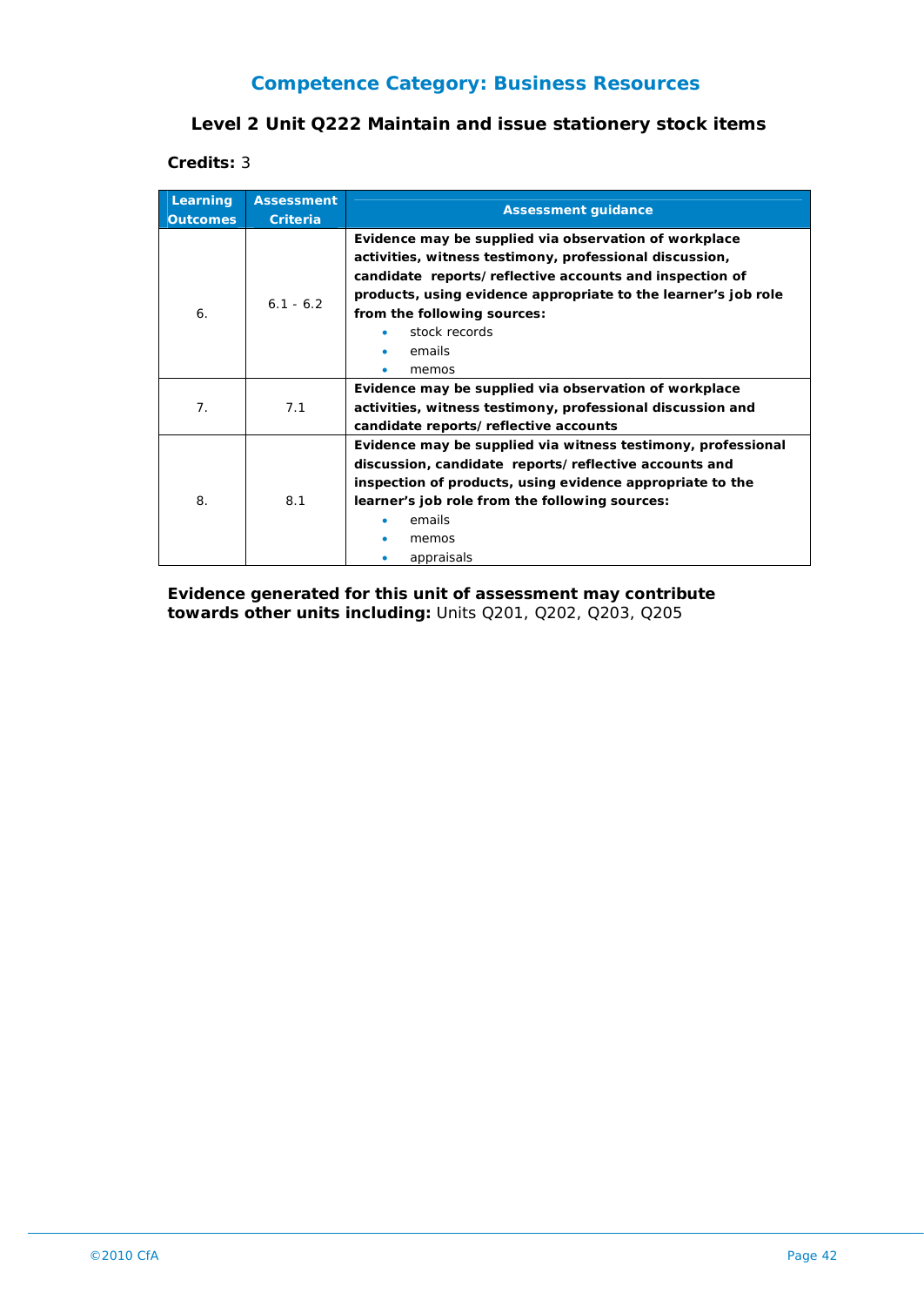## Competence Category: Business Resources

### Level 2 Unit Q222 Maintain and issue stationery stock items

**Credits:** 3

| Learning Outcomes | Assessment Criteria | Assessment guidance |
|---|---|---|
| 6. | 6.1 - 6.2 | **Evidence may be supplied via observation of workplace activities, witness testimony, professional discussion, candidate reports/reflective accounts and inspection of products, using evidence appropriate to the learner's job role from the following sources:**<br>• stock records<br>• emails<br>• memos |
| 7. | 7.1 | **Evidence may be supplied via observation of workplace activities, witness testimony, professional discussion and candidate reports/reflective accounts** |
| 8. | 8.1 | **Evidence may be supplied via witness testimony, professional discussion, candidate reports/reflective accounts and inspection of products, using evidence appropriate to the learner's job role from the following sources:**<br>• emails<br>• memos<br>• appraisals |

**Evidence generated for this unit of assessment may contribute towards other units including:** Units Q201, Q202, Q203, Q205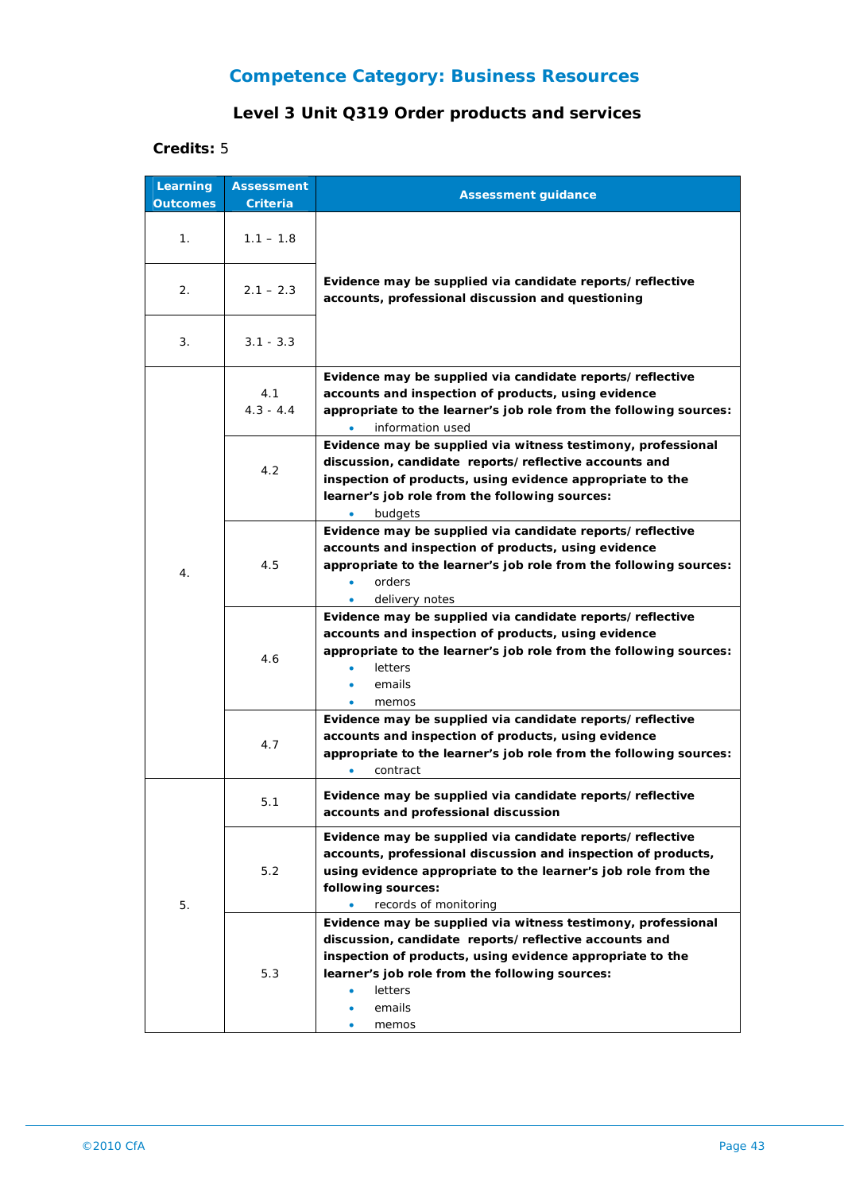## Competence Category: Business Resources

### Level 3 Unit Q319 Order products and services

**Credits:** 5

| Learning Outcomes | Assessment Criteria | Assessment guidance |
|---|---|---|
| 1. | 1.1 – 1.8 | **Evidence may be supplied via candidate reports/ reflective accounts, professional discussion and questioning** |
| 2. | 2.1 – 2.3 | |
| 3. | 3.1 - 3.3 | |
| 4. | 4.1<br>4.3 - 4.4 | **Evidence may be supplied via candidate reports/ reflective accounts and inspection of products, using evidence appropriate to the learner's job role from the following sources:**<br>• information used |
| | 4.2 | **Evidence may be supplied via witness testimony, professional discussion, candidate reports/ reflective accounts and inspection of products, using evidence appropriate to the learner's job role from the following sources:**<br>• budgets |
| | 4.5 | **Evidence may be supplied via candidate reports/ reflective accounts and inspection of products, using evidence appropriate to the learner's job role from the following sources:**<br>• orders<br>• delivery notes |
| | 4.6 | **Evidence may be supplied via candidate reports/ reflective accounts and inspection of products, using evidence appropriate to the learner's job role from the following sources:**<br>• letters<br>• emails<br>• memos |
| | 4.7 | **Evidence may be supplied via candidate reports/ reflective accounts and inspection of products, using evidence appropriate to the learner's job role from the following sources:**<br>• contract |
| 5. | 5.1 | **Evidence may be supplied via candidate reports/ reflective accounts and professional discussion** |
| | 5.2 | **Evidence may be supplied via candidate reports/ reflective accounts, professional discussion and inspection of products, using evidence appropriate to the learner's job role from the following sources:**<br>• records of monitoring |
| | 5.3 | **Evidence may be supplied via witness testimony, professional discussion, candidate reports/ reflective accounts and inspection of products, using evidence appropriate to the learner's job role from the following sources:**<br>• letters<br>• emails<br>• memos |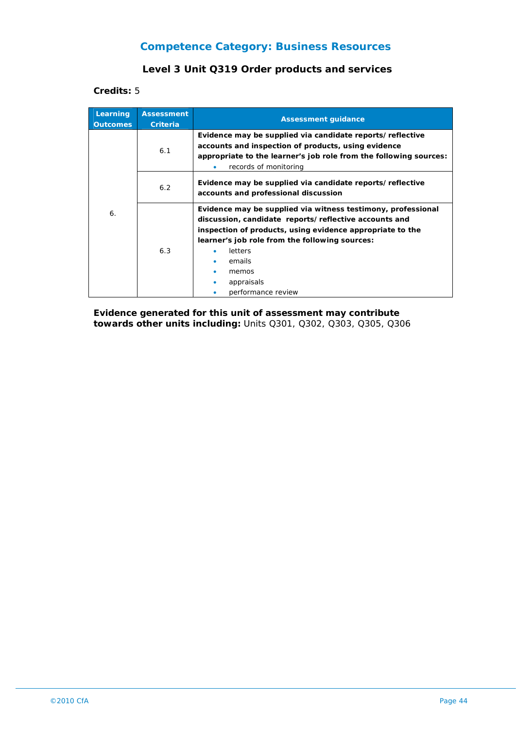## Competence Category: Business Resources

### Level 3 Unit Q319 Order products and services

**Credits:** 5

| Learning Outcomes | Assessment Criteria | Assessment guidance |
|---|---|---|
| 6. | 6.1 | **Evidence may be supplied via candidate reports/ reflective accounts and inspection of products, using evidence appropriate to the learner's job role from the following sources:**<br>• records of monitoring |
| | 6.2 | **Evidence may be supplied via candidate reports/ reflective accounts and professional discussion** |
| | 6.3 | **Evidence may be supplied via witness testimony, professional discussion, candidate reports/ reflective accounts and inspection of products, using evidence appropriate to the learner's job role from the following sources:**<br>• letters<br>• emails<br>• memos<br>• appraisals<br>• performance review |

**Evidence generated for this unit of assessment may contribute towards other units including:** Units Q301, Q302, Q303, Q305, Q306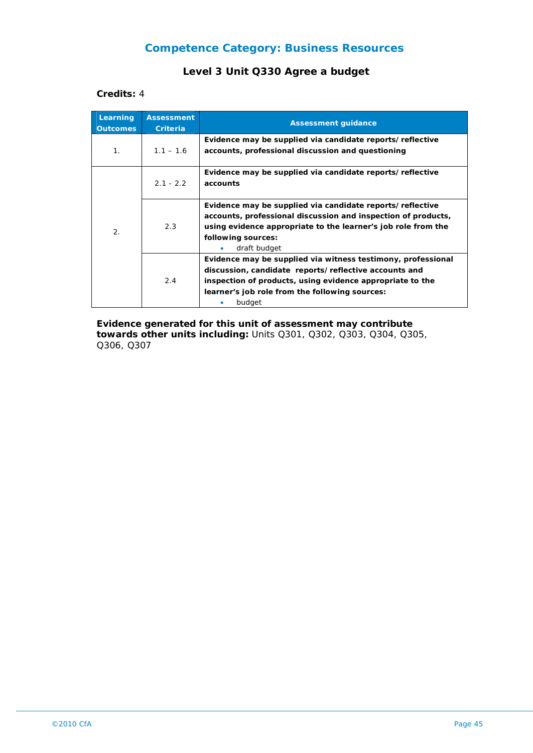## Competence Category: Business Resources

### Level 3 Unit Q330 Agree a budget

**Credits:** 4

| Learning Outcomes | Assessment Criteria | Assessment guidance |
|---|---|---|
| 1. | 1.1 – 1.6 | **Evidence may be supplied via candidate reports/ reflective accounts, professional discussion and questioning** |
| 2. | 2.1 - 2.2 | **Evidence may be supplied via candidate reports/ reflective accounts** |
| | 2.3 | **Evidence may be supplied via candidate reports/ reflective accounts, professional discussion and inspection of products, using evidence appropriate to the learner's job role from the following sources:** <br>• draft budget |
| | 2.4 | **Evidence may be supplied via witness testimony, professional discussion, candidate reports/ reflective accounts and inspection of products, using evidence appropriate to the learner's job role from the following sources:** <br>• budget |

**Evidence generated for this unit of assessment may contribute towards other units including:** Units Q301, Q302, Q303, Q304, Q305, Q306, Q307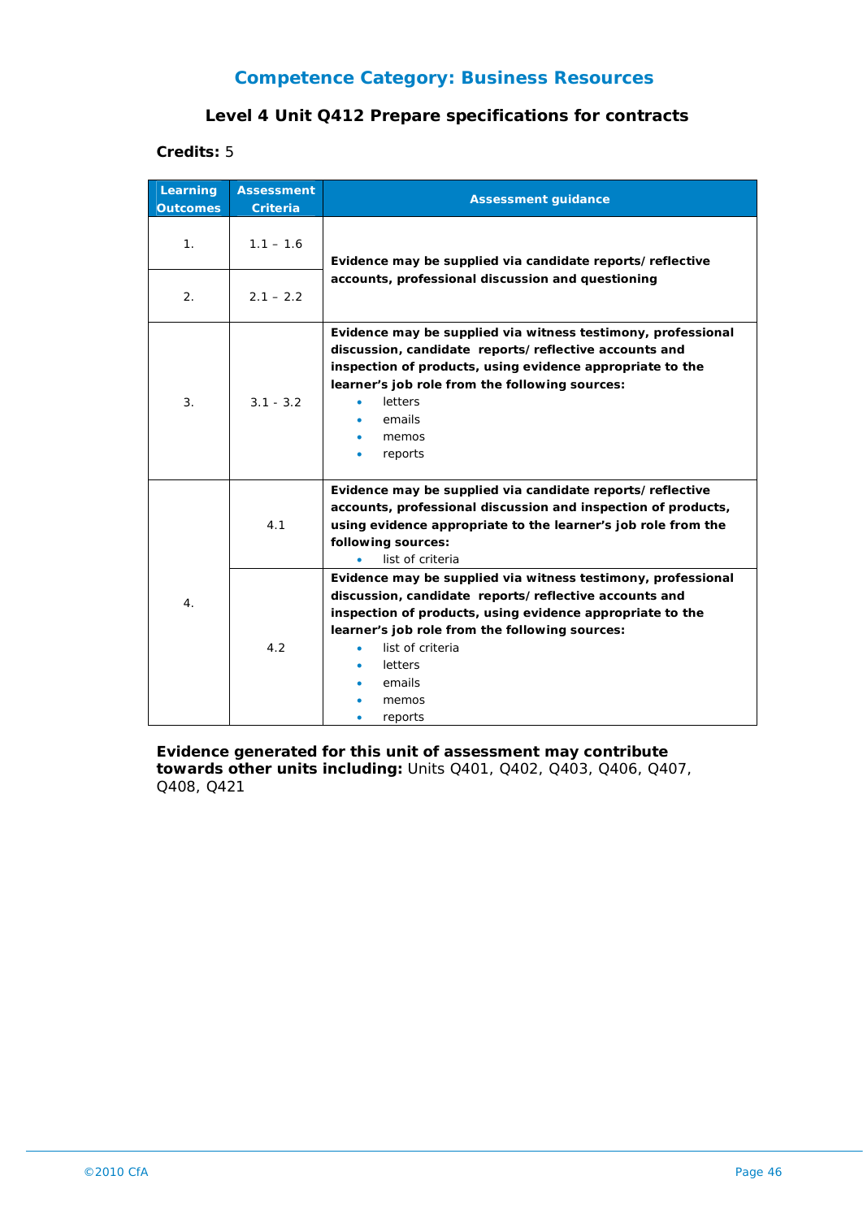## Competence Category: Business Resources

### Level 4 Unit Q412 Prepare specifications for contracts

**Credits:** 5

| Learning Outcomes | Assessment Criteria | Assessment guidance |
|---|---|---|
| 1. | 1.1 – 1.6 | **Evidence may be supplied via candidate reports/ reflective accounts, professional discussion and questioning** |
| 2. | 2.1 – 2.2 | |
| 3. | 3.1 - 3.2 | **Evidence may be supplied via witness testimony, professional discussion, candidate reports/ reflective accounts and inspection of products, using evidence appropriate to the learner's job role from the following sources:** <br>• letters <br>• emails <br>• memos <br>• reports |
| 4. | 4.1 | **Evidence may be supplied via candidate reports/ reflective accounts, professional discussion and inspection of products, using evidence appropriate to the learner's job role from the following sources:** <br>• list of criteria |
| | 4.2 | **Evidence may be supplied via witness testimony, professional discussion, candidate reports/ reflective accounts and inspection of products, using evidence appropriate to the learner's job role from the following sources:** <br>• list of criteria <br>• letters <br>• emails <br>• memos <br>• reports |

**Evidence generated for this unit of assessment may contribute towards other units including:** Units Q401, Q402, Q403, Q406, Q407, Q408, Q421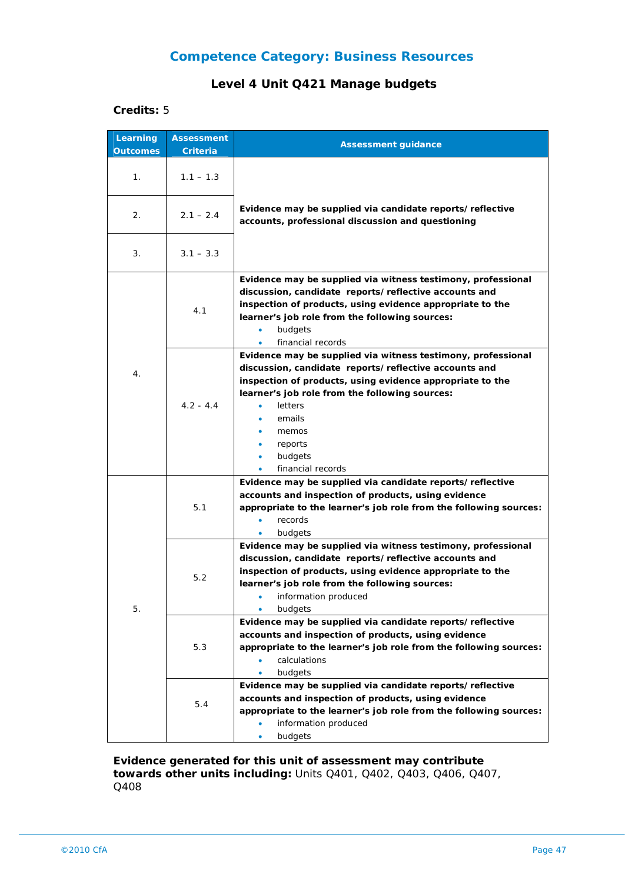## Competence Category: Business Resources

### Level 4 Unit Q421 Manage budgets

**Credits:** 5

| Learning Outcomes | Assessment Criteria | Assessment guidance |
|---|---|---|
| 1. | 1.1 – 1.3 | **Evidence may be supplied via candidate reports/ reflective accounts, professional discussion and questioning** |
| 2. | 2.1 – 2.4 | |
| 3. | 3.1 – 3.3 | |
| 4. | 4.1 | **Evidence may be supplied via witness testimony, professional discussion, candidate reports/ reflective accounts and inspection of products, using evidence appropriate to the learner's job role from the following sources:** <br>• budgets <br>• financial records |
| | 4.2 - 4.4 | **Evidence may be supplied via witness testimony, professional discussion, candidate reports/ reflective accounts and inspection of products, using evidence appropriate to the learner's job role from the following sources:** <br>• letters <br>• emails <br>• memos <br>• reports <br>• budgets <br>• financial records |
| 5. | 5.1 | **Evidence may be supplied via candidate reports/ reflective accounts and inspection of products, using evidence appropriate to the learner's job role from the following sources:** <br>• records <br>• budgets |
| | 5.2 | **Evidence may be supplied via witness testimony, professional discussion, candidate reports/ reflective accounts and inspection of products, using evidence appropriate to the learner's job role from the following sources:** <br>• information produced <br>• budgets |
| | 5.3 | **Evidence may be supplied via candidate reports/ reflective accounts and inspection of products, using evidence appropriate to the learner's job role from the following sources:** <br>• calculations <br>• budgets |
| | 5.4 | **Evidence may be supplied via candidate reports/ reflective accounts and inspection of products, using evidence appropriate to the learner's job role from the following sources:** <br>• information produced <br>• budgets |

**Evidence generated for this unit of assessment may contribute towards other units including:** Units Q401, Q402, Q403, Q406, Q407, Q408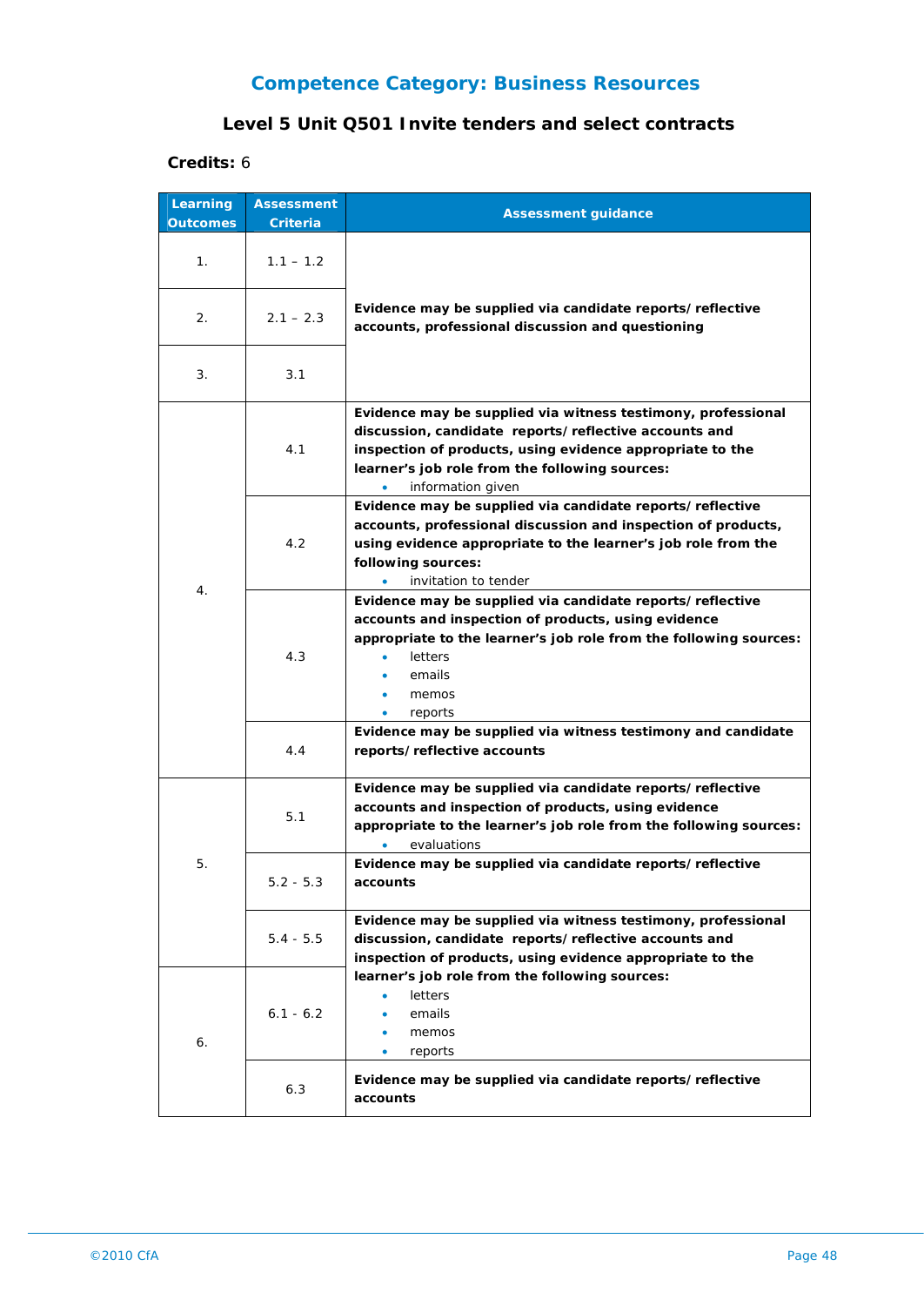## Competence Category: Business Resources

### Level 5 Unit Q501 Invite tenders and select contracts

**Credits:** 6

| Learning Outcomes | Assessment Criteria | Assessment guidance |
|---|---|---|
| 1. | 1.1 – 1.2 | **Evidence may be supplied via candidate reports/ reflective accounts, professional discussion and questioning** |
| 2. | 2.1 – 2.3 | |
| 3. | 3.1 | |
| 4. | 4.1 | **Evidence may be supplied via witness testimony, professional discussion, candidate reports/ reflective accounts and inspection of products, using evidence appropriate to the learner's job role from the following sources:** <br>• information given |
| | 4.2 | **Evidence may be supplied via candidate reports/ reflective accounts, professional discussion and inspection of products, using evidence appropriate to the learner's job role from the following sources:** <br>• invitation to tender |
| | 4.3 | **Evidence may be supplied via candidate reports/ reflective accounts and inspection of products, using evidence appropriate to the learner's job role from the following sources:** <br>• letters <br>• emails <br>• memos <br>• reports |
| | 4.4 | **Evidence may be supplied via witness testimony and candidate reports/ reflective accounts** |
| 5. | 5.1 | **Evidence may be supplied via candidate reports/ reflective accounts and inspection of products, using evidence appropriate to the learner's job role from the following sources:** <br>• evaluations |
| | 5.2 - 5.3 | **Evidence may be supplied via candidate reports/ reflective accounts** |
| | 5.4 - 5.5 | **Evidence may be supplied via witness testimony, professional discussion, candidate reports/ reflective accounts and inspection of products, using evidence appropriate to the learner's job role from the following sources:** <br>• letters <br>• emails <br>• memos <br>• reports |
| 6. | 6.1 - 6.2 | |
| | 6.3 | **Evidence may be supplied via candidate reports/ reflective accounts** |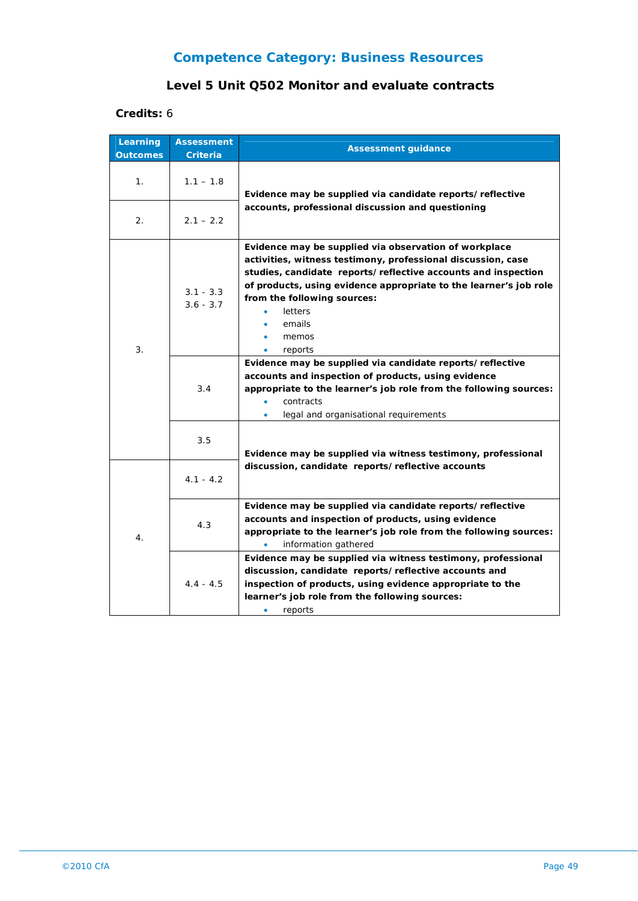## Competence Category: Business Resources

### Level 5 Unit Q502 Monitor and evaluate contracts

**Credits:** 6

| Learning Outcomes | Assessment Criteria | Assessment guidance |
|---|---|---|
| 1. | 1.1 – 1.8 | **Evidence may be supplied via candidate reports/ reflective accounts, professional discussion and questioning** |
| 2. | 2.1 – 2.2 | |
| 3. | 3.1 - 3.3<br>3.6 - 3.7 | **Evidence may be supplied via observation of workplace activities, witness testimony, professional discussion, case studies, candidate reports/ reflective accounts and inspection of products, using evidence appropriate to the learner's job role from the following sources:**<br>• letters<br>• emails<br>• memos<br>• reports |
| | 3.4 | **Evidence may be supplied via candidate reports/ reflective accounts and inspection of products, using evidence appropriate to the learner's job role from the following sources:**<br>• contracts<br>• legal and organisational requirements |
| | 3.5 | **Evidence may be supplied via witness testimony, professional discussion, candidate reports/ reflective accounts** |
| 4. | 4.1 - 4.2 | |
| | 4.3 | **Evidence may be supplied via candidate reports/ reflective accounts and inspection of products, using evidence appropriate to the learner's job role from the following sources:**<br>• information gathered |
| | 4.4 - 4.5 | **Evidence may be supplied via witness testimony, professional discussion, candidate reports/ reflective accounts and inspection of products, using evidence appropriate to the learner's job role from the following sources:**<br>• reports |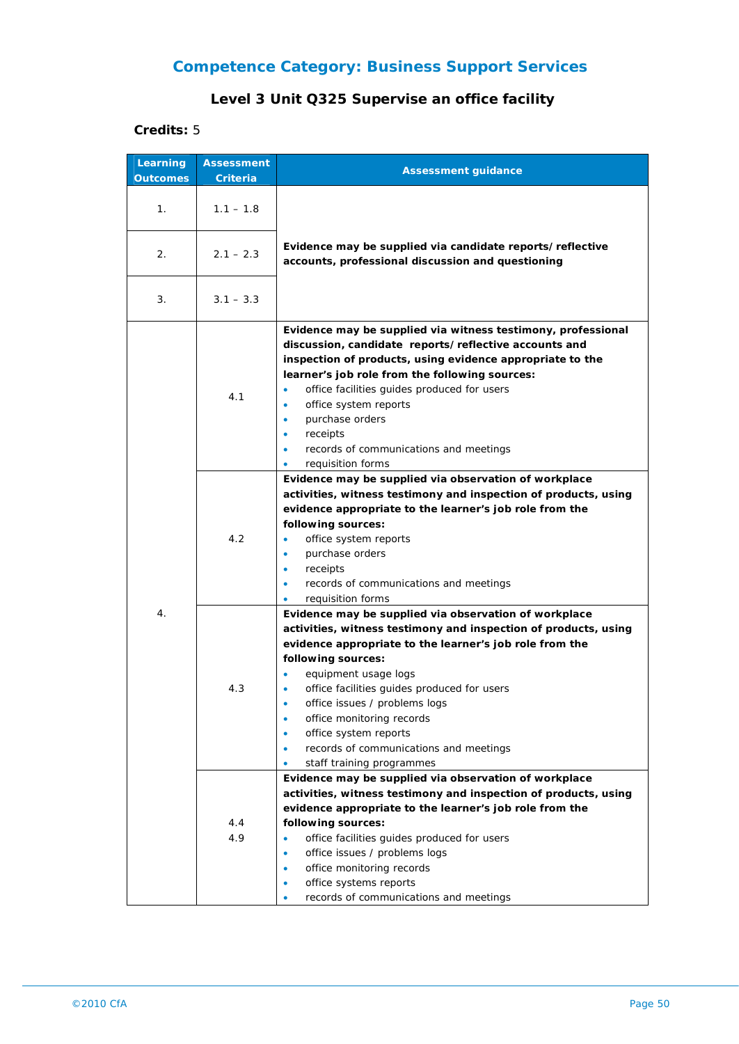## Competence Category: Business Support Services

### Level 3 Unit Q325 Supervise an office facility

**Credits:** 5

| Learning Outcomes | Assessment Criteria | Assessment guidance |
|---|---|---|
| 1. | 1.1 – 1.8 | **Evidence may be supplied via candidate reports/ reflective accounts, professional discussion and questioning** |
| 2. | 2.1 – 2.3 | |
| 3. | 3.1 – 3.3 | |
| 4. | 4.1 | **Evidence may be supplied via witness testimony, professional discussion, candidate reports/ reflective accounts and inspection of products, using evidence appropriate to the learner's job role from the following sources:**<br>• office facilities guides produced for users<br>• office system reports<br>• purchase orders<br>• receipts<br>• records of communications and meetings<br>• requisition forms |
| | 4.2 | **Evidence may be supplied via observation of workplace activities, witness testimony and inspection of products, using evidence appropriate to the learner's job role from the following sources:**<br>• office system reports<br>• purchase orders<br>• receipts<br>• records of communications and meetings<br>• requisition forms |
| | 4.3 | **Evidence may be supplied via observation of workplace activities, witness testimony and inspection of products, using evidence appropriate to the learner's job role from the following sources:**<br>• equipment usage logs<br>• office facilities guides produced for users<br>• office issues / problems logs<br>• office monitoring records<br>• office system reports<br>• records of communications and meetings<br>• staff training programmes |
| | 4.4<br>4.9 | **Evidence may be supplied via observation of workplace activities, witness testimony and inspection of products, using evidence appropriate to the learner's job role from the following sources:**<br>• office facilities guides produced for users<br>• office issues / problems logs<br>• office monitoring records<br>• office systems reports<br>• records of communications and meetings |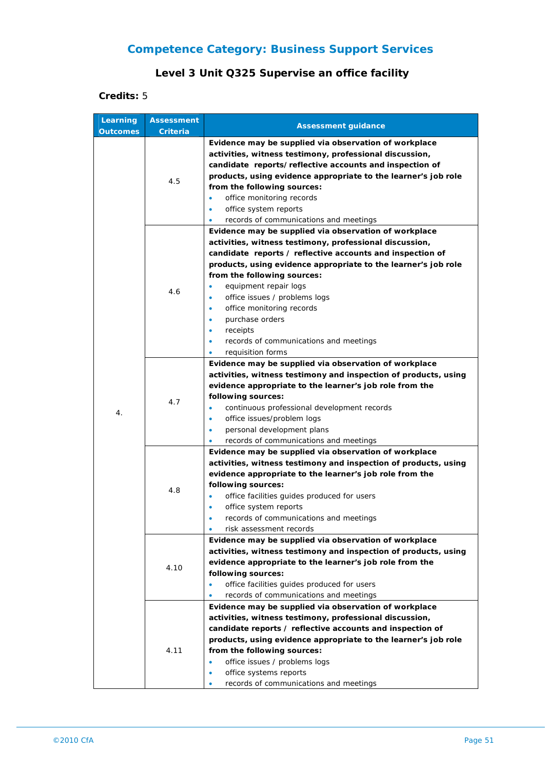## Competence Category: Business Support Services

### Level 3 Unit Q325 Supervise an office facility

**Credits:** 5

| Learning Outcomes | Assessment Criteria | Assessment guidance |
|---|---|---|
| 4. | 4.5 | **Evidence may be supplied via observation of workplace activities, witness testimony, professional discussion, candidate reports/ reflective accounts and inspection of products, using evidence appropriate to the learner's job role from the following sources:**<br>• office monitoring records<br>• office system reports<br>• records of communications and meetings |
| | 4.6 | **Evidence may be supplied via observation of workplace activities, witness testimony, professional discussion, candidate reports / reflective accounts and inspection of products, using evidence appropriate to the learner's job role from the following sources:**<br>• equipment repair logs<br>• office issues / problems logs<br>• office monitoring records<br>• purchase orders<br>• receipts<br>• records of communications and meetings<br>• requisition forms |
| | 4.7 | **Evidence may be supplied via observation of workplace activities, witness testimony and inspection of products, using evidence appropriate to the learner's job role from the following sources:**<br>• continuous professional development records<br>• office issues/problem logs<br>• personal development plans<br>• records of communications and meetings |
| | 4.8 | **Evidence may be supplied via observation of workplace activities, witness testimony and inspection of products, using evidence appropriate to the learner's job role from the following sources:**<br>• office facilities guides produced for users<br>• office system reports<br>• records of communications and meetings<br>• risk assessment records |
| | 4.10 | **Evidence may be supplied via observation of workplace activities, witness testimony and inspection of products, using evidence appropriate to the learner's job role from the following sources:**<br>• office facilities guides produced for users<br>• records of communications and meetings |
| | 4.11 | **Evidence may be supplied via observation of workplace activities, witness testimony, professional discussion, candidate reports / reflective accounts and inspection of products, using evidence appropriate to the learner's job role from the following sources:**<br>• office issues / problems logs<br>• office systems reports<br>• records of communications and meetings |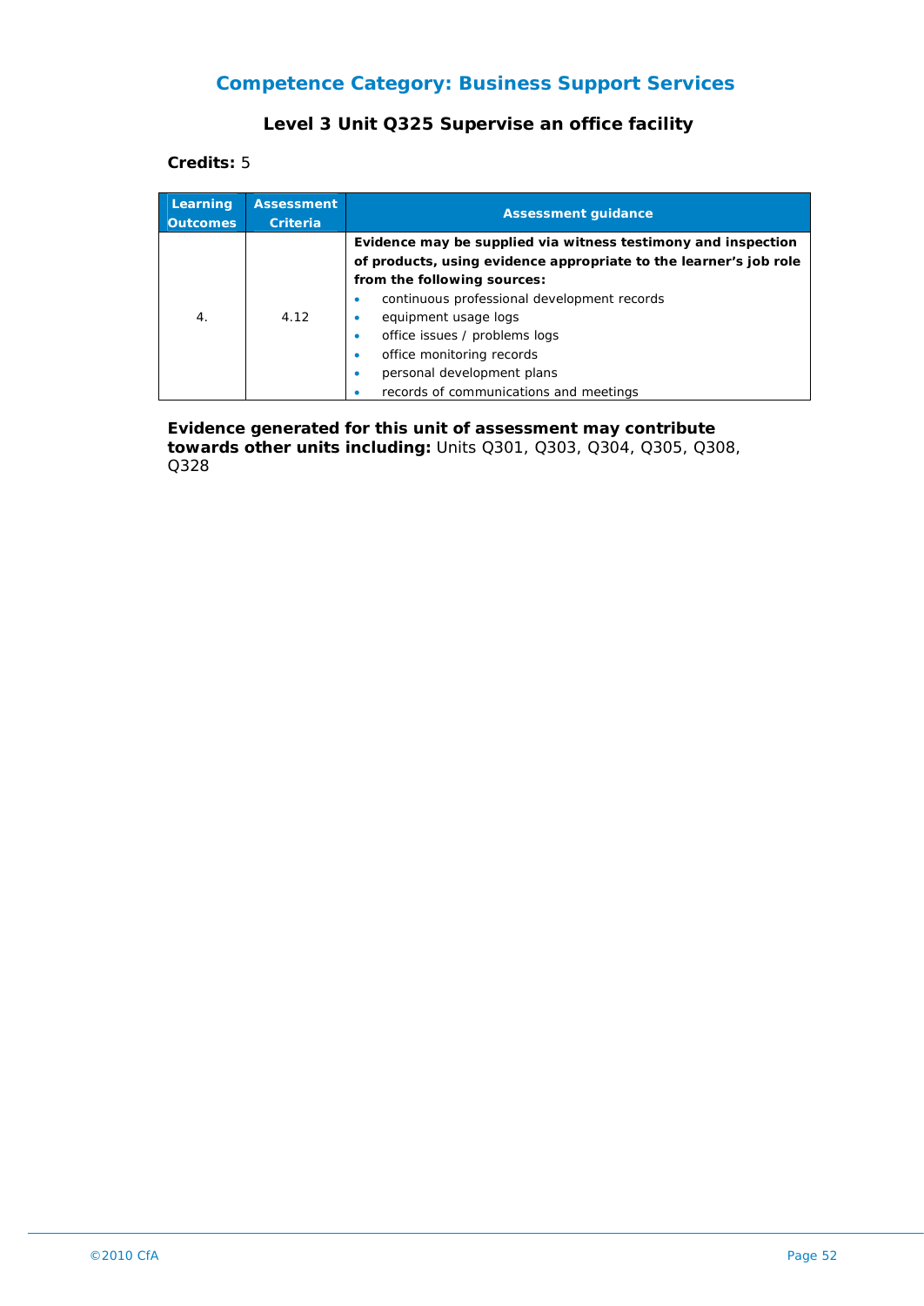## Competence Category: Business Support Services

### Level 3 Unit Q325 Supervise an office facility

**Credits:** 5

| Learning Outcomes | Assessment Criteria | Assessment guidance |
|---|---|---|
| 4. | 4.12 | **Evidence may be supplied via witness testimony and inspection of products, using evidence appropriate to the learner's job role from the following sources:**<br>• continuous professional development records<br>• equipment usage logs<br>• office issues / problems logs<br>• office monitoring records<br>• personal development plans<br>• records of communications and meetings |

**Evidence generated for this unit of assessment may contribute towards other units including:** Units Q301, Q303, Q304, Q305, Q308, Q328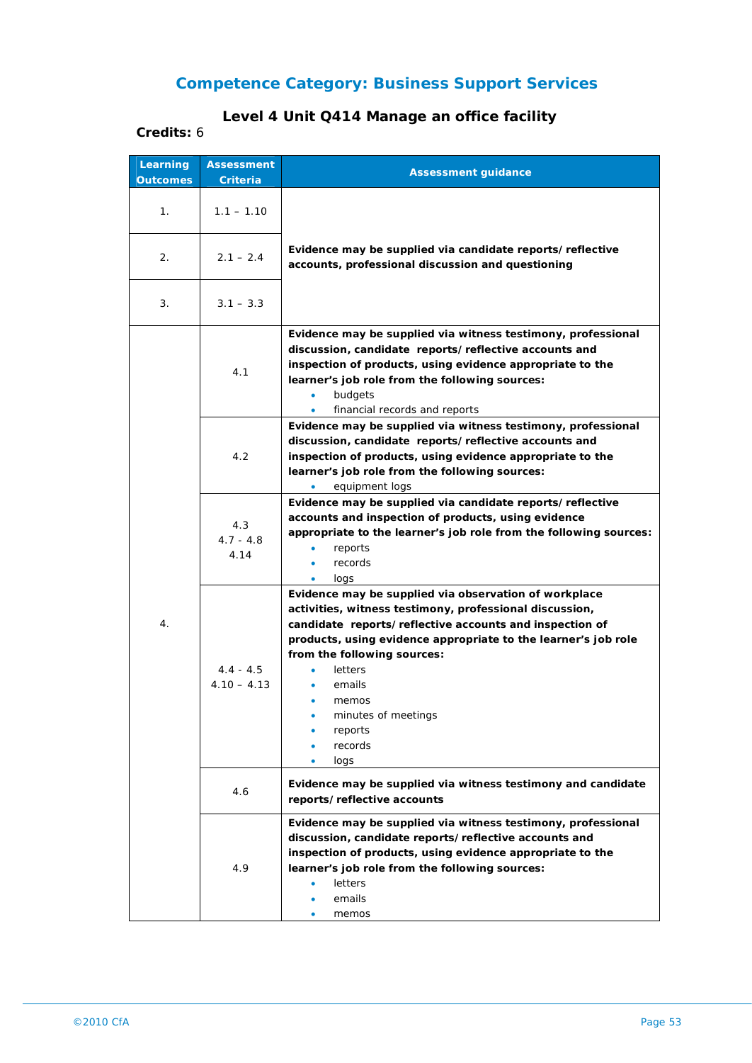## Competence Category: Business Support Services

### Level 4 Unit Q414 Manage an office facility

**Credits:** 6

| Learning Outcomes | Assessment Criteria | Assessment guidance |
|---|---|---|
| 1. | 1.1 – 1.10 | **Evidence may be supplied via candidate reports/ reflective accounts, professional discussion and questioning** |
| 2. | 2.1 – 2.4 | |
| 3. | 3.1 – 3.3 | |
| 4. | 4.1 | **Evidence may be supplied via witness testimony, professional discussion, candidate reports/ reflective accounts and inspection of products, using evidence appropriate to the learner's job role from the following sources:**<br>• budgets<br>• financial records and reports |
| | 4.2 | **Evidence may be supplied via witness testimony, professional discussion, candidate reports/ reflective accounts and inspection of products, using evidence appropriate to the learner's job role from the following sources:**<br>• equipment logs |
| | 4.3<br>4.7 - 4.8<br>4.14 | **Evidence may be supplied via candidate reports/ reflective accounts and inspection of products, using evidence appropriate to the learner's job role from the following sources:**<br>• reports<br>• records<br>• logs |
| | 4.4 - 4.5<br>4.10 – 4.13 | **Evidence may be supplied via observation of workplace activities, witness testimony, professional discussion, candidate reports/ reflective accounts and inspection of products, using evidence appropriate to the learner's job role from the following sources:**<br>• letters<br>• emails<br>• memos<br>• minutes of meetings<br>• reports<br>• records<br>• logs |
| | 4.6 | **Evidence may be supplied via witness testimony and candidate reports/ reflective accounts** |
| | 4.9 | **Evidence may be supplied via witness testimony, professional discussion, candidate reports/ reflective accounts and inspection of products, using evidence appropriate to the learner's job role from the following sources:**<br>• letters<br>• emails<br>• memos |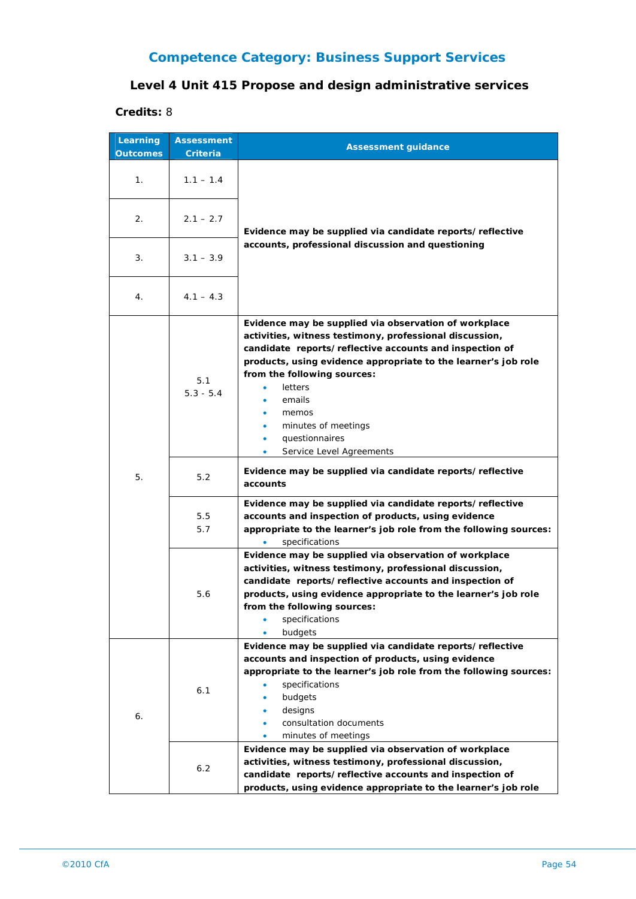# Competence Category: Business Support Services

## Level 4 Unit 415 Propose and design administrative services

**Credits:** 8

| Learning Outcomes | Assessment Criteria | Assessment guidance |
|---|---|---|
| 1. | 1.1 – 1.4 | **Evidence may be supplied via candidate reports/reflective accounts, professional discussion and questioning** |
| 2. | 2.1 – 2.7 | |
| 3. | 3.1 – 3.9 | |
| 4. | 4.1 – 4.3 | |
| 5. | 5.1<br>5.3 - 5.4 | **Evidence may be supplied via observation of workplace activities, witness testimony, professional discussion, candidate reports/reflective accounts and inspection of products, using evidence appropriate to the learner's job role from the following sources:**<br>• letters<br>• emails<br>• memos<br>• minutes of meetings<br>• questionnaires<br>• Service Level Agreements |
| | 5.2 | **Evidence may be supplied via candidate reports/reflective accounts** |
| | 5.5<br>5.7 | **Evidence may be supplied via candidate reports/reflective accounts and inspection of products, using evidence appropriate to the learner's job role from the following sources:**<br>• specifications |
| | 5.6 | **Evidence may be supplied via observation of workplace activities, witness testimony, professional discussion, candidate reports/reflective accounts and inspection of products, using evidence appropriate to the learner's job role from the following sources:**<br>• specifications<br>• budgets |
| 6. | 6.1 | **Evidence may be supplied via candidate reports/reflective accounts and inspection of products, using evidence appropriate to the learner's job role from the following sources:**<br>• specifications<br>• budgets<br>• designs<br>• consultation documents<br>• minutes of meetings |
| | 6.2 | **Evidence may be supplied via observation of workplace activities, witness testimony, professional discussion, candidate reports/reflective accounts and inspection of products, using evidence appropriate to the learner's job role** |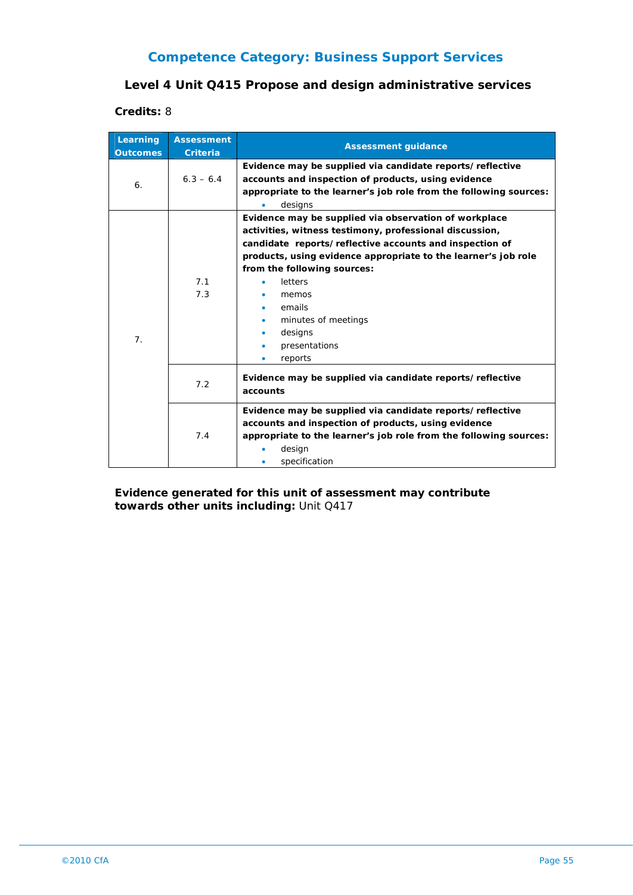## Competence Category: Business Support Services

### Level 4 Unit Q415 Propose and design administrative services

**Credits:** 8

| Learning Outcomes | Assessment Criteria | Assessment guidance |
|---|---|---|
| 6. | 6.3 – 6.4 | **Evidence may be supplied via candidate reports/reflective accounts and inspection of products, using evidence appropriate to the learner's job role from the following sources:**<br>• designs |
| 7. | 7.1<br>7.3 | **Evidence may be supplied via observation of workplace activities, witness testimony, professional discussion, candidate reports/reflective accounts and inspection of products, using evidence appropriate to the learner's job role from the following sources:**<br>• letters<br>• memos<br>• emails<br>• minutes of meetings<br>• designs<br>• presentations<br>• reports |
| | 7.2 | **Evidence may be supplied via candidate reports/reflective accounts** |
| | 7.4 | **Evidence may be supplied via candidate reports/reflective accounts and inspection of products, using evidence appropriate to the learner's job role from the following sources:**<br>• design<br>• specification |

**Evidence generated for this unit of assessment may contribute towards other units including:** Unit Q417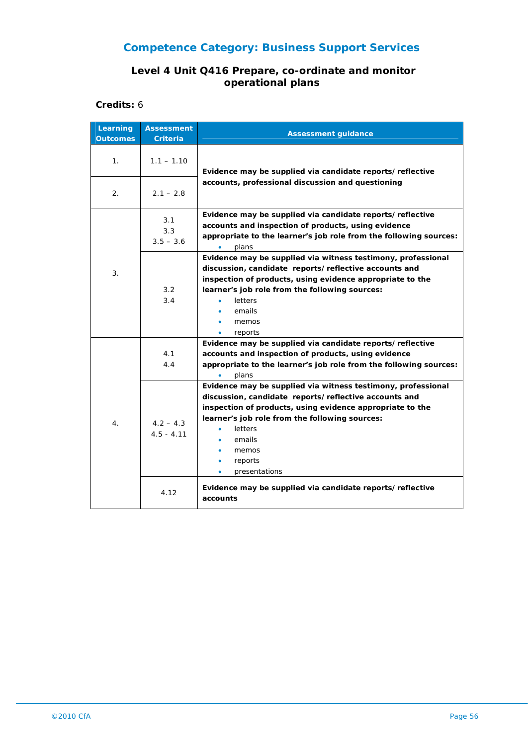## Competence Category: Business Support Services

### Level 4 Unit Q416 Prepare, co-ordinate and monitor operational plans

**Credits:** 6

| Learning Outcomes | Assessment Criteria | Assessment guidance |
|---|---|---|
| 1. | 1.1 – 1.10 | **Evidence may be supplied via candidate reports/ reflective accounts, professional discussion and questioning** |
| 2. | 2.1 – 2.8 | |
| 3. | 3.1<br>3.3<br>3.5 – 3.6 | **Evidence may be supplied via candidate reports/ reflective accounts and inspection of products, using evidence appropriate to the learner's job role from the following sources:**<br>• plans |
| | 3.2<br>3.4 | **Evidence may be supplied via witness testimony, professional discussion, candidate reports/ reflective accounts and inspection of products, using evidence appropriate to the learner's job role from the following sources:**<br>• letters<br>• emails<br>• memos<br>• reports |
| 4. | 4.1<br>4.4 | **Evidence may be supplied via candidate reports/ reflective accounts and inspection of products, using evidence appropriate to the learner's job role from the following sources:**<br>• plans |
| | 4.2 – 4.3<br>4.5 - 4.11 | **Evidence may be supplied via witness testimony, professional discussion, candidate reports/ reflective accounts and inspection of products, using evidence appropriate to the learner's job role from the following sources:**<br>• letters<br>• emails<br>• memos<br>• reports<br>• presentations |
| | 4.12 | **Evidence may be supplied via candidate reports/ reflective accounts** |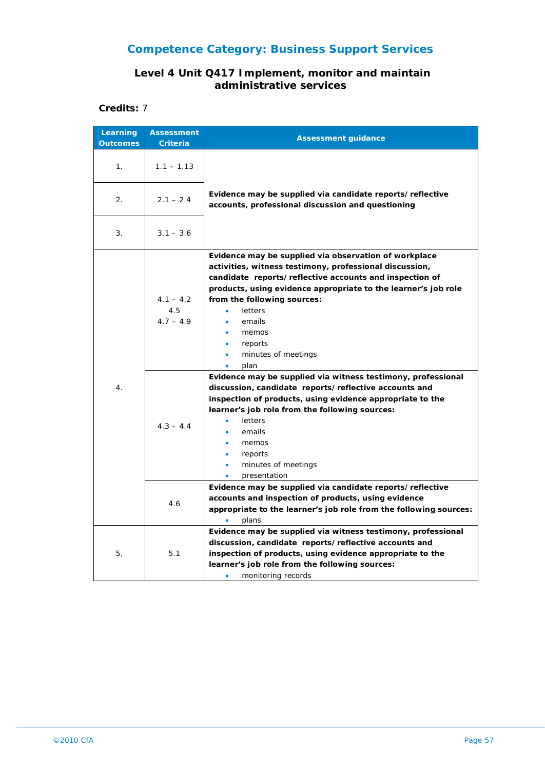# Competence Category: Business Support Services

## Level 4 Unit Q417 Implement, monitor and maintain administrative services

**Credits:** 7

| Learning Outcomes | Assessment Criteria | Assessment guidance |
|---|---|---|
| 1. | 1.1 – 1.13 | **Evidence may be supplied via candidate reports/reflective accounts, professional discussion and questioning** |
| 2. | 2.1 – 2.4 | |
| 3. | 3.1 – 3.6 | |
| 4. | 4.1 – 4.2<br>4.5<br>4.7 – 4.9 | **Evidence may be supplied via observation of workplace activities, witness testimony, professional discussion, candidate reports/reflective accounts and inspection of products, using evidence appropriate to the learner's job role from the following sources:**<br>• letters<br>• emails<br>• memos<br>• reports<br>• minutes of meetings<br>• plan |
| | 4.3 – 4.4 | **Evidence may be supplied via witness testimony, professional discussion, candidate reports/reflective accounts and inspection of products, using evidence appropriate to the learner's job role from the following sources:**<br>• letters<br>• emails<br>• memos<br>• reports<br>• minutes of meetings<br>• presentation |
| | 4.6 | **Evidence may be supplied via candidate reports/reflective accounts and inspection of products, using evidence appropriate to the learner's job role from the following sources:**<br>• plans |
| 5. | 5.1 | **Evidence may be supplied via witness testimony, professional discussion, candidate reports/reflective accounts and inspection of products, using evidence appropriate to the learner's job role from the following sources:**<br>• monitoring records |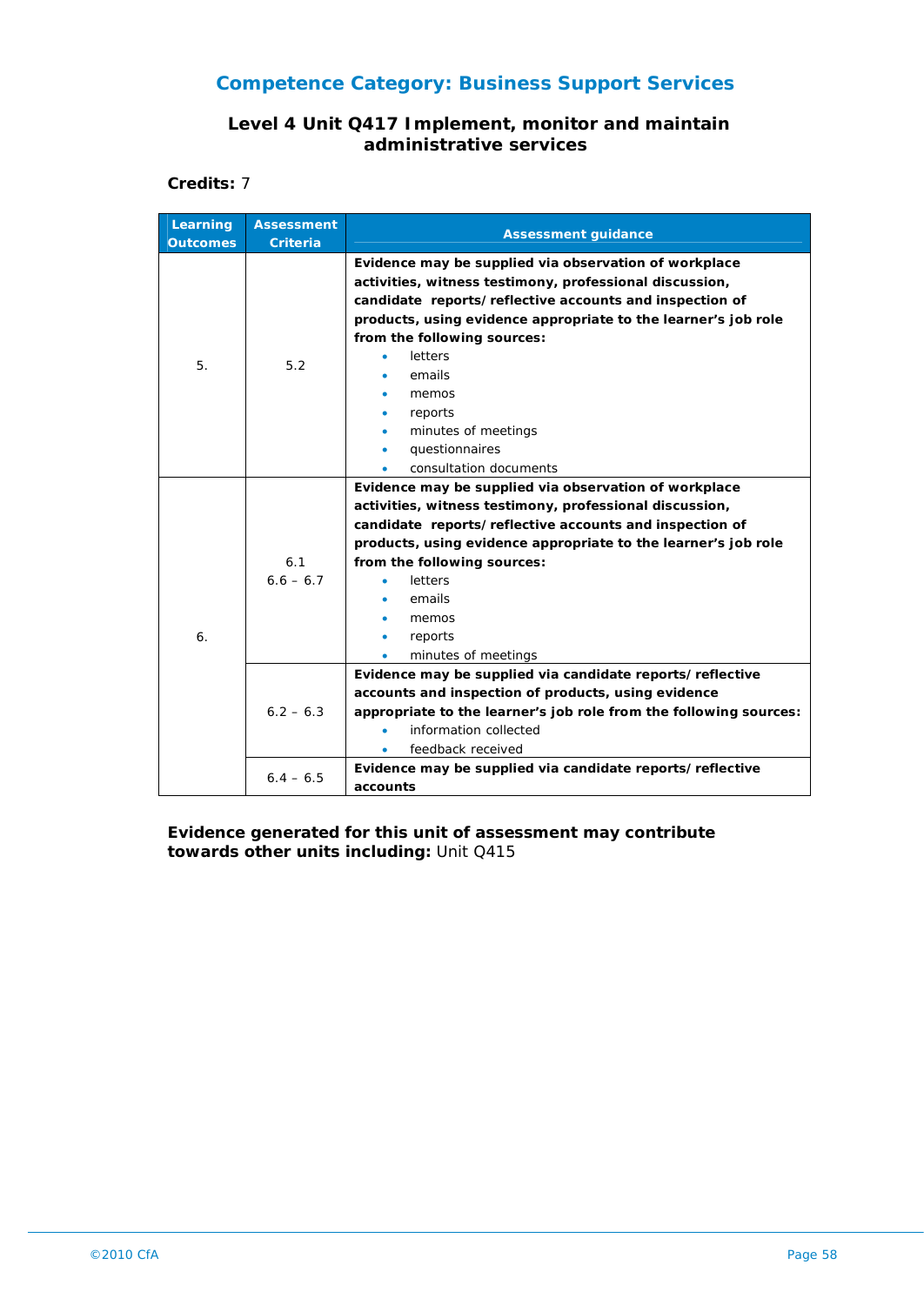## Competence Category: Business Support Services

### Level 4 Unit Q417 Implement, monitor and maintain administrative services

**Credits:** 7

| Learning Outcomes | Assessment Criteria | Assessment guidance |
|---|---|---|
| 5. | 5.2 | **Evidence may be supplied via observation of workplace activities, witness testimony, professional discussion, candidate reports/reflective accounts and inspection of products, using evidence appropriate to the learner's job role from the following sources:**<br>• letters<br>• emails<br>• memos<br>• reports<br>• minutes of meetings<br>• questionnaires<br>• consultation documents |
| 6. | 6.1<br>6.6 – 6.7 | **Evidence may be supplied via observation of workplace activities, witness testimony, professional discussion, candidate reports/reflective accounts and inspection of products, using evidence appropriate to the learner's job role from the following sources:**<br>• letters<br>• emails<br>• memos<br>• reports<br>• minutes of meetings |
| | 6.2 – 6.3 | **Evidence may be supplied via candidate reports/reflective accounts and inspection of products, using evidence appropriate to the learner's job role from the following sources:**<br>• information collected<br>• feedback received |
| | 6.4 – 6.5 | **Evidence may be supplied via candidate reports/reflective accounts** |

**Evidence generated for this unit of assessment may contribute towards other units including:** Unit Q415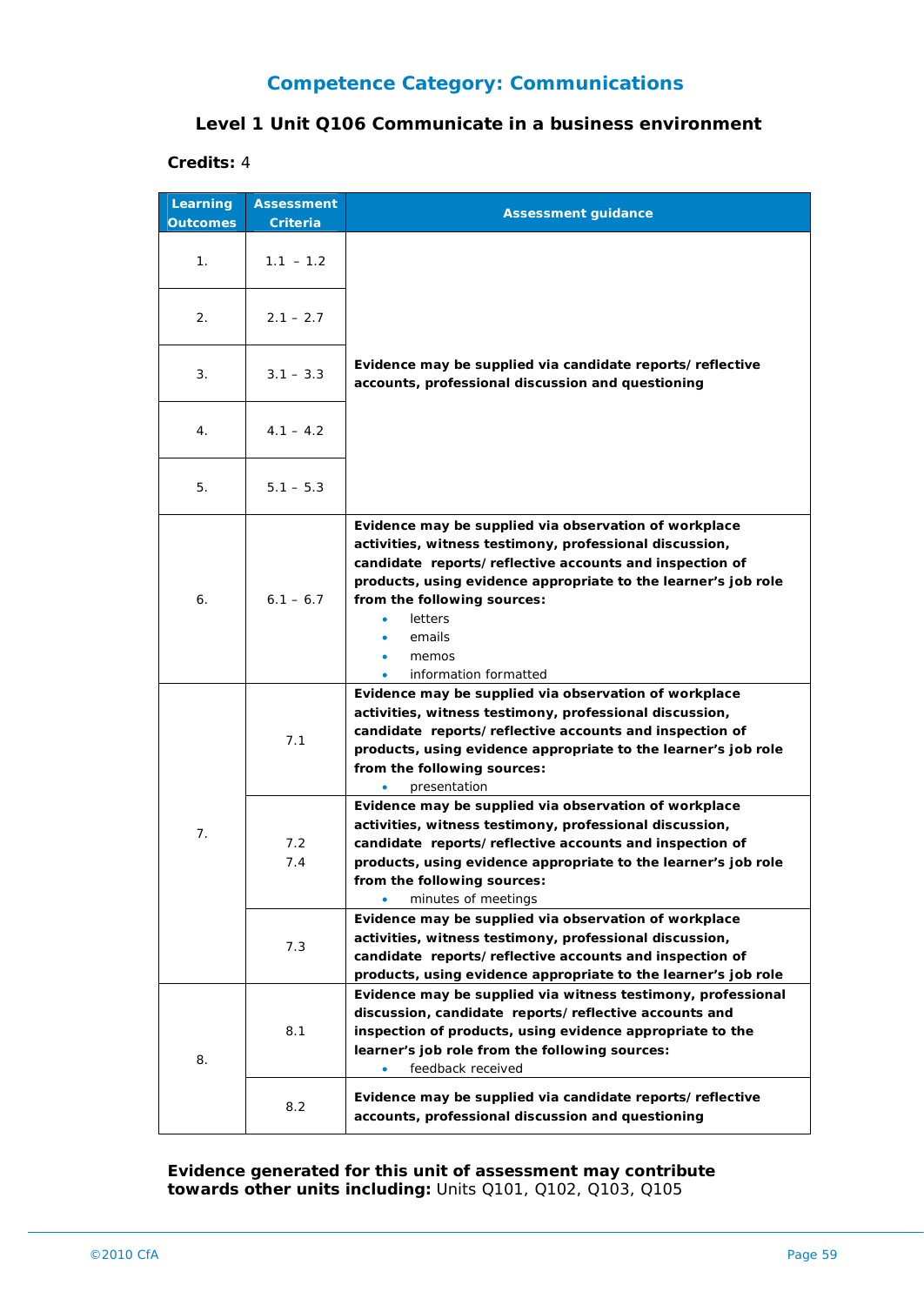## Competence Category: Communications

### Level 1 Unit Q106 Communicate in a business environment

**Credits:** 4

| Learning Outcomes | Assessment Criteria | Assessment guidance |
|---|---|---|
| 1. | 1.1 – 1.2 | **Evidence may be supplied via candidate reports/ reflective accounts, professional discussion and questioning** |
| 2. | 2.1 – 2.7 | |
| 3. | 3.1 – 3.3 | |
| 4. | 4.1 – 4.2 | |
| 5. | 5.1 – 5.3 | |
| 6. | 6.1 – 6.7 | **Evidence may be supplied via observation of workplace activities, witness testimony, professional discussion, candidate reports/ reflective accounts and inspection of products, using evidence appropriate to the learner's job role from the following sources:** <br>• letters <br>• emails <br>• memos <br>• information formatted |
| 7. | 7.1 | **Evidence may be supplied via observation of workplace activities, witness testimony, professional discussion, candidate reports/ reflective accounts and inspection of products, using evidence appropriate to the learner's job role from the following sources:** <br>• presentation |
| | 7.2 <br>7.4 | **Evidence may be supplied via observation of workplace activities, witness testimony, professional discussion, candidate reports/ reflective accounts and inspection of products, using evidence appropriate to the learner's job role from the following sources:** <br>• minutes of meetings |
| | 7.3 | **Evidence may be supplied via observation of workplace activities, witness testimony, professional discussion, candidate reports/ reflective accounts and inspection of products, using evidence appropriate to the learner's job role** |
| 8. | 8.1 | **Evidence may be supplied via witness testimony, professional discussion, candidate reports/ reflective accounts and inspection of products, using evidence appropriate to the learner's job role from the following sources:** <br>• feedback received |
| | 8.2 | **Evidence may be supplied via candidate reports/ reflective accounts, professional discussion and questioning** |

**Evidence generated for this unit of assessment may contribute towards other units including:** Units Q101, Q102, Q103, Q105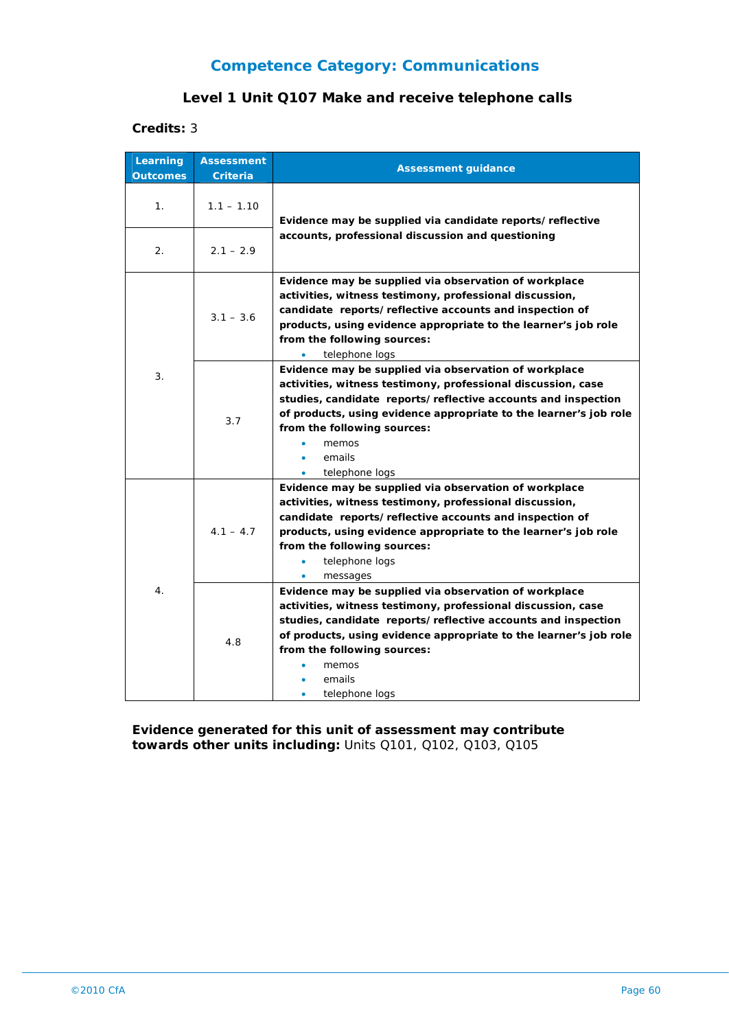## Competence Category: Communications

### Level 1 Unit Q107 Make and receive telephone calls

**Credits:** 3

| Learning Outcomes | Assessment Criteria | Assessment guidance |
|---|---|---|
| 1. | 1.1 – 1.10 | **Evidence may be supplied via candidate reports/ reflective accounts, professional discussion and questioning** |
| 2. | 2.1 – 2.9 | |
| 3. | 3.1 – 3.6 | **Evidence may be supplied via observation of workplace activities, witness testimony, professional discussion, candidate reports/ reflective accounts and inspection of products, using evidence appropriate to the learner's job role from the following sources:** <br>• telephone logs |
| | 3.7 | **Evidence may be supplied via observation of workplace activities, witness testimony, professional discussion, case studies, candidate reports/ reflective accounts and inspection of products, using evidence appropriate to the learner's job role from the following sources:** <br>• memos <br>• emails <br>• telephone logs |
| 4. | 4.1 – 4.7 | **Evidence may be supplied via observation of workplace activities, witness testimony, professional discussion, candidate reports/ reflective accounts and inspection of products, using evidence appropriate to the learner's job role from the following sources:** <br>• telephone logs <br>• messages |
| | 4.8 | **Evidence may be supplied via observation of workplace activities, witness testimony, professional discussion, case studies, candidate reports/ reflective accounts and inspection of products, using evidence appropriate to the learner's job role from the following sources:** <br>• memos <br>• emails <br>• telephone logs |

**Evidence generated for this unit of assessment may contribute towards other units including:** Units Q101, Q102, Q103, Q105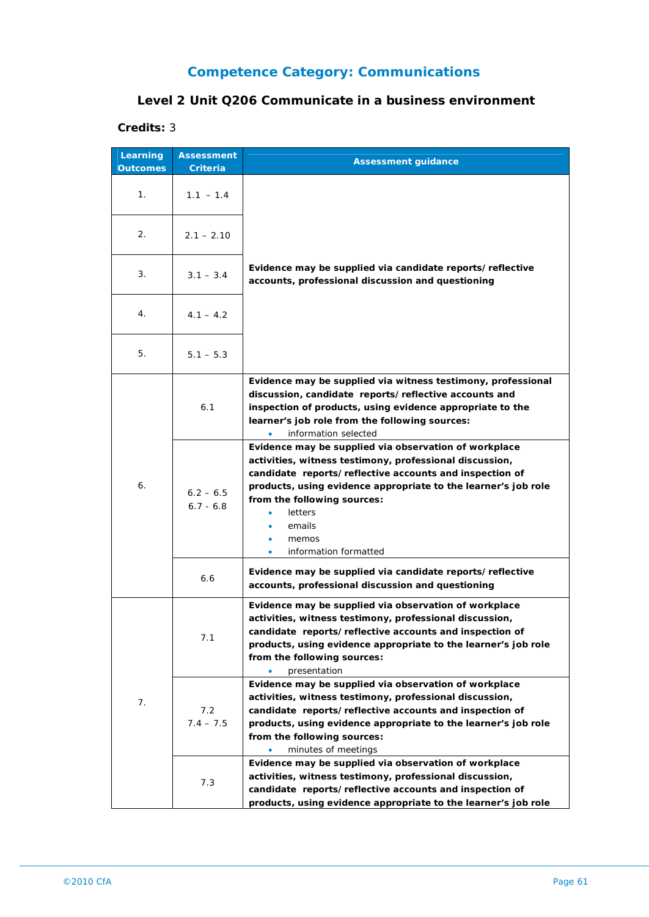## Competence Category: Communications

### Level 2 Unit Q206 Communicate in a business environment

**Credits:** 3

| Learning Outcomes | Assessment Criteria | Assessment guidance |
|---|---|---|
| 1. | 1.1 – 1.4 | **Evidence may be supplied via candidate reports/ reflective accounts, professional discussion and questioning** |
| 2. | 2.1 – 2.10 | |
| 3. | 3.1 – 3.4 | |
| 4. | 4.1 – 4.2 | |
| 5. | 5.1 – 5.3 | |
| 6. | 6.1 | **Evidence may be supplied via witness testimony, professional discussion, candidate reports/ reflective accounts and inspection of products, using evidence appropriate to the learner's job role from the following sources:**<br>• information selected |
| | 6.2 – 6.5<br>6.7 - 6.8 | **Evidence may be supplied via observation of workplace activities, witness testimony, professional discussion, candidate reports/ reflective accounts and inspection of products, using evidence appropriate to the learner's job role from the following sources:**<br>• letters<br>• emails<br>• memos<br>• information formatted |
| | 6.6 | **Evidence may be supplied via candidate reports/ reflective accounts, professional discussion and questioning** |
| 7. | 7.1 | **Evidence may be supplied via observation of workplace activities, witness testimony, professional discussion, candidate reports/ reflective accounts and inspection of products, using evidence appropriate to the learner's job role from the following sources:**<br>• presentation |
| | 7.2<br>7.4 – 7.5 | **Evidence may be supplied via observation of workplace activities, witness testimony, professional discussion, candidate reports/ reflective accounts and inspection of products, using evidence appropriate to the learner's job role from the following sources:**<br>• minutes of meetings |
| | 7.3 | **Evidence may be supplied via observation of workplace activities, witness testimony, professional discussion, candidate reports/ reflective accounts and inspection of products, using evidence appropriate to the learner's job role** |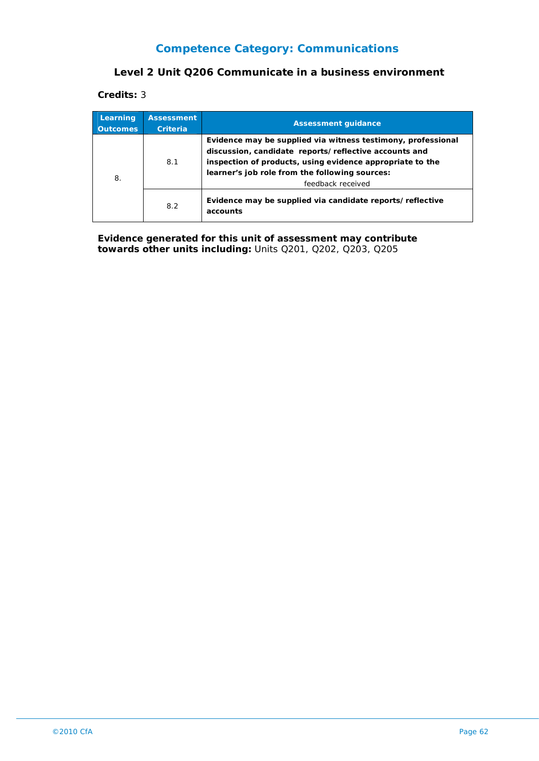## Competence Category: Communications

### Level 2 Unit Q206 Communicate in a business environment

**Credits:** 3

| Learning Outcomes | Assessment Criteria | Assessment guidance |
|---|---|---|
| 8. | 8.1 | **Evidence may be supplied via witness testimony, professional discussion, candidate reports/reflective accounts and inspection of products, using evidence appropriate to the learner's job role from the following sources:** feedback received |
| | 8.2 | **Evidence may be supplied via candidate reports/reflective accounts** |

**Evidence generated for this unit of assessment may contribute towards other units including:** Units Q201, Q202, Q203, Q205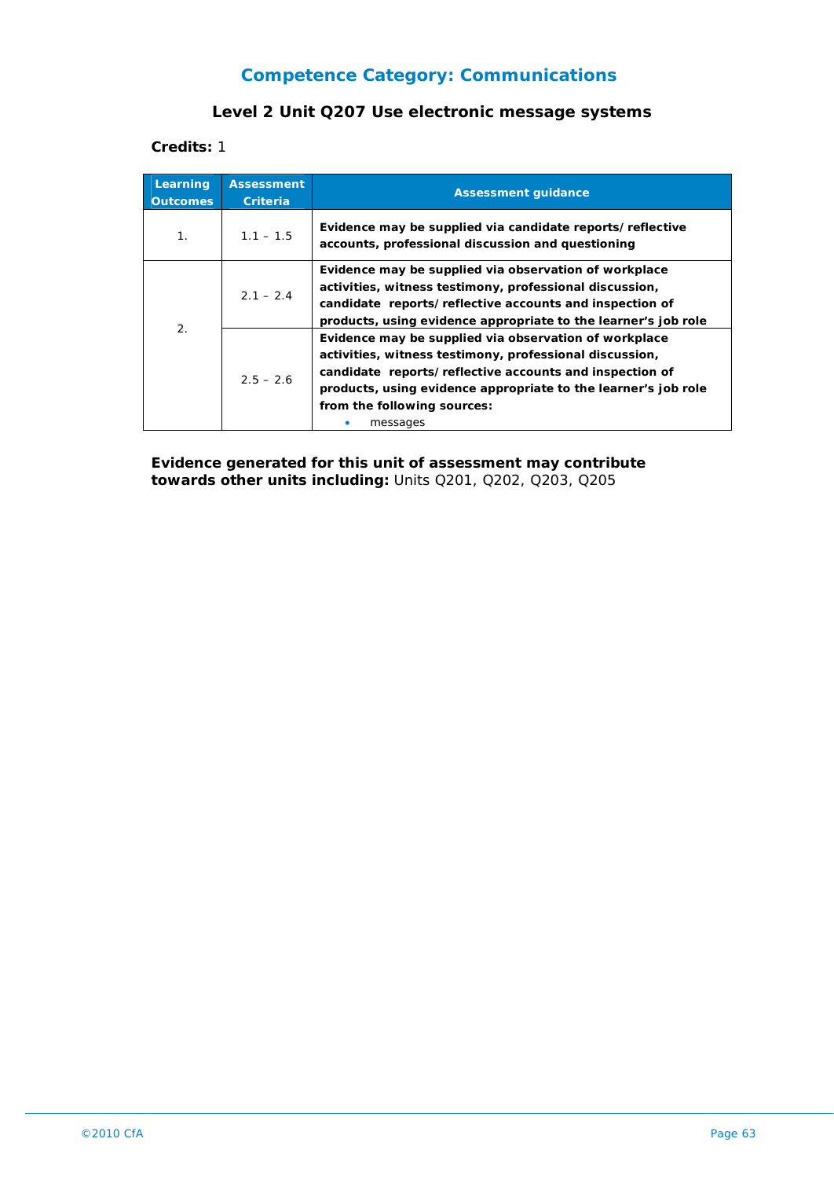## Competence Category: Communications

### Level 2 Unit Q207 Use electronic message systems

**Credits:** 1

| Learning Outcomes | Assessment Criteria | Assessment guidance |
|---|---|---|
| 1. | 1.1 – 1.5 | **Evidence may be supplied via candidate reports/reflective accounts, professional discussion and questioning** |
| 2. | 2.1 – 2.4 | **Evidence may be supplied via observation of workplace activities, witness testimony, professional discussion, candidate reports/reflective accounts and inspection of products, using evidence appropriate to the learner's job role** |
| | 2.5 – 2.6 | **Evidence may be supplied via observation of workplace activities, witness testimony, professional discussion, candidate reports/reflective accounts and inspection of products, using evidence appropriate to the learner's job role from the following sources:** <br> • messages |

**Evidence generated for this unit of assessment may contribute towards other units including:** Units Q201, Q202, Q203, Q205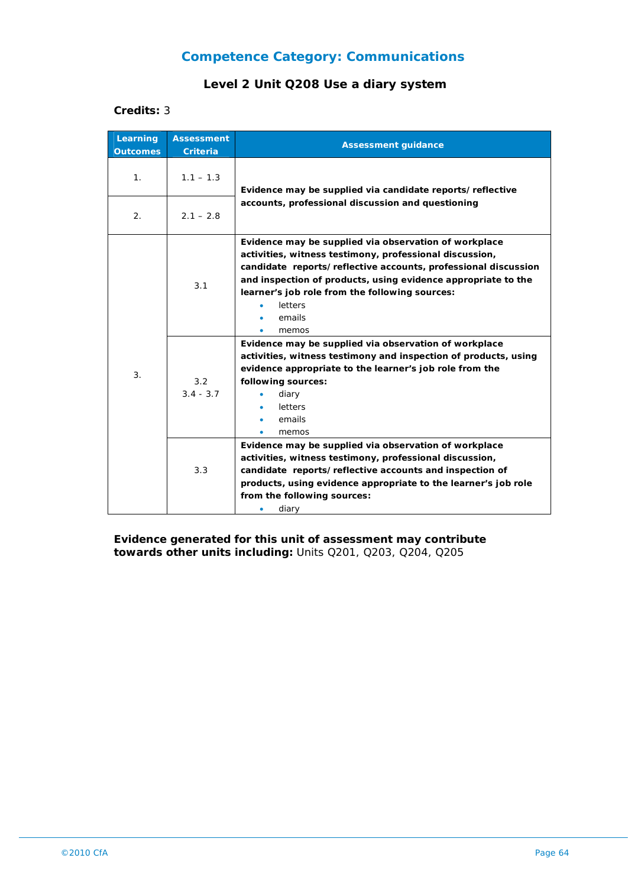## Competence Category: Communications

### Level 2 Unit Q208 Use a diary system

**Credits:** 3

| Learning Outcomes | Assessment Criteria | Assessment guidance |
|---|---|---|
| 1. | 1.1 – 1.3 | **Evidence may be supplied via candidate reports/reflective accounts, professional discussion and questioning** |
| 2. | 2.1 – 2.8 | |
| 3. | 3.1 | **Evidence may be supplied via observation of workplace activities, witness testimony, professional discussion, candidate reports/reflective accounts, professional discussion and inspection of products, using evidence appropriate to the learner's job role from the following sources:** <br>• letters <br>• emails <br>• memos |
| | 3.2 <br>3.4 - 3.7 | **Evidence may be supplied via observation of workplace activities, witness testimony and inspection of products, using evidence appropriate to the learner's job role from the following sources:** <br>• diary <br>• letters <br>• emails <br>• memos |
| | 3.3 | **Evidence may be supplied via observation of workplace activities, witness testimony, professional discussion, candidate reports/reflective accounts and inspection of products, using evidence appropriate to the learner's job role from the following sources:** <br>• diary |

**Evidence generated for this unit of assessment may contribute towards other units including:** Units Q201, Q203, Q204, Q205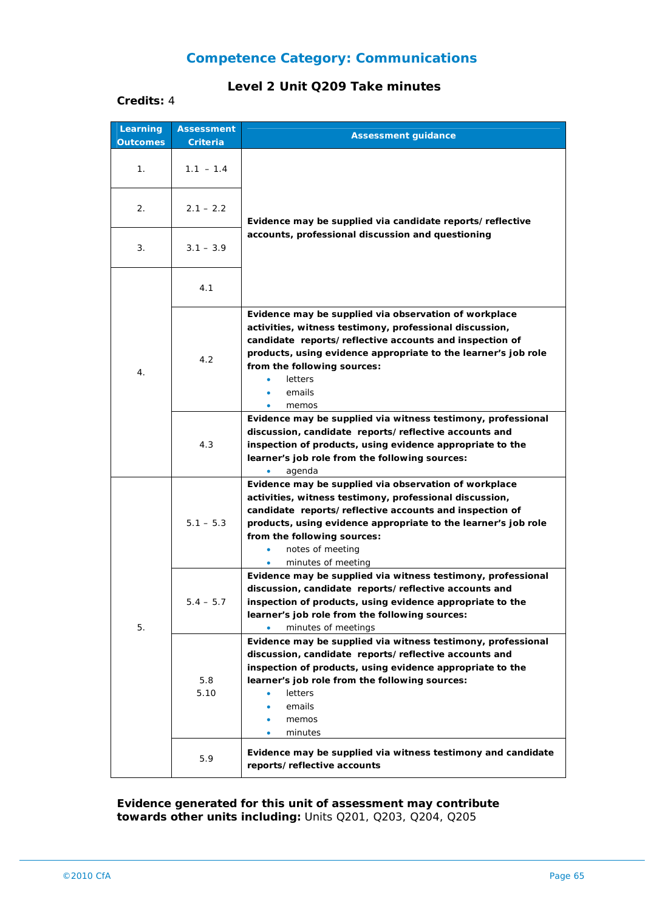## Competence Category: Communications

### Level 2 Unit Q209 Take minutes

**Credits:** 4

| Learning Outcomes | Assessment Criteria | Assessment guidance |
|---|---|---|
| 1. | 1.1 – 1.4 | **Evidence may be supplied via candidate reports/ reflective accounts, professional discussion and questioning** |
| 2. | 2.1 – 2.2 | |
| 3. | 3.1 – 3.9 | |
| 4. | 4.1 | |
| | 4.2 | **Evidence may be supplied via observation of workplace activities, witness testimony, professional discussion, candidate reports/ reflective accounts and inspection of products, using evidence appropriate to the learner's job role from the following sources:** <br>• letters <br>• emails <br>• memos |
| | 4.3 | **Evidence may be supplied via witness testimony, professional discussion, candidate reports/ reflective accounts and inspection of products, using evidence appropriate to the learner's job role from the following sources:** <br>• agenda |
| 5. | 5.1 – 5.3 | **Evidence may be supplied via observation of workplace activities, witness testimony, professional discussion, candidate reports/ reflective accounts and inspection of products, using evidence appropriate to the learner's job role from the following sources:** <br>• notes of meeting <br>• minutes of meeting |
| | 5.4 – 5.7 | **Evidence may be supplied via witness testimony, professional discussion, candidate reports/ reflective accounts and inspection of products, using evidence appropriate to the learner's job role from the following sources:** <br>• minutes of meetings |
| | 5.8 <br>5.10 | **Evidence may be supplied via witness testimony, professional discussion, candidate reports/ reflective accounts and inspection of products, using evidence appropriate to the learner's job role from the following sources:** <br>• letters <br>• emails <br>• memos <br>• minutes |
| | 5.9 | **Evidence may be supplied via witness testimony and candidate reports/ reflective accounts** |

**Evidence generated for this unit of assessment may contribute towards other units including:** Units Q201, Q203, Q204, Q205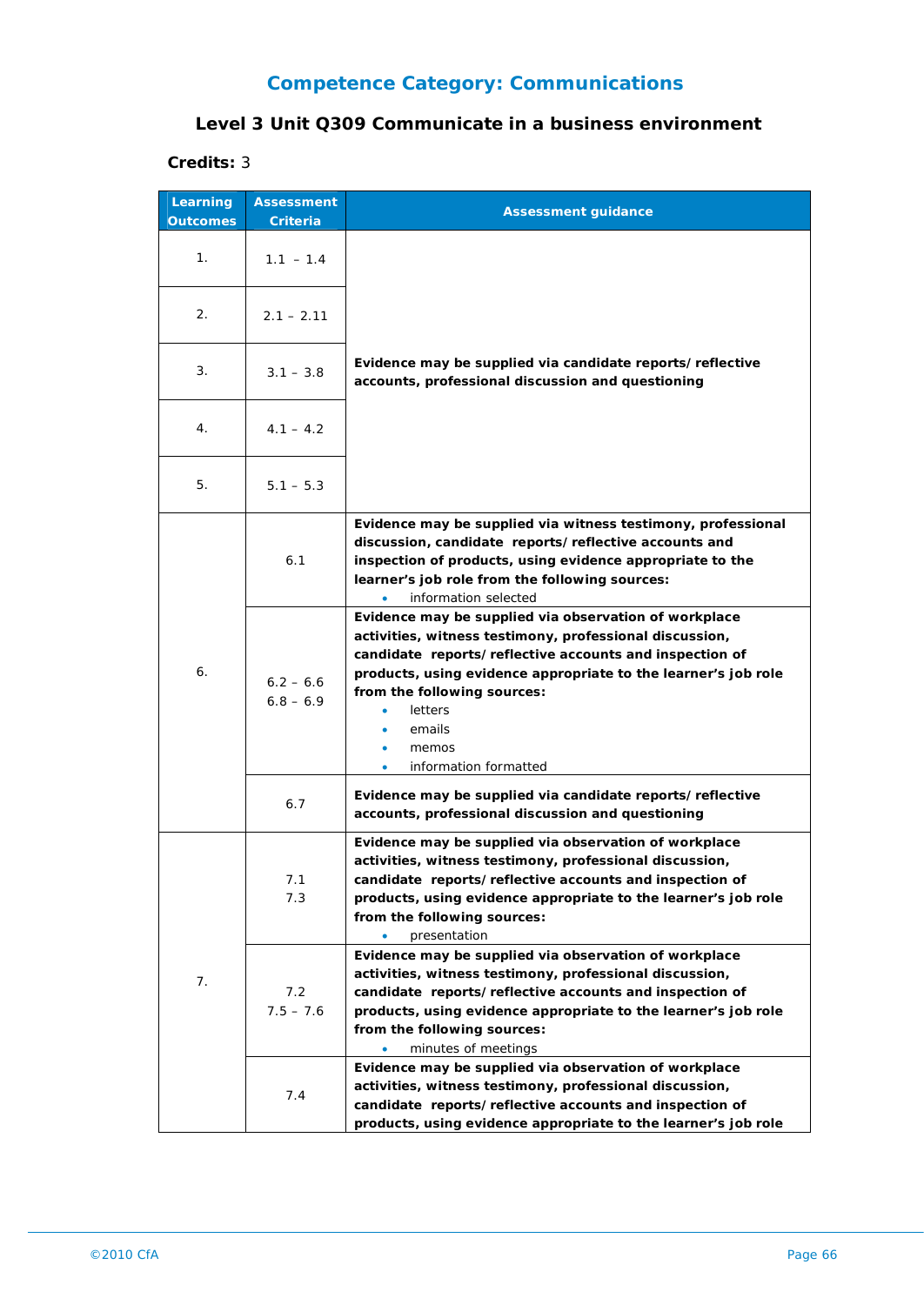## Competence Category: Communications

### Level 3 Unit Q309 Communicate in a business environment

**Credits:** 3

| Learning Outcomes | Assessment Criteria | Assessment guidance |
|---|---|---|
| 1. | 1.1 – 1.4 | **Evidence may be supplied via candidate reports/ reflective accounts, professional discussion and questioning** |
| 2. | 2.1 – 2.11 | |
| 3. | 3.1 – 3.8 | |
| 4. | 4.1 – 4.2 | |
| 5. | 5.1 – 5.3 | |
| 6. | 6.1 | **Evidence may be supplied via witness testimony, professional discussion, candidate reports/ reflective accounts and inspection of products, using evidence appropriate to the learner's job role from the following sources:** <br>• information selected |
| | 6.2 – 6.6<br>6.8 – 6.9 | **Evidence may be supplied via observation of workplace activities, witness testimony, professional discussion, candidate reports/ reflective accounts and inspection of products, using evidence appropriate to the learner's job role from the following sources:** <br>• letters<br>• emails<br>• memos<br>• information formatted |
| | 6.7 | **Evidence may be supplied via candidate reports/ reflective accounts, professional discussion and questioning** |
| 7. | 7.1<br>7.3 | **Evidence may be supplied via observation of workplace activities, witness testimony, professional discussion, candidate reports/ reflective accounts and inspection of products, using evidence appropriate to the learner's job role from the following sources:** <br>• presentation |
| | 7.2<br>7.5 – 7.6 | **Evidence may be supplied via observation of workplace activities, witness testimony, professional discussion, candidate reports/ reflective accounts and inspection of products, using evidence appropriate to the learner's job role from the following sources:** <br>• minutes of meetings |
| | 7.4 | **Evidence may be supplied via observation of workplace activities, witness testimony, professional discussion, candidate reports/ reflective accounts and inspection of products, using evidence appropriate to the learner's job role** |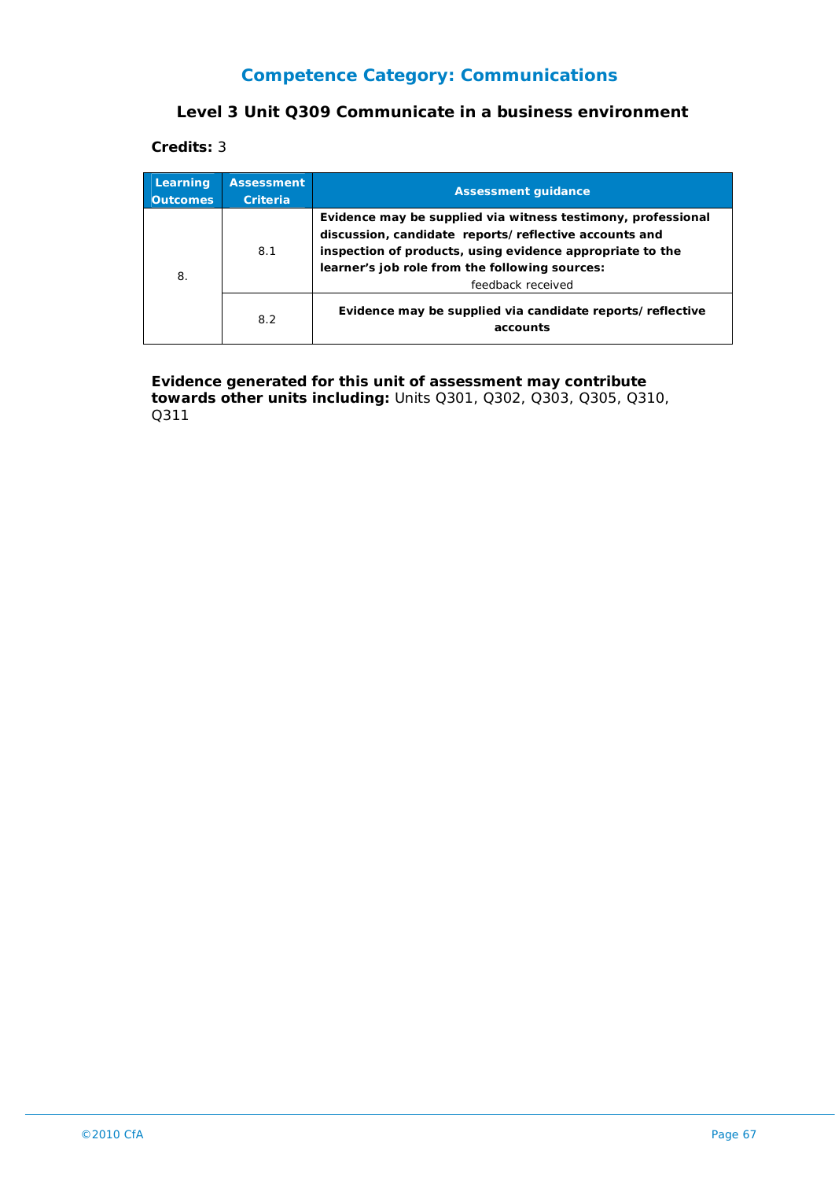## Competence Category: Communications

### Level 3 Unit Q309 Communicate in a business environment

**Credits:** 3

| Learning Outcomes | Assessment Criteria | Assessment guidance |
|---|---|---|
| 8. | 8.1 | **Evidence may be supplied via witness testimony, professional discussion, candidate reports/reflective accounts and inspection of products, using evidence appropriate to the learner's job role from the following sources:** feedback received |
| | 8.2 | **Evidence may be supplied via candidate reports/reflective accounts** |

**Evidence generated for this unit of assessment may contribute towards other units including:** Units Q301, Q302, Q303, Q305, Q310, Q311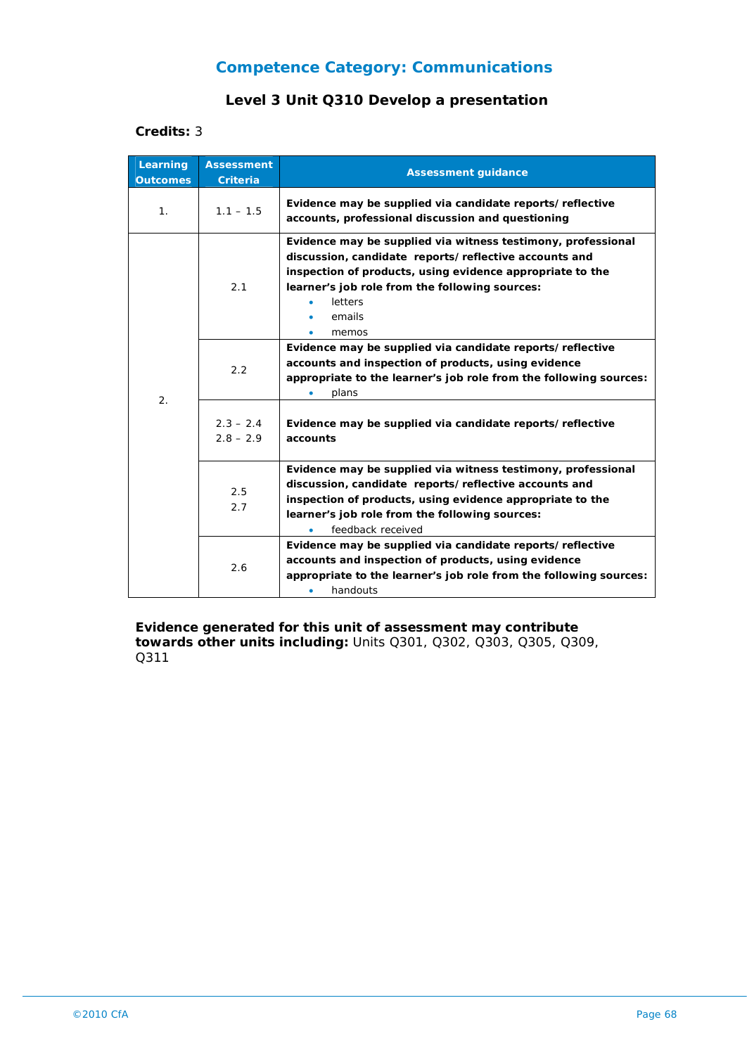## Competence Category: Communications

### Level 3 Unit Q310 Develop a presentation

**Credits:** 3

| Learning Outcomes | Assessment Criteria | Assessment guidance |
|---|---|---|
| 1. | 1.1 – 1.5 | **Evidence may be supplied via candidate reports/ reflective accounts, professional discussion and questioning** |
| 2. | 2.1 | **Evidence may be supplied via witness testimony, professional discussion, candidate reports/ reflective accounts and inspection of products, using evidence appropriate to the learner's job role from the following sources:** <br>• letters <br>• emails <br>• memos |
| | 2.2 | **Evidence may be supplied via candidate reports/ reflective accounts and inspection of products, using evidence appropriate to the learner's job role from the following sources:** <br>• plans |
| | 2.3 – 2.4 <br>2.8 – 2.9 | **Evidence may be supplied via candidate reports/ reflective accounts** |
| | 2.5 <br>2.7 | **Evidence may be supplied via witness testimony, professional discussion, candidate reports/ reflective accounts and inspection of products, using evidence appropriate to the learner's job role from the following sources:** <br>• feedback received |
| | 2.6 | **Evidence may be supplied via candidate reports/ reflective accounts and inspection of products, using evidence appropriate to the learner's job role from the following sources:** <br>• handouts |

**Evidence generated for this unit of assessment may contribute towards other units including:** Units Q301, Q302, Q303, Q305, Q309, Q311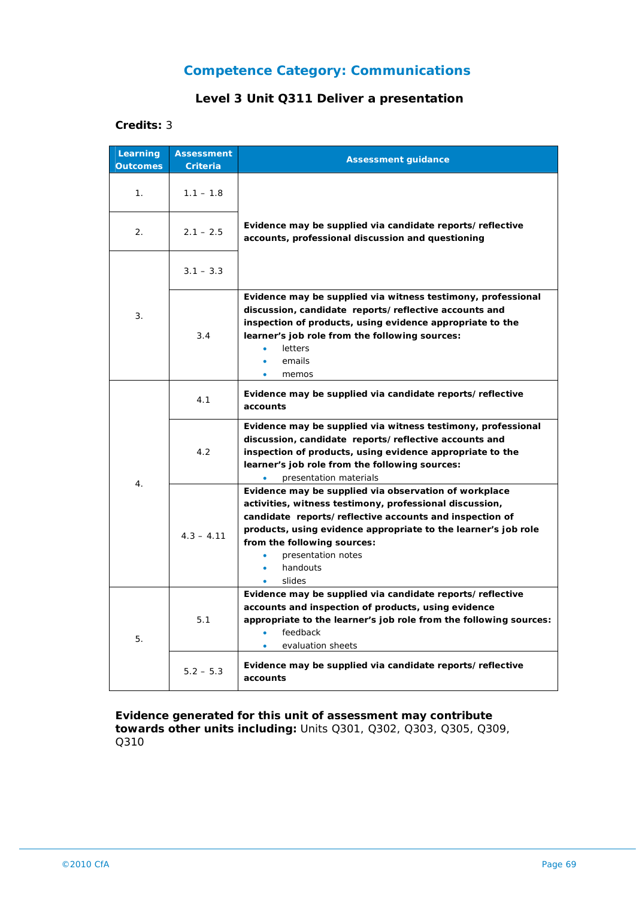## Competence Category: Communications

### Level 3 Unit Q311 Deliver a presentation

**Credits:** 3

| Learning Outcomes | Assessment Criteria | Assessment guidance |
|---|---|---|
| 1. | 1.1 – 1.8 | **Evidence may be supplied via candidate reports/ reflective accounts, professional discussion and questioning** |
| 2. | 2.1 – 2.5 | |
| 3. | 3.1 – 3.3 | |
| | 3.4 | **Evidence may be supplied via witness testimony, professional discussion, candidate reports/ reflective accounts and inspection of products, using evidence appropriate to the learner's job role from the following sources:** <br>• letters <br>• emails <br>• memos |
| 4. | 4.1 | **Evidence may be supplied via candidate reports/ reflective accounts** |
| | 4.2 | **Evidence may be supplied via witness testimony, professional discussion, candidate reports/ reflective accounts and inspection of products, using evidence appropriate to the learner's job role from the following sources:** <br>• presentation materials |
| | 4.3 – 4.11 | **Evidence may be supplied via observation of workplace activities, witness testimony, professional discussion, candidate reports/ reflective accounts and inspection of products, using evidence appropriate to the learner's job role from the following sources:** <br>• presentation notes <br>• handouts <br>• slides |
| 5. | 5.1 | **Evidence may be supplied via candidate reports/ reflective accounts and inspection of products, using evidence appropriate to the learner's job role from the following sources:** <br>• feedback <br>• evaluation sheets |
| | 5.2 – 5.3 | **Evidence may be supplied via candidate reports/ reflective accounts** |

**Evidence generated for this unit of assessment may contribute towards other units including:** Units Q301, Q302, Q303, Q305, Q309, Q310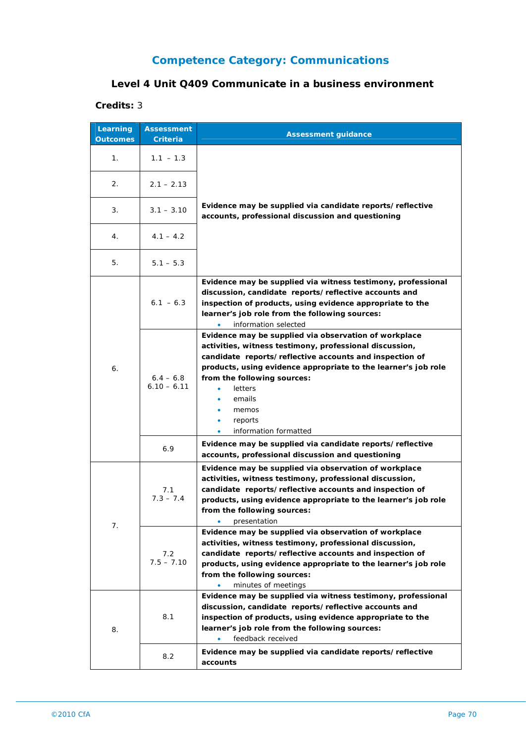## Competence Category: Communications

### Level 4 Unit Q409 Communicate in a business environment

**Credits:** 3

| Learning Outcomes | Assessment Criteria | Assessment guidance |
|---|---|---|
| 1. | 1.1 – 1.3 | **Evidence may be supplied via candidate reports/reflective accounts, professional discussion and questioning** |
| 2. | 2.1 – 2.13 | |
| 3. | 3.1 – 3.10 | |
| 4. | 4.1 – 4.2 | |
| 5. | 5.1 – 5.3 | |
| 6. | 6.1 – 6.3 | **Evidence may be supplied via witness testimony, professional discussion, candidate reports/reflective accounts and inspection of products, using evidence appropriate to the learner's job role from the following sources:** <br>• information selected |
| | 6.4 – 6.8 <br>6.10 – 6.11 | **Evidence may be supplied via observation of workplace activities, witness testimony, professional discussion, candidate reports/reflective accounts and inspection of products, using evidence appropriate to the learner's job role from the following sources:** <br>• letters <br>• emails <br>• memos <br>• reports <br>• information formatted |
| | 6.9 | **Evidence may be supplied via candidate reports/reflective accounts, professional discussion and questioning** |
| 7. | 7.1 <br>7.3 – 7.4 | **Evidence may be supplied via observation of workplace activities, witness testimony, professional discussion, candidate reports/reflective accounts and inspection of products, using evidence appropriate to the learner's job role from the following sources:** <br>• presentation |
| | 7.2 <br>7.5 – 7.10 | **Evidence may be supplied via observation of workplace activities, witness testimony, professional discussion, candidate reports/reflective accounts and inspection of products, using evidence appropriate to the learner's job role from the following sources:** <br>• minutes of meetings |
| 8. | 8.1 | **Evidence may be supplied via witness testimony, professional discussion, candidate reports/reflective accounts and inspection of products, using evidence appropriate to the learner's job role from the following sources:** <br>• feedback received |
| | 8.2 | **Evidence may be supplied via candidate reports/reflective accounts** |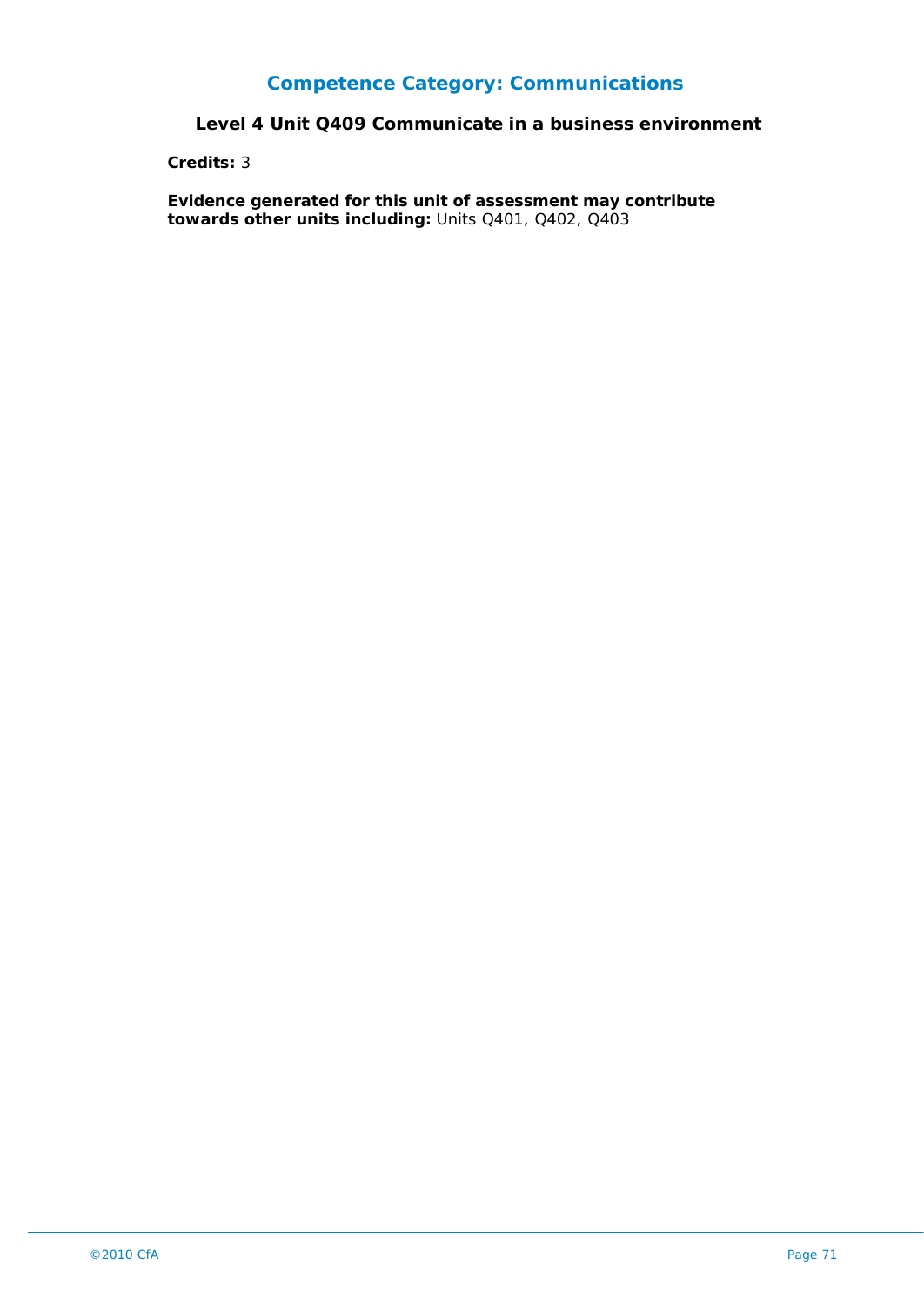# Competence Category: Communications

## Level 4 Unit Q409 Communicate in a business environment

**Credits:** 3

**Evidence generated for this unit of assessment may contribute towards other units including:** Units Q401, Q402, Q403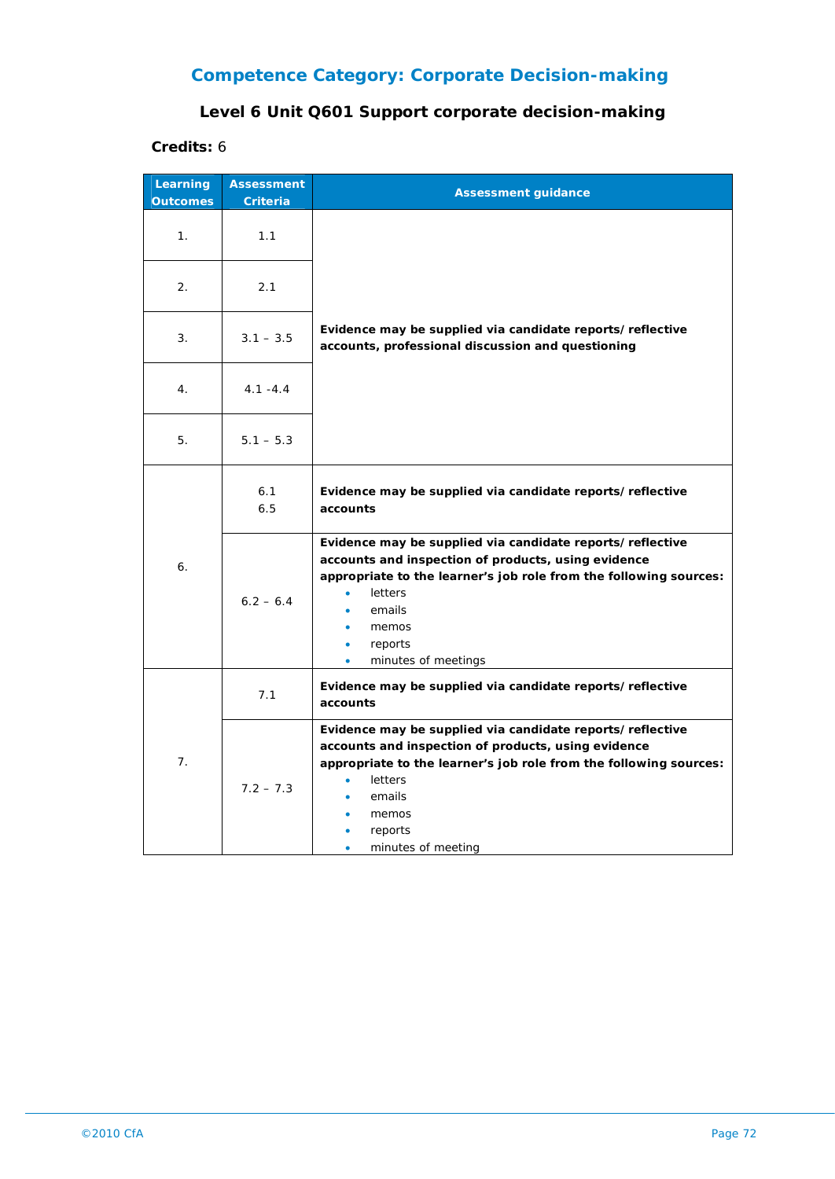## Competence Category: Corporate Decision-making

### Level 6 Unit Q601 Support corporate decision-making

**Credits:** 6

| Learning Outcomes | Assessment Criteria | Assessment guidance |
|---|---|---|
| 1. | 1.1 | **Evidence may be supplied via candidate reports/ reflective accounts, professional discussion and questioning** |
| 2. | 2.1 | |
| 3. | 3.1 – 3.5 | |
| 4. | 4.1 -4.4 | |
| 5. | 5.1 – 5.3 | |
| 6. | 6.1<br>6.5 | **Evidence may be supplied via candidate reports/ reflective accounts** |
| | 6.2 – 6.4 | **Evidence may be supplied via candidate reports/ reflective accounts and inspection of products, using evidence appropriate to the learner's job role from the following sources:**<br>• letters<br>• emails<br>• memos<br>• reports<br>• minutes of meetings |
| 7. | 7.1 | **Evidence may be supplied via candidate reports/ reflective accounts** |
| | 7.2 – 7.3 | **Evidence may be supplied via candidate reports/ reflective accounts and inspection of products, using evidence appropriate to the learner's job role from the following sources:**<br>• letters<br>• emails<br>• memos<br>• reports<br>• minutes of meeting |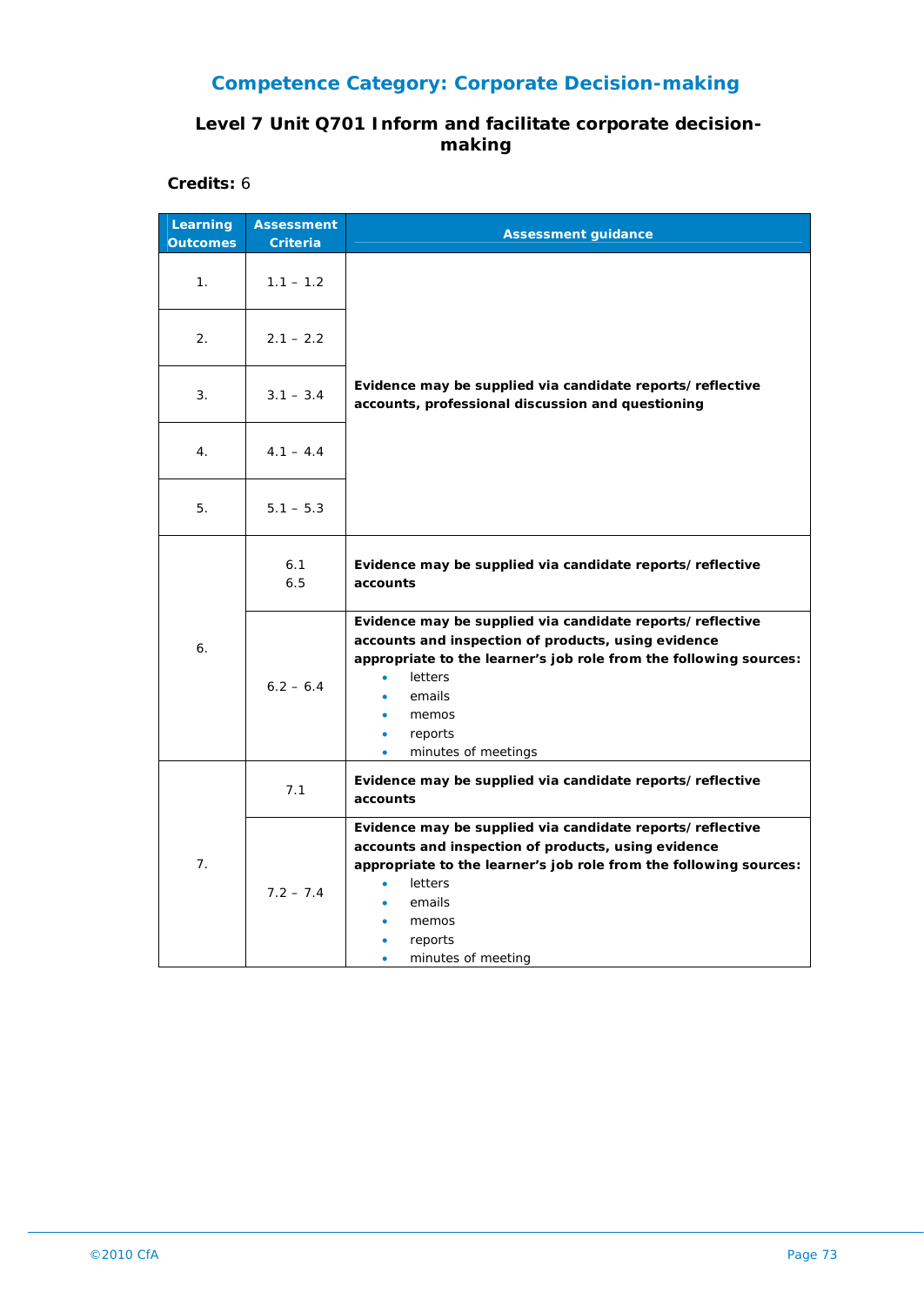## Competence Category: Corporate Decision-making

### Level 7 Unit Q701 Inform and facilitate corporate decision-making

**Credits:** 6

| Learning Outcomes | Assessment Criteria | Assessment guidance |
|---|---|---|
| 1. | 1.1 – 1.2 | **Evidence may be supplied via candidate reports/reflective accounts, professional discussion and questioning** |
| 2. | 2.1 – 2.2 | |
| 3. | 3.1 – 3.4 | |
| 4. | 4.1 – 4.4 | |
| 5. | 5.1 – 5.3 | |
| 6. | 6.1<br>6.5 | **Evidence may be supplied via candidate reports/reflective accounts** |
| | 6.2 – 6.4 | **Evidence may be supplied via candidate reports/reflective accounts and inspection of products, using evidence appropriate to the learner's job role from the following sources:**<br>• letters<br>• emails<br>• memos<br>• reports<br>• minutes of meetings |
| 7. | 7.1 | **Evidence may be supplied via candidate reports/reflective accounts** |
| | 7.2 – 7.4 | **Evidence may be supplied via candidate reports/reflective accounts and inspection of products, using evidence appropriate to the learner's job role from the following sources:**<br>• letters<br>• emails<br>• memos<br>• reports<br>• minutes of meeting |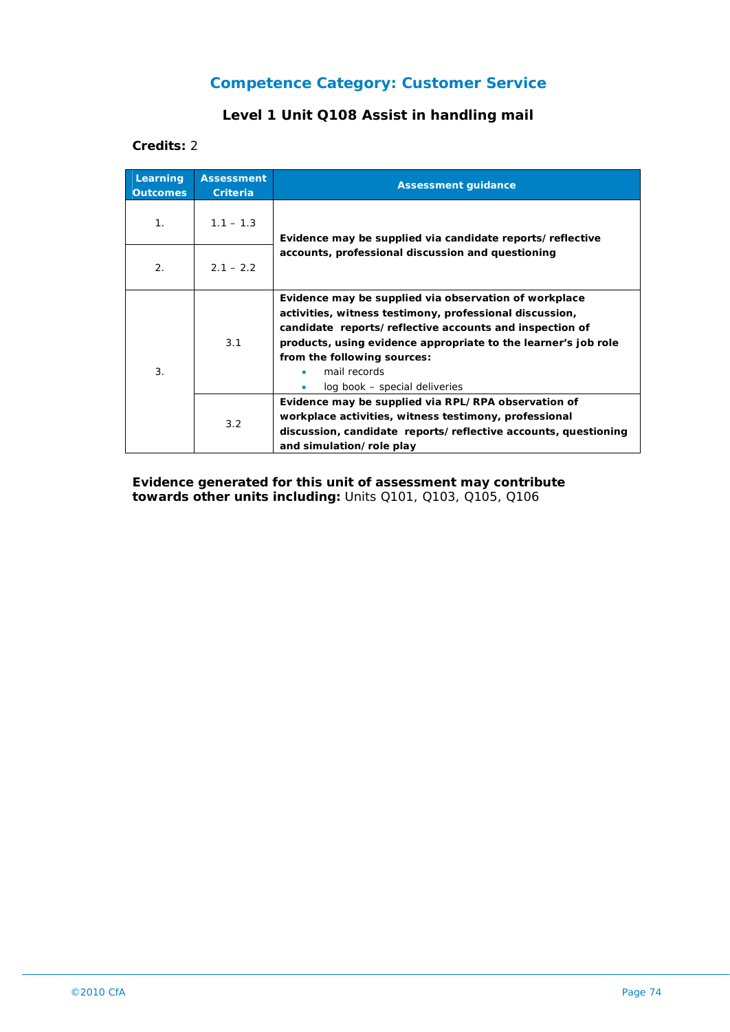## Competence Category: Customer Service

### Level 1 Unit Q108 Assist in handling mail

**Credits:** 2

| Learning Outcomes | Assessment Criteria | Assessment guidance |
|---|---|---|
| 1. | 1.1 – 1.3 | **Evidence may be supplied via candidate reports/reflective accounts, professional discussion and questioning** |
| 2. | 2.1 – 2.2 | |
| 3. | 3.1 | **Evidence may be supplied via observation of workplace activities, witness testimony, professional discussion, candidate reports/reflective accounts and inspection of products, using evidence appropriate to the learner's job role from the following sources:**<br>• mail records<br>• log book – special deliveries |
| | 3.2 | **Evidence may be supplied via RPL/RPA observation of workplace activities, witness testimony, professional discussion, candidate reports/reflective accounts, questioning and simulation/role play** |

**Evidence generated for this unit of assessment may contribute towards other units including:** Units Q101, Q103, Q105, Q106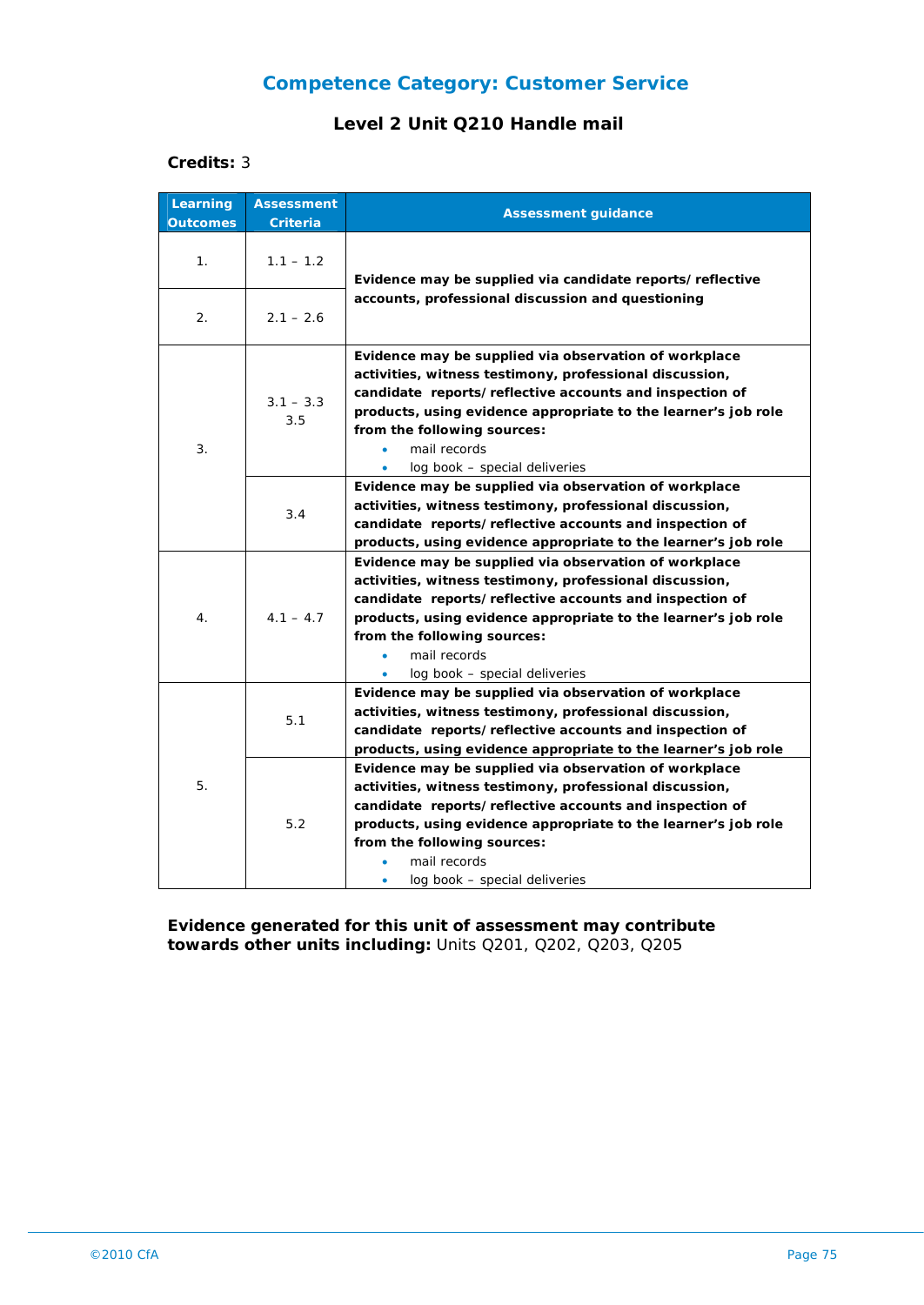## Competence Category: Customer Service

### Level 2 Unit Q210 Handle mail

**Credits:** 3

| Learning Outcomes | Assessment Criteria | Assessment guidance |
|---|---|---|
| 1. | 1.1 – 1.2 | **Evidence may be supplied via candidate reports/ reflective accounts, professional discussion and questioning** |
| 2. | 2.1 – 2.6 | |
| 3. | 3.1 – 3.3<br>3.5 | **Evidence may be supplied via observation of workplace activities, witness testimony, professional discussion, candidate reports/ reflective accounts and inspection of products, using evidence appropriate to the learner's job role from the following sources:**<br>• mail records<br>• log book – special deliveries |
| | 3.4 | **Evidence may be supplied via observation of workplace activities, witness testimony, professional discussion, candidate reports/ reflective accounts and inspection of products, using evidence appropriate to the learner's job role** |
| 4. | 4.1 – 4.7 | **Evidence may be supplied via observation of workplace activities, witness testimony, professional discussion, candidate reports/ reflective accounts and inspection of products, using evidence appropriate to the learner's job role from the following sources:**<br>• mail records<br>• log book – special deliveries |
| 5. | 5.1 | **Evidence may be supplied via observation of workplace activities, witness testimony, professional discussion, candidate reports/ reflective accounts and inspection of products, using evidence appropriate to the learner's job role** |
| | 5.2 | **Evidence may be supplied via observation of workplace activities, witness testimony, professional discussion, candidate reports/ reflective accounts and inspection of products, using evidence appropriate to the learner's job role from the following sources:**<br>• mail records<br>• log book – special deliveries |

**Evidence generated for this unit of assessment may contribute towards other units including:** Units Q201, Q202, Q203, Q205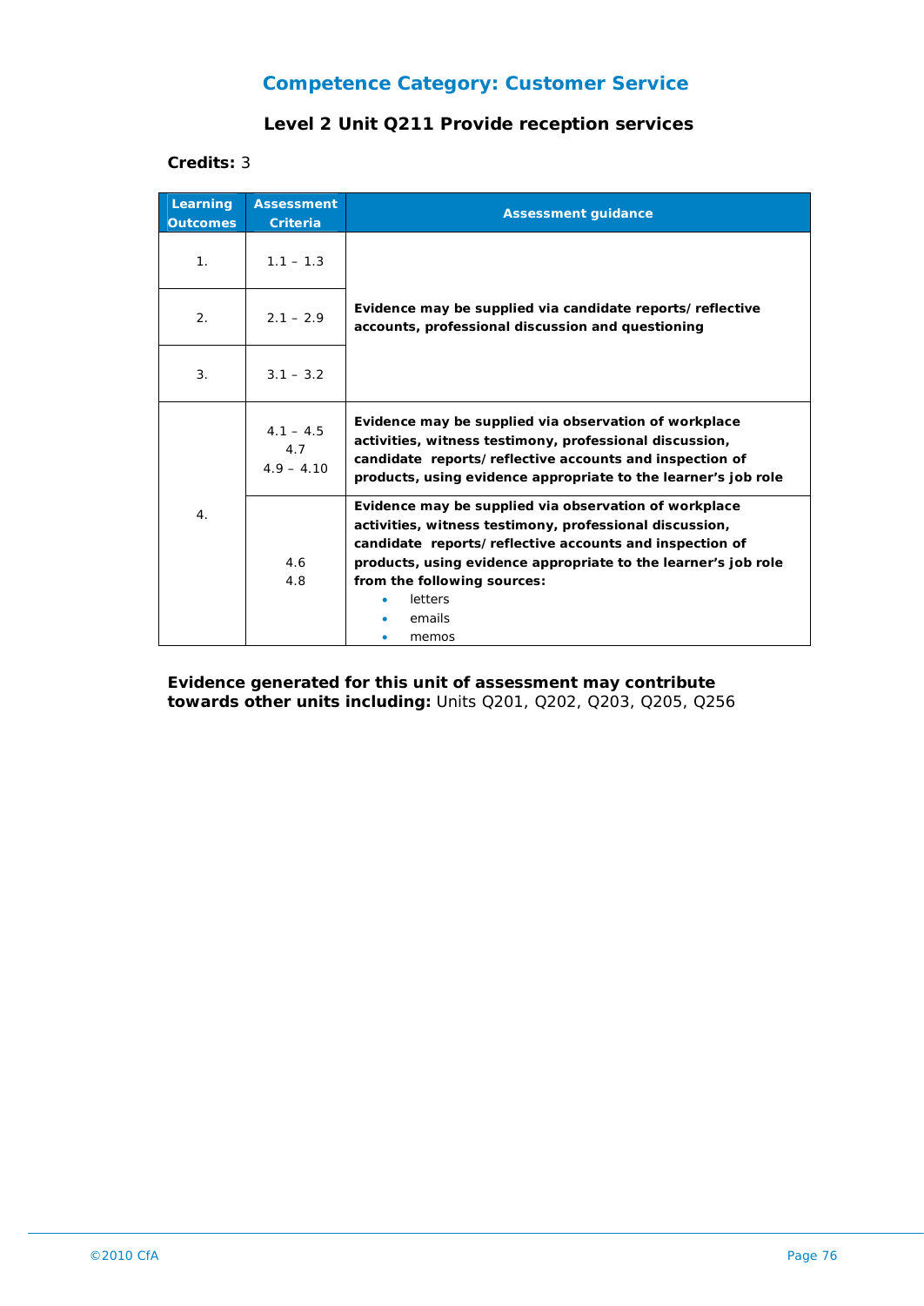## Competence Category: Customer Service

### Level 2 Unit Q211 Provide reception services

**Credits:** 3

| Learning Outcomes | Assessment Criteria | Assessment guidance |
|---|---|---|
| 1. | 1.1 – 1.3 | **Evidence may be supplied via candidate reports/ reflective accounts, professional discussion and questioning** |
| 2. | 2.1 – 2.9 | |
| 3. | 3.1 – 3.2 | |
| 4. | 4.1 – 4.5<br>4.7<br>4.9 – 4.10 | **Evidence may be supplied via observation of workplace activities, witness testimony, professional discussion, candidate reports/ reflective accounts and inspection of products, using evidence appropriate to the learner's job role** |
| | 4.6<br>4.8 | **Evidence may be supplied via observation of workplace activities, witness testimony, professional discussion, candidate reports/ reflective accounts and inspection of products, using evidence appropriate to the learner's job role from the following sources:**<br>• letters<br>• emails<br>• memos |

**Evidence generated for this unit of assessment may contribute towards other units including:** Units Q201, Q202, Q203, Q205, Q256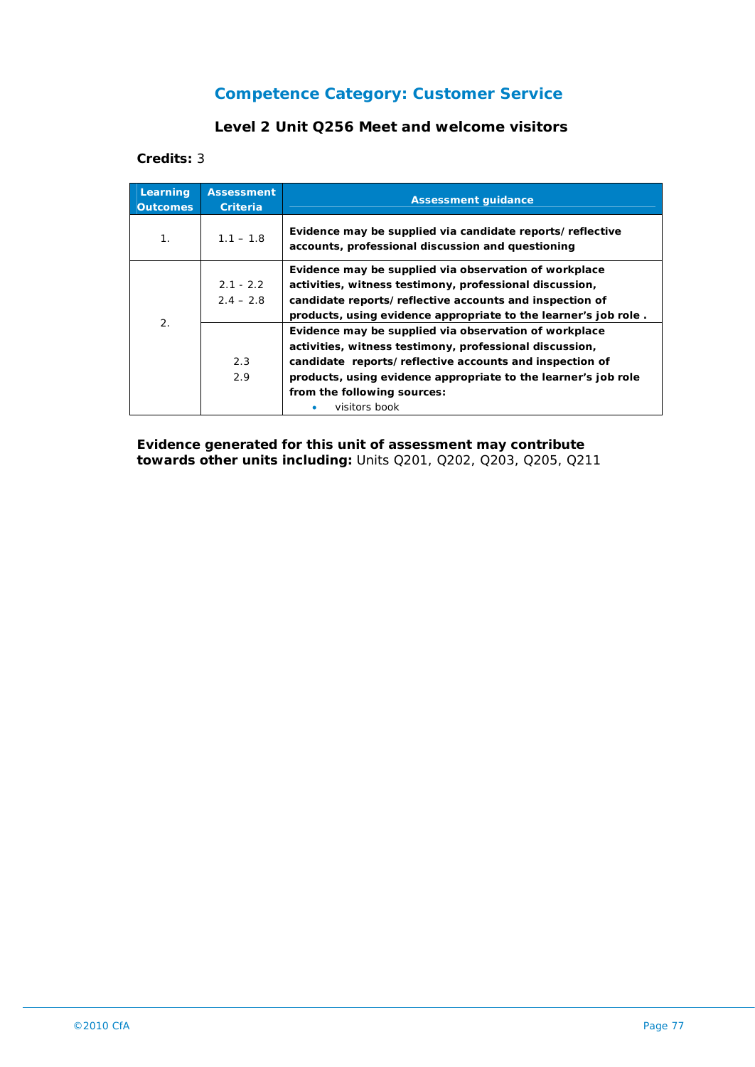## Competence Category: Customer Service

### Level 2 Unit Q256 Meet and welcome visitors

**Credits:** 3

| Learning Outcomes | Assessment Criteria | Assessment guidance |
|---|---|---|
| 1. | 1.1 – 1.8 | **Evidence may be supplied via candidate reports/reflective accounts, professional discussion and questioning** |
| 2. | 2.1 - 2.2<br>2.4 – 2.8 | **Evidence may be supplied via observation of workplace activities, witness testimony, professional discussion, candidate reports/reflective accounts and inspection of products, using evidence appropriate to the learner's job role .** |
| | 2.3<br>2.9 | **Evidence may be supplied via observation of workplace activities, witness testimony, professional discussion, candidate reports/reflective accounts and inspection of products, using evidence appropriate to the learner's job role from the following sources:**<br>• visitors book |

**Evidence generated for this unit of assessment may contribute towards other units including:** Units Q201, Q202, Q203, Q205, Q211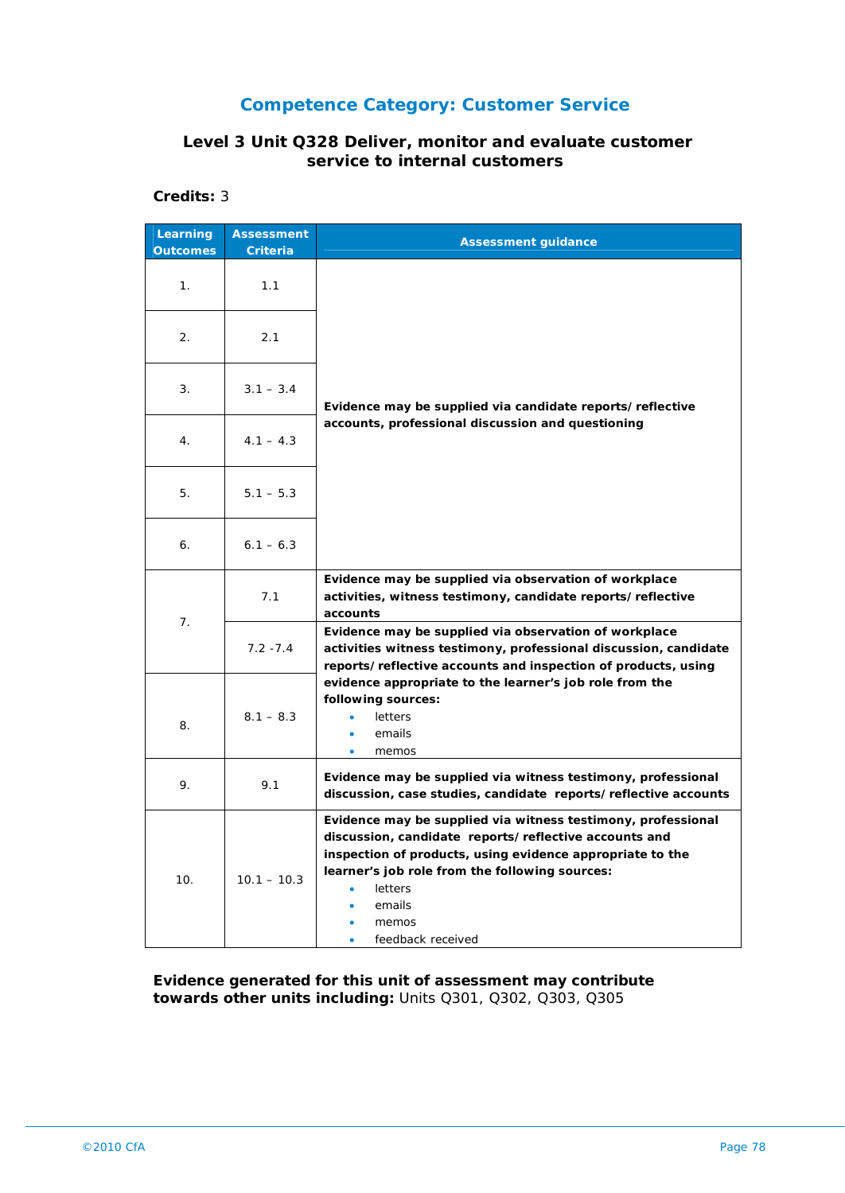## Competence Category: Customer Service

### Level 3 Unit Q328 Deliver, monitor and evaluate customer service to internal customers

**Credits:** 3

| Learning Outcomes | Assessment Criteria | Assessment guidance |
|---|---|---|
| 1. | 1.1 | **Evidence may be supplied via candidate reports/reflective accounts, professional discussion and questioning** |
| 2. | 2.1 | |
| 3. | 3.1 – 3.4 | |
| 4. | 4.1 – 4.3 | |
| 5. | 5.1 – 5.3 | |
| 6. | 6.1 – 6.3 | |
| 7. | 7.1 | **Evidence may be supplied via observation of workplace activities, witness testimony, candidate reports/reflective accounts** |
| | 7.2 -7.4 | **Evidence may be supplied via observation of workplace activities witness testimony, professional discussion, candidate reports/reflective accounts and inspection of products, using evidence appropriate to the learner's job role from the following sources:** <br>• letters <br>• emails <br>• memos |
| 8. | 8.1 – 8.3 | |
| 9. | 9.1 | **Evidence may be supplied via witness testimony, professional discussion, case studies, candidate reports/reflective accounts** |
| 10. | 10.1 – 10.3 | **Evidence may be supplied via witness testimony, professional discussion, candidate reports/reflective accounts and inspection of products, using evidence appropriate to the learner's job role from the following sources:** <br>• letters <br>• emails <br>• memos <br>• feedback received |

**Evidence generated for this unit of assessment may contribute towards other units including:** Units Q301, Q302, Q303, Q305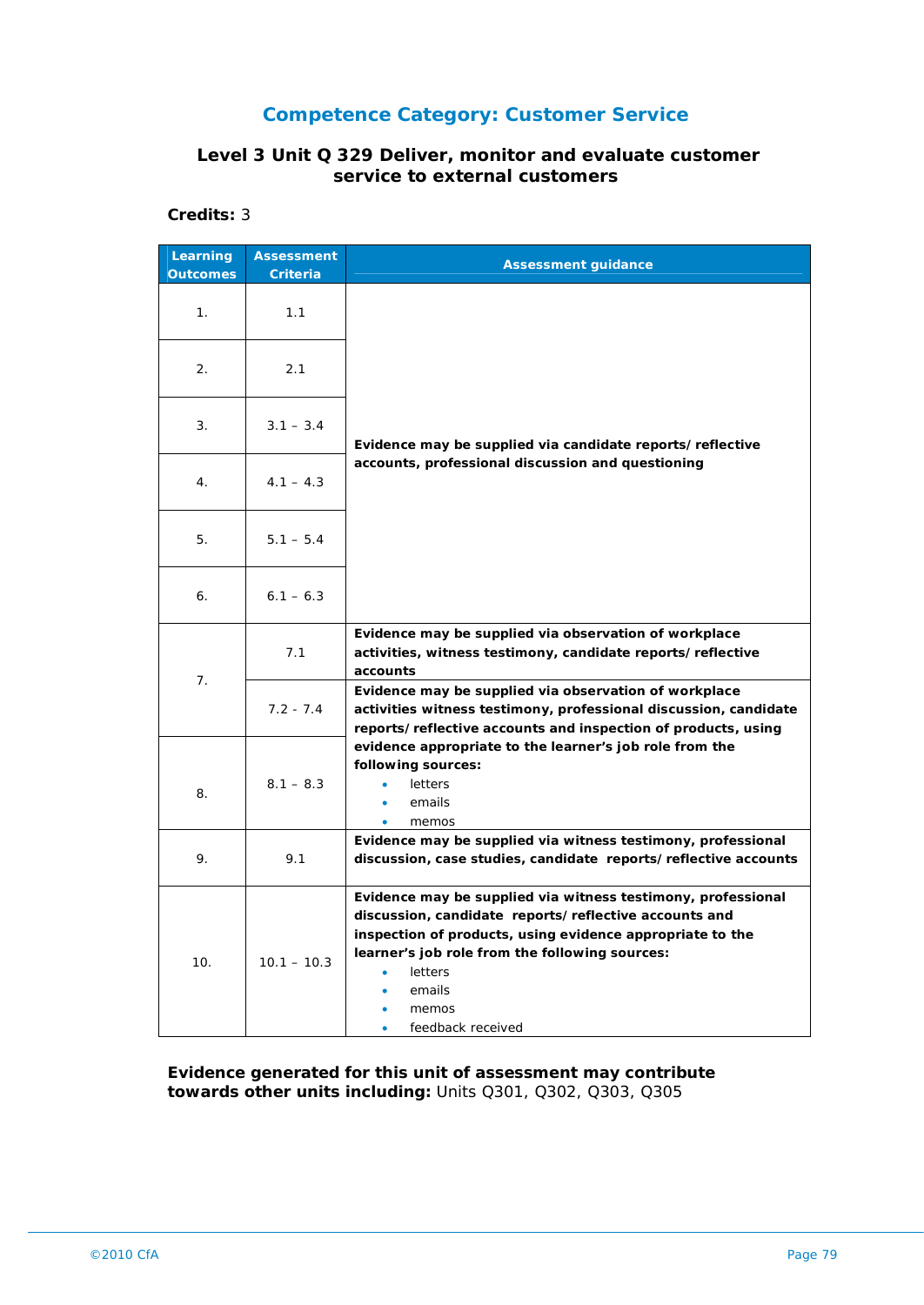## Competence Category: Customer Service

### Level 3 Unit Q 329 Deliver, monitor and evaluate customer service to external customers

**Credits:** 3

| Learning Outcomes | Assessment Criteria | Assessment guidance |
|---|---|---|
| 1. | 1.1 | **Evidence may be supplied via candidate reports/reflective accounts, professional discussion and questioning** |
| 2. | 2.1 | |
| 3. | 3.1 – 3.4 | |
| 4. | 4.1 – 4.3 | |
| 5. | 5.1 – 5.4 | |
| 6. | 6.1 – 6.3 | |
| 7. | 7.1 | **Evidence may be supplied via observation of workplace activities, witness testimony, candidate reports/reflective accounts** |
| | 7.2 - 7.4 | **Evidence may be supplied via observation of workplace activities witness testimony, professional discussion, candidate reports/reflective accounts and inspection of products, using evidence appropriate to the learner's job role from the following sources:**<br>• letters<br>• emails<br>• memos |
| 8. | 8.1 – 8.3 | |
| 9. | 9.1 | **Evidence may be supplied via witness testimony, professional discussion, case studies, candidate reports/reflective accounts** |
| 10. | 10.1 – 10.3 | **Evidence may be supplied via witness testimony, professional discussion, candidate reports/reflective accounts and inspection of products, using evidence appropriate to the learner's job role from the following sources:**<br>• letters<br>• emails<br>• memos<br>• feedback received |

**Evidence generated for this unit of assessment may contribute towards other units including:** Units Q301, Q302, Q303, Q305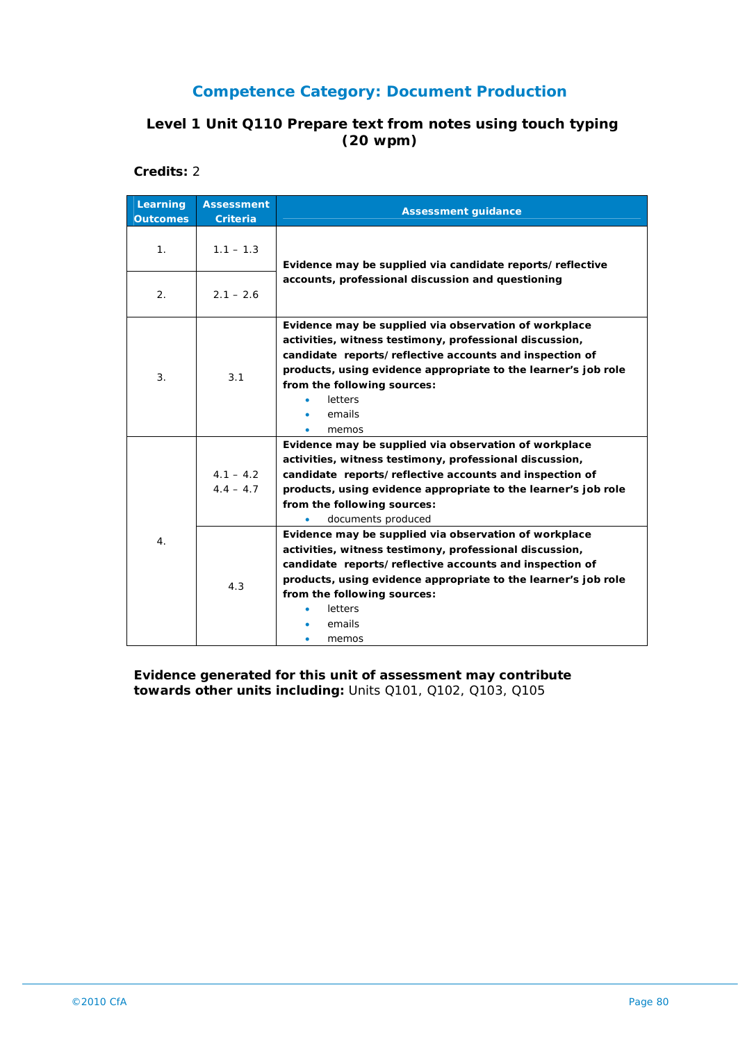## Competence Category: Document Production

### Level 1 Unit Q110 Prepare text from notes using touch typing (20 wpm)

**Credits:** 2

| Learning Outcomes | Assessment Criteria | Assessment guidance |
|---|---|---|
| 1. | 1.1 – 1.3 | **Evidence may be supplied via candidate reports/reflective accounts, professional discussion and questioning** |
| 2. | 2.1 – 2.6 | |
| 3. | 3.1 | **Evidence may be supplied via observation of workplace activities, witness testimony, professional discussion, candidate reports/reflective accounts and inspection of products, using evidence appropriate to the learner's job role from the following sources:**<br>• letters<br>• emails<br>• memos |
| 4. | 4.1 – 4.2<br>4.4 – 4.7 | **Evidence may be supplied via observation of workplace activities, witness testimony, professional discussion, candidate reports/reflective accounts and inspection of products, using evidence appropriate to the learner's job role from the following sources:**<br>• documents produced |
| | 4.3 | **Evidence may be supplied via observation of workplace activities, witness testimony, professional discussion, candidate reports/reflective accounts and inspection of products, using evidence appropriate to the learner's job role from the following sources:**<br>• letters<br>• emails<br>• memos |

**Evidence generated for this unit of assessment may contribute towards other units including:** Units Q101, Q102, Q103, Q105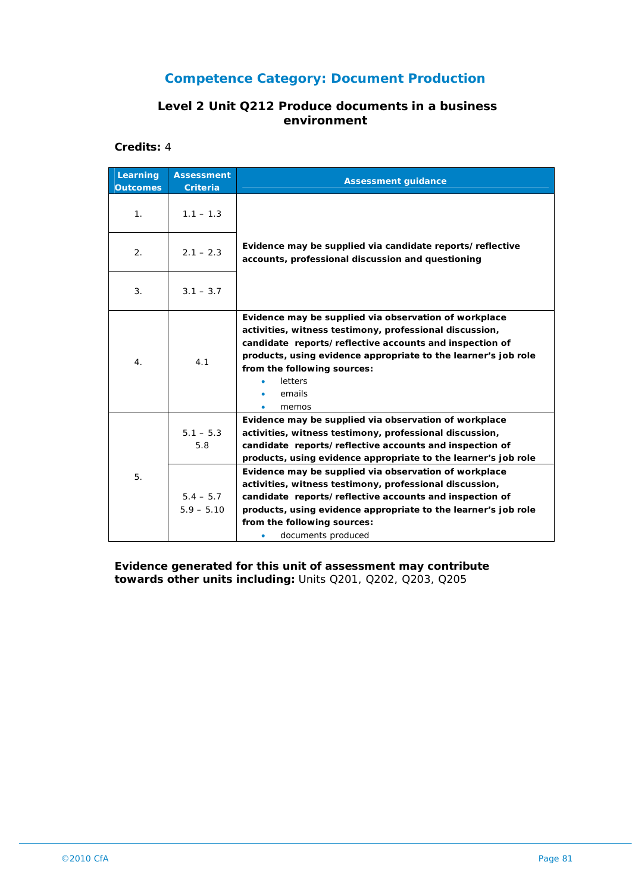## Competence Category: Document Production

### Level 2 Unit Q212 Produce documents in a business environment

**Credits:** 4

| Learning Outcomes | Assessment Criteria | Assessment guidance |
|---|---|---|
| 1. | 1.1 – 1.3 | **Evidence may be supplied via candidate reports/reflective accounts, professional discussion and questioning** |
| 2. | 2.1 – 2.3 | |
| 3. | 3.1 – 3.7 | |
| 4. | 4.1 | **Evidence may be supplied via observation of workplace activities, witness testimony, professional discussion, candidate reports/reflective accounts and inspection of products, using evidence appropriate to the learner's job role from the following sources:**<br>• letters<br>• emails<br>• memos |
| 5. | 5.1 – 5.3<br>5.8 | **Evidence may be supplied via observation of workplace activities, witness testimony, professional discussion, candidate reports/reflective accounts and inspection of products, using evidence appropriate to the learner's job role** |
| | 5.4 – 5.7<br>5.9 – 5.10 | **Evidence may be supplied via observation of workplace activities, witness testimony, professional discussion, candidate reports/reflective accounts and inspection of products, using evidence appropriate to the learner's job role from the following sources:**<br>• documents produced |

**Evidence generated for this unit of assessment may contribute towards other units including:** Units Q201, Q202, Q203, Q205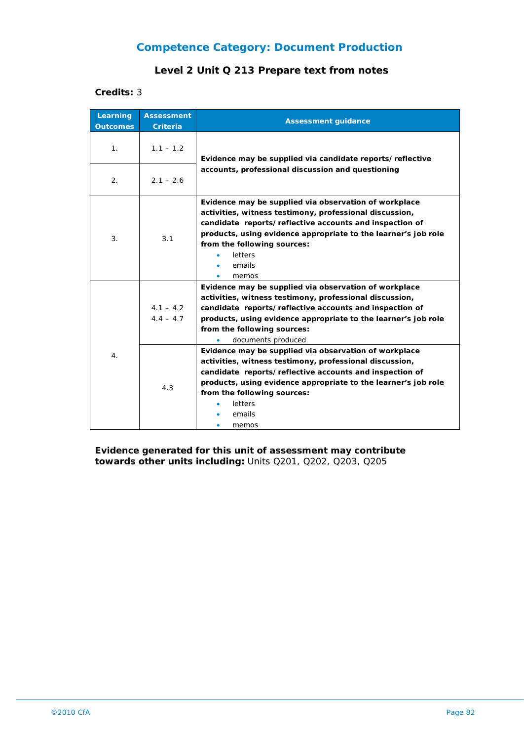## Competence Category: Document Production

### Level 2 Unit Q 213 Prepare text from notes

**Credits:** 3

| Learning Outcomes | Assessment Criteria | Assessment guidance |
|---|---|---|
| 1. | 1.1 – 1.2 | **Evidence may be supplied via candidate reports/ reflective accounts, professional discussion and questioning** |
| 2. | 2.1 – 2.6 | |
| 3. | 3.1 | **Evidence may be supplied via observation of workplace activities, witness testimony, professional discussion, candidate reports/ reflective accounts and inspection of products, using evidence appropriate to the learner's job role from the following sources:**<br>• letters<br>• emails<br>• memos |
| 4. | 4.1 – 4.2<br>4.4 – 4.7 | **Evidence may be supplied via observation of workplace activities, witness testimony, professional discussion, candidate reports/ reflective accounts and inspection of products, using evidence appropriate to the learner's job role from the following sources:**<br>• documents produced |
| | 4.3 | **Evidence may be supplied via observation of workplace activities, witness testimony, professional discussion, candidate reports/ reflective accounts and inspection of products, using evidence appropriate to the learner's job role from the following sources:**<br>• letters<br>• emails<br>• memos |

**Evidence generated for this unit of assessment may contribute towards other units including:** Units Q201, Q202, Q203, Q205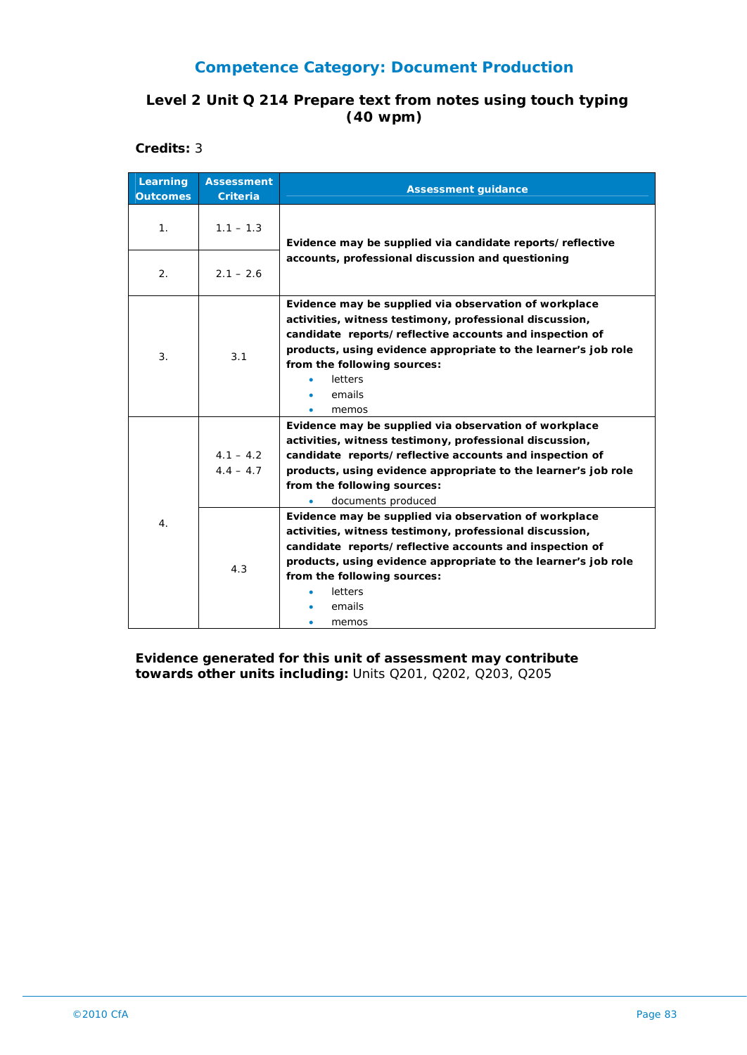## Competence Category: Document Production

### Level 2 Unit Q 214 Prepare text from notes using touch typing (40 wpm)

**Credits:** 3

| Learning Outcomes | Assessment Criteria | Assessment guidance |
|---|---|---|
| 1. | 1.1 – 1.3 | **Evidence may be supplied via candidate reports/ reflective accounts, professional discussion and questioning** |
| 2. | 2.1 – 2.6 | |
| 3. | 3.1 | **Evidence may be supplied via observation of workplace activities, witness testimony, professional discussion, candidate reports/ reflective accounts and inspection of products, using evidence appropriate to the learner's job role from the following sources:**<br>• letters<br>• emails<br>• memos |
| 4. | 4.1 – 4.2<br>4.4 – 4.7 | **Evidence may be supplied via observation of workplace activities, witness testimony, professional discussion, candidate reports/ reflective accounts and inspection of products, using evidence appropriate to the learner's job role from the following sources:**<br>• documents produced |
| | 4.3 | **Evidence may be supplied via observation of workplace activities, witness testimony, professional discussion, candidate reports/ reflective accounts and inspection of products, using evidence appropriate to the learner's job role from the following sources:**<br>• letters<br>• emails<br>• memos |

**Evidence generated for this unit of assessment may contribute towards other units including:** Units Q201, Q202, Q203, Q205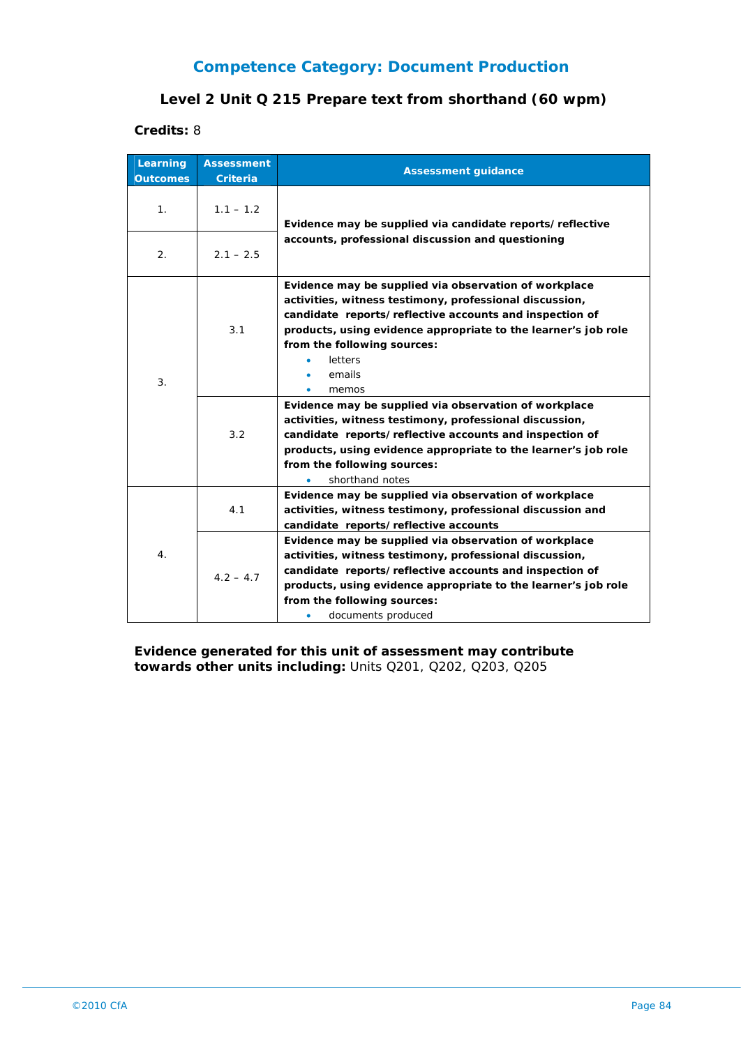## Competence Category: Document Production

### Level 2 Unit Q 215 Prepare text from shorthand (60 wpm)

**Credits:** 8

| Learning Outcomes | Assessment Criteria | Assessment guidance |
|---|---|---|
| 1. | 1.1 – 1.2 | **Evidence may be supplied via candidate reports/reflective accounts, professional discussion and questioning** |
| 2. | 2.1 – 2.5 | |
| 3. | 3.1 | **Evidence may be supplied via observation of workplace activities, witness testimony, professional discussion, candidate reports/reflective accounts and inspection of products, using evidence appropriate to the learner's job role from the following sources:**<br>• letters<br>• emails<br>• memos |
| | 3.2 | **Evidence may be supplied via observation of workplace activities, witness testimony, professional discussion, candidate reports/reflective accounts and inspection of products, using evidence appropriate to the learner's job role from the following sources:**<br>• shorthand notes |
| 4. | 4.1 | **Evidence may be supplied via observation of workplace activities, witness testimony, professional discussion and candidate reports/reflective accounts** |
| | 4.2 – 4.7 | **Evidence may be supplied via observation of workplace activities, witness testimony, professional discussion, candidate reports/reflective accounts and inspection of products, using evidence appropriate to the learner's job role from the following sources:**<br>• documents produced |

**Evidence generated for this unit of assessment may contribute towards other units including:** Units Q201, Q202, Q203, Q205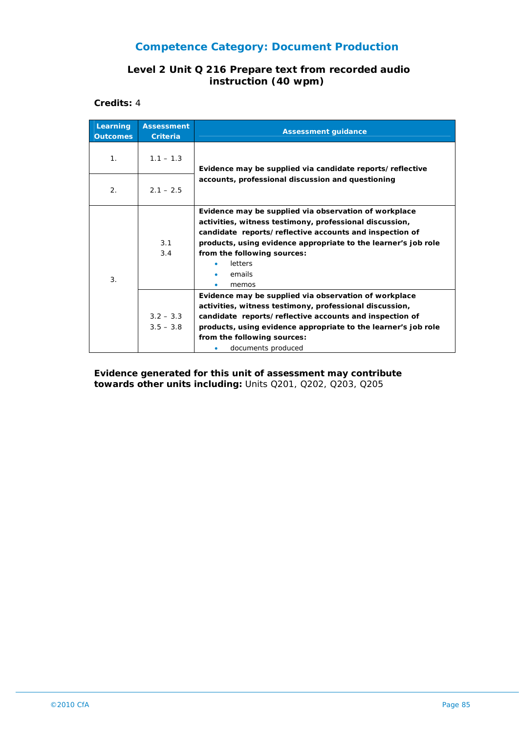## Competence Category: Document Production

### Level 2 Unit Q 216 Prepare text from recorded audio instruction (40 wpm)

**Credits:** 4

| Learning Outcomes | Assessment Criteria | Assessment guidance |
|---|---|---|
| 1. | 1.1 – 1.3 | **Evidence may be supplied via candidate reports/ reflective accounts, professional discussion and questioning** |
| 2. | 2.1 – 2.5 | |
| 3. | 3.1<br>3.4 | **Evidence may be supplied via observation of workplace activities, witness testimony, professional discussion, candidate reports/ reflective accounts and inspection of products, using evidence appropriate to the learner's job role from the following sources:**<br>• letters<br>• emails<br>• memos |
| | 3.2 – 3.3<br>3.5 – 3.8 | **Evidence may be supplied via observation of workplace activities, witness testimony, professional discussion, candidate reports/ reflective accounts and inspection of products, using evidence appropriate to the learner's job role from the following sources:**<br>• documents produced |

**Evidence generated for this unit of assessment may contribute towards other units including:** Units Q201, Q202, Q203, Q205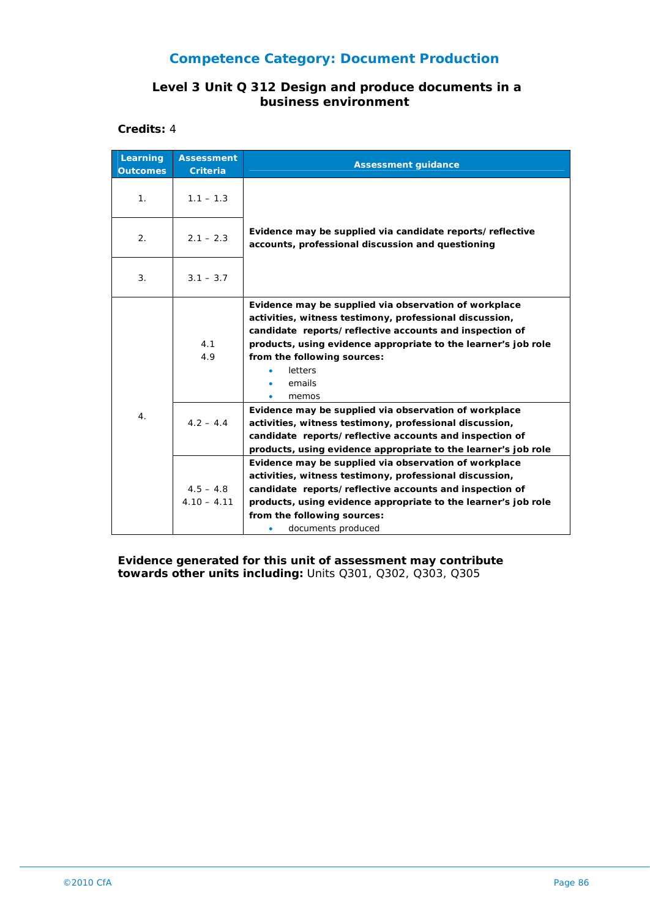## Competence Category: Document Production

### Level 3 Unit Q 312 Design and produce documents in a business environment

**Credits:** 4

| Learning Outcomes | Assessment Criteria | Assessment guidance |
|---|---|---|
| 1. | 1.1 – 1.3 | **Evidence may be supplied via candidate reports/reflective accounts, professional discussion and questioning** |
| 2. | 2.1 – 2.3 | |
| 3. | 3.1 – 3.7 | |
| 4. | 4.1<br>4.9 | **Evidence may be supplied via observation of workplace activities, witness testimony, professional discussion, candidate reports/reflective accounts and inspection of products, using evidence appropriate to the learner's job role from the following sources:**<br>• letters<br>• emails<br>• memos |
| | 4.2 – 4.4 | **Evidence may be supplied via observation of workplace activities, witness testimony, professional discussion, candidate reports/reflective accounts and inspection of products, using evidence appropriate to the learner's job role** |
| | 4.5 – 4.8<br>4.10 – 4.11 | **Evidence may be supplied via observation of workplace activities, witness testimony, professional discussion, candidate reports/reflective accounts and inspection of products, using evidence appropriate to the learner's job role from the following sources:**<br>• documents produced |

**Evidence generated for this unit of assessment may contribute towards other units including:** Units Q301, Q302, Q303, Q305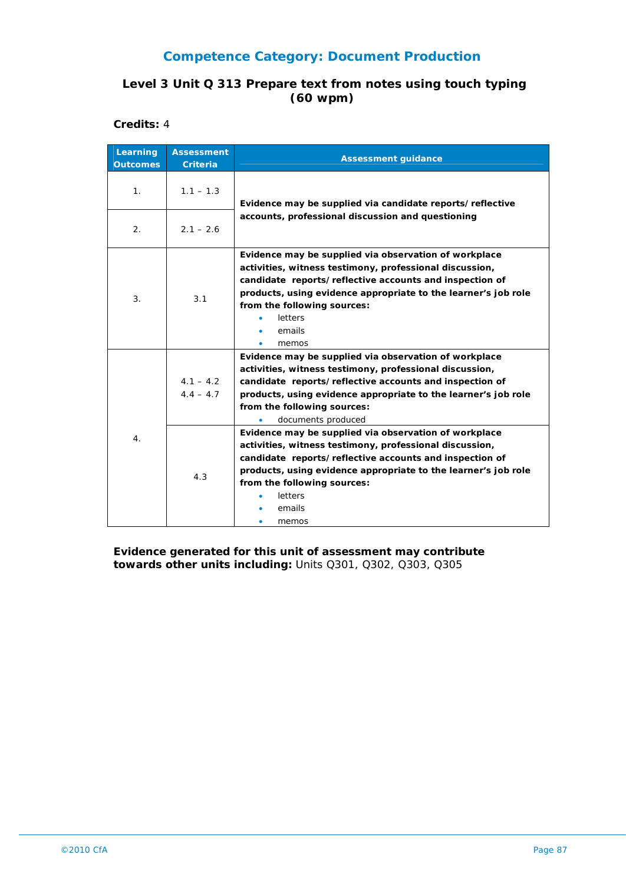## Competence Category: Document Production

### Level 3 Unit Q 313 Prepare text from notes using touch typing (60 wpm)

**Credits:** 4

| Learning Outcomes | Assessment Criteria | Assessment guidance |
|---|---|---|
| 1. | 1.1 – 1.3 | **Evidence may be supplied via candidate reports/reflective accounts, professional discussion and questioning** |
| 2. | 2.1 – 2.6 | |
| 3. | 3.1 | **Evidence may be supplied via observation of workplace activities, witness testimony, professional discussion, candidate reports/reflective accounts and inspection of products, using evidence appropriate to the learner's job role from the following sources:**<br>• letters<br>• emails<br>• memos |
| 4. | 4.1 – 4.2<br>4.4 – 4.7 | **Evidence may be supplied via observation of workplace activities, witness testimony, professional discussion, candidate reports/reflective accounts and inspection of products, using evidence appropriate to the learner's job role from the following sources:**<br>• documents produced |
| | 4.3 | **Evidence may be supplied via observation of workplace activities, witness testimony, professional discussion, candidate reports/reflective accounts and inspection of products, using evidence appropriate to the learner's job role from the following sources:**<br>• letters<br>• emails<br>• memos |

**Evidence generated for this unit of assessment may contribute towards other units including:** Units Q301, Q302, Q303, Q305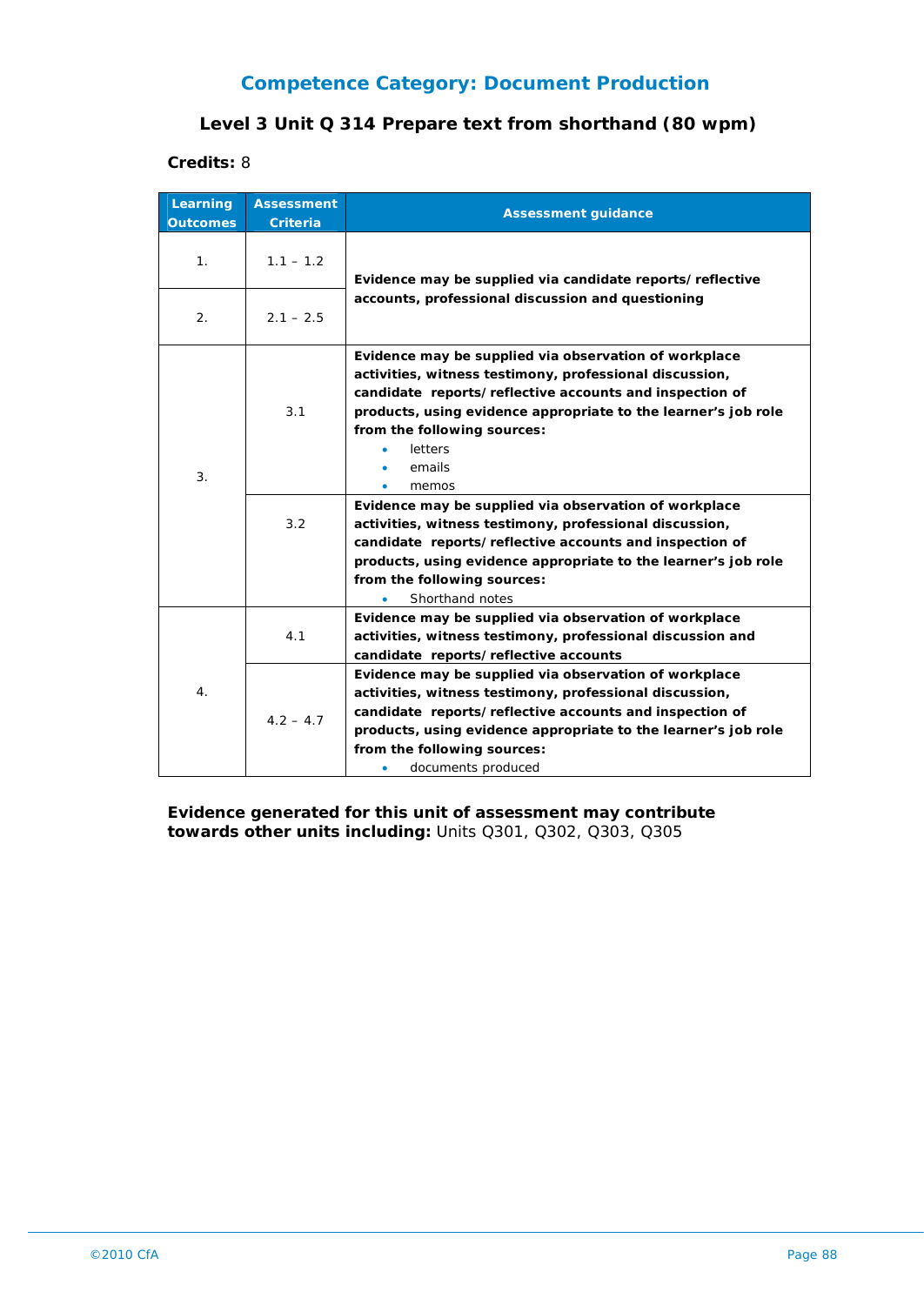## Competence Category: Document Production

### Level 3 Unit Q 314 Prepare text from shorthand (80 wpm)

**Credits:** 8

| Learning Outcomes | Assessment Criteria | Assessment guidance |
|---|---|---|
| 1. | 1.1 – 1.2 | **Evidence may be supplied via candidate reports/reflective accounts, professional discussion and questioning** |
| 2. | 2.1 – 2.5 | |
| 3. | 3.1 | **Evidence may be supplied via observation of workplace activities, witness testimony, professional discussion, candidate reports/reflective accounts and inspection of products, using evidence appropriate to the learner's job role from the following sources:**<br>• letters<br>• emails<br>• memos |
| | 3.2 | **Evidence may be supplied via observation of workplace activities, witness testimony, professional discussion, candidate reports/reflective accounts and inspection of products, using evidence appropriate to the learner's job role from the following sources:**<br>• Shorthand notes |
| 4. | 4.1 | **Evidence may be supplied via observation of workplace activities, witness testimony, professional discussion and candidate reports/reflective accounts** |
| | 4.2 – 4.7 | **Evidence may be supplied via observation of workplace activities, witness testimony, professional discussion, candidate reports/reflective accounts and inspection of products, using evidence appropriate to the learner's job role from the following sources:**<br>• documents produced |

**Evidence generated for this unit of assessment may contribute towards other units including:** Units Q301, Q302, Q303, Q305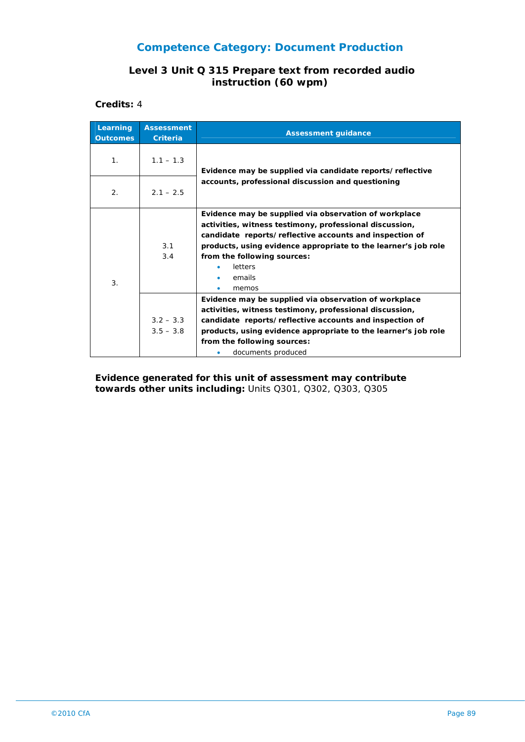## Competence Category: Document Production

### Level 3 Unit Q 315 Prepare text from recorded audio instruction (60 wpm)

**Credits:** 4

| Learning Outcomes | Assessment Criteria | Assessment guidance |
|---|---|---|
| 1. | 1.1 – 1.3 | **Evidence may be supplied via candidate reports/reflective accounts, professional discussion and questioning** |
| 2. | 2.1 – 2.5 | |
| 3. | 3.1<br>3.4 | **Evidence may be supplied via observation of workplace activities, witness testimony, professional discussion, candidate reports/reflective accounts and inspection of products, using evidence appropriate to the learner's job role from the following sources:**<br>• letters<br>• emails<br>• memos |
| | 3.2 – 3.3<br>3.5 – 3.8 | **Evidence may be supplied via observation of workplace activities, witness testimony, professional discussion, candidate reports/reflective accounts and inspection of products, using evidence appropriate to the learner's job role from the following sources:**<br>• documents produced |

**Evidence generated for this unit of assessment may contribute towards other units including:** Units Q301, Q302, Q303, Q305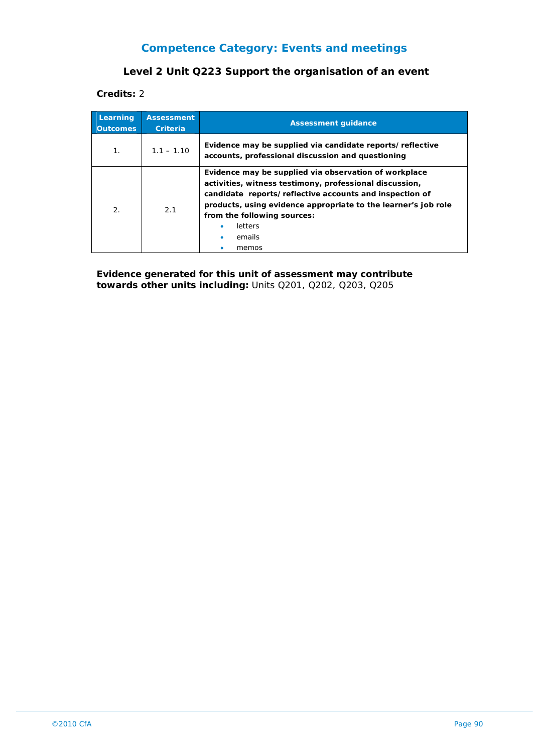## Competence Category: Events and meetings

### Level 2 Unit Q223 Support the organisation of an event

**Credits:** 2

| Learning Outcomes | Assessment Criteria | Assessment guidance |
|---|---|---|
| 1. | 1.1 – 1.10 | **Evidence may be supplied via candidate reports/reflective accounts, professional discussion and questioning** |
| 2. | 2.1 | **Evidence may be supplied via observation of workplace activities, witness testimony, professional discussion, candidate reports/reflective accounts and inspection of products, using evidence appropriate to the learner's job role from the following sources:**<br>• letters<br>• emails<br>• memos |

**Evidence generated for this unit of assessment may contribute towards other units including:** Units Q201, Q202, Q203, Q205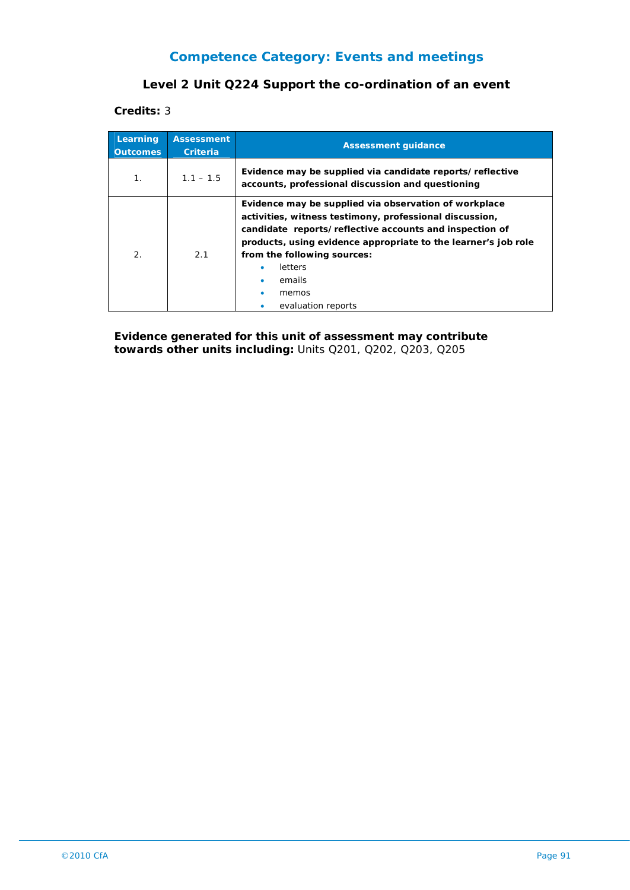## Competence Category: Events and meetings

### Level 2 Unit Q224 Support the co-ordination of an event

**Credits:** 3

| Learning Outcomes | Assessment Criteria | Assessment guidance |
|---|---|---|
| 1. | 1.1 – 1.5 | **Evidence may be supplied via candidate reports/reflective accounts, professional discussion and questioning** |
| 2. | 2.1 | **Evidence may be supplied via observation of workplace activities, witness testimony, professional discussion, candidate reports/reflective accounts and inspection of products, using evidence appropriate to the learner's job role from the following sources:**<br>• letters<br>• emails<br>• memos<br>• evaluation reports |

**Evidence generated for this unit of assessment may contribute towards other units including:** Units Q201, Q202, Q203, Q205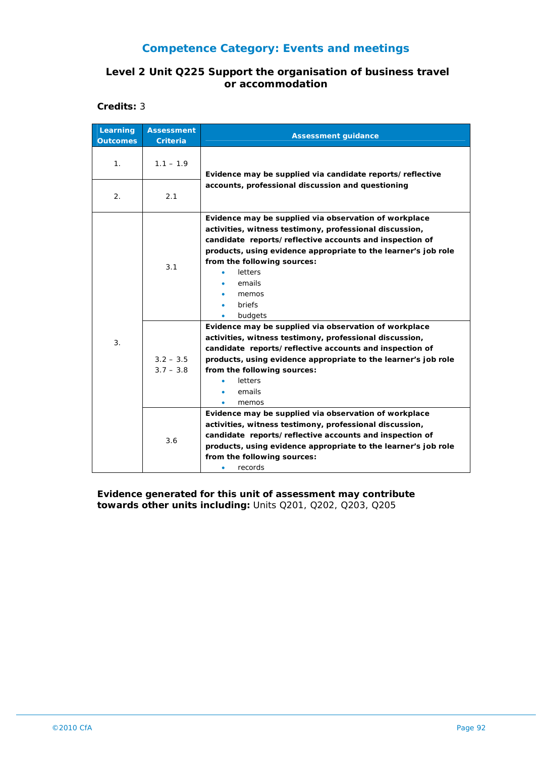## Competence Category: Events and meetings

### Level 2 Unit Q225 Support the organisation of business travel or accommodation

**Credits:** 3

| Learning Outcomes | Assessment Criteria | Assessment guidance |
|---|---|---|
| 1. | 1.1 – 1.9 | **Evidence may be supplied via candidate reports/reflective accounts, professional discussion and questioning** |
| 2. | 2.1 | |
| 3. | 3.1 | **Evidence may be supplied via observation of workplace activities, witness testimony, professional discussion, candidate reports/reflective accounts and inspection of products, using evidence appropriate to the learner's job role from the following sources:**<br>• letters<br>• emails<br>• memos<br>• briefs<br>• budgets |
| | 3.2 – 3.5<br>3.7 – 3.8 | **Evidence may be supplied via observation of workplace activities, witness testimony, professional discussion, candidate reports/reflective accounts and inspection of products, using evidence appropriate to the learner's job role from the following sources:**<br>• letters<br>• emails<br>• memos |
| | 3.6 | **Evidence may be supplied via observation of workplace activities, witness testimony, professional discussion, candidate reports/reflective accounts and inspection of products, using evidence appropriate to the learner's job role from the following sources:**<br>• records |

**Evidence generated for this unit of assessment may contribute towards other units including:** Units Q201, Q202, Q203, Q205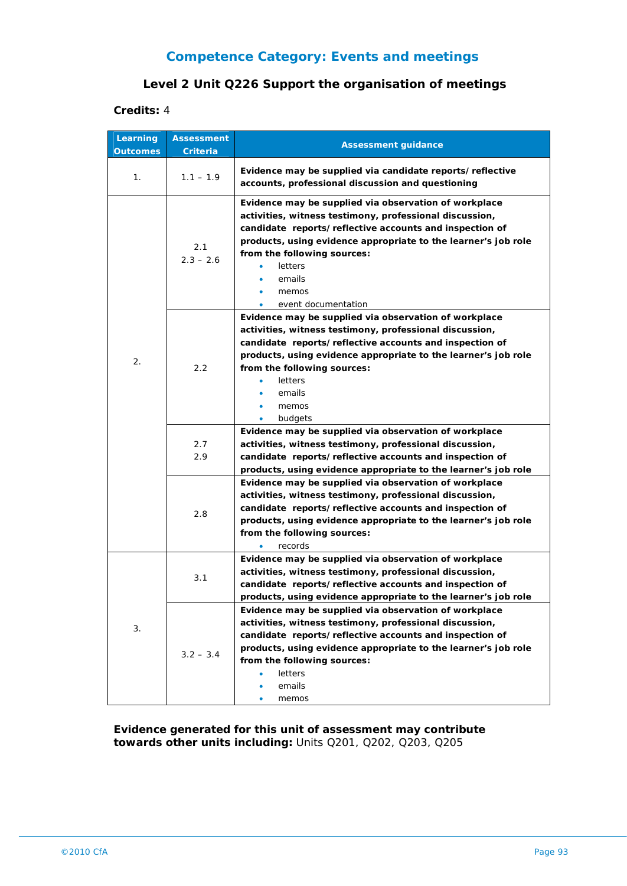## Competence Category: Events and meetings

### Level 2 Unit Q226 Support the organisation of meetings

**Credits:** 4

| Learning Outcomes | Assessment Criteria | Assessment guidance |
|---|---|---|
| 1. | 1.1 – 1.9 | **Evidence may be supplied via candidate reports/ reflective accounts, professional discussion and questioning** |
| 2. | 2.1<br>2.3 – 2.6 | **Evidence may be supplied via observation of workplace activities, witness testimony, professional discussion, candidate reports/ reflective accounts and inspection of products, using evidence appropriate to the learner's job role from the following sources:**<br>• letters<br>• emails<br>• memos<br>• event documentation |
| | 2.2 | **Evidence may be supplied via observation of workplace activities, witness testimony, professional discussion, candidate reports/ reflective accounts and inspection of products, using evidence appropriate to the learner's job role from the following sources:**<br>• letters<br>• emails<br>• memos<br>• budgets |
| | 2.7<br>2.9 | **Evidence may be supplied via observation of workplace activities, witness testimony, professional discussion, candidate reports/ reflective accounts and inspection of products, using evidence appropriate to the learner's job role** |
| | 2.8 | **Evidence may be supplied via observation of workplace activities, witness testimony, professional discussion, candidate reports/ reflective accounts and inspection of products, using evidence appropriate to the learner's job role from the following sources:**<br>• records |
| 3. | 3.1 | **Evidence may be supplied via observation of workplace activities, witness testimony, professional discussion, candidate reports/ reflective accounts and inspection of products, using evidence appropriate to the learner's job role** |
| | 3.2 – 3.4 | **Evidence may be supplied via observation of workplace activities, witness testimony, professional discussion, candidate reports/ reflective accounts and inspection of products, using evidence appropriate to the learner's job role from the following sources:**<br>• letters<br>• emails<br>• memos |

**Evidence generated for this unit of assessment may contribute towards other units including:** Units Q201, Q202, Q203, Q205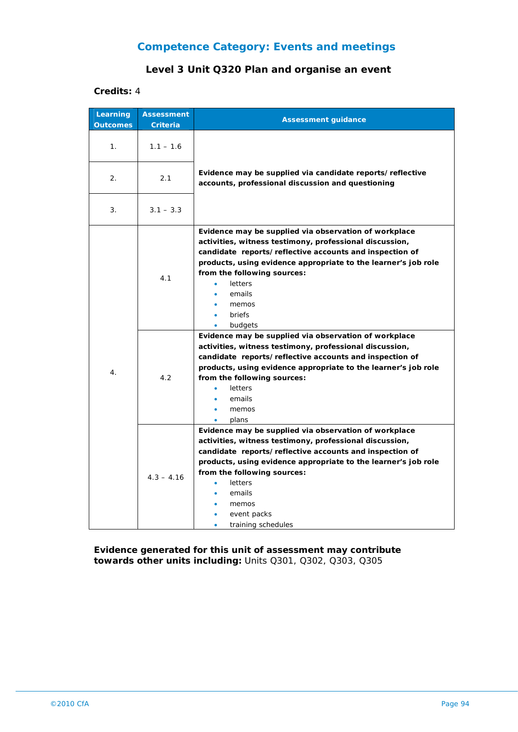## Competence Category: Events and meetings

### Level 3 Unit Q320 Plan and organise an event

**Credits:** 4

| Learning Outcomes | Assessment Criteria | Assessment guidance |
|---|---|---|
| 1. | 1.1 – 1.6 | **Evidence may be supplied via candidate reports/reflective accounts, professional discussion and questioning** |
| 2. | 2.1 | |
| 3. | 3.1 – 3.3 | |
| 4. | 4.1 | **Evidence may be supplied via observation of workplace activities, witness testimony, professional discussion, candidate reports/reflective accounts and inspection of products, using evidence appropriate to the learner's job role from the following sources:**<br>• letters<br>• emails<br>• memos<br>• briefs<br>• budgets |
| | 4.2 | **Evidence may be supplied via observation of workplace activities, witness testimony, professional discussion, candidate reports/reflective accounts and inspection of products, using evidence appropriate to the learner's job role from the following sources:**<br>• letters<br>• emails<br>• memos<br>• plans |
| | 4.3 – 4.16 | **Evidence may be supplied via observation of workplace activities, witness testimony, professional discussion, candidate reports/reflective accounts and inspection of products, using evidence appropriate to the learner's job role from the following sources:**<br>• letters<br>• emails<br>• memos<br>• event packs<br>• training schedules |

**Evidence generated for this unit of assessment may contribute towards other units including:** Units Q301, Q302, Q303, Q305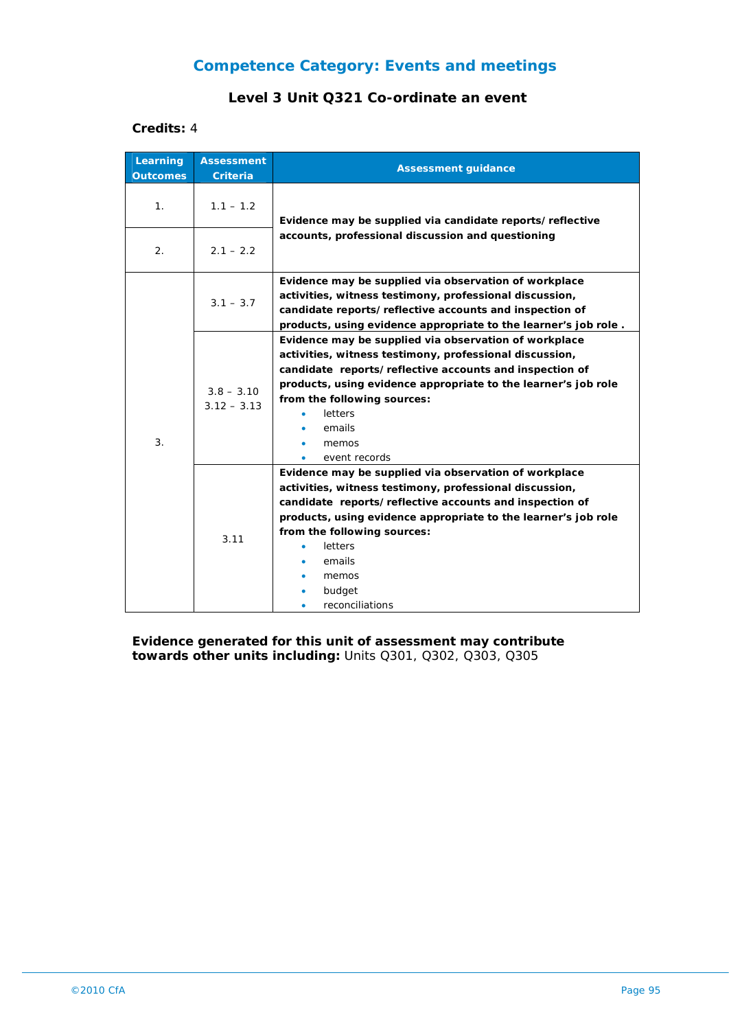## Competence Category: Events and meetings

### Level 3 Unit Q321 Co-ordinate an event

**Credits:** 4

| Learning Outcomes | Assessment Criteria | Assessment guidance |
|---|---|---|
| 1. | 1.1 – 1.2 | **Evidence may be supplied via candidate reports/ reflective accounts, professional discussion and questioning** |
| 2. | 2.1 – 2.2 | |
| 3. | 3.1 – 3.7 | **Evidence may be supplied via observation of workplace activities, witness testimony, professional discussion, candidate reports/ reflective accounts and inspection of products, using evidence appropriate to the learner's job role .** |
| | 3.8 – 3.10<br>3.12 – 3.13 | **Evidence may be supplied via observation of workplace activities, witness testimony, professional discussion, candidate reports/ reflective accounts and inspection of products, using evidence appropriate to the learner's job role from the following sources:**<br>• letters<br>• emails<br>• memos<br>• event records |
| | 3.11 | **Evidence may be supplied via observation of workplace activities, witness testimony, professional discussion, candidate reports/ reflective accounts and inspection of products, using evidence appropriate to the learner's job role from the following sources:**<br>• letters<br>• emails<br>• memos<br>• budget<br>• reconciliations |

**Evidence generated for this unit of assessment may contribute towards other units including:** Units Q301, Q302, Q303, Q305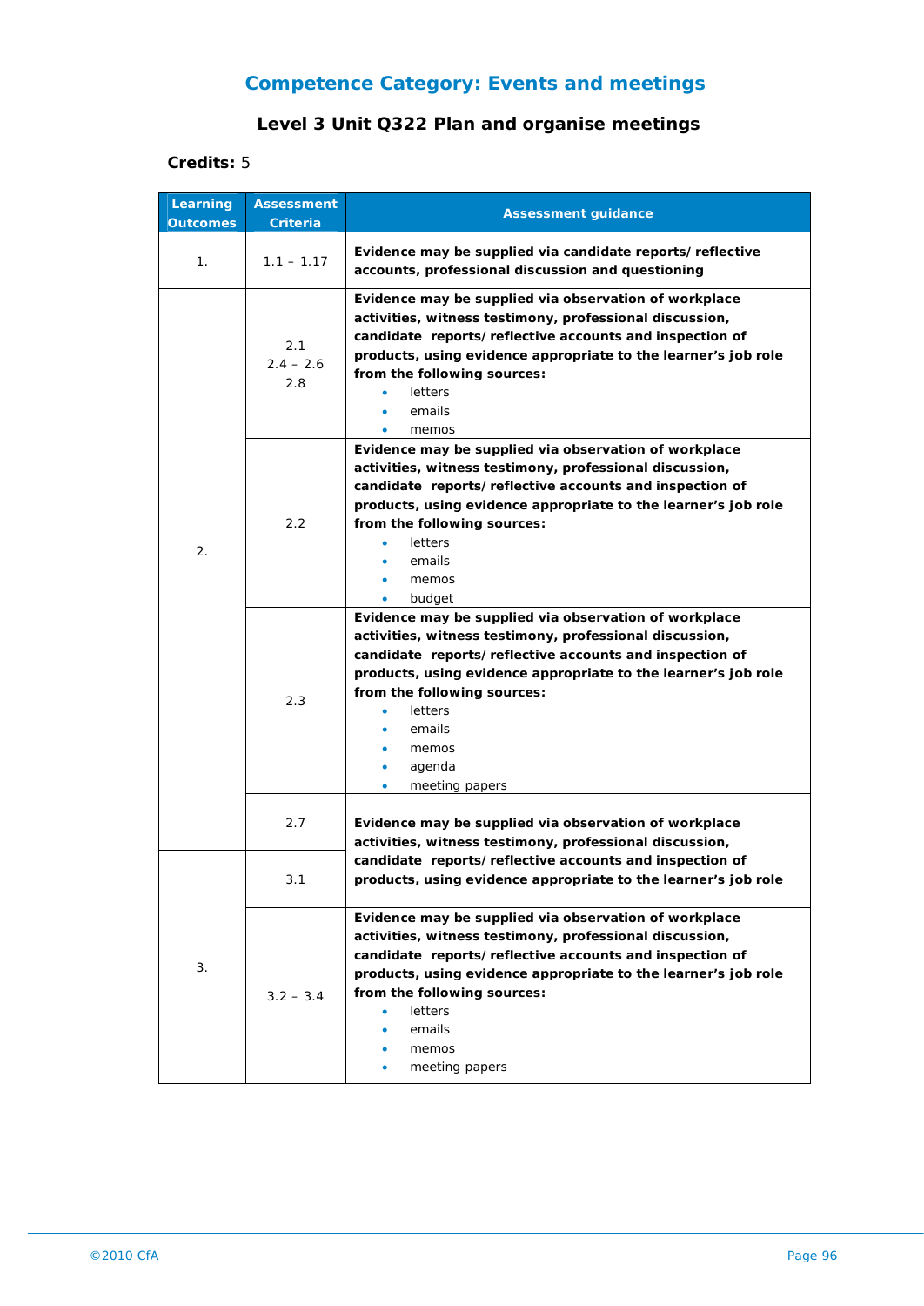## Competence Category: Events and meetings

### Level 3 Unit Q322 Plan and organise meetings

**Credits:** 5

| Learning Outcomes | Assessment Criteria | Assessment guidance |
|---|---|---|
| 1. | 1.1 – 1.17 | **Evidence may be supplied via candidate reports/ reflective accounts, professional discussion and questioning** |
| 2. | 2.1<br>2.4 – 2.6<br>2.8 | **Evidence may be supplied via observation of workplace activities, witness testimony, professional discussion, candidate reports/ reflective accounts and inspection of products, using evidence appropriate to the learner's job role from the following sources:**<br>• letters<br>• emails<br>• memos |
| | 2.2 | **Evidence may be supplied via observation of workplace activities, witness testimony, professional discussion, candidate reports/ reflective accounts and inspection of products, using evidence appropriate to the learner's job role from the following sources:**<br>• letters<br>• emails<br>• memos<br>• budget |
| | 2.3 | **Evidence may be supplied via observation of workplace activities, witness testimony, professional discussion, candidate reports/ reflective accounts and inspection of products, using evidence appropriate to the learner's job role from the following sources:**<br>• letters<br>• emails<br>• memos<br>• agenda<br>• meeting papers |
| | 2.7 | **Evidence may be supplied via observation of workplace activities, witness testimony, professional discussion, candidate reports/ reflective accounts and inspection of products, using evidence appropriate to the learner's job role** |
| 3. | 3.1 | |
| | 3.2 – 3.4 | **Evidence may be supplied via observation of workplace activities, witness testimony, professional discussion, candidate reports/ reflective accounts and inspection of products, using evidence appropriate to the learner's job role from the following sources:**<br>• letters<br>• emails<br>• memos<br>• meeting papers |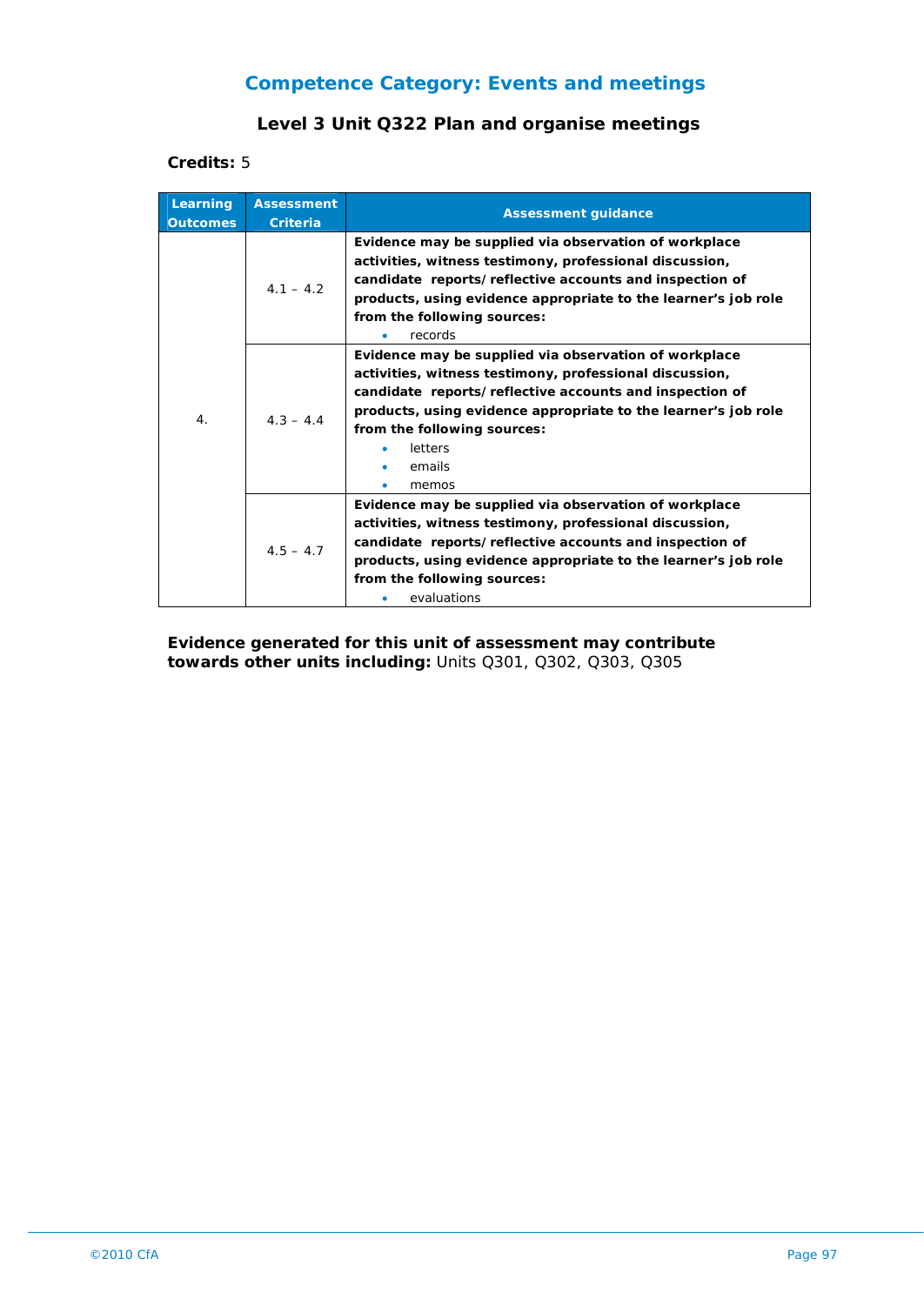## Competence Category: Events and meetings

### Level 3 Unit Q322 Plan and organise meetings

**Credits:** 5

| Learning Outcomes | Assessment Criteria | Assessment guidance |
|---|---|---|
| 4. | 4.1 – 4.2 | **Evidence may be supplied via observation of workplace activities, witness testimony, professional discussion, candidate reports/reflective accounts and inspection of products, using evidence appropriate to the learner's job role from the following sources:**<br>• records |
| | 4.3 – 4.4 | **Evidence may be supplied via observation of workplace activities, witness testimony, professional discussion, candidate reports/reflective accounts and inspection of products, using evidence appropriate to the learner's job role from the following sources:**<br>• letters<br>• emails<br>• memos |
| | 4.5 – 4.7 | **Evidence may be supplied via observation of workplace activities, witness testimony, professional discussion, candidate reports/reflective accounts and inspection of products, using evidence appropriate to the learner's job role from the following sources:**<br>• evaluations |

**Evidence generated for this unit of assessment may contribute towards other units including:** Units Q301, Q302, Q303, Q305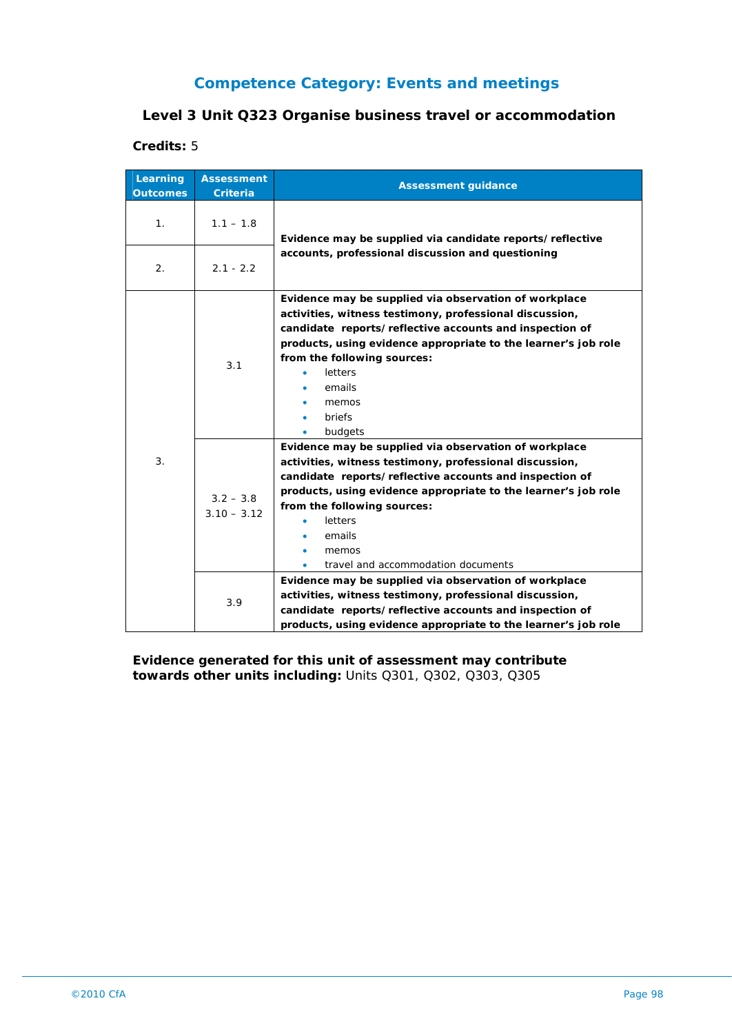## Competence Category: Events and meetings

### Level 3 Unit Q323 Organise business travel or accommodation

**Credits:** 5

| Learning Outcomes | Assessment Criteria | Assessment guidance |
|---|---|---|
| 1. | 1.1 – 1.8 | **Evidence may be supplied via candidate reports/reflective accounts, professional discussion and questioning** |
| 2. | 2.1 - 2.2 | |
| 3. | 3.1 | **Evidence may be supplied via observation of workplace activities, witness testimony, professional discussion, candidate reports/reflective accounts and inspection of products, using evidence appropriate to the learner's job role from the following sources:** <br>• letters <br>• emails <br>• memos <br>• briefs <br>• budgets |
| | 3.2 – 3.8 <br>3.10 – 3.12 | **Evidence may be supplied via observation of workplace activities, witness testimony, professional discussion, candidate reports/reflective accounts and inspection of products, using evidence appropriate to the learner's job role from the following sources:** <br>• letters <br>• emails <br>• memos <br>• travel and accommodation documents |
| | 3.9 | **Evidence may be supplied via observation of workplace activities, witness testimony, professional discussion, candidate reports/reflective accounts and inspection of products, using evidence appropriate to the learner's job role** |

**Evidence generated for this unit of assessment may contribute towards other units including:** Units Q301, Q302, Q303, Q305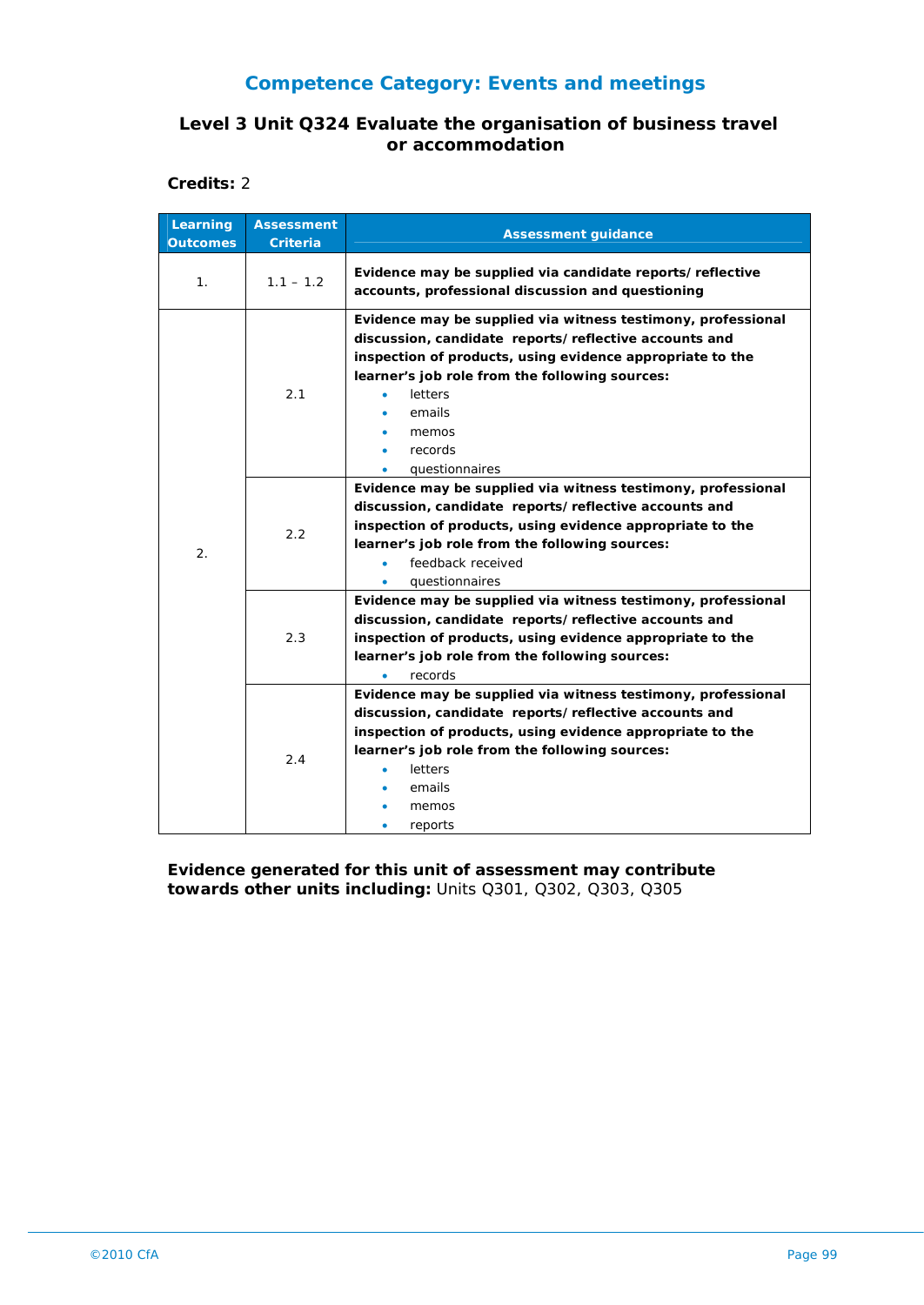## Competence Category: Events and meetings

### Level 3 Unit Q324 Evaluate the organisation of business travel or accommodation

**Credits:** 2

| Learning Outcomes | Assessment Criteria | Assessment guidance |
|---|---|---|
| 1. | 1.1 – 1.2 | **Evidence may be supplied via candidate reports/ reflective accounts, professional discussion and questioning** |
| 2. | 2.1 | **Evidence may be supplied via witness testimony, professional discussion, candidate reports/ reflective accounts and inspection of products, using evidence appropriate to the learner's job role from the following sources:**<br>• letters<br>• emails<br>• memos<br>• records<br>• questionnaires |
| | 2.2 | **Evidence may be supplied via witness testimony, professional discussion, candidate reports/ reflective accounts and inspection of products, using evidence appropriate to the learner's job role from the following sources:**<br>• feedback received<br>• questionnaires |
| | 2.3 | **Evidence may be supplied via witness testimony, professional discussion, candidate reports/ reflective accounts and inspection of products, using evidence appropriate to the learner's job role from the following sources:**<br>• records |
| | 2.4 | **Evidence may be supplied via witness testimony, professional discussion, candidate reports/ reflective accounts and inspection of products, using evidence appropriate to the learner's job role from the following sources:**<br>• letters<br>• emails<br>• memos<br>• reports |

**Evidence generated for this unit of assessment may contribute towards other units including:** Units Q301, Q302, Q303, Q305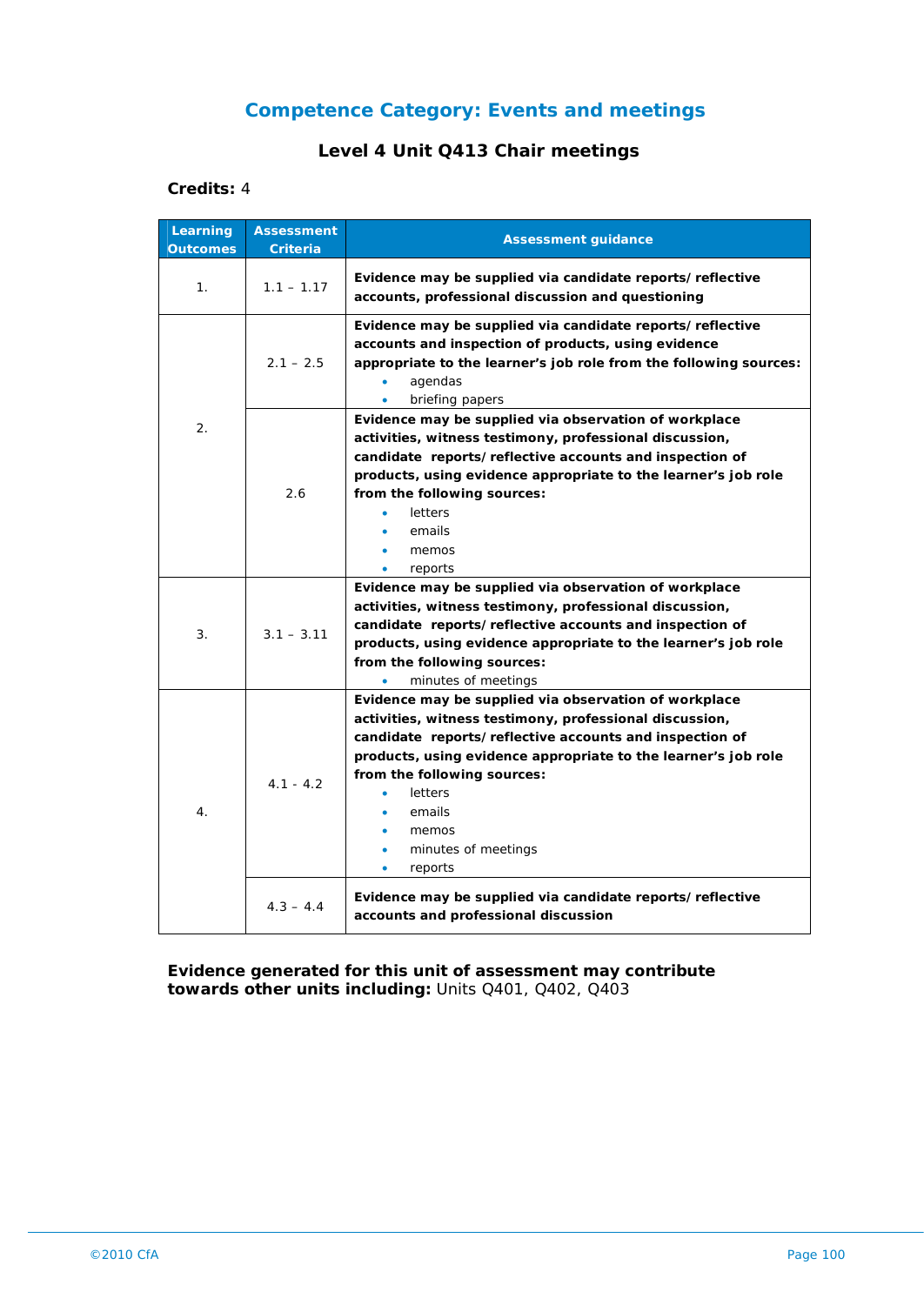## Competence Category: Events and meetings

### Level 4 Unit Q413 Chair meetings

**Credits:** 4

| Learning Outcomes | Assessment Criteria | Assessment guidance |
|---|---|---|
| 1. | 1.1 – 1.17 | **Evidence may be supplied via candidate reports/reflective accounts, professional discussion and questioning** |
| 2. | 2.1 – 2.5 | **Evidence may be supplied via candidate reports/reflective accounts and inspection of products, using evidence appropriate to the learner's job role from the following sources:** <br>• agendas <br>• briefing papers |
| | 2.6 | **Evidence may be supplied via observation of workplace activities, witness testimony, professional discussion, candidate reports/reflective accounts and inspection of products, using evidence appropriate to the learner's job role from the following sources:** <br>• letters <br>• emails <br>• memos <br>• reports |
| 3. | 3.1 – 3.11 | **Evidence may be supplied via observation of workplace activities, witness testimony, professional discussion, candidate reports/reflective accounts and inspection of products, using evidence appropriate to the learner's job role from the following sources:** <br>• minutes of meetings |
| 4. | 4.1 - 4.2 | **Evidence may be supplied via observation of workplace activities, witness testimony, professional discussion, candidate reports/reflective accounts and inspection of products, using evidence appropriate to the learner's job role from the following sources:** <br>• letters <br>• emails <br>• memos <br>• minutes of meetings <br>• reports |
| | 4.3 – 4.4 | **Evidence may be supplied via candidate reports/reflective accounts and professional discussion** |

**Evidence generated for this unit of assessment may contribute towards other units including:** Units Q401, Q402, Q403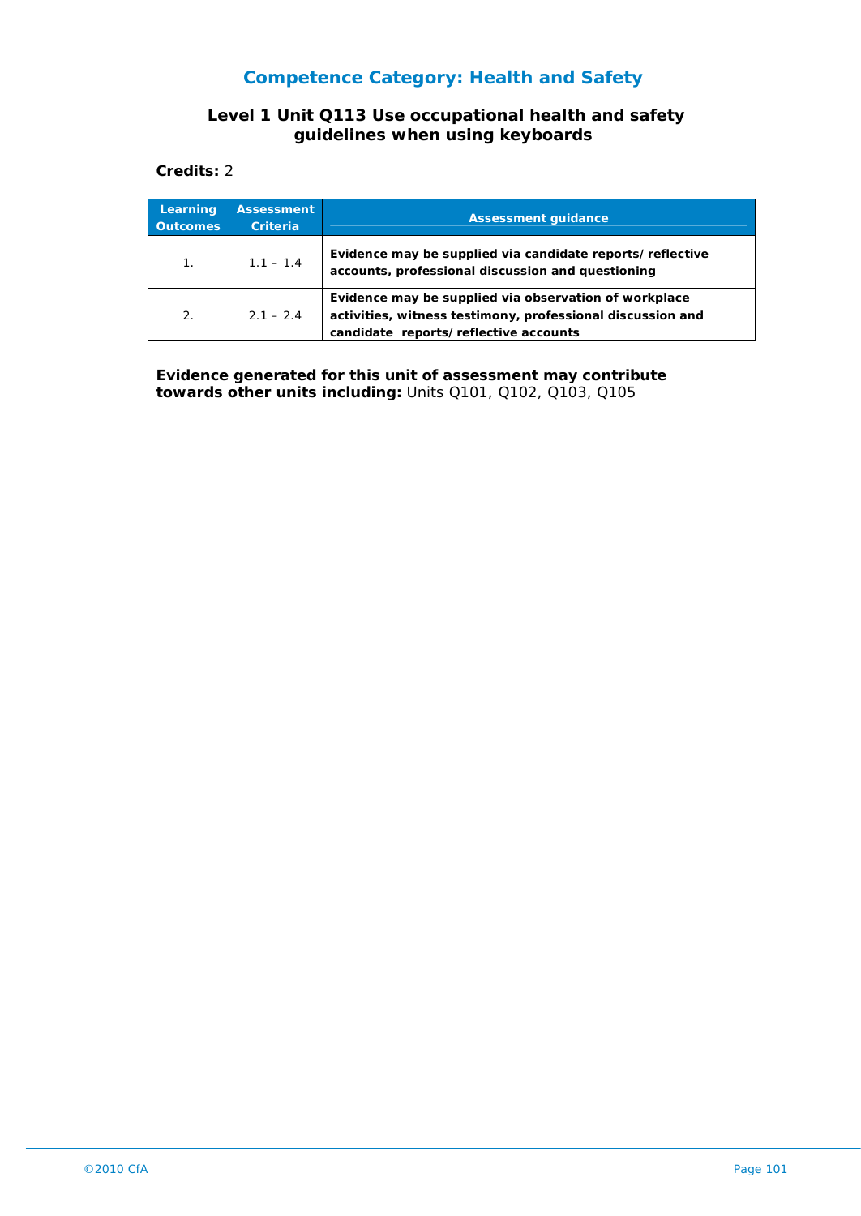## Competence Category: Health and Safety

### Level 1 Unit Q113 Use occupational health and safety guidelines when using keyboards

**Credits:** 2

| Learning Outcomes | Assessment Criteria | Assessment guidance |
|---|---|---|
| 1. | 1.1 – 1.4 | **Evidence may be supplied via candidate reports/reflective accounts, professional discussion and questioning** |
| 2. | 2.1 – 2.4 | **Evidence may be supplied via observation of workplace activities, witness testimony, professional discussion and candidate reports/reflective accounts** |

**Evidence generated for this unit of assessment may contribute towards other units including:** Units Q101, Q102, Q103, Q105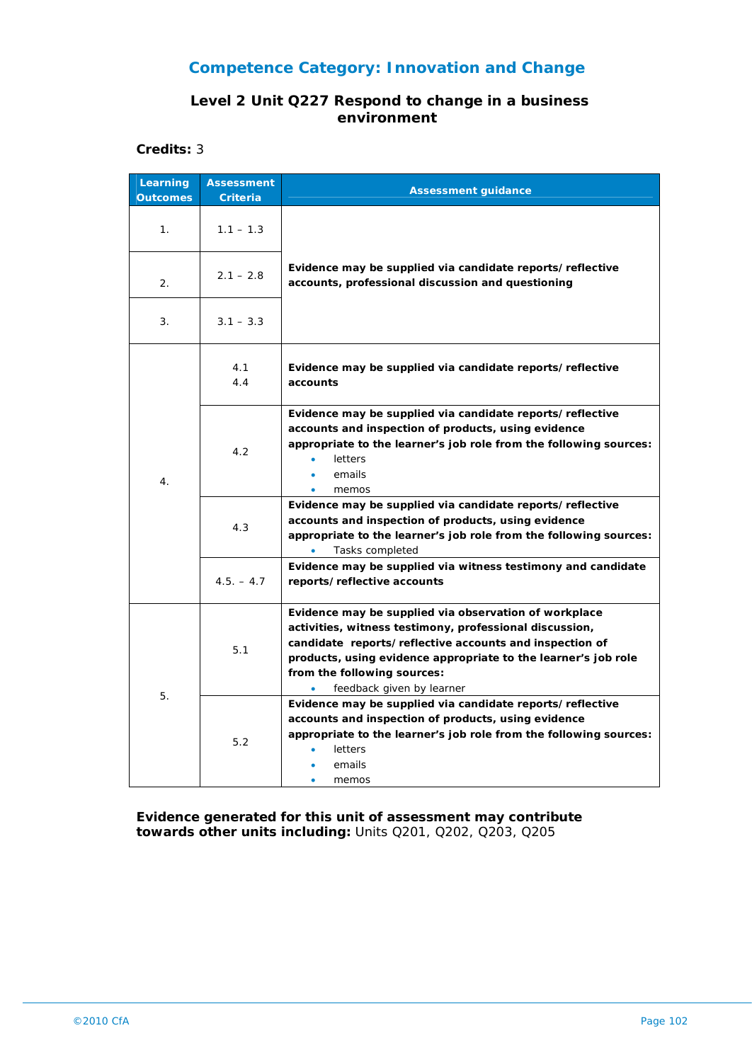## Competence Category: Innovation and Change

### Level 2 Unit Q227 Respond to change in a business environment

**Credits:** 3

| Learning Outcomes | Assessment Criteria | Assessment guidance |
|---|---|---|
| 1. | 1.1 – 1.3 | **Evidence may be supplied via candidate reports/reflective accounts, professional discussion and questioning** |
| 2. | 2.1 – 2.8 | |
| 3. | 3.1 – 3.3 | |
| 4. | 4.1<br>4.4 | **Evidence may be supplied via candidate reports/reflective accounts** |
| | 4.2 | **Evidence may be supplied via candidate reports/reflective accounts and inspection of products, using evidence appropriate to the learner's job role from the following sources:**<br>• letters<br>• emails<br>• memos |
| | 4.3 | **Evidence may be supplied via candidate reports/reflective accounts and inspection of products, using evidence appropriate to the learner's job role from the following sources:**<br>• Tasks completed |
| | 4.5. – 4.7 | **Evidence may be supplied via witness testimony and candidate reports/reflective accounts** |
| 5. | 5.1 | **Evidence may be supplied via observation of workplace activities, witness testimony, professional discussion, candidate reports/reflective accounts and inspection of products, using evidence appropriate to the learner's job role from the following sources:**<br>• feedback given by learner |
| | 5.2 | **Evidence may be supplied via candidate reports/reflective accounts and inspection of products, using evidence appropriate to the learner's job role from the following sources:**<br>• letters<br>• emails<br>• memos |

**Evidence generated for this unit of assessment may contribute towards other units including:** Units Q201, Q202, Q203, Q205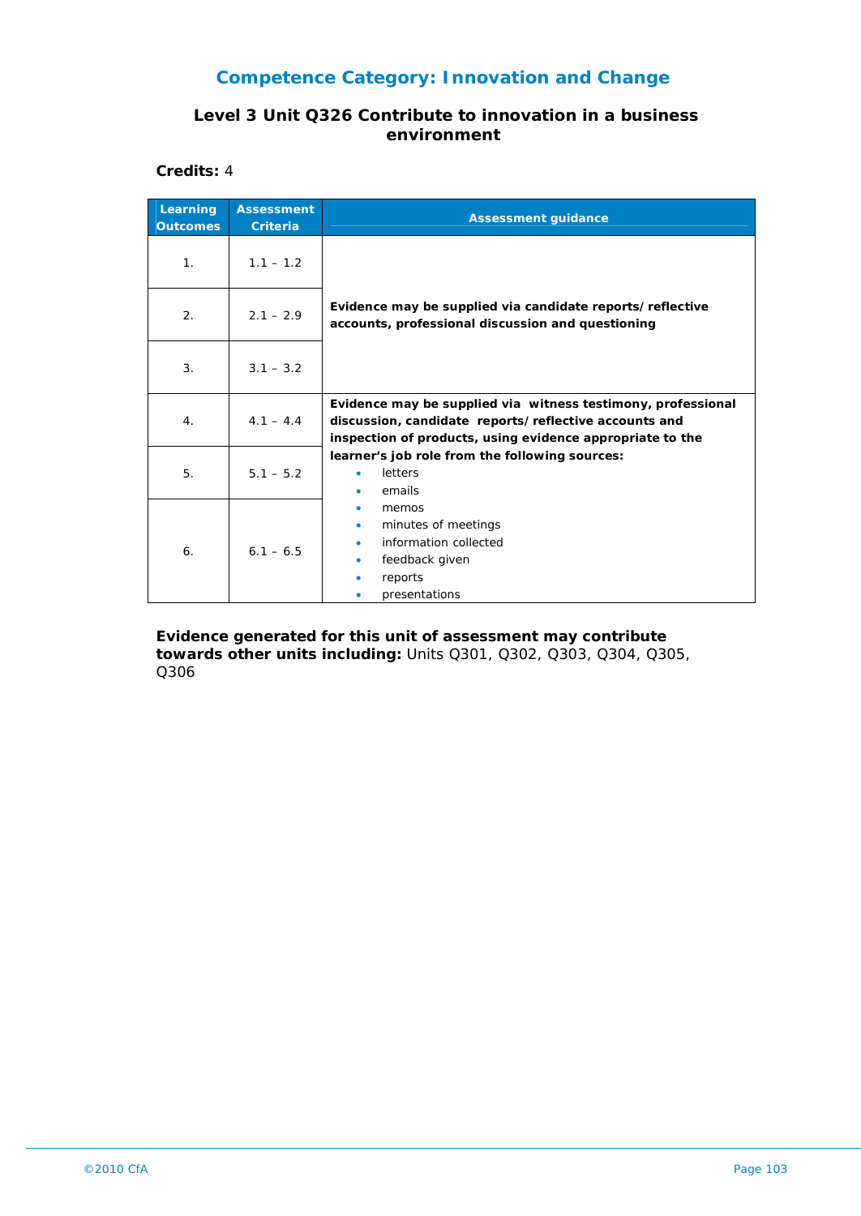## Competence Category: Innovation and Change

### Level 3 Unit Q326 Contribute to innovation in a business environment

**Credits:** 4

| Learning Outcomes | Assessment Criteria | Assessment guidance |
|---|---|---|
| 1. | 1.1 – 1.2 | **Evidence may be supplied via candidate reports/reflective accounts, professional discussion and questioning** |
| 2. | 2.1 – 2.9 | |
| 3. | 3.1 – 3.2 | |
| 4. | 4.1 – 4.4 | **Evidence may be supplied via witness testimony, professional discussion, candidate reports/reflective accounts and inspection of products, using evidence appropriate to the learner's job role from the following sources:** <br>• letters <br>• emails <br>• memos <br>• minutes of meetings <br>• information collected <br>• feedback given <br>• reports <br>• presentations |
| 5. | 5.1 – 5.2 | |
| 6. | 6.1 – 6.5 | |

**Evidence generated for this unit of assessment may contribute towards other units including:** Units Q301, Q302, Q303, Q304, Q305, Q306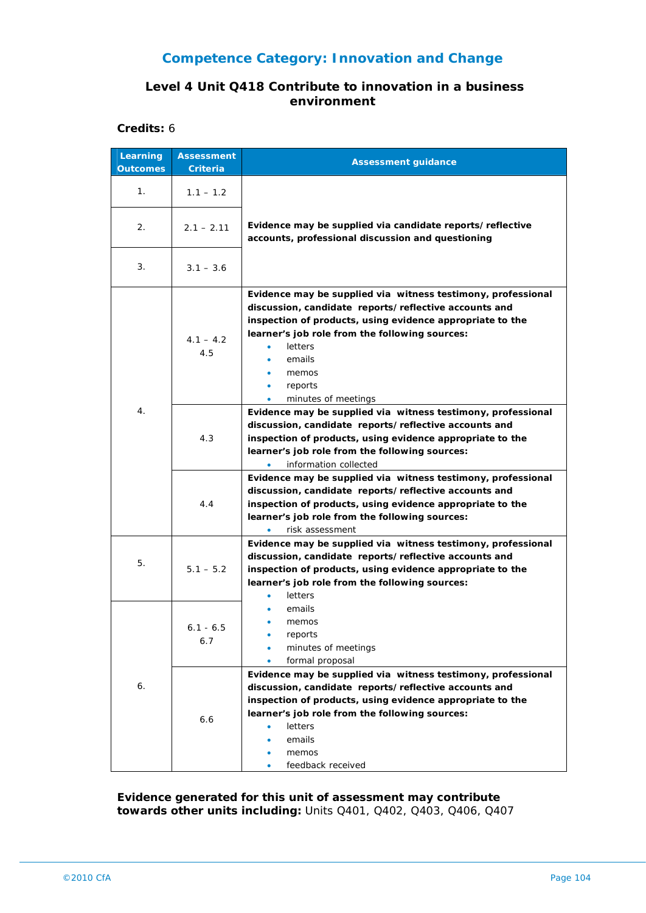## Competence Category: Innovation and Change

### Level 4 Unit Q418 Contribute to innovation in a business environment

**Credits:** 6

| Learning Outcomes | Assessment Criteria | Assessment guidance |
|---|---|---|
| 1. | 1.1 – 1.2 | **Evidence may be supplied via candidate reports/reflective accounts, professional discussion and questioning** |
| 2. | 2.1 – 2.11 | |
| 3. | 3.1 – 3.6 | |
| 4. | 4.1 – 4.2<br>4.5 | **Evidence may be supplied via witness testimony, professional discussion, candidate reports/reflective accounts and inspection of products, using evidence appropriate to the learner's job role from the following sources:**<br>• letters<br>• emails<br>• memos<br>• reports<br>• minutes of meetings |
| | 4.3 | **Evidence may be supplied via witness testimony, professional discussion, candidate reports/reflective accounts and inspection of products, using evidence appropriate to the learner's job role from the following sources:**<br>• information collected |
| | 4.4 | **Evidence may be supplied via witness testimony, professional discussion, candidate reports/reflective accounts and inspection of products, using evidence appropriate to the learner's job role from the following sources:**<br>• risk assessment |
| 5. | 5.1 – 5.2 | **Evidence may be supplied via witness testimony, professional discussion, candidate reports/reflective accounts and inspection of products, using evidence appropriate to the learner's job role from the following sources:**<br>• letters<br>• emails<br>• memos<br>• reports<br>• minutes of meetings<br>• formal proposal |
| 6. | 6.1 - 6.5<br>6.7 | |
| | 6.6 | **Evidence may be supplied via witness testimony, professional discussion, candidate reports/reflective accounts and inspection of products, using evidence appropriate to the learner's job role from the following sources:**<br>• letters<br>• emails<br>• memos<br>• feedback received |

**Evidence generated for this unit of assessment may contribute towards other units including:** Units Q401, Q402, Q403, Q406, Q407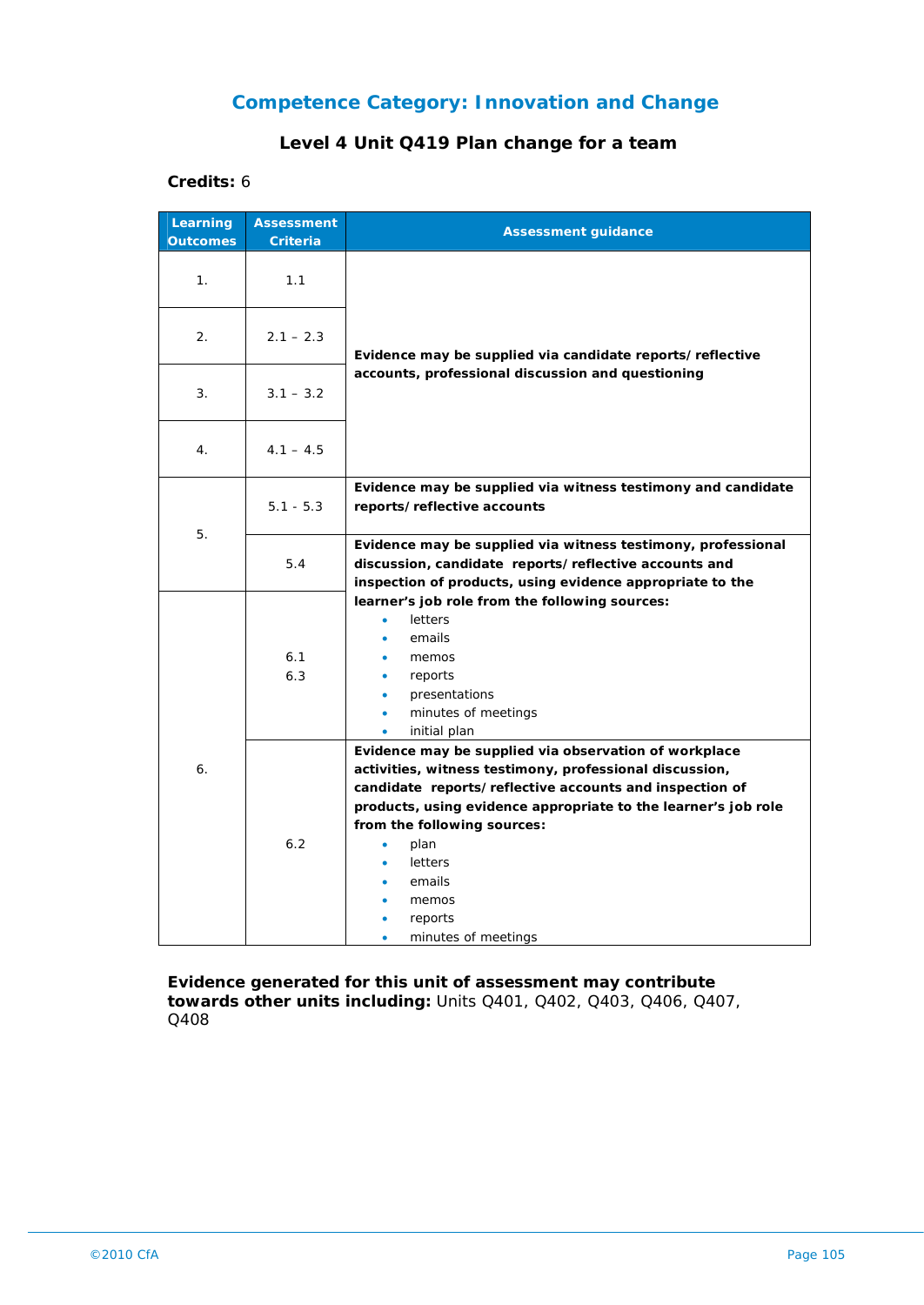## Competence Category: Innovation and Change

### Level 4 Unit Q419 Plan change for a team

**Credits:** 6

| Learning Outcomes | Assessment Criteria | Assessment guidance |
|---|---|---|
| 1. | 1.1 | **Evidence may be supplied via candidate reports/reflective accounts, professional discussion and questioning** |
| 2. | 2.1 – 2.3 | |
| 3. | 3.1 – 3.2 | |
| 4. | 4.1 – 4.5 | |
| 5. | 5.1 - 5.3 | **Evidence may be supplied via witness testimony and candidate reports/reflective accounts** |
| | 5.4 | **Evidence may be supplied via witness testimony, professional discussion, candidate reports/reflective accounts and inspection of products, using evidence appropriate to the learner's job role from the following sources:** <br>• letters <br>• emails <br>• memos <br>• reports <br>• presentations <br>• minutes of meetings <br>• initial plan |
| 6. | 6.1 <br>6.3 | |
| | 6.2 | **Evidence may be supplied via observation of workplace activities, witness testimony, professional discussion, candidate reports/reflective accounts and inspection of products, using evidence appropriate to the learner's job role from the following sources:** <br>• plan <br>• letters <br>• emails <br>• memos <br>• reports <br>• minutes of meetings |

**Evidence generated for this unit of assessment may contribute towards other units including:** Units Q401, Q402, Q403, Q406, Q407, Q408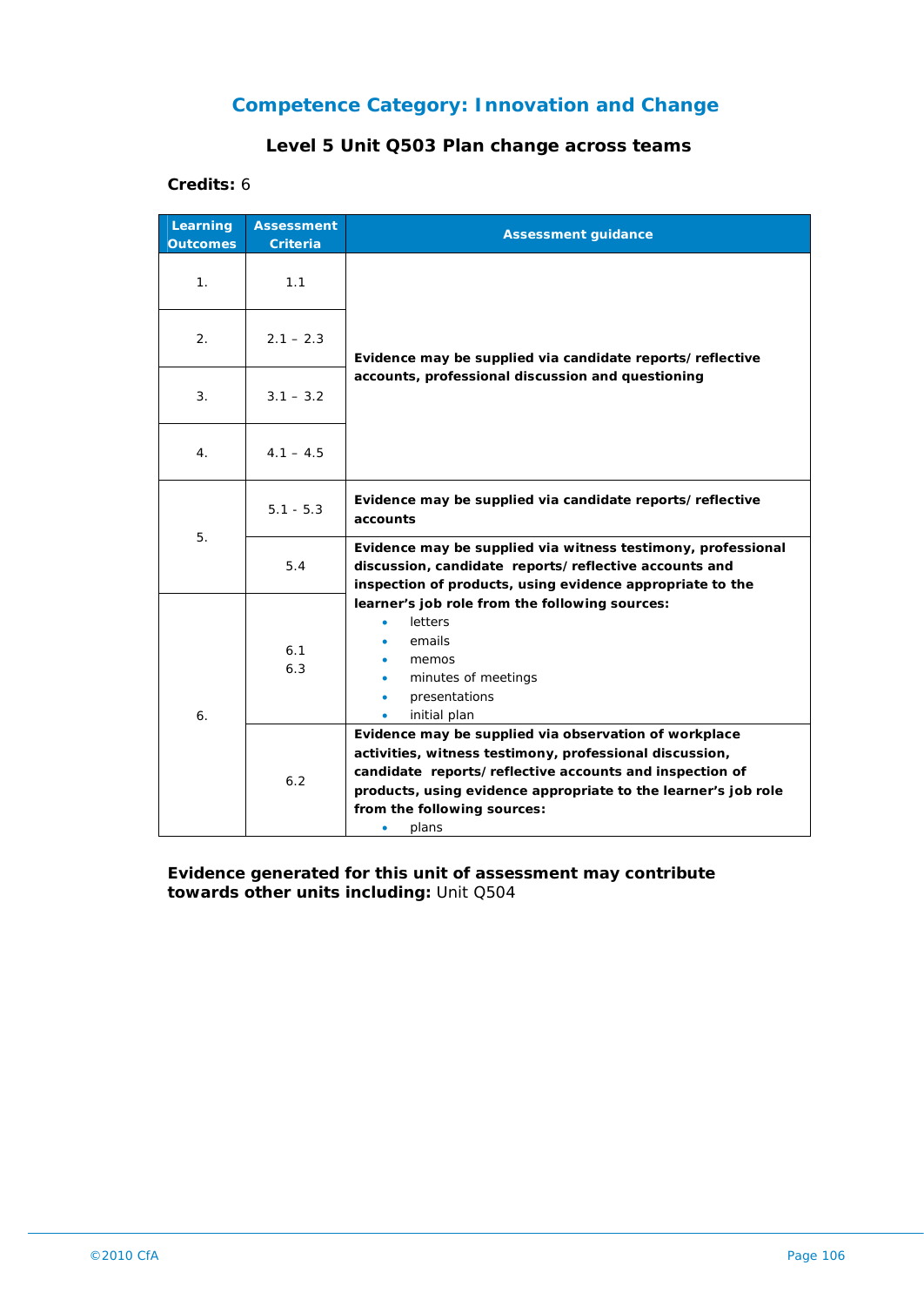## Competence Category: Innovation and Change

### Level 5 Unit Q503 Plan change across teams

**Credits:** 6

| Learning Outcomes | Assessment Criteria | Assessment guidance |
|---|---|---|
| 1. | 1.1 | **Evidence may be supplied via candidate reports/reflective accounts, professional discussion and questioning** |
| 2. | 2.1 – 2.3 | |
| 3. | 3.1 – 3.2 | |
| 4. | 4.1 – 4.5 | |
| 5. | 5.1 - 5.3 | **Evidence may be supplied via candidate reports/reflective accounts** |
| | 5.4 | **Evidence may be supplied via witness testimony, professional discussion, candidate reports/reflective accounts and inspection of products, using evidence appropriate to the learner's job role from the following sources:** <br>• letters <br>• emails <br>• memos <br>• minutes of meetings <br>• presentations <br>• initial plan |
| 6. | 6.1 <br>6.3 | |
| | 6.2 | **Evidence may be supplied via observation of workplace activities, witness testimony, professional discussion, candidate reports/reflective accounts and inspection of products, using evidence appropriate to the learner's job role from the following sources:** <br>• plans |

**Evidence generated for this unit of assessment may contribute towards other units including:** Unit Q504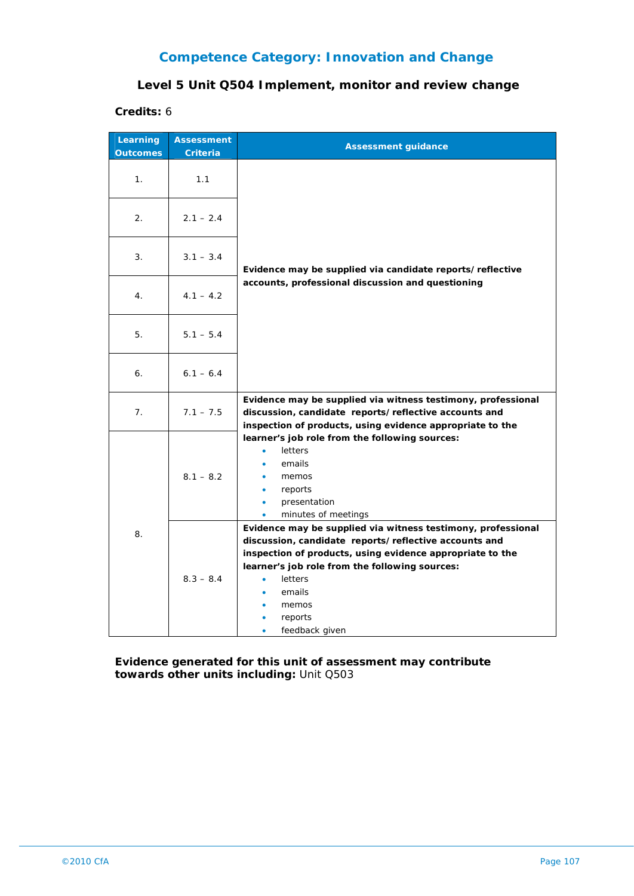## Competence Category: Innovation and Change

### Level 5 Unit Q504 Implement, monitor and review change

**Credits:** 6

| Learning Outcomes | Assessment Criteria | Assessment guidance |
|---|---|---|
| 1. | 1.1 | **Evidence may be supplied via candidate reports/reflective accounts, professional discussion and questioning** |
| 2. | 2.1 – 2.4 | |
| 3. | 3.1 – 3.4 | |
| 4. | 4.1 – 4.2 | |
| 5. | 5.1 – 5.4 | |
| 6. | 6.1 – 6.4 | |
| 7. | 7.1 – 7.5 | **Evidence may be supplied via witness testimony, professional discussion, candidate reports/reflective accounts and inspection of products, using evidence appropriate to the learner's job role from the following sources:** <br>• letters <br>• emails <br>• memos <br>• reports <br>• presentation <br>• minutes of meetings |
| 8. | 8.1 – 8.2 | |
| | 8.3 – 8.4 | **Evidence may be supplied via witness testimony, professional discussion, candidate reports/reflective accounts and inspection of products, using evidence appropriate to the learner's job role from the following sources:** <br>• letters <br>• emails <br>• memos <br>• reports <br>• feedback given |

**Evidence generated for this unit of assessment may contribute towards other units including:** Unit Q503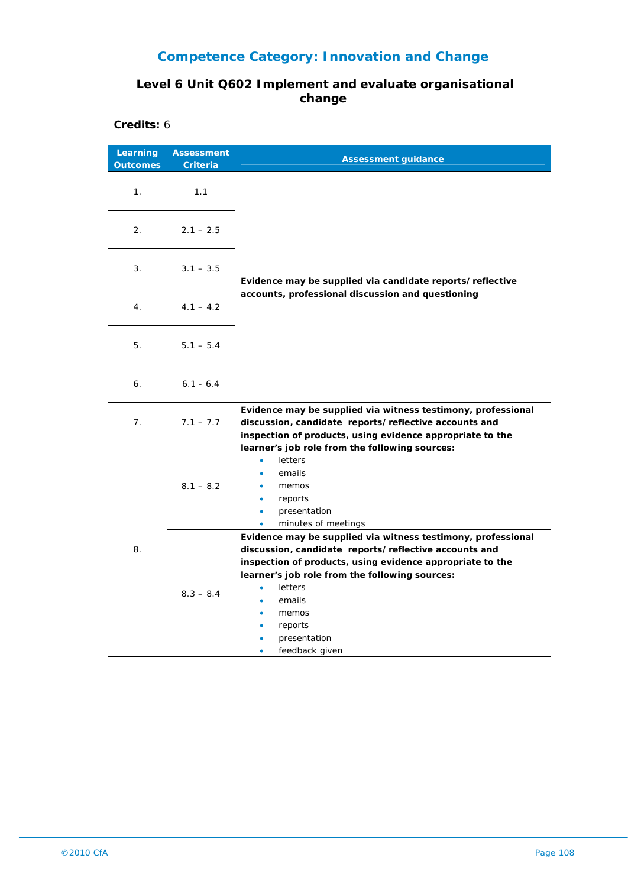## Competence Category: Innovation and Change

### Level 6 Unit Q602 Implement and evaluate organisational change

**Credits:** 6

| Learning Outcomes | Assessment Criteria | Assessment guidance |
|---|---|---|
| 1. | 1.1 | **Evidence may be supplied via candidate reports/reflective accounts, professional discussion and questioning** |
| 2. | 2.1 – 2.5 | |
| 3. | 3.1 – 3.5 | |
| 4. | 4.1 – 4.2 | |
| 5. | 5.1 – 5.4 | |
| 6. | 6.1 - 6.4 | |
| 7. | 7.1 – 7.7 | **Evidence may be supplied via witness testimony, professional discussion, candidate reports/reflective accounts and inspection of products, using evidence appropriate to the learner's job role from the following sources:** <br>• letters <br>• emails <br>• memos <br>• reports <br>• presentation <br>• minutes of meetings |
| 8. | 8.1 – 8.2 | |
| | 8.3 – 8.4 | **Evidence may be supplied via witness testimony, professional discussion, candidate reports/reflective accounts and inspection of products, using evidence appropriate to the learner's job role from the following sources:** <br>• letters <br>• emails <br>• memos <br>• reports <br>• presentation <br>• feedback given |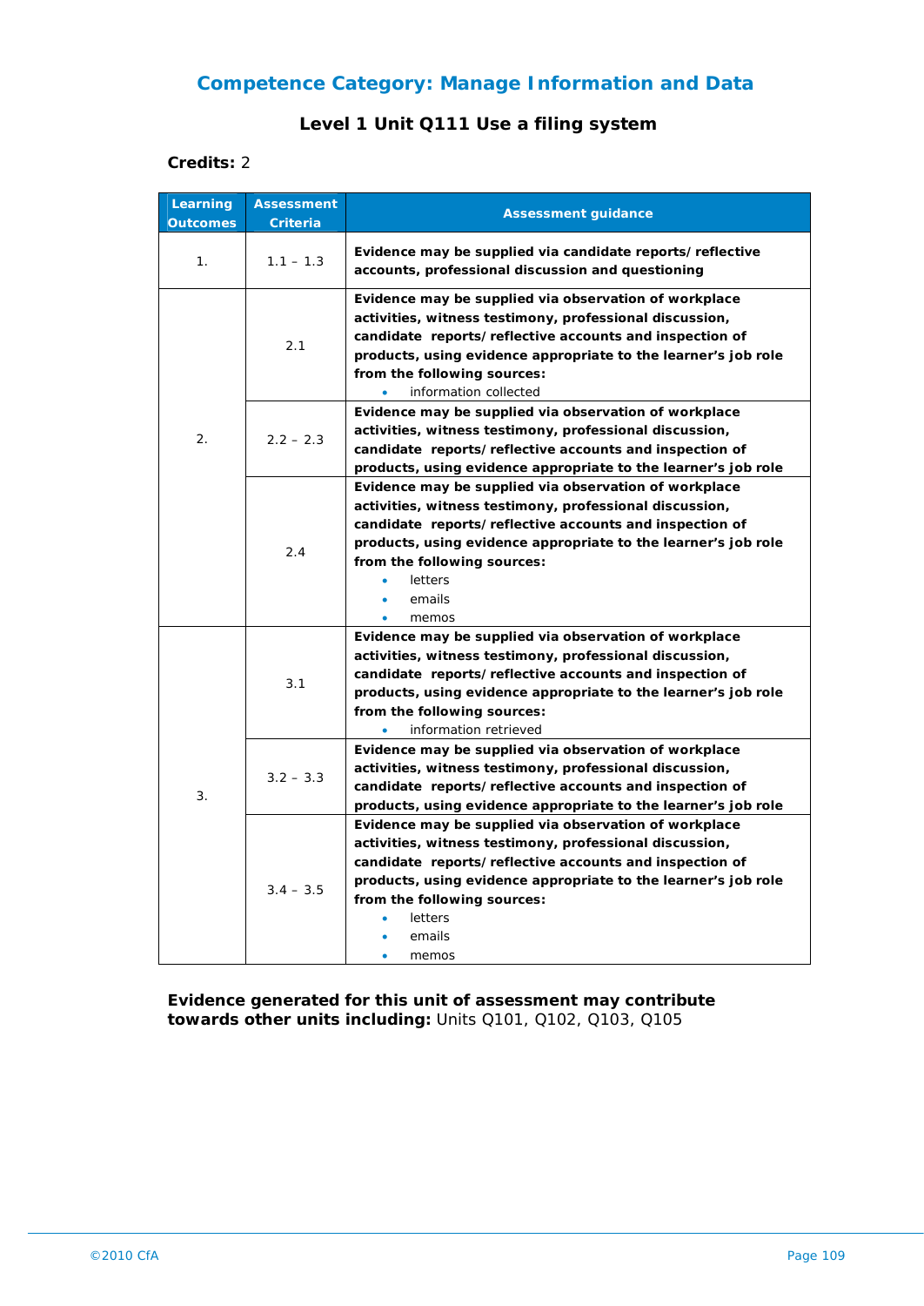## Competence Category: Manage Information and Data

### Level 1 Unit Q111 Use a filing system

**Credits:** 2

| Learning Outcomes | Assessment Criteria | Assessment guidance |
|---|---|---|
| 1. | 1.1 – 1.3 | **Evidence may be supplied via candidate reports/reflective accounts, professional discussion and questioning** |
| 2. | 2.1 | **Evidence may be supplied via observation of workplace activities, witness testimony, professional discussion, candidate reports/reflective accounts and inspection of products, using evidence appropriate to the learner's job role from the following sources:** <br>• information collected |
| | 2.2 – 2.3 | **Evidence may be supplied via observation of workplace activities, witness testimony, professional discussion, candidate reports/reflective accounts and inspection of products, using evidence appropriate to the learner's job role** |
| | 2.4 | **Evidence may be supplied via observation of workplace activities, witness testimony, professional discussion, candidate reports/reflective accounts and inspection of products, using evidence appropriate to the learner's job role from the following sources:** <br>• letters <br>• emails <br>• memos |
| 3. | 3.1 | **Evidence may be supplied via observation of workplace activities, witness testimony, professional discussion, candidate reports/reflective accounts and inspection of products, using evidence appropriate to the learner's job role from the following sources:** <br>• information retrieved |
| | 3.2 – 3.3 | **Evidence may be supplied via observation of workplace activities, witness testimony, professional discussion, candidate reports/reflective accounts and inspection of products, using evidence appropriate to the learner's job role** |
| | 3.4 – 3.5 | **Evidence may be supplied via observation of workplace activities, witness testimony, professional discussion, candidate reports/reflective accounts and inspection of products, using evidence appropriate to the learner's job role from the following sources:** <br>• letters <br>• emails <br>• memos |

**Evidence generated for this unit of assessment may contribute towards other units including:** Units Q101, Q102, Q103, Q105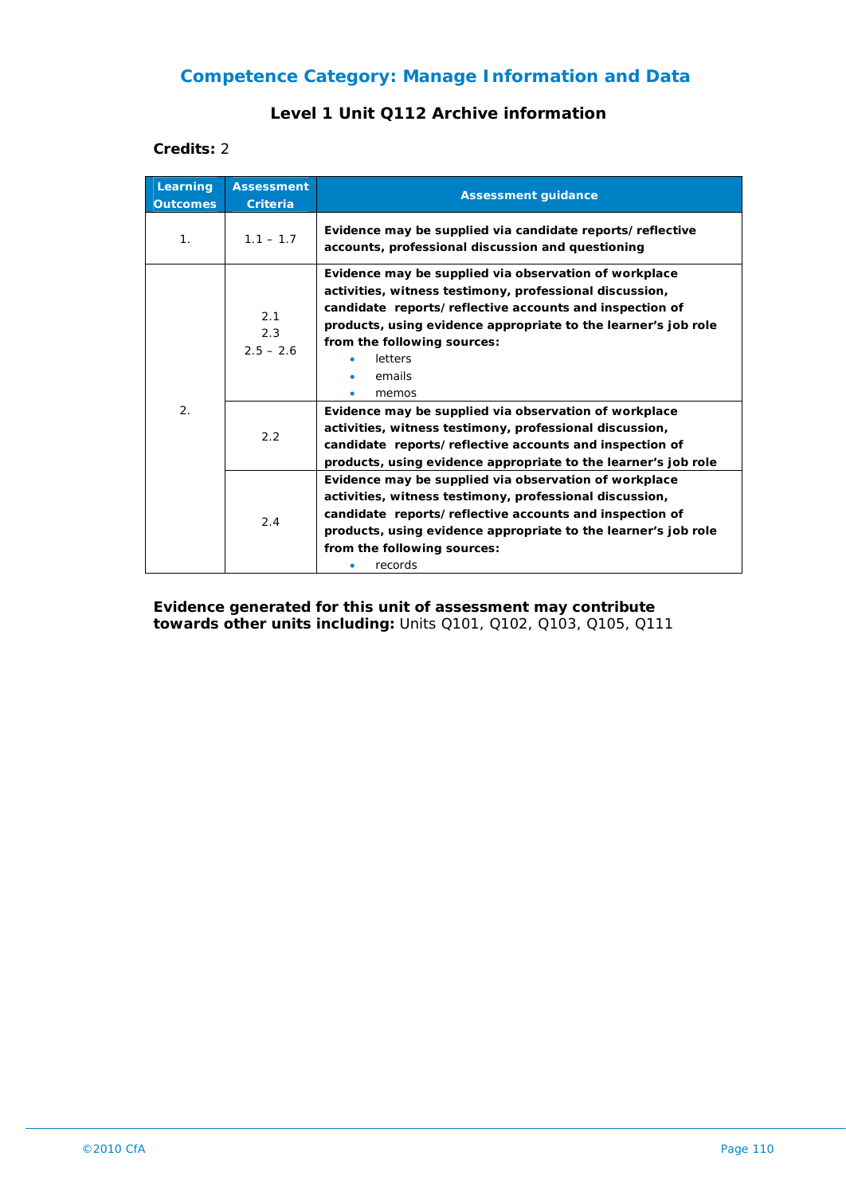## Competence Category: Manage Information and Data

### Level 1 Unit Q112 Archive information

**Credits:** 2

| Learning Outcomes | Assessment Criteria | Assessment guidance |
|---|---|---|
| 1. | 1.1 – 1.7 | **Evidence may be supplied via candidate reports/reflective accounts, professional discussion and questioning** |
| 2. | 2.1<br>2.3<br>2.5 – 2.6 | **Evidence may be supplied via observation of workplace activities, witness testimony, professional discussion, candidate reports/reflective accounts and inspection of products, using evidence appropriate to the learner's job role from the following sources:**<br>• letters<br>• emails<br>• memos |
| | 2.2 | **Evidence may be supplied via observation of workplace activities, witness testimony, professional discussion, candidate reports/reflective accounts and inspection of products, using evidence appropriate to the learner's job role** |
| | 2.4 | **Evidence may be supplied via observation of workplace activities, witness testimony, professional discussion, candidate reports/reflective accounts and inspection of products, using evidence appropriate to the learner's job role from the following sources:**<br>• records |

**Evidence generated for this unit of assessment may contribute towards other units including:** Units Q101, Q102, Q103, Q105, Q111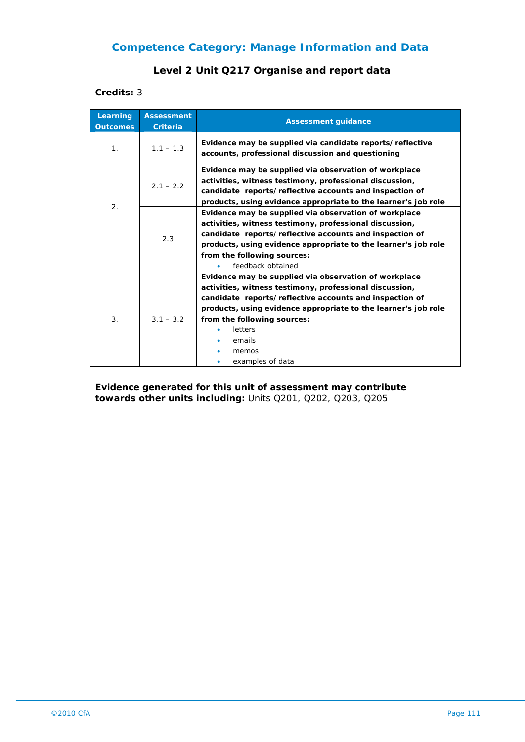## Competence Category: Manage Information and Data

### Level 2 Unit Q217 Organise and report data

**Credits:** 3

| Learning Outcomes | Assessment Criteria | Assessment guidance |
|---|---|---|
| 1. | 1.1 – 1.3 | **Evidence may be supplied via candidate reports/reflective accounts, professional discussion and questioning** |
| 2. | 2.1 – 2.2 | **Evidence may be supplied via observation of workplace activities, witness testimony, professional discussion, candidate reports/reflective accounts and inspection of products, using evidence appropriate to the learner's job role** |
| | 2.3 | **Evidence may be supplied via observation of workplace activities, witness testimony, professional discussion, candidate reports/reflective accounts and inspection of products, using evidence appropriate to the learner's job role from the following sources:**<br>• feedback obtained |
| 3. | 3.1 – 3.2 | **Evidence may be supplied via observation of workplace activities, witness testimony, professional discussion, candidate reports/reflective accounts and inspection of products, using evidence appropriate to the learner's job role from the following sources:**<br>• letters<br>• emails<br>• memos<br>• examples of data |

**Evidence generated for this unit of assessment may contribute towards other units including:** Units Q201, Q202, Q203, Q205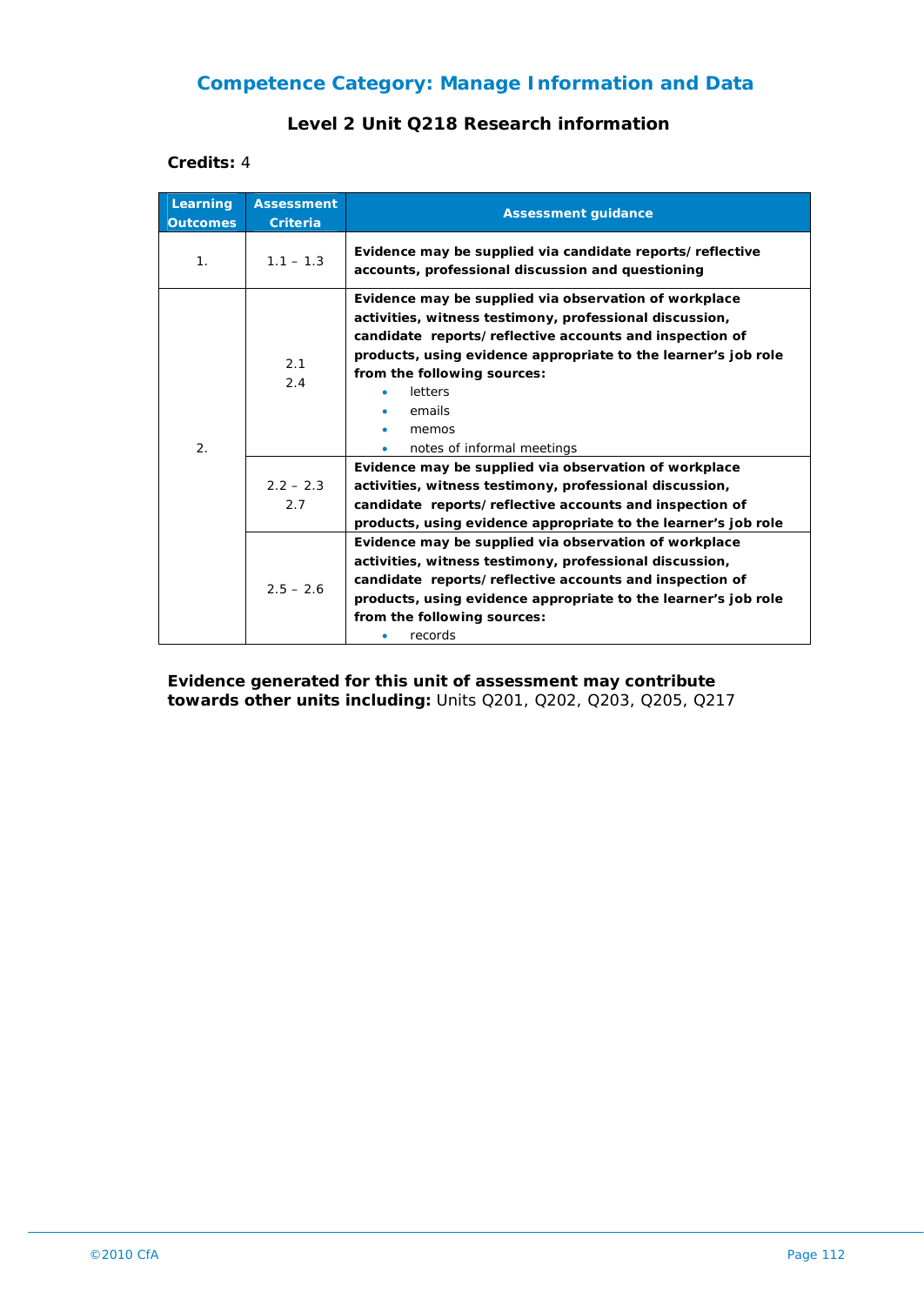## Competence Category: Manage Information and Data

### Level 2 Unit Q218 Research information

**Credits:** 4

| Learning Outcomes | Assessment Criteria | Assessment guidance |
|---|---|---|
| 1. | 1.1 – 1.3 | **Evidence may be supplied via candidate reports/reflective accounts, professional discussion and questioning** |
| 2. | 2.1<br>2.4 | **Evidence may be supplied via observation of workplace activities, witness testimony, professional discussion, candidate reports/reflective accounts and inspection of products, using evidence appropriate to the learner's job role from the following sources:**<br>• letters<br>• emails<br>• memos<br>• notes of informal meetings |
| | 2.2 – 2.3<br>2.7 | **Evidence may be supplied via observation of workplace activities, witness testimony, professional discussion, candidate reports/reflective accounts and inspection of products, using evidence appropriate to the learner's job role** |
| | 2.5 – 2.6 | **Evidence may be supplied via observation of workplace activities, witness testimony, professional discussion, candidate reports/reflective accounts and inspection of products, using evidence appropriate to the learner's job role from the following sources:**<br>• records |

**Evidence generated for this unit of assessment may contribute towards other units including:** Units Q201, Q202, Q203, Q205, Q217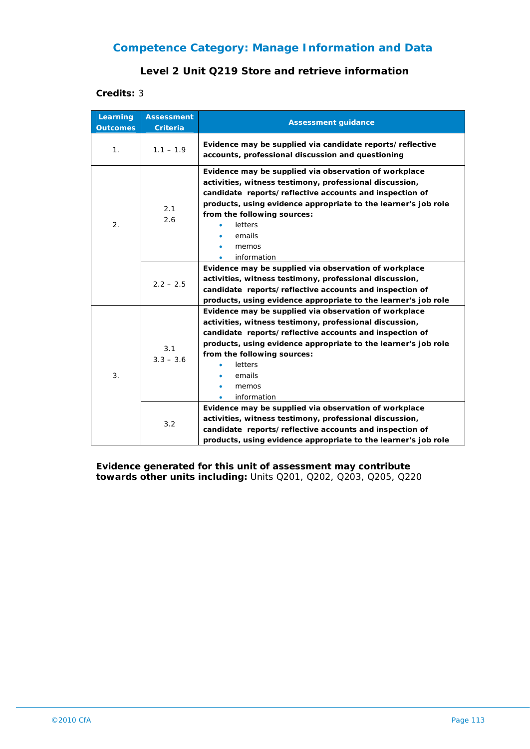## Competence Category: Manage Information and Data

### Level 2 Unit Q219 Store and retrieve information

**Credits:** 3

| Learning Outcomes | Assessment Criteria | Assessment guidance |
|---|---|---|
| 1. | 1.1 – 1.9 | **Evidence may be supplied via candidate reports/reflective accounts, professional discussion and questioning** |
| 2. | 2.1<br>2.6 | **Evidence may be supplied via observation of workplace activities, witness testimony, professional discussion, candidate reports/reflective accounts and inspection of products, using evidence appropriate to the learner's job role from the following sources:**<br>• letters<br>• emails<br>• memos<br>• information |
| | 2.2 – 2.5 | **Evidence may be supplied via observation of workplace activities, witness testimony, professional discussion, candidate reports/reflective accounts and inspection of products, using evidence appropriate to the learner's job role** |
| 3. | 3.1<br>3.3 – 3.6 | **Evidence may be supplied via observation of workplace activities, witness testimony, professional discussion, candidate reports/reflective accounts and inspection of products, using evidence appropriate to the learner's job role from the following sources:**<br>• letters<br>• emails<br>• memos<br>• information |
| | 3.2 | **Evidence may be supplied via observation of workplace activities, witness testimony, professional discussion, candidate reports/reflective accounts and inspection of products, using evidence appropriate to the learner's job role** |

**Evidence generated for this unit of assessment may contribute towards other units including:** Units Q201, Q202, Q203, Q205, Q220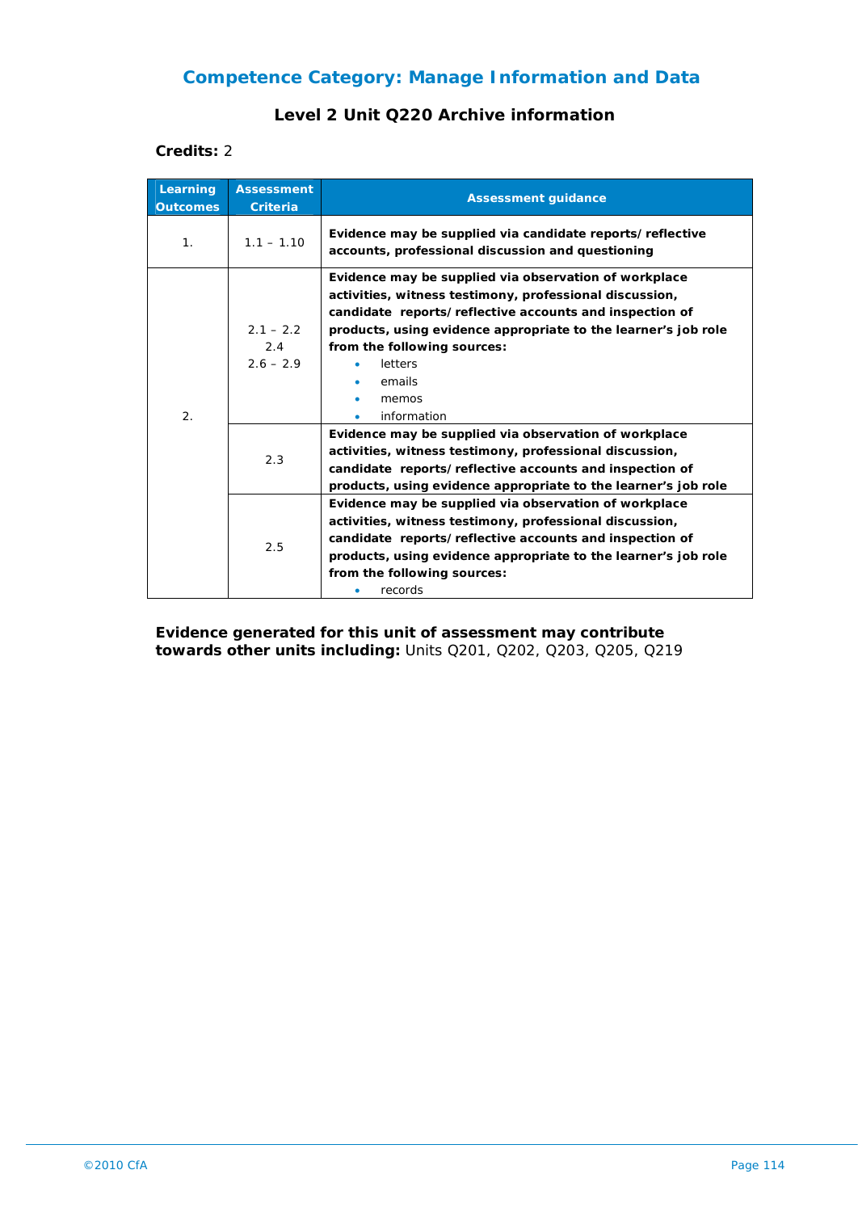## Competence Category: Manage Information and Data

### Level 2 Unit Q220 Archive information

**Credits:** 2

| Learning Outcomes | Assessment Criteria | Assessment guidance |
|---|---|---|
| 1. | 1.1 – 1.10 | **Evidence may be supplied via candidate reports/reflective accounts, professional discussion and questioning** |
| 2. | 2.1 – 2.2<br>2.4<br>2.6 – 2.9 | **Evidence may be supplied via observation of workplace activities, witness testimony, professional discussion, candidate reports/reflective accounts and inspection of products, using evidence appropriate to the learner's job role from the following sources:**<br>• letters<br>• emails<br>• memos<br>• information |
| | 2.3 | **Evidence may be supplied via observation of workplace activities, witness testimony, professional discussion, candidate reports/reflective accounts and inspection of products, using evidence appropriate to the learner's job role** |
| | 2.5 | **Evidence may be supplied via observation of workplace activities, witness testimony, professional discussion, candidate reports/reflective accounts and inspection of products, using evidence appropriate to the learner's job role from the following sources:**<br>• records |

**Evidence generated for this unit of assessment may contribute towards other units including:** Units Q201, Q202, Q203, Q205, Q219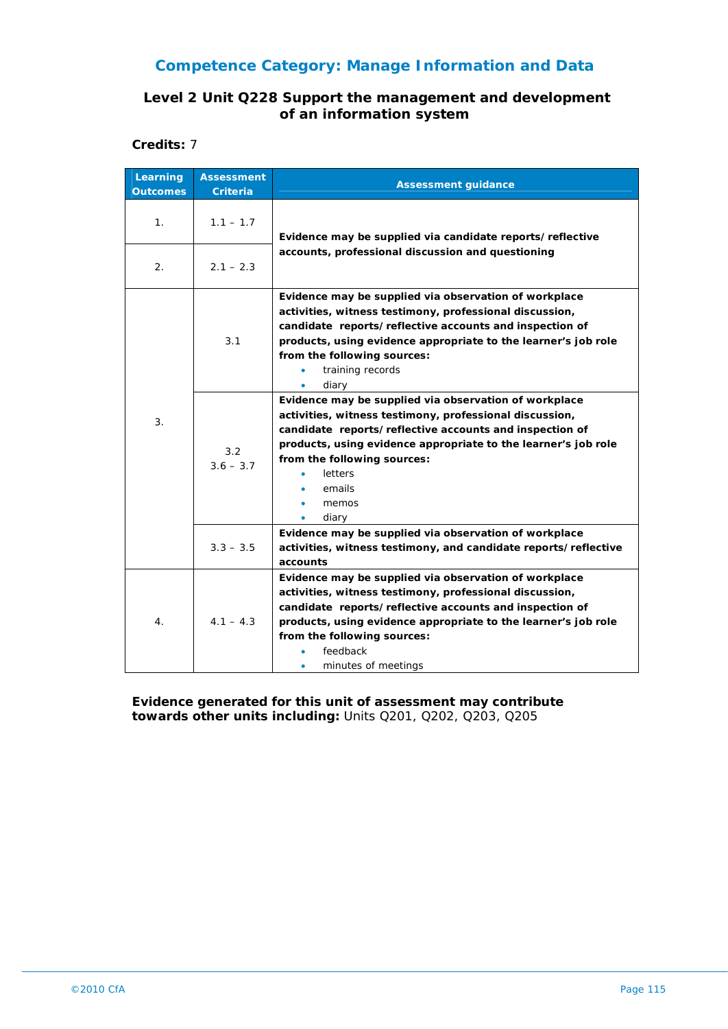## Competence Category: Manage Information and Data

### Level 2 Unit Q228 Support the management and development of an information system

**Credits:** 7

| Learning Outcomes | Assessment Criteria | Assessment guidance |
|---|---|---|
| 1. | 1.1 – 1.7 | **Evidence may be supplied via candidate reports/reflective accounts, professional discussion and questioning** |
| 2. | 2.1 – 2.3 | |
| 3. | 3.1 | **Evidence may be supplied via observation of workplace activities, witness testimony, professional discussion, candidate reports/reflective accounts and inspection of products, using evidence appropriate to the learner's job role from the following sources:** <br>• training records <br>• diary |
| | 3.2<br>3.6 – 3.7 | **Evidence may be supplied via observation of workplace activities, witness testimony, professional discussion, candidate reports/reflective accounts and inspection of products, using evidence appropriate to the learner's job role from the following sources:** <br>• letters <br>• emails <br>• memos <br>• diary |
| | 3.3 – 3.5 | **Evidence may be supplied via observation of workplace activities, witness testimony, and candidate reports/reflective accounts** |
| 4. | 4.1 – 4.3 | **Evidence may be supplied via observation of workplace activities, witness testimony, professional discussion, candidate reports/reflective accounts and inspection of products, using evidence appropriate to the learner's job role from the following sources:** <br>• feedback <br>• minutes of meetings |

**Evidence generated for this unit of assessment may contribute towards other units including:** Units Q201, Q202, Q203, Q205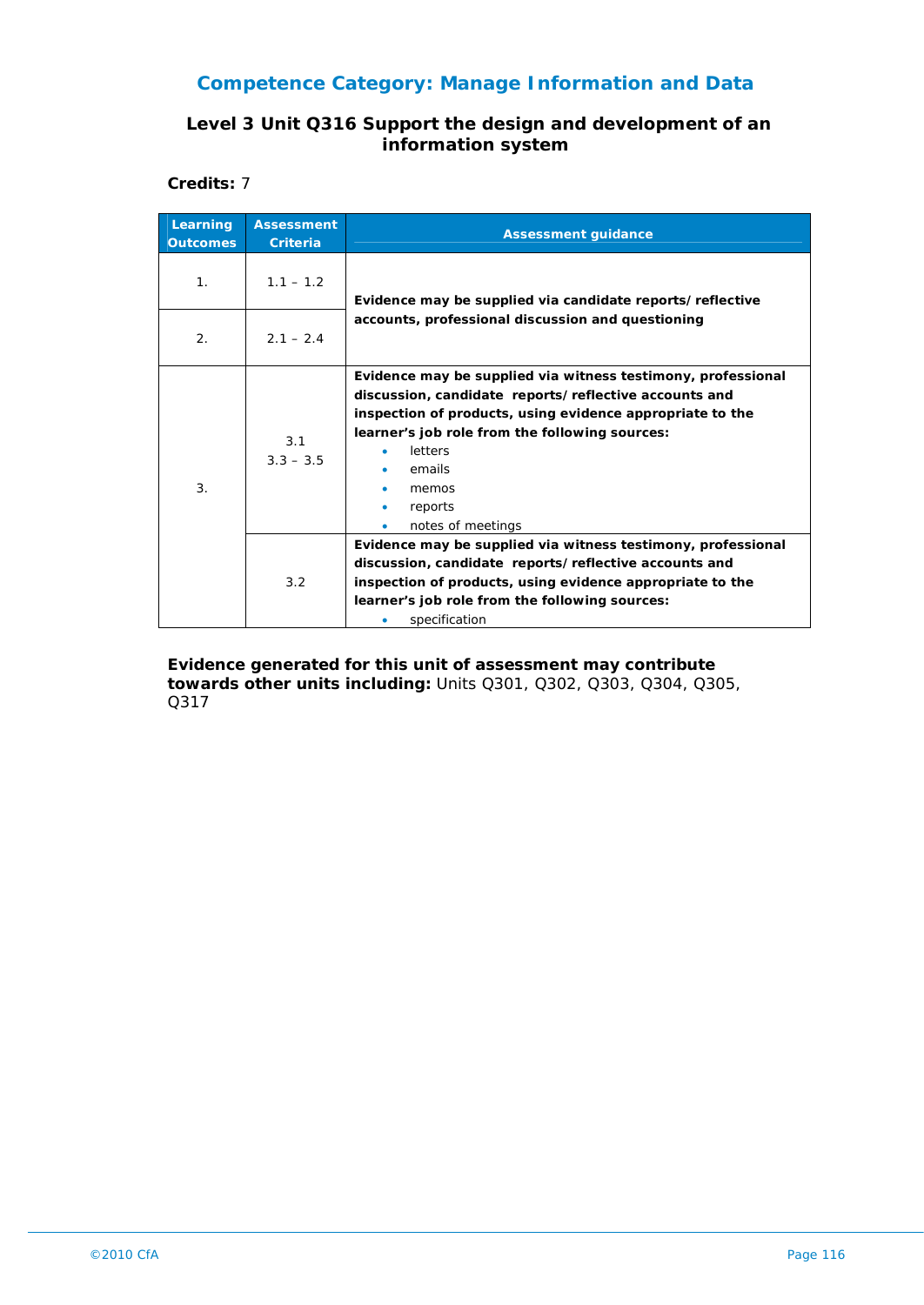## Competence Category: Manage Information and Data

### Level 3 Unit Q316 Support the design and development of an information system

**Credits:** 7

| Learning Outcomes | Assessment Criteria | Assessment guidance |
|---|---|---|
| 1. | 1.1 – 1.2 | **Evidence may be supplied via candidate reports/ reflective accounts, professional discussion and questioning** |
| 2. | 2.1 – 2.4 | |
| 3. | 3.1<br>3.3 – 3.5 | **Evidence may be supplied via witness testimony, professional discussion, candidate reports/ reflective accounts and inspection of products, using evidence appropriate to the learner's job role from the following sources:**<br>• letters<br>• emails<br>• memos<br>• reports<br>• notes of meetings |
| | 3.2 | **Evidence may be supplied via witness testimony, professional discussion, candidate reports/ reflective accounts and inspection of products, using evidence appropriate to the learner's job role from the following sources:**<br>• specification |

**Evidence generated for this unit of assessment may contribute towards other units including:** Units Q301, Q302, Q303, Q304, Q305, Q317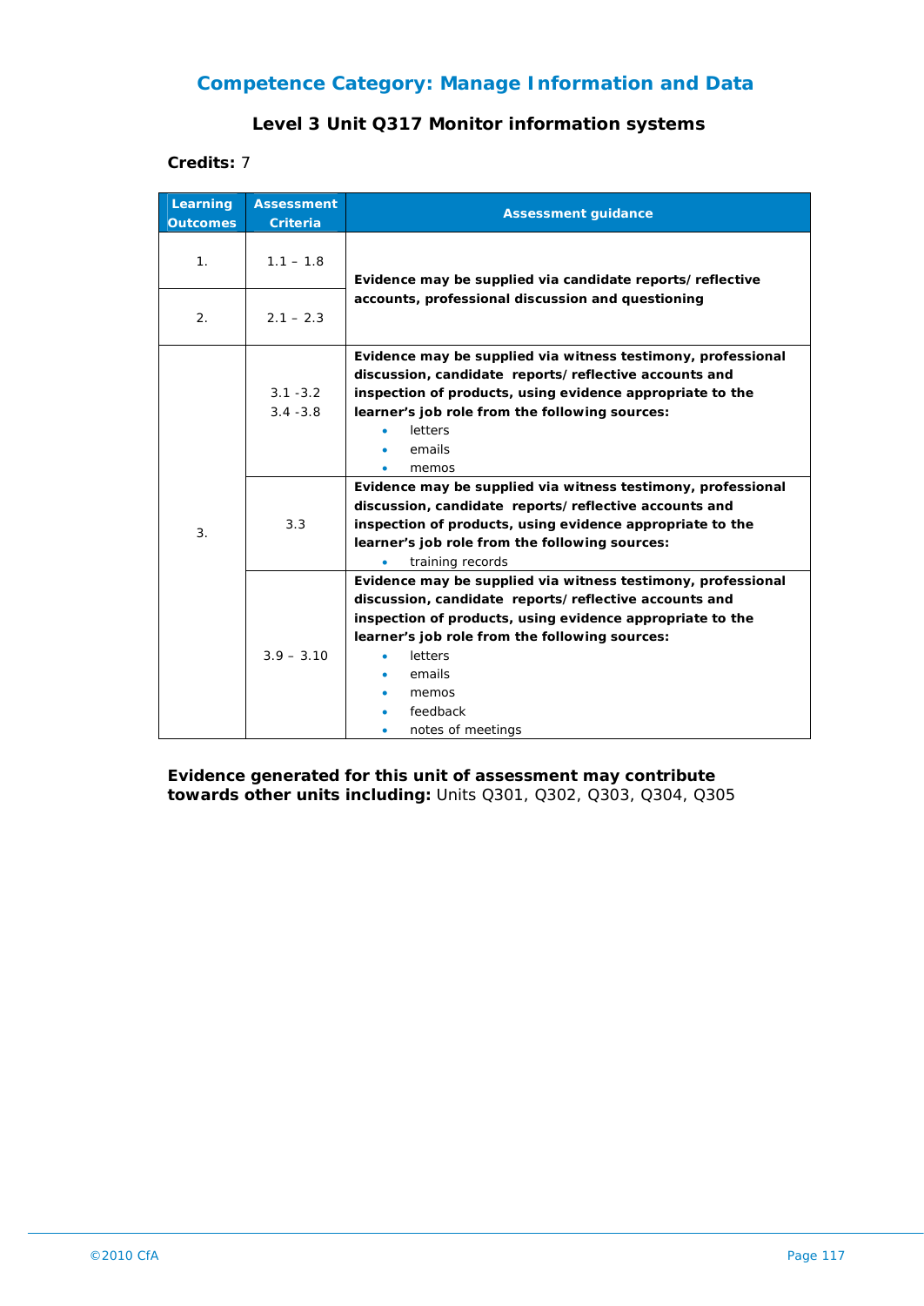## Competence Category: Manage Information and Data

### Level 3 Unit Q317 Monitor information systems

**Credits:** 7

| Learning Outcomes | Assessment Criteria | Assessment guidance |
|---|---|---|
| 1. | 1.1 – 1.8 | **Evidence may be supplied via candidate reports/ reflective accounts, professional discussion and questioning** |
| 2. | 2.1 – 2.3 | |
| 3. | 3.1 -3.2<br>3.4 -3.8 | **Evidence may be supplied via witness testimony, professional discussion, candidate reports/ reflective accounts and inspection of products, using evidence appropriate to the learner's job role from the following sources:**<br>• letters<br>• emails<br>• memos |
| | 3.3 | **Evidence may be supplied via witness testimony, professional discussion, candidate reports/ reflective accounts and inspection of products, using evidence appropriate to the learner's job role from the following sources:**<br>• training records |
| | 3.9 – 3.10 | **Evidence may be supplied via witness testimony, professional discussion, candidate reports/ reflective accounts and inspection of products, using evidence appropriate to the learner's job role from the following sources:**<br>• letters<br>• emails<br>• memos<br>• feedback<br>• notes of meetings |

**Evidence generated for this unit of assessment may contribute towards other units including:** Units Q301, Q302, Q303, Q304, Q305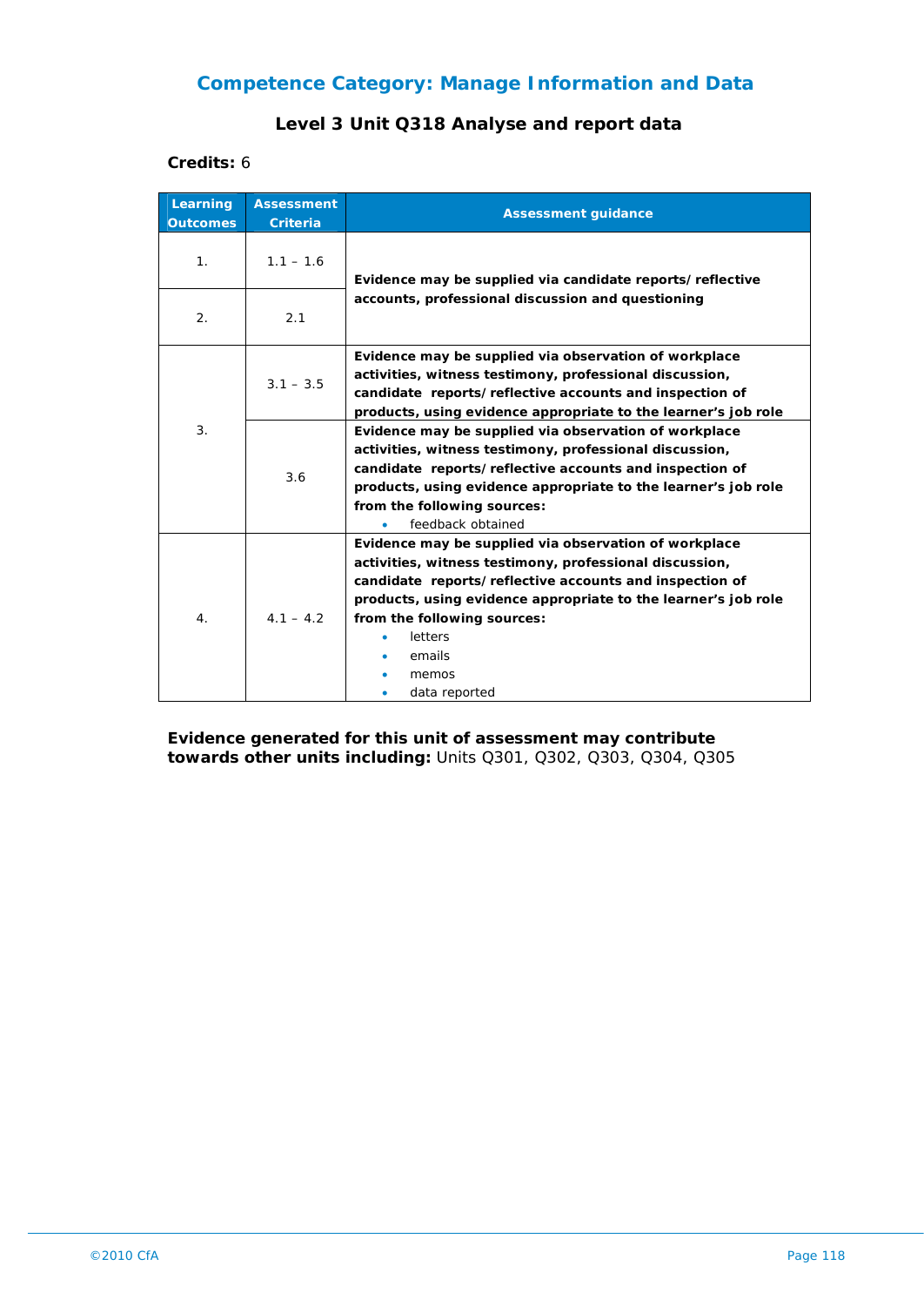## Competence Category: Manage Information and Data

### Level 3 Unit Q318 Analyse and report data

**Credits:** 6

| Learning Outcomes | Assessment Criteria | Assessment guidance |
|---|---|---|
| 1. | 1.1 – 1.6 | **Evidence may be supplied via candidate reports/reflective accounts, professional discussion and questioning** |
| 2. | 2.1 | |
| 3. | 3.1 – 3.5 | **Evidence may be supplied via observation of workplace activities, witness testimony, professional discussion, candidate reports/reflective accounts and inspection of products, using evidence appropriate to the learner's job role** |
| | 3.6 | **Evidence may be supplied via observation of workplace activities, witness testimony, professional discussion, candidate reports/reflective accounts and inspection of products, using evidence appropriate to the learner's job role from the following sources:**<br>• feedback obtained |
| 4. | 4.1 – 4.2 | **Evidence may be supplied via observation of workplace activities, witness testimony, professional discussion, candidate reports/reflective accounts and inspection of products, using evidence appropriate to the learner's job role from the following sources:**<br>• letters<br>• emails<br>• memos<br>• data reported |

**Evidence generated for this unit of assessment may contribute towards other units including:** Units Q301, Q302, Q303, Q304, Q305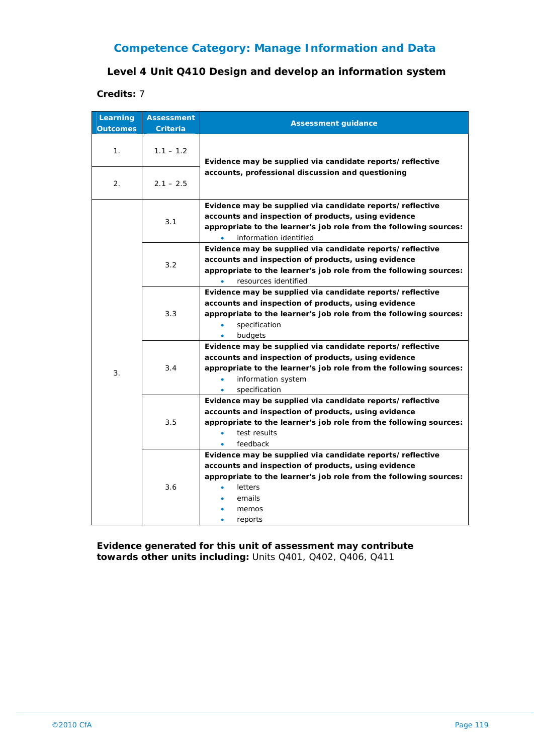## Competence Category: Manage Information and Data

### Level 4 Unit Q410 Design and develop an information system

**Credits:** 7

| Learning Outcomes | Assessment Criteria | Assessment guidance |
|---|---|---|
| 1. | 1.1 – 1.2 | **Evidence may be supplied via candidate reports/ reflective accounts, professional discussion and questioning** |
| 2. | 2.1 – 2.5 | |
| 3. | 3.1 | **Evidence may be supplied via candidate reports/ reflective accounts and inspection of products, using evidence appropriate to the learner's job role from the following sources:** <br>• information identified |
| | 3.2 | **Evidence may be supplied via candidate reports/ reflective accounts and inspection of products, using evidence appropriate to the learner's job role from the following sources:** <br>• resources identified |
| | 3.3 | **Evidence may be supplied via candidate reports/ reflective accounts and inspection of products, using evidence appropriate to the learner's job role from the following sources:** <br>• specification <br>• budgets |
| | 3.4 | **Evidence may be supplied via candidate reports/ reflective accounts and inspection of products, using evidence appropriate to the learner's job role from the following sources:** <br>• information system <br>• specification |
| | 3.5 | **Evidence may be supplied via candidate reports/ reflective accounts and inspection of products, using evidence appropriate to the learner's job role from the following sources:** <br>• test results <br>• feedback |
| | 3.6 | **Evidence may be supplied via candidate reports/ reflective accounts and inspection of products, using evidence appropriate to the learner's job role from the following sources:** <br>• letters <br>• emails <br>• memos <br>• reports |

**Evidence generated for this unit of assessment may contribute towards other units including:** Units Q401, Q402, Q406, Q411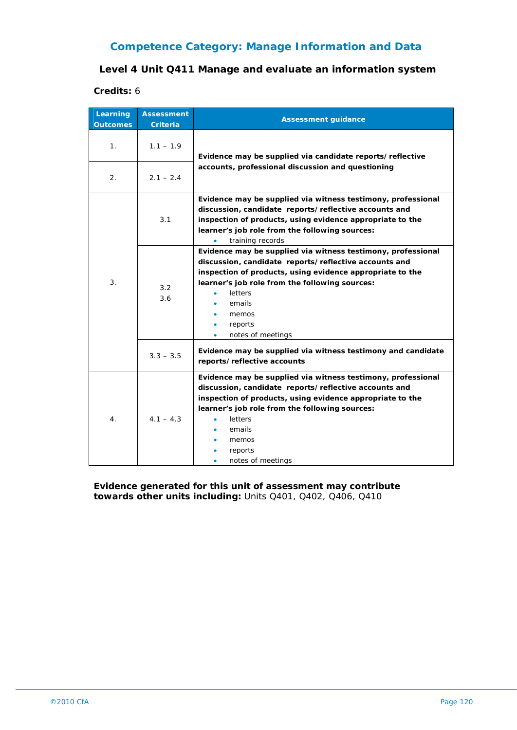## Competence Category: Manage Information and Data

### Level 4 Unit Q411 Manage and evaluate an information system

**Credits:** 6

| Learning Outcomes | Assessment Criteria | Assessment guidance |
|---|---|---|
| 1. | 1.1 – 1.9 | **Evidence may be supplied via candidate reports/reflective accounts, professional discussion and questioning** |
| 2. | 2.1 – 2.4 | |
| 3. | 3.1 | **Evidence may be supplied via witness testimony, professional discussion, candidate reports/reflective accounts and inspection of products, using evidence appropriate to the learner's job role from the following sources:**<br>• training records |
| | 3.2<br>3.6 | **Evidence may be supplied via witness testimony, professional discussion, candidate reports/reflective accounts and inspection of products, using evidence appropriate to the learner's job role from the following sources:**<br>• letters<br>• emails<br>• memos<br>• reports<br>• notes of meetings |
| | 3.3 – 3.5 | **Evidence may be supplied via witness testimony and candidate reports/reflective accounts** |
| 4. | 4.1 – 4.3 | **Evidence may be supplied via witness testimony, professional discussion, candidate reports/reflective accounts and inspection of products, using evidence appropriate to the learner's job role from the following sources:**<br>• letters<br>• emails<br>• memos<br>• reports<br>• notes of meetings |

**Evidence generated for this unit of assessment may contribute towards other units including:** Units Q401, Q402, Q406, Q410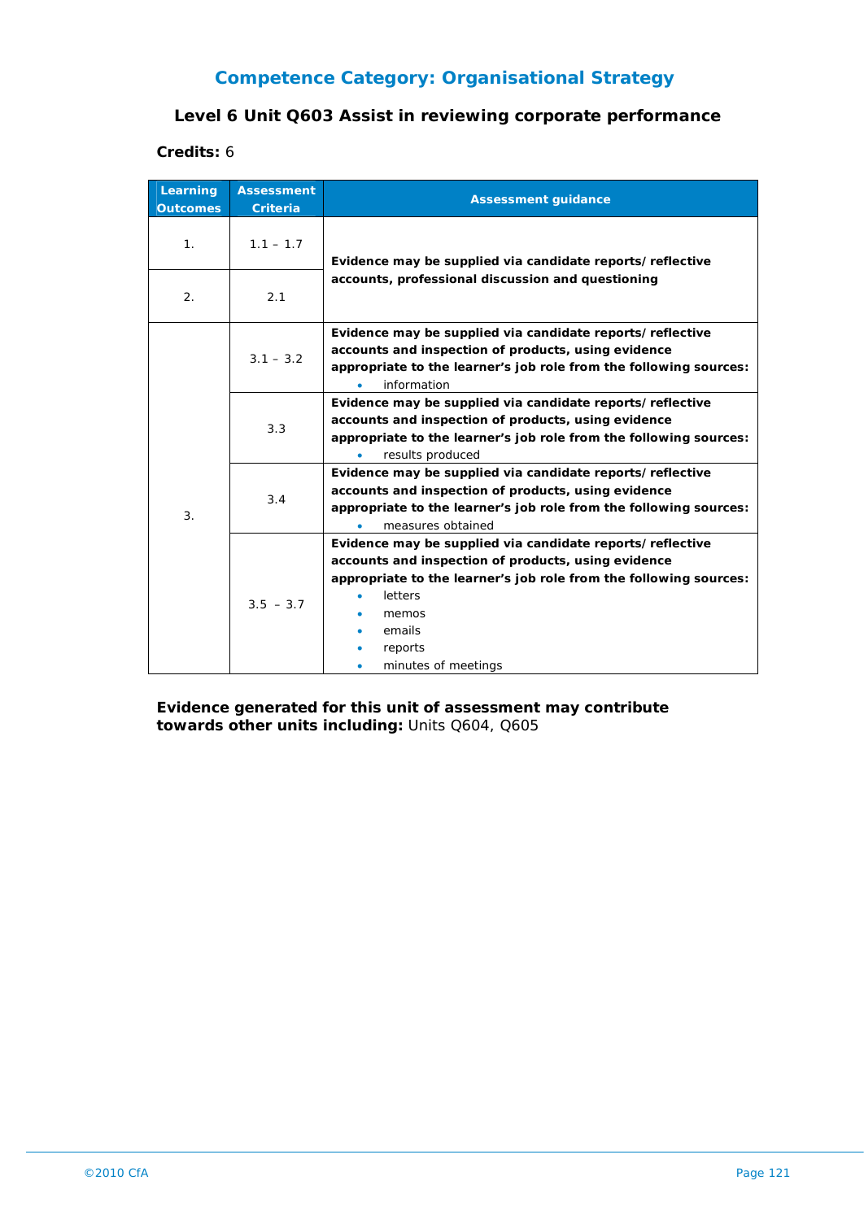## Competence Category: Organisational Strategy

### Level 6 Unit Q603 Assist in reviewing corporate performance

**Credits:** 6

| Learning Outcomes | Assessment Criteria | Assessment guidance |
|---|---|---|
| 1. | 1.1 – 1.7 | **Evidence may be supplied via candidate reports/ reflective accounts, professional discussion and questioning** |
| 2. | 2.1 | |
| 3. | 3.1 – 3.2 | **Evidence may be supplied via candidate reports/ reflective accounts and inspection of products, using evidence appropriate to the learner's job role from the following sources:** • information |
| | 3.3 | **Evidence may be supplied via candidate reports/ reflective accounts and inspection of products, using evidence appropriate to the learner's job role from the following sources:** • results produced |
| | 3.4 | **Evidence may be supplied via candidate reports/ reflective accounts and inspection of products, using evidence appropriate to the learner's job role from the following sources:** • measures obtained |
| | 3.5 – 3.7 | **Evidence may be supplied via candidate reports/ reflective accounts and inspection of products, using evidence appropriate to the learner's job role from the following sources:** • letters • memos • emails • reports • minutes of meetings |

**Evidence generated for this unit of assessment may contribute towards other units including:** Units Q604, Q605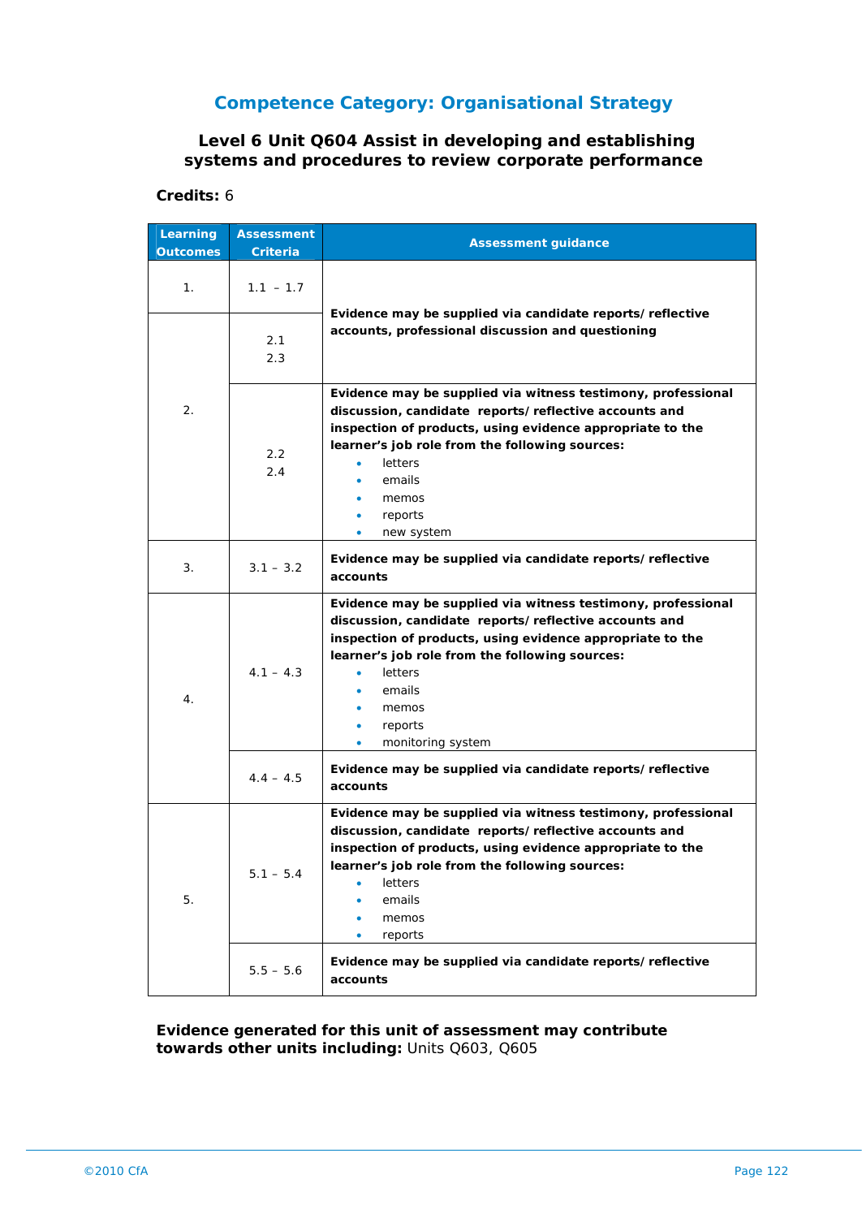## Competence Category: Organisational Strategy

### Level 6 Unit Q604 Assist in developing and establishing systems and procedures to review corporate performance

**Credits:** 6

| Learning Outcomes | Assessment Criteria | Assessment guidance |
|---|---|---|
| 1. | 1.1 – 1.7 | **Evidence may be supplied via candidate reports/ reflective accounts, professional discussion and questioning** |
| 2. | 2.1<br>2.3 | |
| | 2.2<br>2.4 | **Evidence may be supplied via witness testimony, professional discussion, candidate reports/ reflective accounts and inspection of products, using evidence appropriate to the learner's job role from the following sources:**<br>• letters<br>• emails<br>• memos<br>• reports<br>• new system |
| 3. | 3.1 – 3.2 | **Evidence may be supplied via candidate reports/ reflective accounts** |
| 4. | 4.1 – 4.3 | **Evidence may be supplied via witness testimony, professional discussion, candidate reports/ reflective accounts and inspection of products, using evidence appropriate to the learner's job role from the following sources:**<br>• letters<br>• emails<br>• memos<br>• reports<br>• monitoring system |
| | 4.4 – 4.5 | **Evidence may be supplied via candidate reports/ reflective accounts** |
| 5. | 5.1 – 5.4 | **Evidence may be supplied via witness testimony, professional discussion, candidate reports/ reflective accounts and inspection of products, using evidence appropriate to the learner's job role from the following sources:**<br>• letters<br>• emails<br>• memos<br>• reports |
| | 5.5 – 5.6 | **Evidence may be supplied via candidate reports/ reflective accounts** |

**Evidence generated for this unit of assessment may contribute towards other units including:** Units Q603, Q605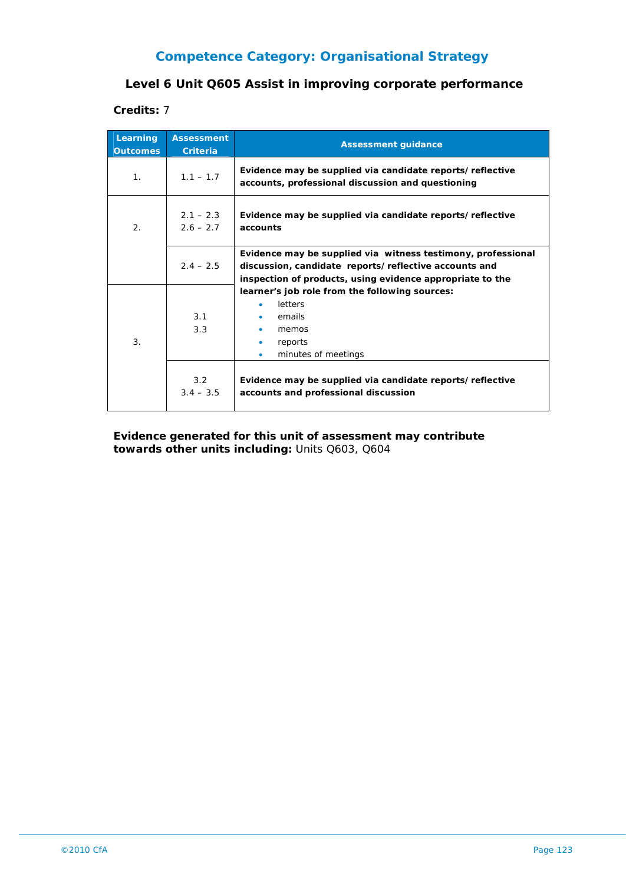## Competence Category: Organisational Strategy

### Level 6 Unit Q605 Assist in improving corporate performance

**Credits:** 7

| Learning Outcomes | Assessment Criteria | Assessment guidance |
|---|---|---|
| 1. | 1.1 – 1.7 | **Evidence may be supplied via candidate reports/ reflective accounts, professional discussion and questioning** |
| 2. | 2.1 – 2.3<br>2.6 – 2.7 | **Evidence may be supplied via candidate reports/ reflective accounts** |
| | 2.4 – 2.5 | **Evidence may be supplied via witness testimony, professional discussion, candidate reports/ reflective accounts and inspection of products, using evidence appropriate to the learner's job role from the following sources:**<br>• letters<br>• emails<br>• memos<br>• reports<br>• minutes of meetings |
| 3. | 3.1<br>3.3 | |
| | 3.2<br>3.4 – 3.5 | **Evidence may be supplied via candidate reports/ reflective accounts and professional discussion** |

**Evidence generated for this unit of assessment may contribute towards other units including:** Units Q603, Q604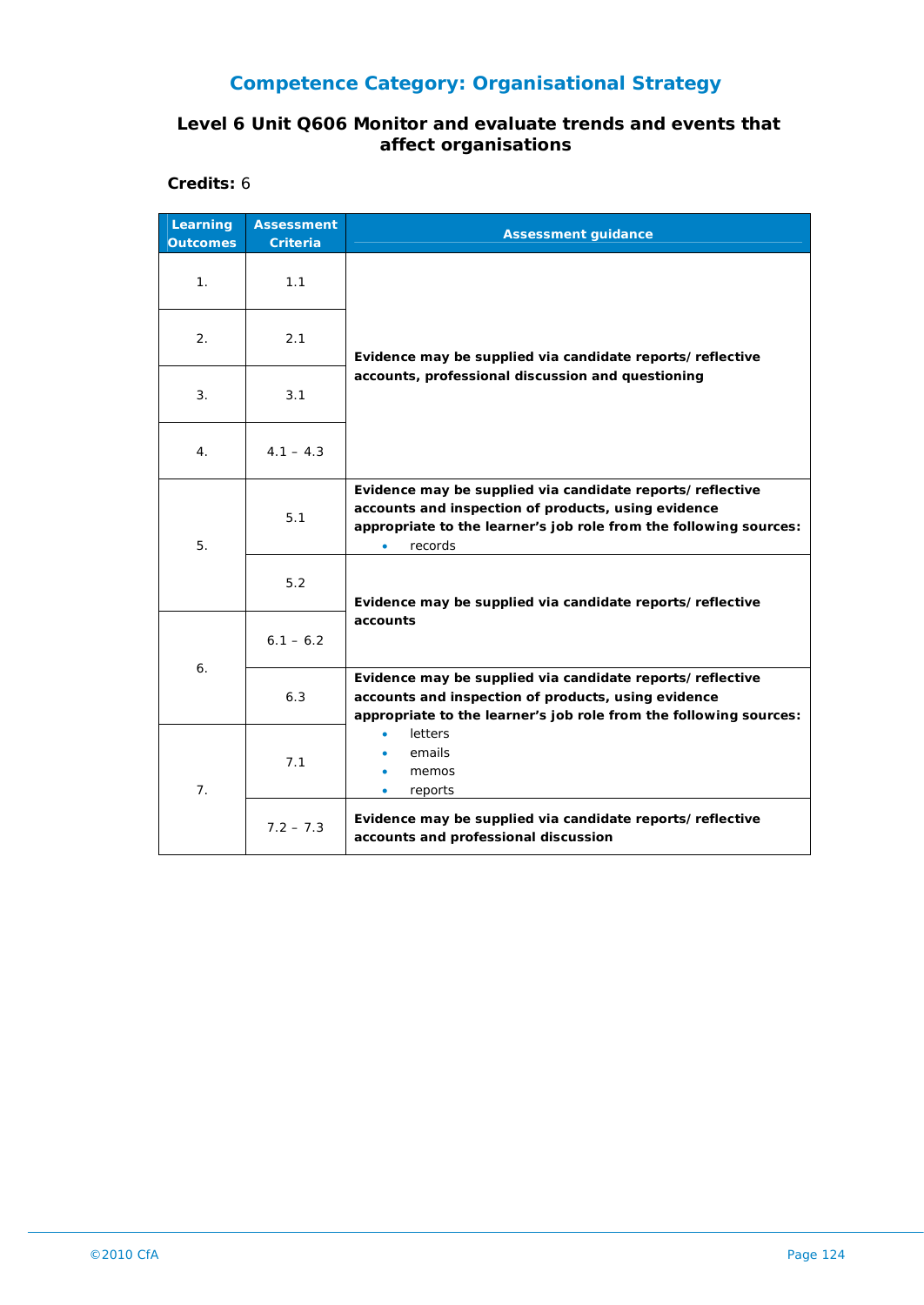## Competence Category: Organisational Strategy

### Level 6 Unit Q606 Monitor and evaluate trends and events that affect organisations

**Credits:** 6

| Learning Outcomes | Assessment Criteria | Assessment guidance |
|---|---|---|
| 1. | 1.1 | **Evidence may be supplied via candidate reports/ reflective accounts, professional discussion and questioning** |
| 2. | 2.1 | |
| 3. | 3.1 | |
| 4. | 4.1 – 4.3 | |
| 5. | 5.1 | **Evidence may be supplied via candidate reports/ reflective accounts and inspection of products, using evidence appropriate to the learner's job role from the following sources:** <br>• records |
| | 5.2 | **Evidence may be supplied via candidate reports/ reflective accounts** |
| 6. | 6.1 – 6.2 | |
| | 6.3 | **Evidence may be supplied via candidate reports/ reflective accounts and inspection of products, using evidence appropriate to the learner's job role from the following sources:** <br>• letters <br>• emails <br>• memos <br>• reports |
| 7. | 7.1 | |
| | 7.2 – 7.3 | **Evidence may be supplied via candidate reports/ reflective accounts and professional discussion** |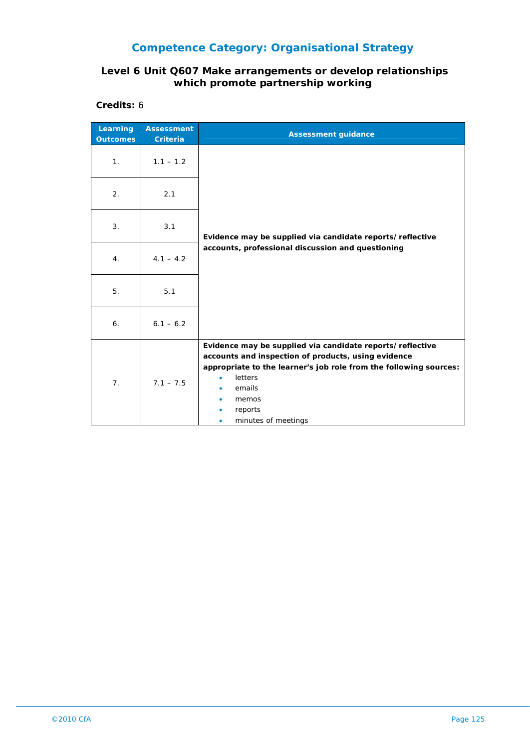## Competence Category: Organisational Strategy

### Level 6 Unit Q607 Make arrangements or develop relationships which promote partnership working

**Credits:** 6

| Learning Outcomes | Assessment Criteria | Assessment guidance |
|---|---|---|
| 1. | 1.1 – 1.2 | **Evidence may be supplied via candidate reports/ reflective accounts, professional discussion and questioning** |
| 2. | 2.1 | |
| 3. | 3.1 | |
| 4. | 4.1 – 4.2 | |
| 5. | 5.1 | |
| 6. | 6.1 – 6.2 | |
| 7. | 7.1 – 7.5 | **Evidence may be supplied via candidate reports/ reflective accounts and inspection of products, using evidence appropriate to the learner's job role from the following sources:** <br>• letters <br>• emails <br>• memos <br>• reports <br>• minutes of meetings |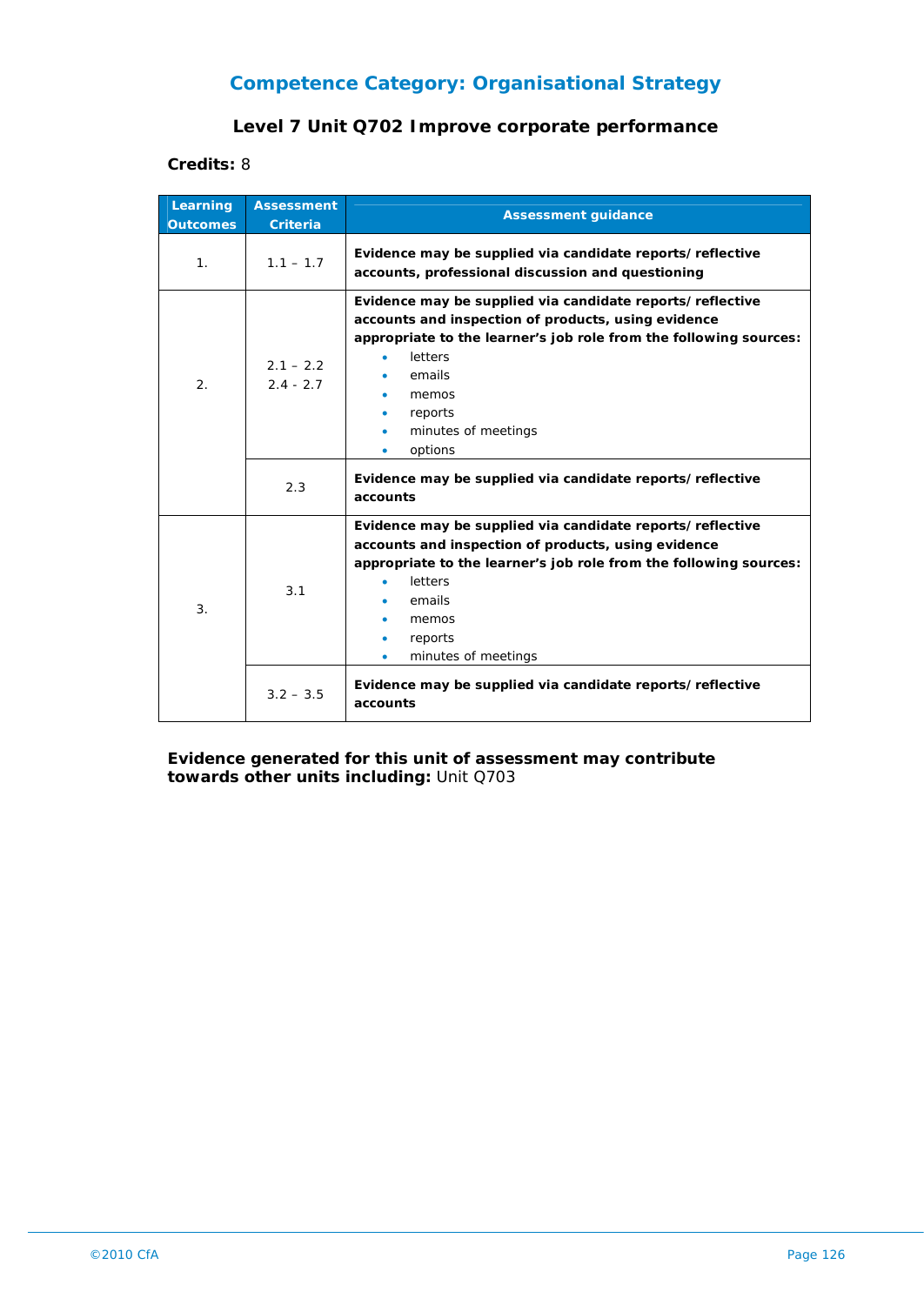## Competence Category: Organisational Strategy

### Level 7 Unit Q702 Improve corporate performance

**Credits:** 8

| Learning Outcomes | Assessment Criteria | Assessment guidance |
|---|---|---|
| 1. | 1.1 – 1.7 | **Evidence may be supplied via candidate reports/reflective accounts, professional discussion and questioning** |
| 2. | 2.1 – 2.2<br>2.4 - 2.7 | **Evidence may be supplied via candidate reports/reflective accounts and inspection of products, using evidence appropriate to the learner's job role from the following sources:**<br>• letters<br>• emails<br>• memos<br>• reports<br>• minutes of meetings<br>• options |
| | 2.3 | **Evidence may be supplied via candidate reports/reflective accounts** |
| 3. | 3.1 | **Evidence may be supplied via candidate reports/reflective accounts and inspection of products, using evidence appropriate to the learner's job role from the following sources:**<br>• letters<br>• emails<br>• memos<br>• reports<br>• minutes of meetings |
| | 3.2 – 3.5 | **Evidence may be supplied via candidate reports/reflective accounts** |

**Evidence generated for this unit of assessment may contribute towards other units including:** Unit Q703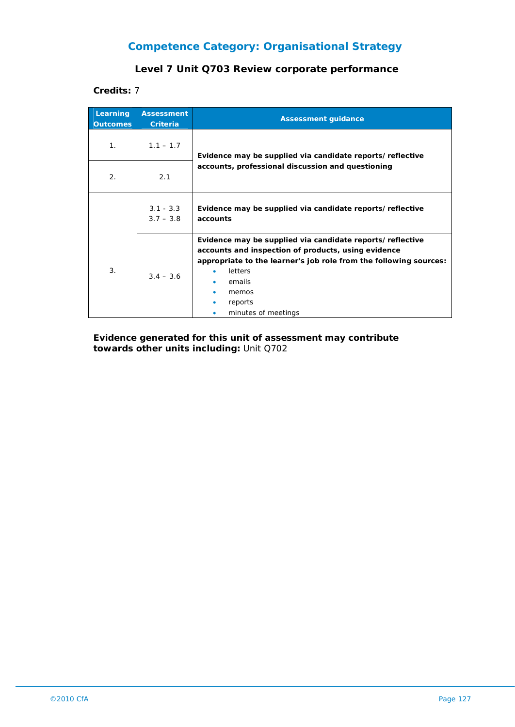## Competence Category: Organisational Strategy

### Level 7 Unit Q703 Review corporate performance

**Credits:** 7

| Learning Outcomes | Assessment Criteria | Assessment guidance |
|---|---|---|
| 1. | 1.1 – 1.7 | **Evidence may be supplied via candidate reports/ reflective accounts, professional discussion and questioning** |
| 2. | 2.1 | |
| 3. | 3.1 - 3.3<br>3.7 – 3.8 | **Evidence may be supplied via candidate reports/ reflective accounts** |
| | 3.4 – 3.6 | **Evidence may be supplied via candidate reports/ reflective accounts and inspection of products, using evidence appropriate to the learner's job role from the following sources:**<br>• letters<br>• emails<br>• memos<br>• reports<br>• minutes of meetings |

**Evidence generated for this unit of assessment may contribute towards other units including:** Unit Q702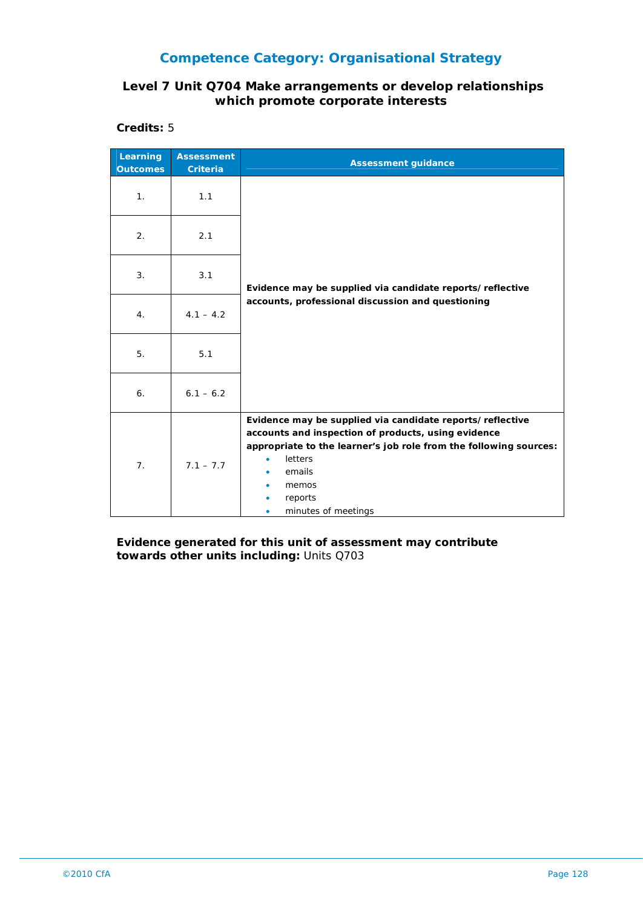## Competence Category: Organisational Strategy

### Level 7 Unit Q704 Make arrangements or develop relationships which promote corporate interests

**Credits:** 5

| Learning Outcomes | Assessment Criteria | Assessment guidance |
|---|---|---|
| 1. | 1.1 | **Evidence may be supplied via candidate reports/reflective accounts, professional discussion and questioning** |
| 2. | 2.1 | |
| 3. | 3.1 | |
| 4. | 4.1 – 4.2 | |
| 5. | 5.1 | |
| 6. | 6.1 – 6.2 | |
| 7. | 7.1 – 7.7 | **Evidence may be supplied via candidate reports/reflective accounts and inspection of products, using evidence appropriate to the learner's job role from the following sources:** • letters • emails • memos • reports • minutes of meetings |

**Evidence generated for this unit of assessment may contribute towards other units including:** Units Q703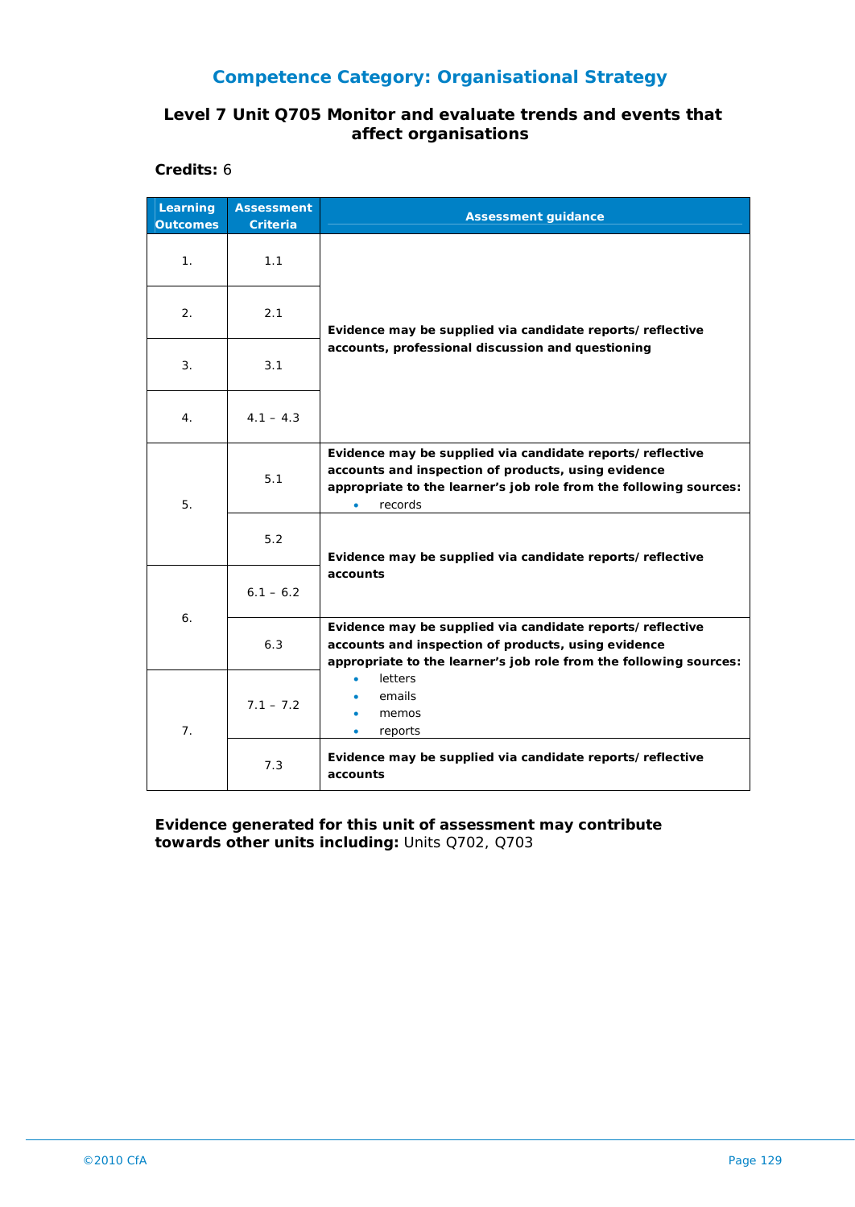## Competence Category: Organisational Strategy

### Level 7 Unit Q705 Monitor and evaluate trends and events that affect organisations

**Credits:** 6

| Learning Outcomes | Assessment Criteria | Assessment guidance |
|---|---|---|
| 1. | 1.1 | **Evidence may be supplied via candidate reports/ reflective accounts, professional discussion and questioning** |
| 2. | 2.1 | |
| 3. | 3.1 | |
| 4. | 4.1 – 4.3 | |
| 5. | 5.1 | **Evidence may be supplied via candidate reports/ reflective accounts and inspection of products, using evidence appropriate to the learner's job role from the following sources:** <br>• records |
| | 5.2 | **Evidence may be supplied via candidate reports/ reflective accounts** |
| 6. | 6.1 – 6.2 | |
| | 6.3 | **Evidence may be supplied via candidate reports/ reflective accounts and inspection of products, using evidence appropriate to the learner's job role from the following sources:** <br>• letters <br>• emails <br>• memos <br>• reports |
| 7. | 7.1 – 7.2 | |
| | 7.3 | **Evidence may be supplied via candidate reports/ reflective accounts** |

**Evidence generated for this unit of assessment may contribute towards other units including:** Units Q702, Q703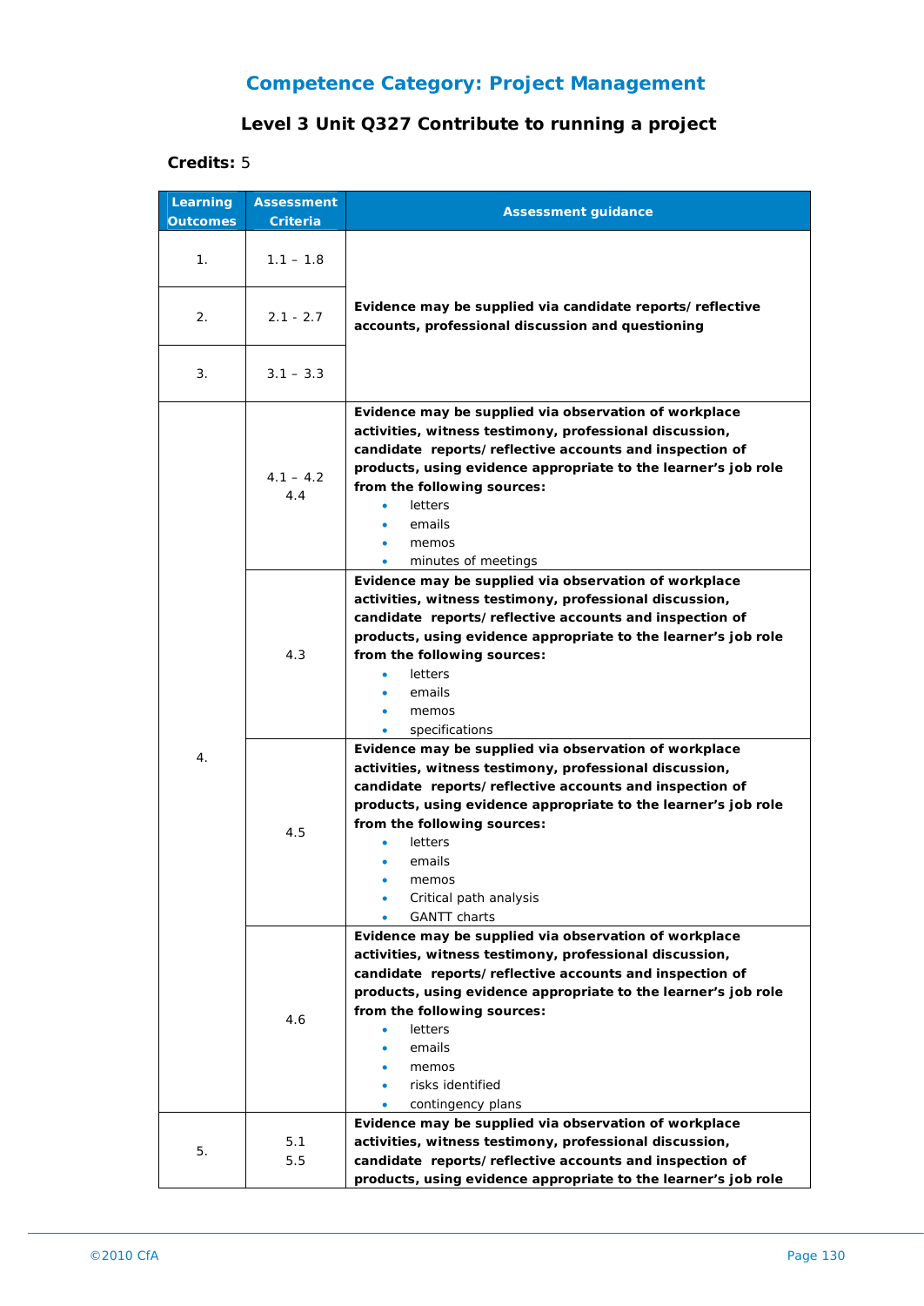## Competence Category: Project Management

### Level 3 Unit Q327 Contribute to running a project

**Credits:** 5

| Learning Outcomes | Assessment Criteria | Assessment guidance |
|---|---|---|
| 1. | 1.1 – 1.8 | **Evidence may be supplied via candidate reports/reflective accounts, professional discussion and questioning** |
| 2. | 2.1 - 2.7 | |
| 3. | 3.1 – 3.3 | |
| 4. | 4.1 – 4.2<br>4.4 | **Evidence may be supplied via observation of workplace activities, witness testimony, professional discussion, candidate reports/reflective accounts and inspection of products, using evidence appropriate to the learner's job role from the following sources:**<br>• letters<br>• emails<br>• memos<br>• minutes of meetings |
| | 4.3 | **Evidence may be supplied via observation of workplace activities, witness testimony, professional discussion, candidate reports/reflective accounts and inspection of products, using evidence appropriate to the learner's job role from the following sources:**<br>• letters<br>• emails<br>• memos<br>• specifications |
| | 4.5 | **Evidence may be supplied via observation of workplace activities, witness testimony, professional discussion, candidate reports/reflective accounts and inspection of products, using evidence appropriate to the learner's job role from the following sources:**<br>• letters<br>• emails<br>• memos<br>• Critical path analysis<br>• GANTT charts |
| | 4.6 | **Evidence may be supplied via observation of workplace activities, witness testimony, professional discussion, candidate reports/reflective accounts and inspection of products, using evidence appropriate to the learner's job role from the following sources:**<br>• letters<br>• emails<br>• memos<br>• risks identified<br>• contingency plans |
| 5. | 5.1<br>5.5 | **Evidence may be supplied via observation of workplace activities, witness testimony, professional discussion, candidate reports/reflective accounts and inspection of products, using evidence appropriate to the learner's job role** |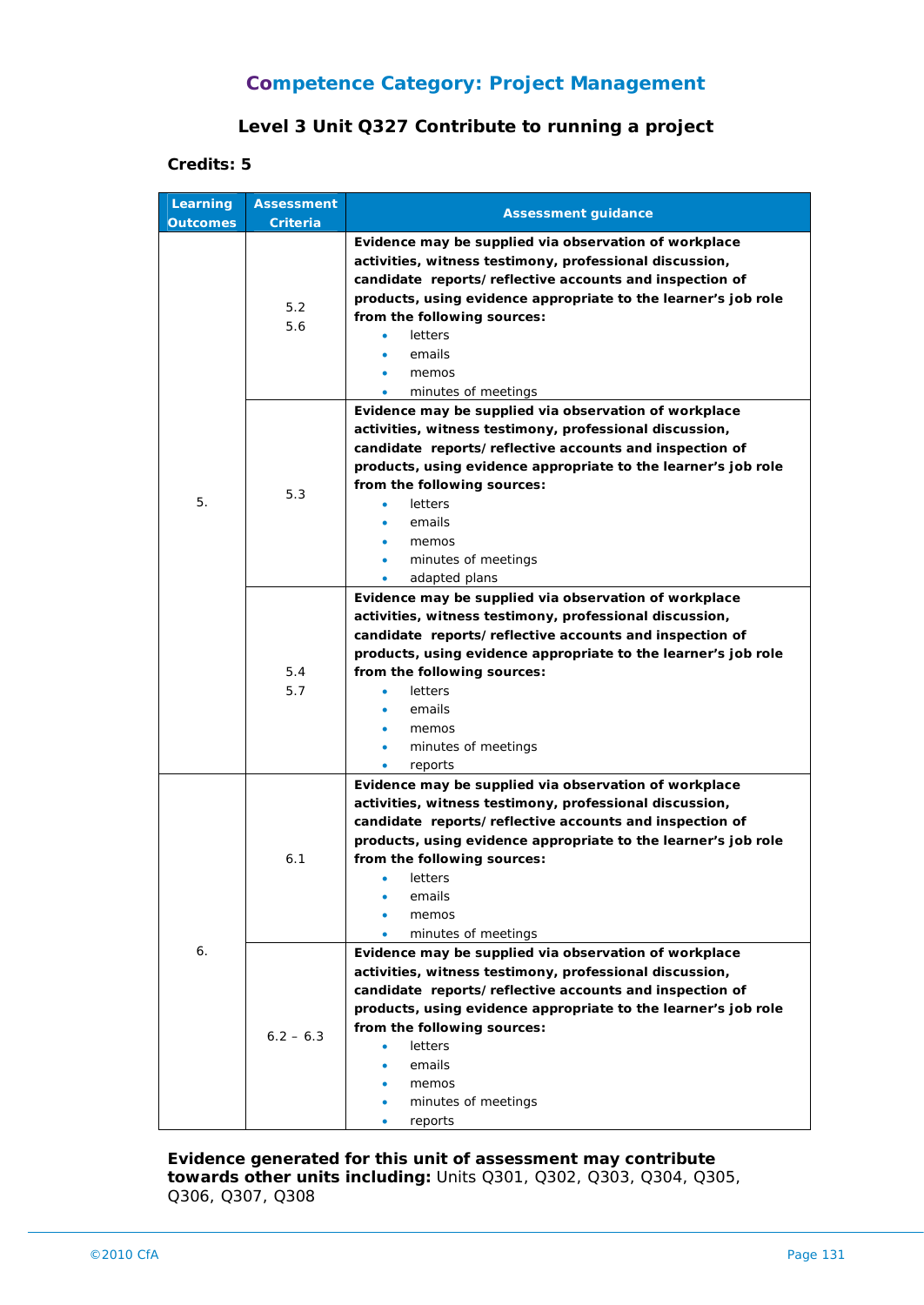## Competence Category: Project Management

### Level 3 Unit Q327 Contribute to running a project

**Credits: 5**

| Learning Outcomes | Assessment Criteria | Assessment guidance |
|---|---|---|
| 5. | 5.2<br>5.6 | **Evidence may be supplied via observation of workplace activities, witness testimony, professional discussion, candidate reports/reflective accounts and inspection of products, using evidence appropriate to the learner's job role from the following sources:**<br>• letters<br>• emails<br>• memos<br>• minutes of meetings |
| | 5.3 | **Evidence may be supplied via observation of workplace activities, witness testimony, professional discussion, candidate reports/reflective accounts and inspection of products, using evidence appropriate to the learner's job role from the following sources:**<br>• letters<br>• emails<br>• memos<br>• minutes of meetings<br>• adapted plans |
| | 5.4<br>5.7 | **Evidence may be supplied via observation of workplace activities, witness testimony, professional discussion, candidate reports/reflective accounts and inspection of products, using evidence appropriate to the learner's job role from the following sources:**<br>• letters<br>• emails<br>• memos<br>• minutes of meetings<br>• reports |
| 6. | 6.1 | **Evidence may be supplied via observation of workplace activities, witness testimony, professional discussion, candidate reports/reflective accounts and inspection of products, using evidence appropriate to the learner's job role from the following sources:**<br>• letters<br>• emails<br>• memos<br>• minutes of meetings |
| | 6.2 – 6.3 | **Evidence may be supplied via observation of workplace activities, witness testimony, professional discussion, candidate reports/reflective accounts and inspection of products, using evidence appropriate to the learner's job role from the following sources:**<br>• letters<br>• emails<br>• memos<br>• minutes of meetings<br>• reports |

**Evidence generated for this unit of assessment may contribute towards other units including:** Units Q301, Q302, Q303, Q304, Q305, Q306, Q307, Q308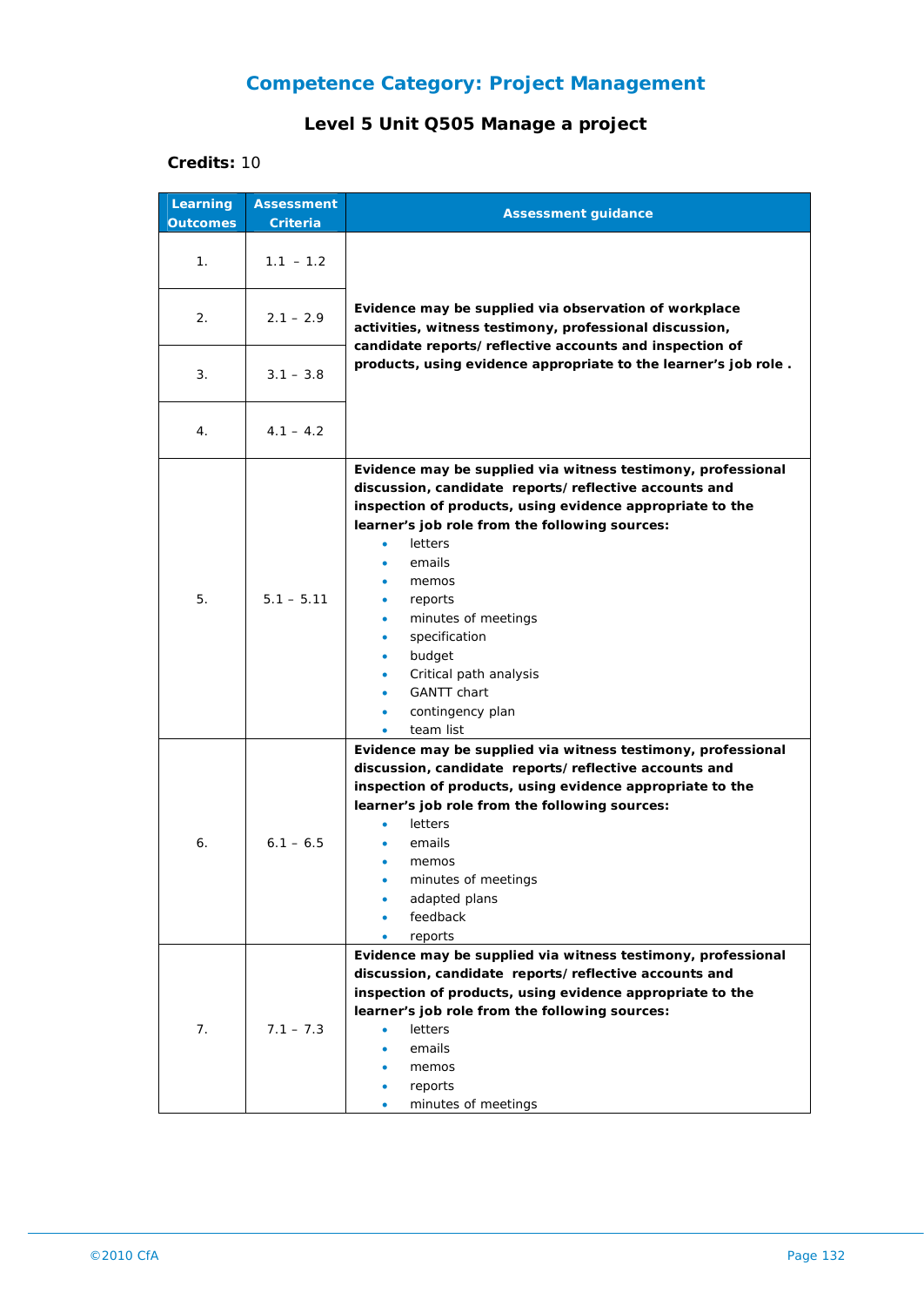## Competence Category: Project Management

### Level 5 Unit Q505 Manage a project

**Credits:** 10

| Learning Outcomes | Assessment Criteria | Assessment guidance |
|---|---|---|
| 1. | 1.1 – 1.2 | **Evidence may be supplied via observation of workplace activities, witness testimony, professional discussion, candidate reports/ reflective accounts and inspection of products, using evidence appropriate to the learner's job role .** |
| 2. | 2.1 – 2.9 | |
| 3. | 3.1 – 3.8 | |
| 4. | 4.1 – 4.2 | |
| 5. | 5.1 – 5.11 | **Evidence may be supplied via witness testimony, professional discussion, candidate reports/ reflective accounts and inspection of products, using evidence appropriate to the learner's job role from the following sources:**<br>• letters<br>• emails<br>• memos<br>• reports<br>• minutes of meetings<br>• specification<br>• budget<br>• Critical path analysis<br>• GANTT chart<br>• contingency plan<br>• team list |
| 6. | 6.1 – 6.5 | **Evidence may be supplied via witness testimony, professional discussion, candidate reports/ reflective accounts and inspection of products, using evidence appropriate to the learner's job role from the following sources:**<br>• letters<br>• emails<br>• memos<br>• minutes of meetings<br>• adapted plans<br>• feedback<br>• reports |
| 7. | 7.1 – 7.3 | **Evidence may be supplied via witness testimony, professional discussion, candidate reports/ reflective accounts and inspection of products, using evidence appropriate to the learner's job role from the following sources:**<br>• letters<br>• emails<br>• memos<br>• reports<br>• minutes of meetings |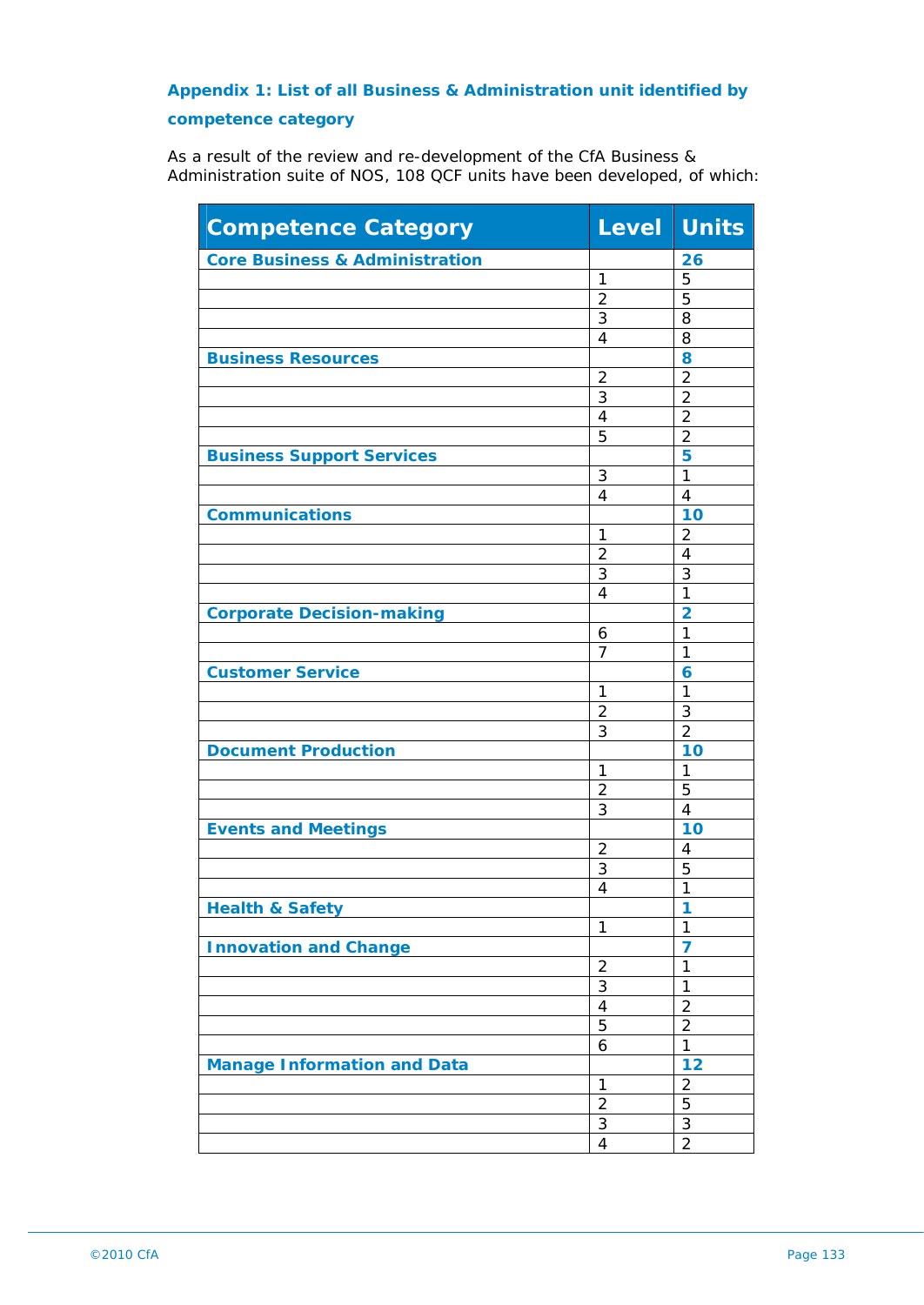## Appendix 1: List of all Business & Administration unit identified by competence category

As a result of the review and re-development of the CfA Business & Administration suite of NOS, 108 QCF units have been developed, of which:

| Competence Category | Level | Units |
|---|---|---|
| **Core Business & Administration** | | **26** |
| | 1 | 5 |
| | 2 | 5 |
| | 3 | 8 |
| | 4 | 8 |
| **Business Resources** | | **8** |
| | 2 | 2 |
| | 3 | 2 |
| | 4 | 2 |
| | 5 | 2 |
| **Business Support Services** | | **5** |
| | 3 | 1 |
| | 4 | 4 |
| **Communications** | | **10** |
| | 1 | 2 |
| | 2 | 4 |
| | 3 | 3 |
| | 4 | 1 |
| **Corporate Decision-making** | | **2** |
| | 6 | 1 |
| | 7 | 1 |
| **Customer Service** | | **6** |
| | 1 | 1 |
| | 2 | 3 |
| | 3 | 2 |
| **Document Production** | | **10** |
| | 1 | 1 |
| | 2 | 5 |
| | 3 | 4 |
| **Events and Meetings** | | **10** |
| | 2 | 4 |
| | 3 | 5 |
| | 4 | 1 |
| **Health & Safety** | | **1** |
| | 1 | 1 |
| **Innovation and Change** | | **7** |
| | 2 | 1 |
| | 3 | 1 |
| | 4 | 2 |
| | 5 | 2 |
| | 6 | 1 |
| **Manage Information and Data** | | **12** |
| | 1 | 2 |
| | 2 | 5 |
| | 3 | 3 |
| | 4 | 2 |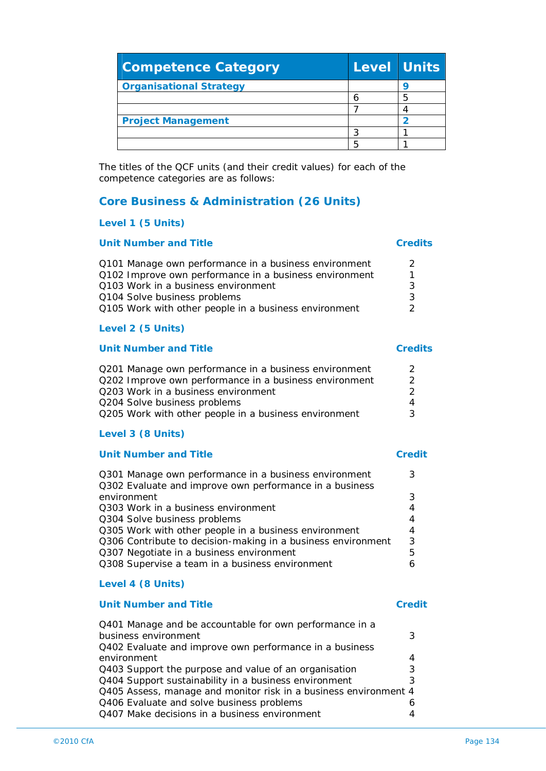| Competence Category | Level | Units |
|---|---|---|
| **Organisational Strategy** | | **9** |
| | 6 | 5 |
| | 7 | 4 |
| **Project Management** | | **2** |
| | 3 | 1 |
| | 5 | 1 |

The titles of the QCF units (and their credit values) for each of the competence categories are as follows:

## Core Business & Administration (26 Units)

### Level 1 (5 Units)

| Unit Number and Title | Credits |
|---|---|
| Q101 Manage own performance in a business environment | 2 |
| Q102 Improve own performance in a business environment | 1 |
| Q103 Work in a business environment | 3 |
| Q104 Solve business problems | 3 |
| Q105 Work with other people in a business environment | 2 |

### Level 2 (5 Units)

| Unit Number and Title | Credits |
|---|---|
| Q201 Manage own performance in a business environment | 2 |
| Q202 Improve own performance in a business environment | 2 |
| Q203 Work in a business environment | 2 |
| Q204 Solve business problems | 4 |
| Q205 Work with other people in a business environment | 3 |

### Level 3 (8 Units)

| Unit Number and Title | Credit |
|---|---|
| Q301 Manage own performance in a business environment | 3 |
| Q302 Evaluate and improve own performance in a business environment | 3 |
| Q303 Work in a business environment | 4 |
| Q304 Solve business problems | 4 |
| Q305 Work with other people in a business environment | 4 |
| Q306 Contribute to decision-making in a business environment | 3 |
| Q307 Negotiate in a business environment | 5 |
| Q308 Supervise a team in a business environment | 6 |

### Level 4 (8 Units)

| Unit Number and Title | Credit |
|---|---|
| Q401 Manage and be accountable for own performance in a business environment | 3 |
| Q402 Evaluate and improve own performance in a business environment | 4 |
| Q403 Support the purpose and value of an organisation | 3 |
| Q404 Support sustainability in a business environment | 3 |
| Q405 Assess, manage and monitor risk in a business environment | 4 |
| Q406 Evaluate and solve business problems | 6 |
| Q407 Make decisions in a business environment | 4 |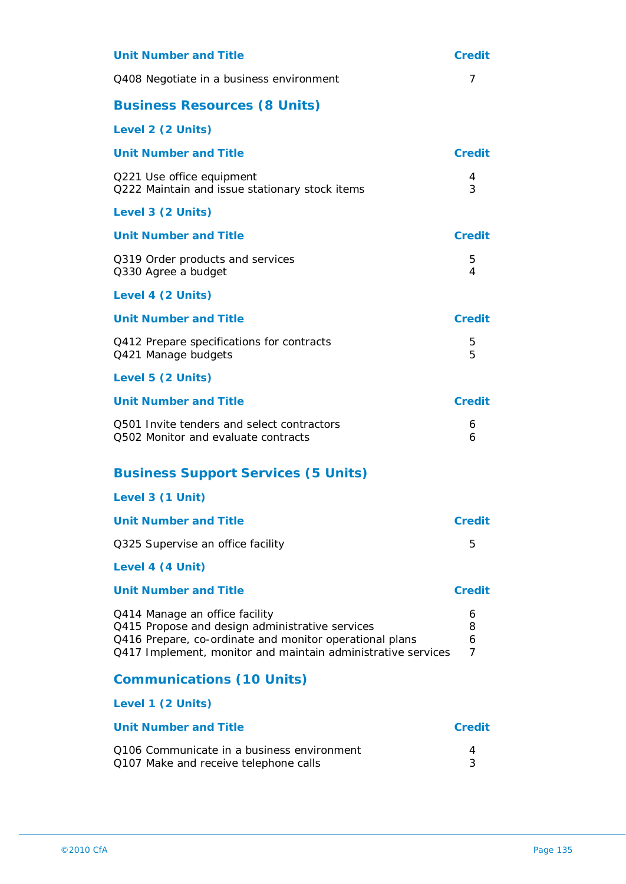| Unit Number and Title | Credit |
|---|---|
| Q408 Negotiate in a business environment | 7 |

## Business Resources (8 Units)

### Level 2 (2 Units)

| Unit Number and Title | Credit |
|---|---|
| Q221 Use office equipment | 4 |
| Q222 Maintain and issue stationary stock items | 3 |

### Level 3 (2 Units)

| Unit Number and Title | Credit |
|---|---|
| Q319 Order products and services | 5 |
| Q330 Agree a budget | 4 |

### Level 4 (2 Units)

| Unit Number and Title | Credit |
|---|---|
| Q412 Prepare specifications for contracts | 5 |
| Q421 Manage budgets | 5 |

### Level 5 (2 Units)

| Unit Number and Title | Credit |
|---|---|
| Q501 Invite tenders and select contractors | 6 |
| Q502 Monitor and evaluate contracts | 6 |

## Business Support Services (5 Units)

### Level 3 (1 Unit)

| Unit Number and Title | Credit |
|---|---|
| Q325 Supervise an office facility | 5 |

### Level 4 (4 Unit)

| Unit Number and Title | Credit |
|---|---|
| Q414 Manage an office facility | 6 |
| Q415 Propose and design administrative services | 8 |
| Q416 Prepare, co-ordinate and monitor operational plans | 6 |
| Q417 Implement, monitor and maintain administrative services | 7 |

## Communications (10 Units)

### Level 1 (2 Units)

| Unit Number and Title | Credit |
|---|---|
| Q106 Communicate in a business environment | 4 |
| Q107 Make and receive telephone calls | 3 |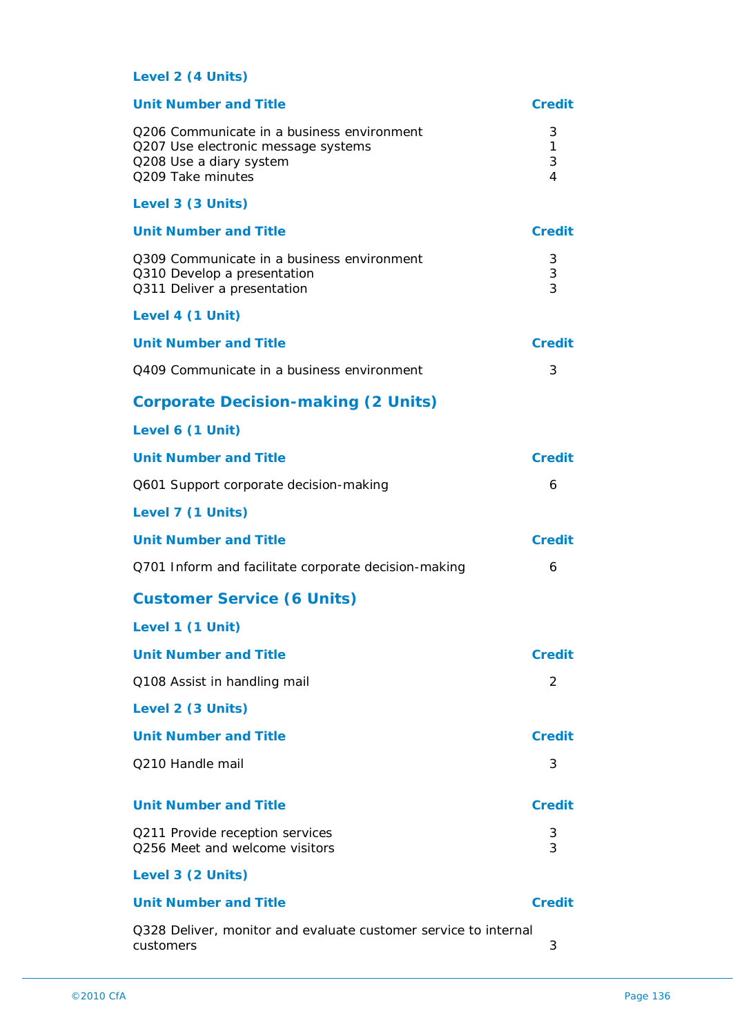### Level 2 (4 Units)

| Unit Number and Title | Credit |
|---|---|
| Q206 Communicate in a business environment | 3 |
| Q207 Use electronic message systems | 1 |
| Q208 Use a diary system | 3 |
| Q209 Take minutes | 4 |

### Level 3 (3 Units)

| Unit Number and Title | Credit |
|---|---|
| Q309 Communicate in a business environment | 3 |
| Q310 Develop a presentation | 3 |
| Q311 Deliver a presentation | 3 |

### Level 4 (1 Unit)

| Unit Number and Title | Credit |
|---|---|
| Q409 Communicate in a business environment | 3 |

## Corporate Decision-making (2 Units)

### Level 6 (1 Unit)

| Unit Number and Title | Credit |
|---|---|
| Q601 Support corporate decision-making | 6 |

### Level 7 (1 Units)

| Unit Number and Title | Credit |
|---|---|
| Q701 Inform and facilitate corporate decision-making | 6 |

## Customer Service (6 Units)

### Level 1 (1 Unit)

| Unit Number and Title | Credit |
|---|---|
| Q108 Assist in handling mail | 2 |

### Level 2 (3 Units)

| Unit Number and Title | Credit |
|---|---|
| Q210 Handle mail | 3 |

| Unit Number and Title | Credit |
|---|---|
| Q211 Provide reception services | 3 |
| Q256 Meet and welcome visitors | 3 |

### Level 3 (2 Units)

| Unit Number and Title | Credit |
|---|---|
| Q328 Deliver, monitor and evaluate customer service to internal customers | 3 |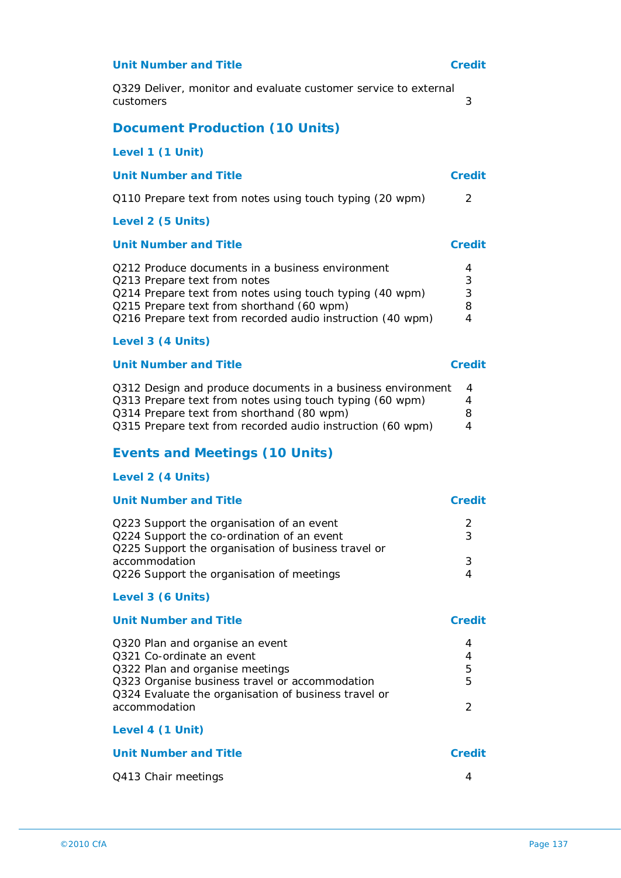| Unit Number and Title | Credit |
| --- | --- |
| Q329 Deliver, monitor and evaluate customer service to external customers | 3 |

## Document Production (10 Units)

### Level 1 (1 Unit)

| Unit Number and Title | Credit |
| --- | --- |
| Q110 Prepare text from notes using touch typing (20 wpm) | 2 |

### Level 2 (5 Units)

| Unit Number and Title | Credit |
| --- | --- |
| Q212 Produce documents in a business environment | 4 |
| Q213 Prepare text from notes | 3 |
| Q214 Prepare text from notes using touch typing (40 wpm) | 3 |
| Q215 Prepare text from shorthand (60 wpm) | 8 |
| Q216 Prepare text from recorded audio instruction (40 wpm) | 4 |

### Level 3 (4 Units)

| Unit Number and Title | Credit |
| --- | --- |
| Q312 Design and produce documents in a business environment | 4 |
| Q313 Prepare text from notes using touch typing (60 wpm) | 4 |
| Q314 Prepare text from shorthand (80 wpm) | 8 |
| Q315 Prepare text from recorded audio instruction (60 wpm) | 4 |

## Events and Meetings (10 Units)

### Level 2 (4 Units)

| Unit Number and Title | Credit |
| --- | --- |
| Q223 Support the organisation of an event | 2 |
| Q224 Support the co-ordination of an event | 3 |
| Q225 Support the organisation of business travel or accommodation | 3 |
| Q226 Support the organisation of meetings | 4 |

### Level 3 (6 Units)

| Unit Number and Title | Credit |
| --- | --- |
| Q320 Plan and organise an event | 4 |
| Q321 Co-ordinate an event | 4 |
| Q322 Plan and organise meetings | 5 |
| Q323 Organise business travel or accommodation | 5 |
| Q324 Evaluate the organisation of business travel or accommodation | 2 |

### Level 4 (1 Unit)

| Unit Number and Title | Credit |
| --- | --- |
| Q413 Chair meetings | 4 |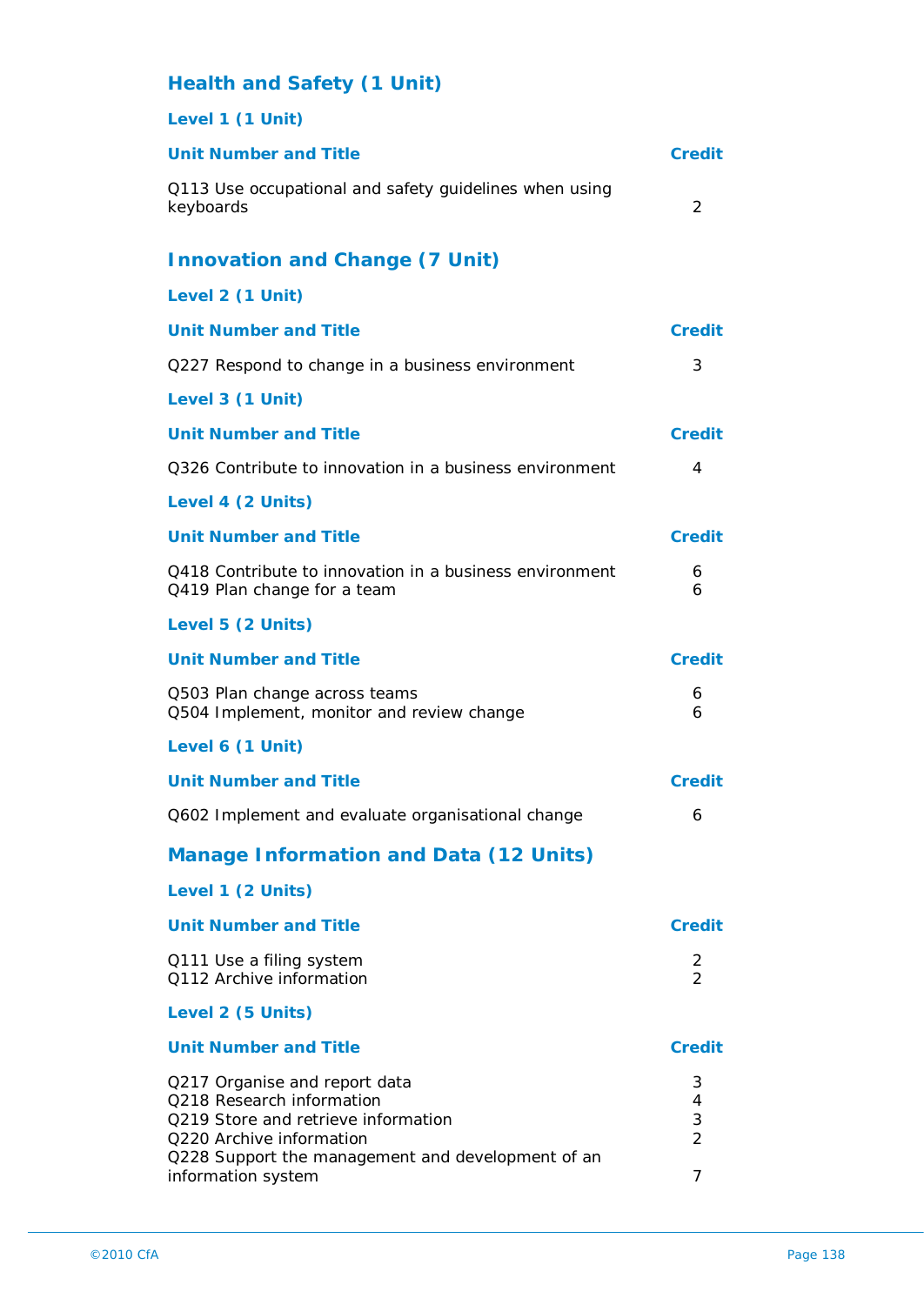## Health and Safety (1 Unit)

### Level 1 (1 Unit)

| Unit Number and Title | Credit |
|---|---|
| Q113 Use occupational and safety guidelines when using keyboards | 2 |

## Innovation and Change (7 Unit)

### Level 2 (1 Unit)

| Unit Number and Title | Credit |
|---|---|
| Q227 Respond to change in a business environment | 3 |

### Level 3 (1 Unit)

| Unit Number and Title | Credit |
|---|---|
| Q326 Contribute to innovation in a business environment | 4 |

### Level 4 (2 Units)

| Unit Number and Title | Credit |
|---|---|
| Q418 Contribute to innovation in a business environment | 6 |
| Q419 Plan change for a team | 6 |

### Level 5 (2 Units)

| Unit Number and Title | Credit |
|---|---|
| Q503 Plan change across teams | 6 |
| Q504 Implement, monitor and review change | 6 |

### Level 6 (1 Unit)

| Unit Number and Title | Credit |
|---|---|
| Q602 Implement and evaluate organisational change | 6 |

## Manage Information and Data (12 Units)

### Level 1 (2 Units)

| Unit Number and Title | Credit |
|---|---|
| Q111 Use a filing system | 2 |
| Q112 Archive information | 2 |

### Level 2 (5 Units)

| Unit Number and Title | Credit |
|---|---|
| Q217 Organise and report data | 3 |
| Q218 Research information | 4 |
| Q219 Store and retrieve information | 3 |
| Q220 Archive information | 2 |
| Q228 Support the management and development of an information system | 7 |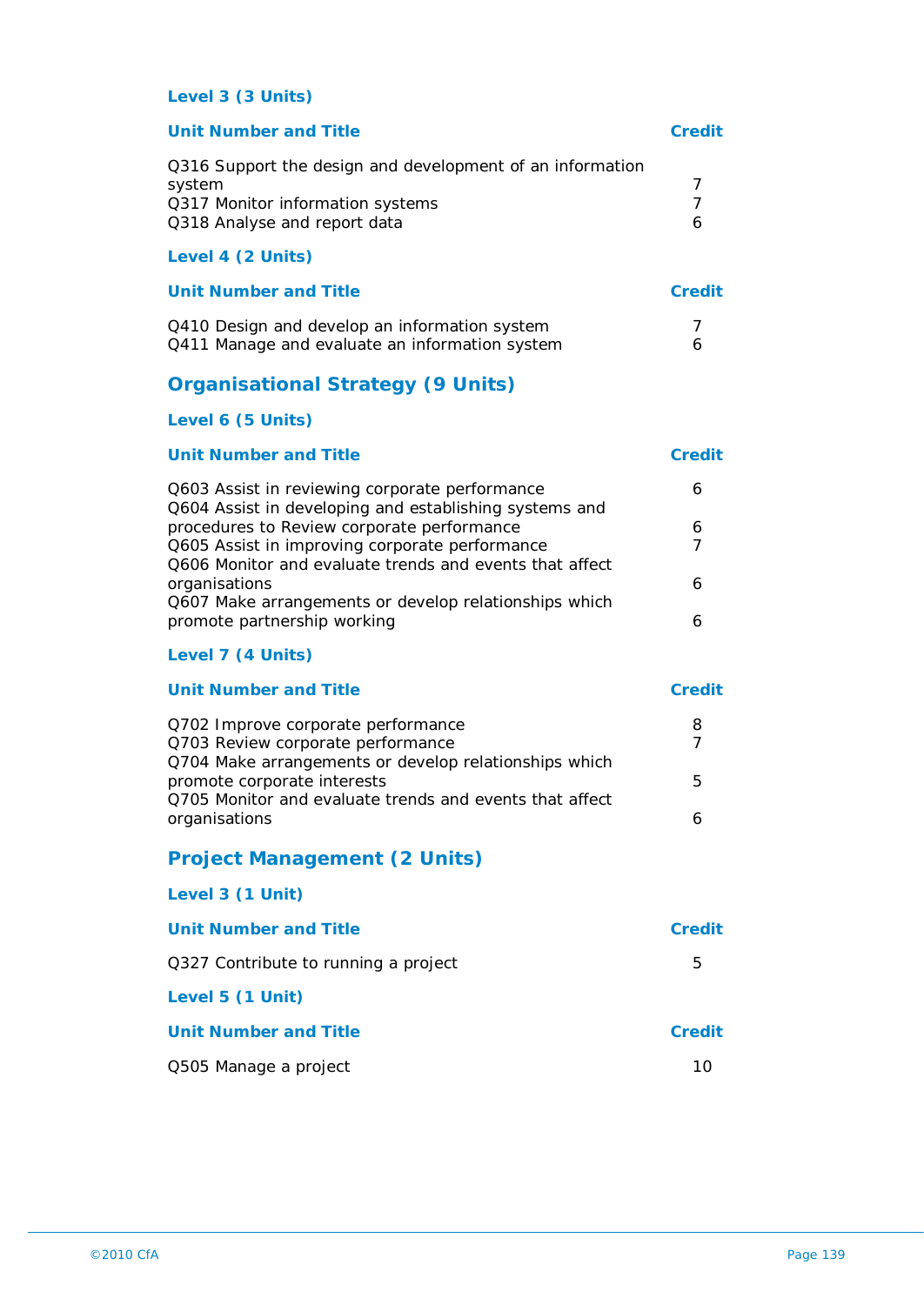### Level 3 (3 Units)

| Unit Number and Title | Credit |
|---|---|
| Q316 Support the design and development of an information system | 7 |
| Q317 Monitor information systems | 7 |
| Q318 Analyse and report data | 6 |

### Level 4 (2 Units)

| Unit Number and Title | Credit |
|---|---|
| Q410 Design and develop an information system | 7 |
| Q411 Manage and evaluate an information system | 6 |

## Organisational Strategy (9 Units)

### Level 6 (5 Units)

| Unit Number and Title | Credit |
|---|---|
| Q603 Assist in reviewing corporate performance | 6 |
| Q604 Assist in developing and establishing systems and procedures to Review corporate performance | 6 |
| Q605 Assist in improving corporate performance | 7 |
| Q606 Monitor and evaluate trends and events that affect organisations | 6 |
| Q607 Make arrangements or develop relationships which promote partnership working | 6 |

### Level 7 (4 Units)

| Unit Number and Title | Credit |
|---|---|
| Q702 Improve corporate performance | 8 |
| Q703 Review corporate performance | 7 |
| Q704 Make arrangements or develop relationships which promote corporate interests | 5 |
| Q705 Monitor and evaluate trends and events that affect organisations | 6 |

## Project Management (2 Units)

### Level 3 (1 Unit)

| Unit Number and Title | Credit |
|---|---|
| Q327 Contribute to running a project | 5 |

### Level 5 (1 Unit)

| Unit Number and Title | Credit |
|---|---|
| Q505 Manage a project | 10 |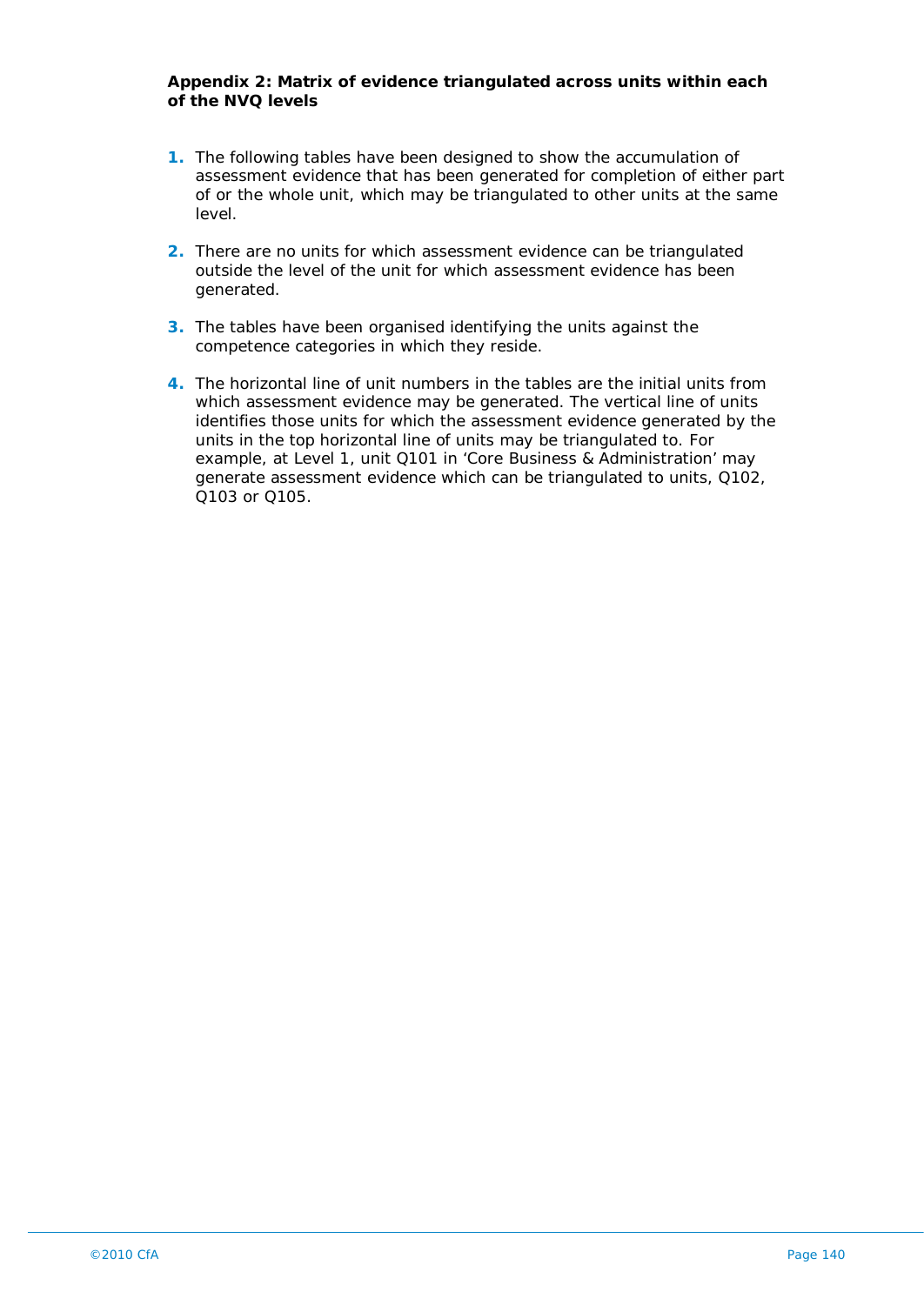**Appendix 2: Matrix of evidence triangulated across units within each of the NVQ levels**

1. The following tables have been designed to show the accumulation of assessment evidence that has been generated for completion of either part of or the whole unit, which may be triangulated to other units at the same level.

2. There are no units for which assessment evidence can be triangulated outside the level of the unit for which assessment evidence has been generated.

3. The tables have been organised identifying the units against the competence categories in which they reside.

4. The horizontal line of unit numbers in the tables are the initial units from which assessment evidence may be generated. The vertical line of units identifies those units for which the assessment evidence generated by the units in the top horizontal line of units may be triangulated to. For example, at Level 1, unit Q101 in 'Core Business & Administration' may generate assessment evidence which can be triangulated to units, Q102, Q103 or Q105.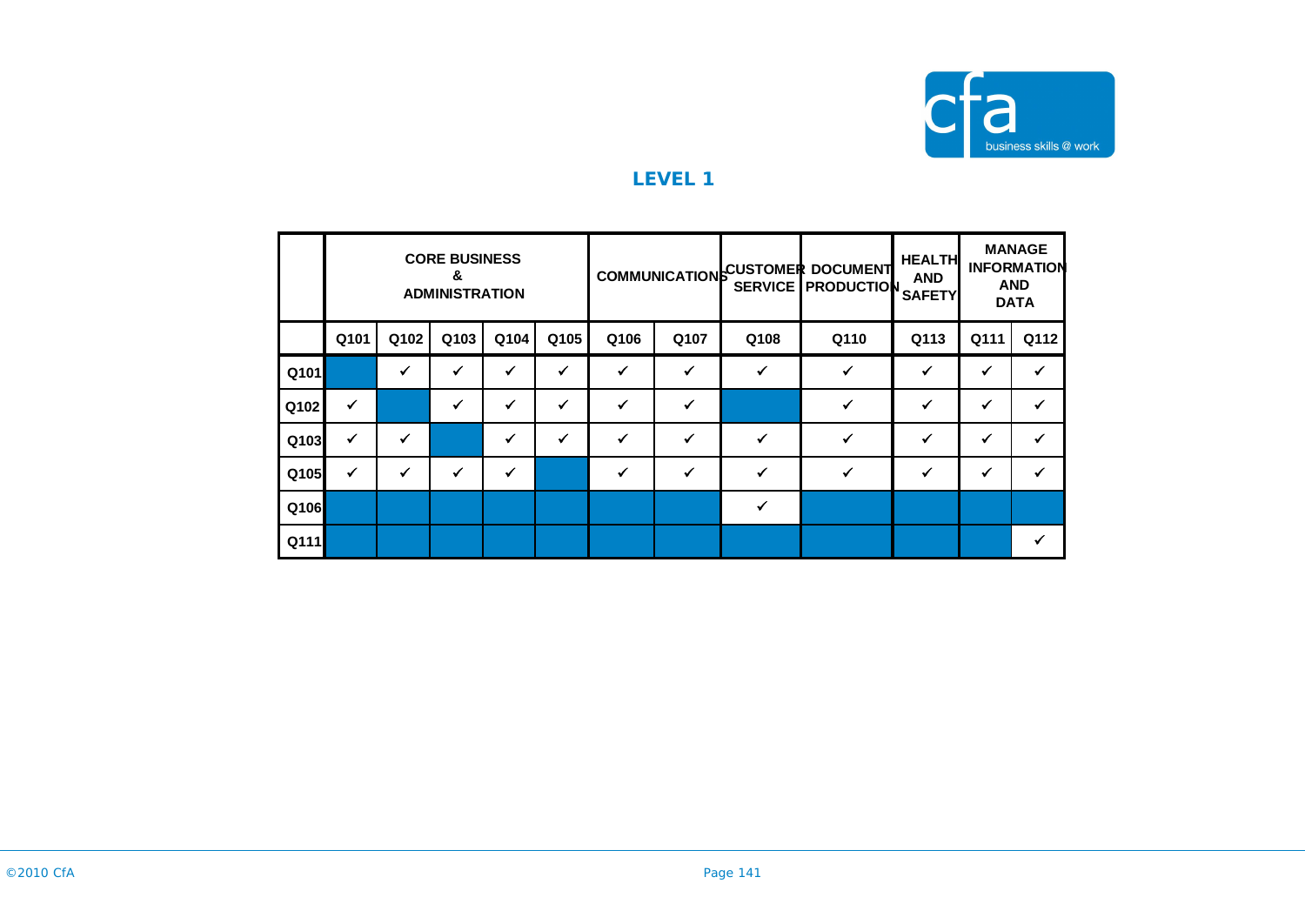## LEVEL 1

| | CORE BUSINESS & ADMINISTRATION | | | | | COMMUNICATIONS | | CUSTOMER SERVICE | DOCUMENT PRODUCTION | HEALTH AND SAFETY | MANAGE INFORMATION AND DATA | |
|---|---|---|---|---|---|---|---|---|---|---|---|---|
| | Q101 | Q102 | Q103 | Q104 | Q105 | Q106 | Q107 | Q108 | Q110 | Q113 | Q111 | Q112 |
| Q101 | | ✓ | ✓ | ✓ | ✓ | ✓ | ✓ | ✓ | ✓ | ✓ | ✓ | ✓ |
| Q102 | ✓ | | ✓ | ✓ | ✓ | ✓ | ✓ | | ✓ | ✓ | ✓ | ✓ |
| Q103 | ✓ | ✓ | | ✓ | ✓ | ✓ | ✓ | ✓ | ✓ | ✓ | ✓ | ✓ |
| Q105 | ✓ | ✓ | ✓ | ✓ | | ✓ | ✓ | ✓ | ✓ | ✓ | ✓ | ✓ |
| Q106 | | | | | | | | ✓ | | | | |
| Q111 | | | | | | | | | | | | ✓ |

©2010 CfA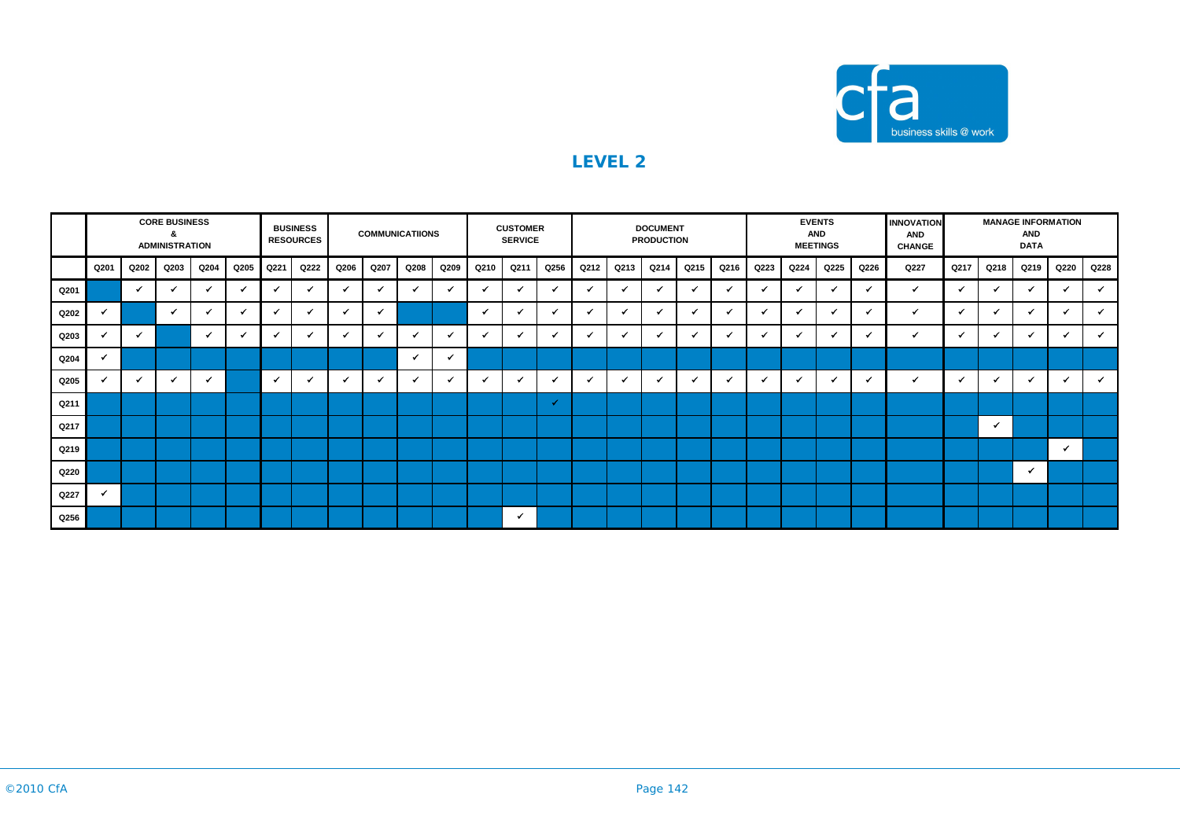## LEVEL 2

| | CORE BUSINESS & ADMINISTRATION | | | | | BUSINESS RESOURCES | | COMMUNICATIIONS | | | | CUSTOMER SERVICE | | | DOCUMENT PRODUCTION | | | | | EVENTS AND MEETINGS | | | | INNOVATION AND CHANGE | MANAGE INFORMATION AND DATA | | | | |
|---|---|---|---|---|---|---|---|---|---|---|---|---|---|---|---|---|---|---|---|---|---|---|---|---|---|---|---|---|---|
| | Q201 | Q202 | Q203 | Q204 | Q205 | Q221 | Q222 | Q206 | Q207 | Q208 | Q209 | Q210 | Q211 | Q256 | Q212 | Q213 | Q214 | Q215 | Q216 | Q223 | Q224 | Q225 | Q226 | Q227 | Q217 | Q218 | Q219 | Q220 | Q228 |
| Q201 | | ✓ | ✓ | ✓ | ✓ | ✓ | ✓ | ✓ | ✓ | ✓ | ✓ | ✓ | ✓ | ✓ | ✓ | ✓ | ✓ | ✓ | ✓ | ✓ | ✓ | ✓ | ✓ | ✓ | ✓ | ✓ | ✓ | ✓ | ✓ |
| Q202 | ✓ | | ✓ | ✓ | ✓ | ✓ | ✓ | ✓ | ✓ | | | ✓ | ✓ | ✓ | ✓ | ✓ | ✓ | ✓ | ✓ | ✓ | ✓ | ✓ | ✓ | ✓ | ✓ | ✓ | ✓ | ✓ | ✓ |
| Q203 | ✓ | ✓ | | ✓ | ✓ | ✓ | ✓ | ✓ | ✓ | ✓ | ✓ | ✓ | ✓ | ✓ | ✓ | ✓ | ✓ | ✓ | ✓ | ✓ | ✓ | ✓ | ✓ | ✓ | ✓ | ✓ | ✓ | ✓ | ✓ |
| Q204 | ✓ | | | | | | | | | ✓ | ✓ | | | | | | | | | | | | | | | | | | |
| Q205 | ✓ | ✓ | ✓ | ✓ | | ✓ | ✓ | ✓ | ✓ | ✓ | ✓ | ✓ | ✓ | ✓ | ✓ | ✓ | ✓ | ✓ | ✓ | ✓ | ✓ | ✓ | ✓ | ✓ | ✓ | ✓ | ✓ | ✓ | ✓ |
| Q211 | | | | | | | | | | | | | | ✓ | | | | | | | | | | | | | | | |
| Q217 | | | | | | | | | | | | | | | | | | | | | | | | | | ✓ | | | |
| Q219 | | | | | | | | | | | | | | | | | | | | | | | | | | | | ✓ | |
| Q220 | | | | | | | | | | | | | | | | | | | | | | | | | | | ✓ | | |
| Q227 | ✓ | | | | | | | | | | | | | | | | | | | | | | | | | | | | |
| Q256 | | | | | | | | | | | | | ✓ | | | | | | | | | | | | | | | | |

©2010 CfA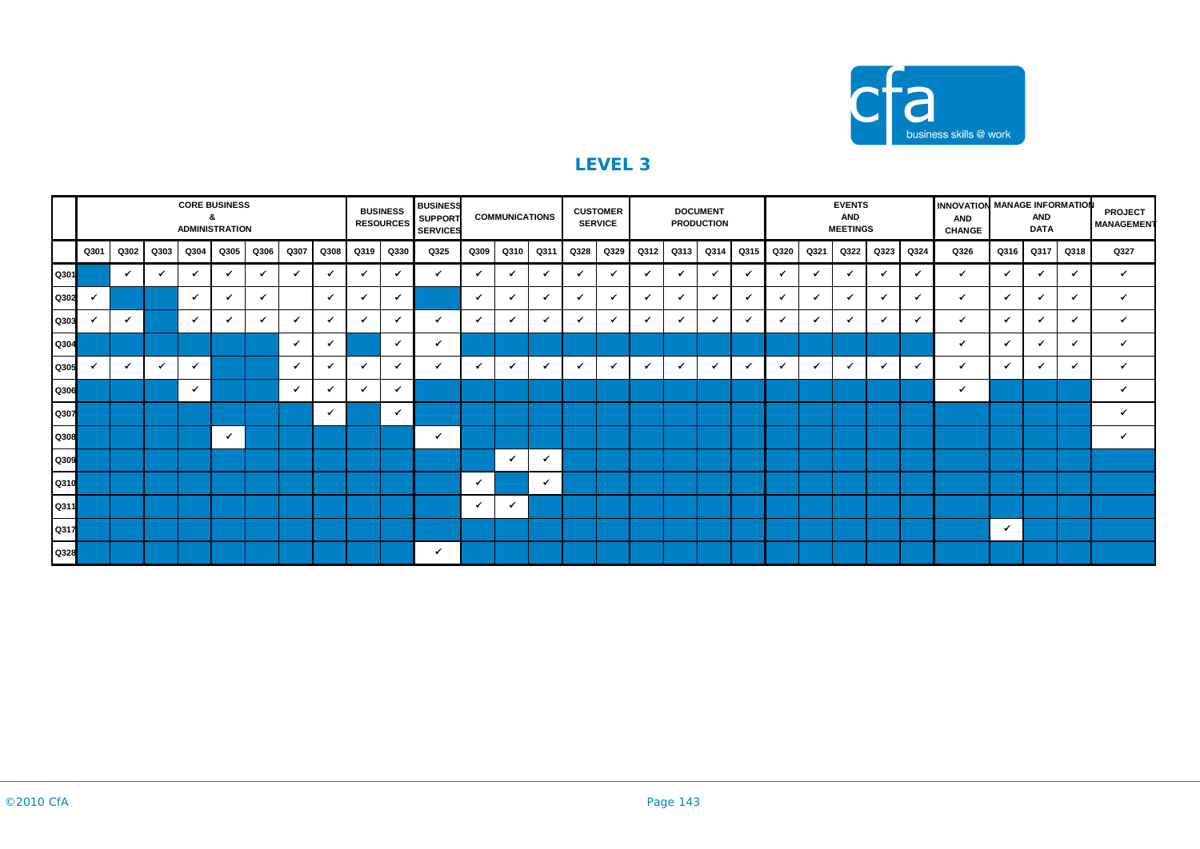# LEVEL 3

| | CORE BUSINESS & ADMINISTRATION | | | | | | | | BUSINESS RESOURCES | | BUSINESS SUPPORT SERVICES | COMMUNICATIONS | | | CUSTOMER SERVICE | | DOCUMENT PRODUCTION | | | | EVENTS AND MEETINGS | | | | | INNOVATION AND CHANGE | MANAGE INFORMATION AND DATA | | | PROJECT MANAGEMENT |
|---|---|---|---|---|---|---|---|---|---|---|---|---|---|---|---|---|---|---|---|---|---|---|---|---|---|---|---|---|---|---|
| | Q301 | Q302 | Q303 | Q304 | Q305 | Q306 | Q307 | Q308 | Q319 | Q330 | Q325 | Q309 | Q310 | Q311 | Q328 | Q329 | Q312 | Q313 | Q314 | Q315 | Q320 | Q321 | Q322 | Q323 | Q324 | Q326 | Q316 | Q317 | Q318 | Q327 |
| Q301 | | ✓ | ✓ | ✓ | ✓ | ✓ | ✓ | ✓ | ✓ | ✓ | ✓ | ✓ | ✓ | ✓ | ✓ | ✓ | ✓ | ✓ | ✓ | ✓ | ✓ | ✓ | ✓ | ✓ | ✓ | ✓ | ✓ | ✓ | ✓ | ✓ |
| Q302 | ✓ | | | ✓ | ✓ | ✓ | | ✓ | ✓ | ✓ | | ✓ | ✓ | ✓ | ✓ | ✓ | ✓ | ✓ | ✓ | ✓ | ✓ | ✓ | ✓ | ✓ | ✓ | ✓ | ✓ | ✓ | ✓ | ✓ |
| Q303 | ✓ | ✓ | | ✓ | ✓ | ✓ | ✓ | ✓ | ✓ | ✓ | ✓ | ✓ | ✓ | ✓ | ✓ | ✓ | ✓ | ✓ | ✓ | ✓ | ✓ | ✓ | ✓ | ✓ | ✓ | ✓ | ✓ | ✓ | ✓ | ✓ |
| Q304 | | | | | | | ✓ | ✓ | | ✓ | ✓ | | | | | | | | | | | | | | | ✓ | ✓ | ✓ | ✓ | ✓ |
| Q305 | ✓ | ✓ | ✓ | ✓ | | | ✓ | ✓ | ✓ | ✓ | ✓ | ✓ | ✓ | ✓ | ✓ | ✓ | ✓ | ✓ | ✓ | ✓ | ✓ | ✓ | ✓ | ✓ | ✓ | ✓ | ✓ | ✓ | ✓ | ✓ |
| Q306 | | | | ✓ | | | ✓ | ✓ | ✓ | ✓ | | | | | | | | | | | | | | | | ✓ | | | | ✓ |
| Q307 | | | | | | | | ✓ | | ✓ | | | | | | | | | | | | | | | | | | | | ✓ |
| Q308 | | | | | ✓ | | | | | | ✓ | | | | | | | | | | | | | | | | | | | ✓ |
| Q309 | | | | | | | | | | | | | ✓ | ✓ | | | | | | | | | | | | | | | | |
| Q310 | | | | | | | | | | | | ✓ | | ✓ | | | | | | | | | | | | | | | | |
| Q311 | | | | | | | | | | | | ✓ | ✓ | | | | | | | | | | | | | | | | | |
| Q317 | | | | | | | | | | | | | | | | | | | | | | | | | | | ✓ | | | |
| Q328 | | | | | | | | | | | ✓ | | | | | | | | | | | | | | | | | | | |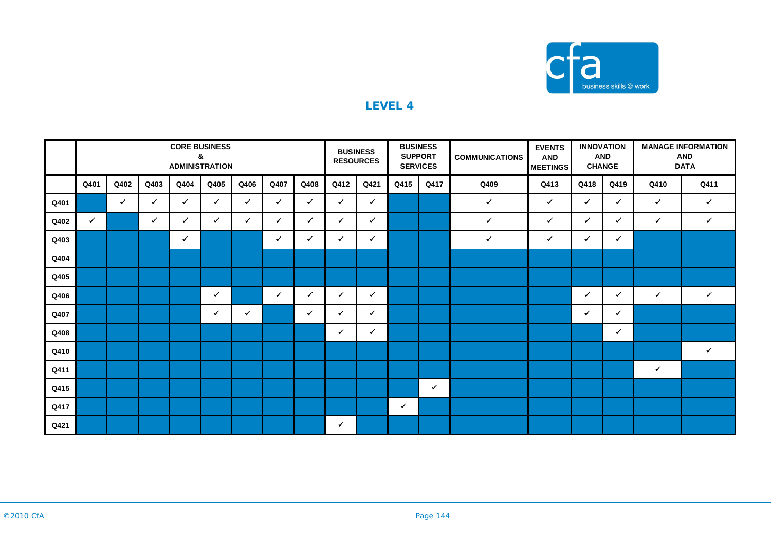## LEVEL 4

| | CORE BUSINESS & ADMINISTRATION | | | | | | | | BUSINESS RESOURCES | | BUSINESS SUPPORT SERVICES | | COMMUNICATIONS | EVENTS AND MEETINGS | INNOVATION AND CHANGE | | MANAGE INFORMATION AND DATA | |
|---|---|---|---|---|---|---|---|---|---|---|---|---|---|---|---|---|---|---|
| | Q401 | Q402 | Q403 | Q404 | Q405 | Q406 | Q407 | Q408 | Q412 | Q421 | Q415 | Q417 | Q409 | Q413 | Q418 | Q419 | Q410 | Q411 |
| Q401 | | ✓ | ✓ | ✓ | ✓ | ✓ | ✓ | ✓ | ✓ | ✓ | | | ✓ | ✓ | ✓ | ✓ | ✓ | ✓ |
| Q402 | ✓ | | ✓ | ✓ | ✓ | ✓ | ✓ | ✓ | ✓ | ✓ | | | ✓ | ✓ | ✓ | ✓ | ✓ | ✓ |
| Q403 | | | | ✓ | | | ✓ | ✓ | ✓ | ✓ | | | ✓ | ✓ | ✓ | ✓ | | |
| Q404 | | | | | | | | | | | | | | | | | | |
| Q405 | | | | | | | | | | | | | | | | | | |
| Q406 | | | | | ✓ | | ✓ | ✓ | ✓ | ✓ | | | | | ✓ | ✓ | ✓ | ✓ |
| Q407 | | | | | ✓ | ✓ | | ✓ | ✓ | ✓ | | | | | ✓ | ✓ | | |
| Q408 | | | | | | | | | ✓ | ✓ | | | | | | ✓ | | |
| Q410 | | | | | | | | | | | | | | | | | | ✓ |
| Q411 | | | | | | | | | | | | | | | | | ✓ | |
| Q415 | | | | | | | | | | | | ✓ | | | | | | |
| Q417 | | | | | | | | | | | ✓ | | | | | | | |
| Q421 | | | | | | | | | ✓ | | | | | | | | | |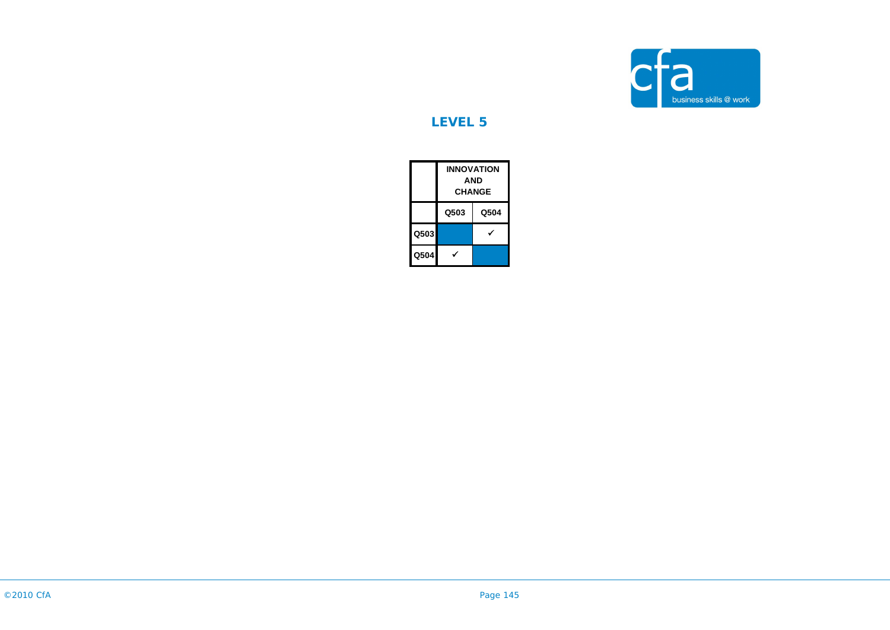## LEVEL 5

| | INNOVATION AND CHANGE | |
|---|---|---|
| | Q503 | Q504 |
| Q503 | | ✓ |
| Q504 | ✓ | |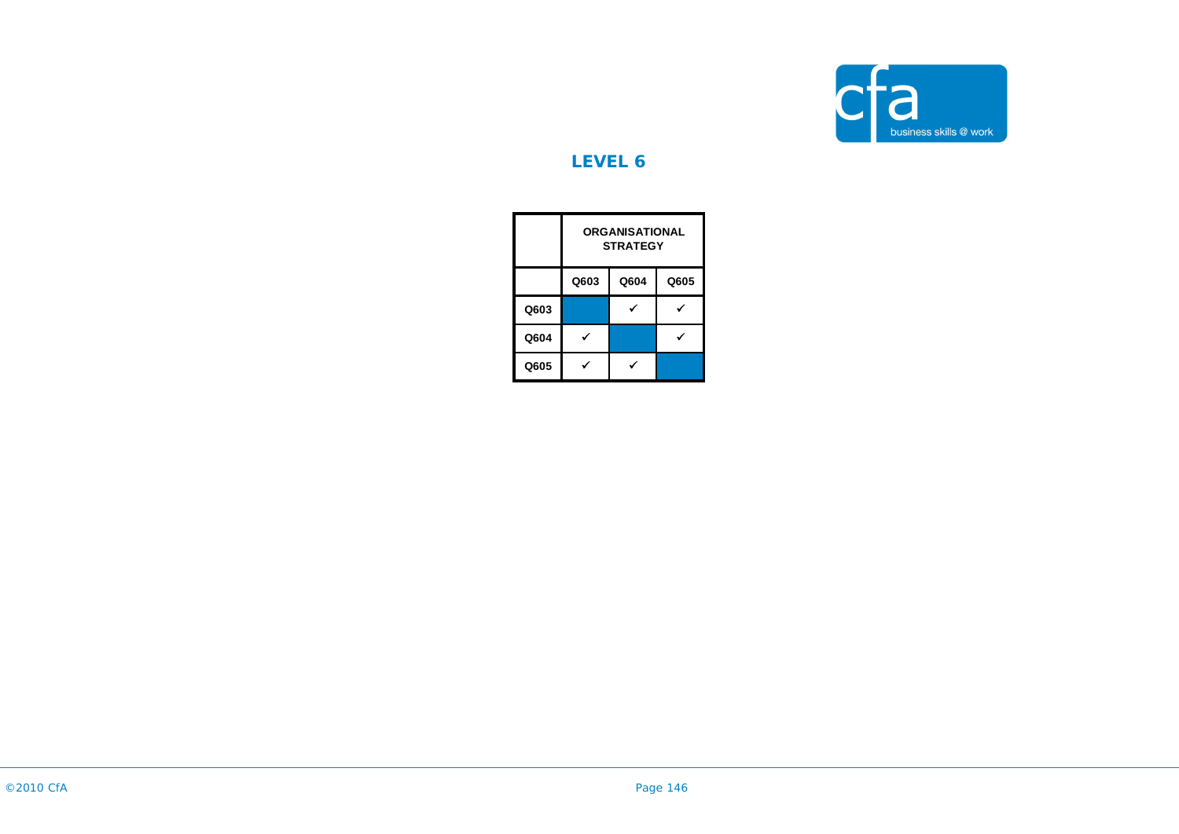## LEVEL 6

| | ORGANISATIONAL STRATEGY | | |
|---|---|---|---|
| | Q603 | Q604 | Q605 |
| Q603 | | ✓ | ✓ |
| Q604 | ✓ | | ✓ |
| Q605 | ✓ | ✓ | |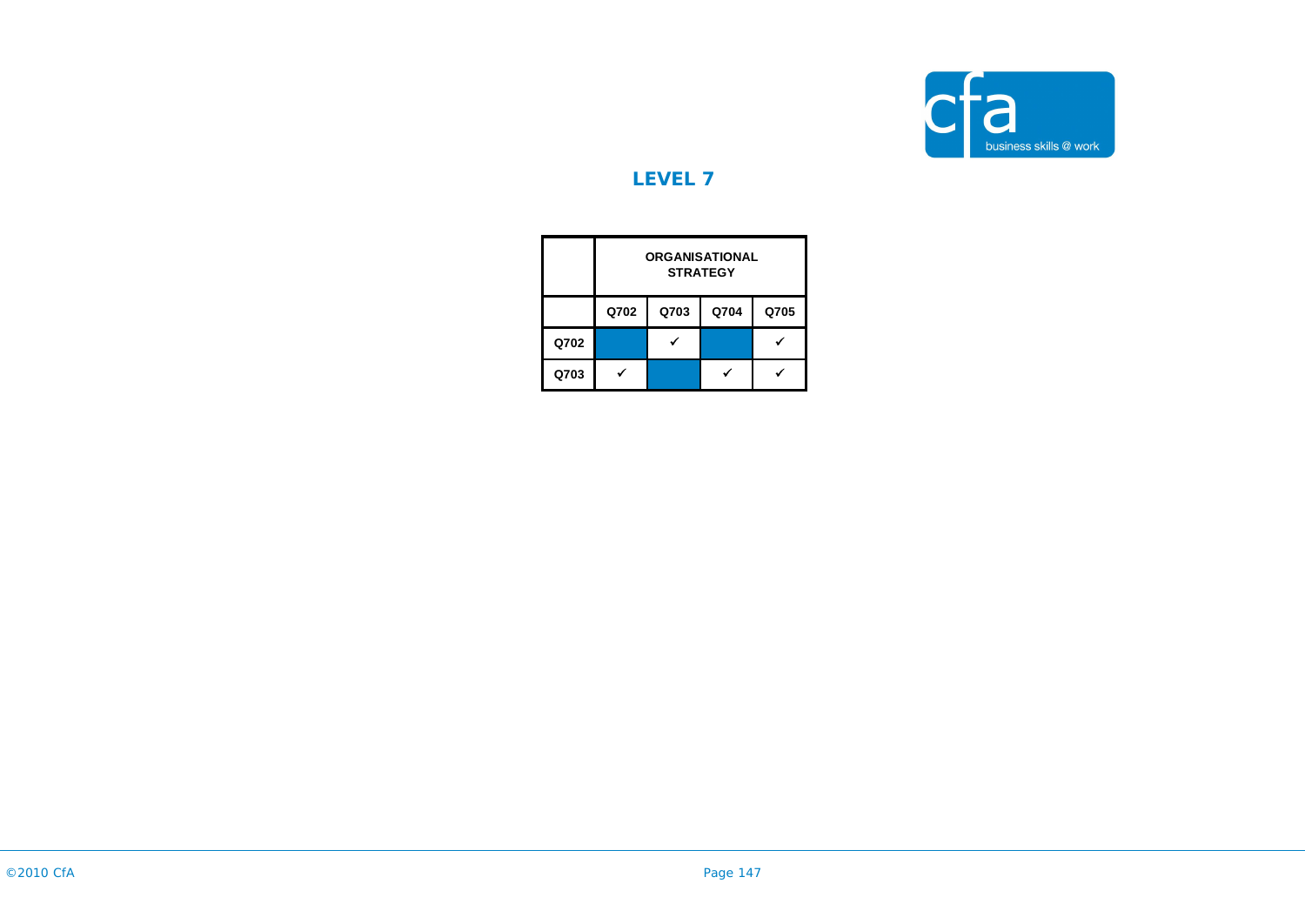## LEVEL 7

| | ORGANISATIONAL STRATEGY | | | |
|---|---|---|---|---|
| | Q702 | Q703 | Q704 | Q705 |
| Q702 | | ✓ | | ✓ |
| Q703 | ✓ | | ✓ | ✓ |